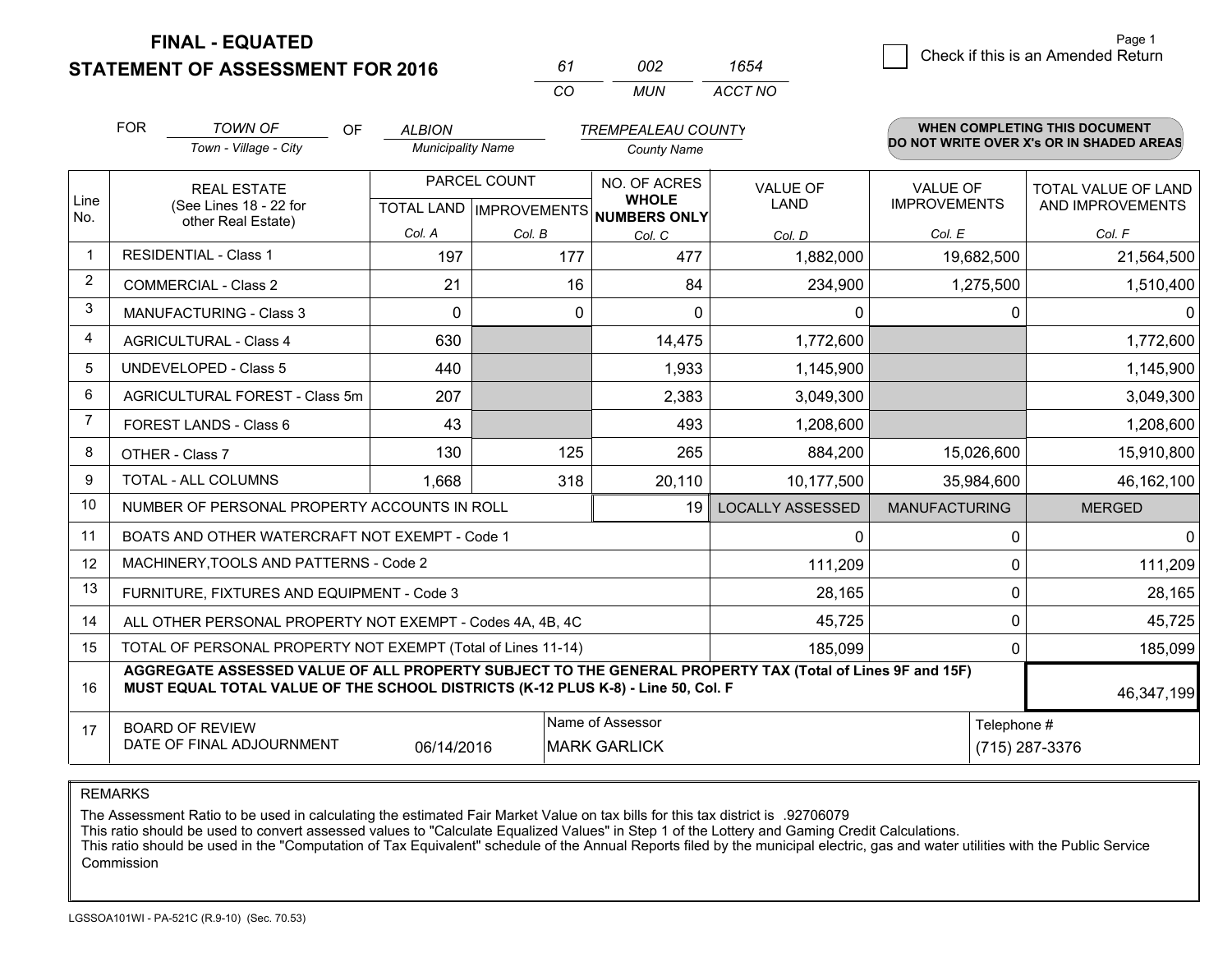# FINAL - EQUATED
## STATEMENT OF ASSESSMENT FOR 2016

| 61 | 002 | 1654 |
|---|---|---|
| CO | MUN | ACCT NO |

☐ Check if this is an Amended Return

FOR *TOWN OF* (Town - Village - City) OF *ALBION* (Municipality Name) *TREMPEALEAU COUNTY* (County Name)

**WHEN COMPLETING THIS DOCUMENT DO NOT WRITE OVER X's OR IN SHADED AREAS**

| Line No. | REAL ESTATE (See Lines 18 - 22 for other Real Estate) | PARCEL COUNT TOTAL LAND Col. A | PARCEL COUNT IMPROVEMENTS Col. B | NO. OF ACRES WHOLE NUMBERS ONLY Col. C | VALUE OF LAND Col. D | VALUE OF IMPROVEMENTS Col. E | TOTAL VALUE OF LAND AND IMPROVEMENTS Col. F |
|---|---|---|---|---|---|---|---|
| 1 | RESIDENTIAL - Class 1 | 197 | 177 | 477 | 1,882,000 | 19,682,500 | 21,564,500 |
| 2 | COMMERCIAL - Class 2 | 21 | 16 | 84 | 234,900 | 1,275,500 | 1,510,400 |
| 3 | MANUFACTURING - Class 3 | 0 | 0 | 0 | 0 | 0 | 0 |
| 4 | AGRICULTURAL - Class 4 | 630 | | 14,475 | 1,772,600 | | 1,772,600 |
| 5 | UNDEVELOPED - Class 5 | 440 | | 1,933 | 1,145,900 | | 1,145,900 |
| 6 | AGRICULTURAL FOREST - Class 5m | 207 | | 2,383 | 3,049,300 | | 3,049,300 |
| 7 | FOREST LANDS - Class 6 | 43 | | 493 | 1,208,600 | | 1,208,600 |
| 8 | OTHER - Class 7 | 130 | 125 | 265 | 884,200 | 15,026,600 | 15,910,800 |
| 9 | TOTAL - ALL COLUMNS | 1,668 | 318 | 20,110 | 10,177,500 | 35,984,600 | 46,162,100 |
| 10 | NUMBER OF PERSONAL PROPERTY ACCOUNTS IN ROLL | | | 19 | LOCALLY ASSESSED | MANUFACTURING | MERGED |
| 11 | BOATS AND OTHER WATERCRAFT NOT EXEMPT - Code 1 | | | | 0 | 0 | 0 |
| 12 | MACHINERY,TOOLS AND PATTERNS - Code 2 | | | | 111,209 | 0 | 111,209 |
| 13 | FURNITURE, FIXTURES AND EQUIPMENT - Code 3 | | | | 28,165 | 0 | 28,165 |
| 14 | ALL OTHER PERSONAL PROPERTY NOT EXEMPT - Codes 4A, 4B, 4C | | | | 45,725 | 0 | 45,725 |
| 15 | TOTAL OF PERSONAL PROPERTY NOT EXEMPT (Total of Lines 11-14) | | | | 185,099 | 0 | 185,099 |
| 16 | **AGGREGATE ASSESSED VALUE OF ALL PROPERTY SUBJECT TO THE GENERAL PROPERTY TAX (Total of Lines 9F and 15F) MUST EQUAL TOTAL VALUE OF THE SCHOOL DISTRICTS (K-12 PLUS K-8) - Line 50, Col. F** | | | | | | 46,347,199 |
| 17 | BOARD OF REVIEW DATE OF FINAL ADJOURNMENT | 06/14/2016 | Name of Assessor: MARK GARLICK | | | Telephone #: (715) 287-3376 | |

REMARKS

The Assessment Ratio to be used in calculating the estimated Fair Market Value on tax bills for this tax district is .92706079
This ratio should be used to convert assessed values to "Calculate Equalized Values" in Step 1 of the Lottery and Gaming Credit Calculations.
This ratio should be used in the "Computation of Tax Equivalent" schedule of the Annual Reports filed by the municipal electric, gas and water utilities with the Public Service Commission

LGSSOA101WI - PA-521C (R.9-10) (Sec. 70.53)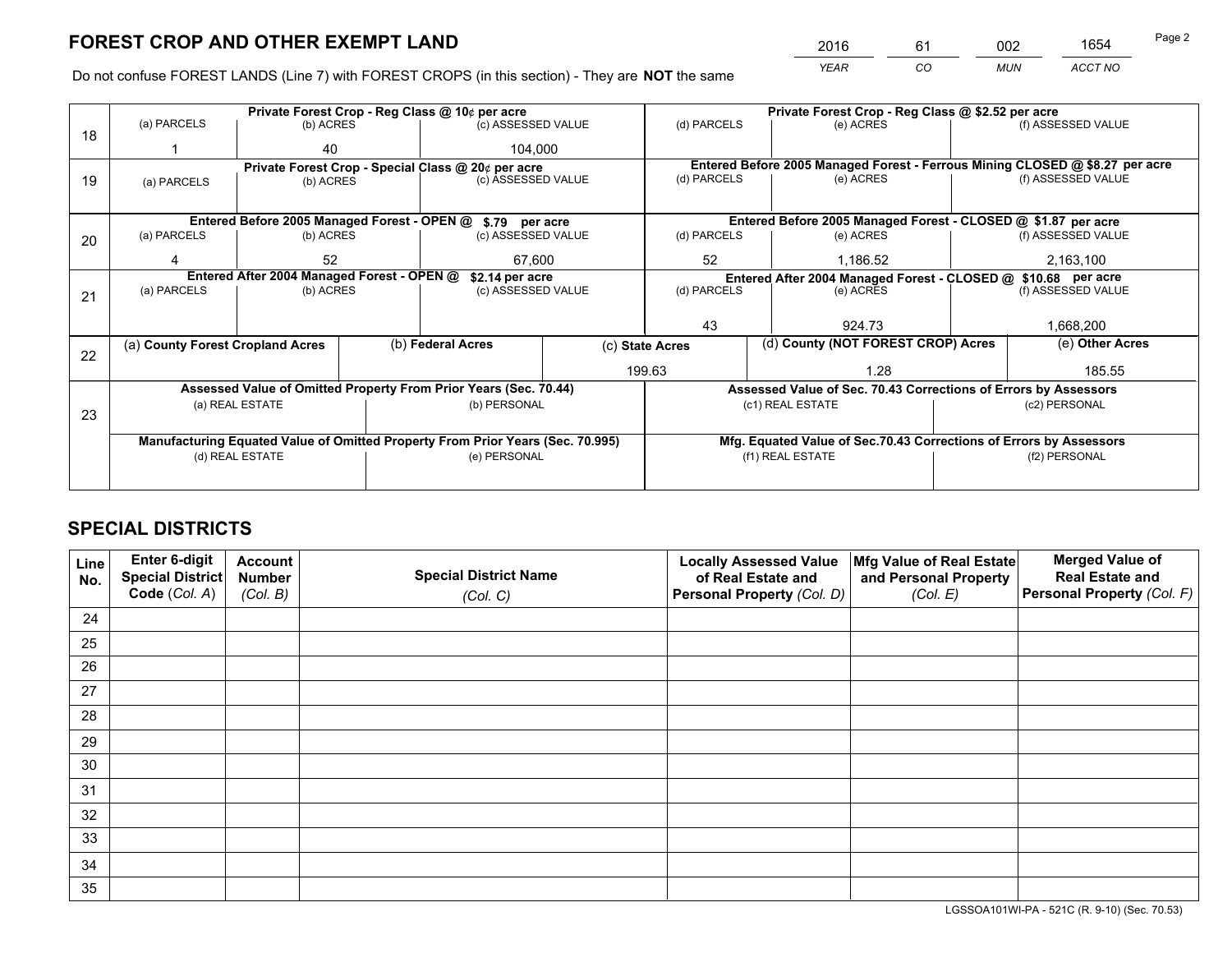# FOREST CROP AND OTHER EXEMPT LAND

| 2016 | 61 | 002 | 1654 |
|---|---|---|---|
| *YEAR* | *CO* | *MUN* | *ACCT NO* |

Do not confuse FOREST LANDS (Line 7) with FOREST CROPS (in this section) - They are **NOT** the same

| Line | Private Forest Crop - Reg Class @ 10¢ per acre | | | Private Forest Crop - Reg Class @ $2.52 per acre | | |
|---|---|---|---|---|---|---|
| 18 | (a) PARCELS | (b) ACRES | (c) ASSESSED VALUE | (d) PARCELS | (e) ACRES | (f) ASSESSED VALUE |
| | 1 | 40 | 104,000 | | | |
| | **Private Forest Crop - Special Class @ 20¢ per acre** | | | **Entered Before 2005 Managed Forest - Ferrous Mining CLOSED @ $8.27 per acre** | | |
| 19 | (a) PARCELS | (b) ACRES | (c) ASSESSED VALUE | (d) PARCELS | (e) ACRES | (f) ASSESSED VALUE |
| | | | | | | |
| | **Entered Before 2005 Managed Forest - OPEN @ $.79 per acre** | | | **Entered Before 2005 Managed Forest - CLOSED @ $1.87 per acre** | | |
| 20 | (a) PARCELS | (b) ACRES | (c) ASSESSED VALUE | (d) PARCELS | (e) ACRES | (f) ASSESSED VALUE |
| | 4 | 52 | 67,600 | 52 | 1,186.52 | 2,163,100 |
| | **Entered After 2004 Managed Forest - OPEN @ $2.14 per acre** | | | **Entered After 2004 Managed Forest - CLOSED @ $10.68 per acre** | | |
| 21 | (a) PARCELS | (b) ACRES | (c) ASSESSED VALUE | (d) PARCELS | (e) ACRES | (f) ASSESSED VALUE |
| | | | | 43 | 924.73 | 1,668,200 |

| Line | (a) County Forest Cropland Acres | (b) Federal Acres | (c) State Acres | (d) County (NOT FOREST CROP) Acres | (e) Other Acres |
|---|---|---|---|---|---|
| 22 | | | 199.63 | 1.28 | 185.55 |

| Line | Assessed Value of Omitted Property From Prior Years (Sec. 70.44) | | Assessed Value of Sec. 70.43 Corrections of Errors by Assessors | |
|---|---|---|---|---|
| 23 | (a) REAL ESTATE | (b) PERSONAL | (c1) REAL ESTATE | (c2) PERSONAL |
| | | | | |
| | **Manufacturing Equated Value of Omitted Property From Prior Years (Sec. 70.995)** | | **Mfg. Equated Value of Sec.70.43 Corrections of Errors by Assessors** | |
| | (d) REAL ESTATE | (e) PERSONAL | (f1) REAL ESTATE | (f2) PERSONAL |
| | | | | |

# SPECIAL DISTRICTS

| Line No. | Enter 6-digit Special District Code (*Col. A*) | Account Number (*Col. B*) | Special District Name (*Col. C*) | Locally Assessed Value of Real Estate and Personal Property (*Col. D*) | Mfg Value of Real Estate and Personal Property (*Col. E*) | Merged Value of Real Estate and Personal Property (*Col. F*) |
|---|---|---|---|---|---|---|
| 24 | | | | | | |
| 25 | | | | | | |
| 26 | | | | | | |
| 27 | | | | | | |
| 28 | | | | | | |
| 29 | | | | | | |
| 30 | | | | | | |
| 31 | | | | | | |
| 32 | | | | | | |
| 33 | | | | | | |
| 34 | | | | | | |
| 35 | | | | | | |

LGSSOA101WI-PA - 521C (R. 9-10) (Sec. 70.53)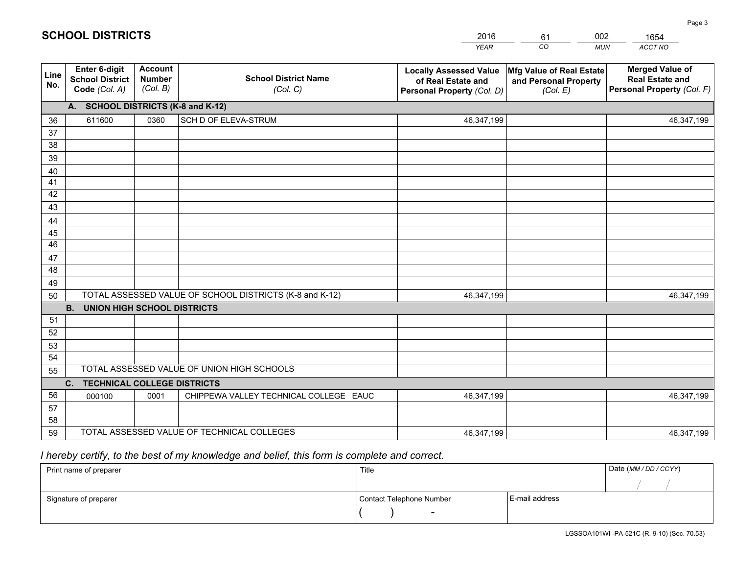# SCHOOL DISTRICTS

| 2016 | 61 | 002 | 1654 |
|---|---|---|---|
| *YEAR* | *CO* | *MUN* | *ACCT NO* |

| Line No. | Enter 6-digit School District Code *(Col. A)* | Account Number *(Col. B)* | School District Name *(Col. C)* | Locally Assessed Value of Real Estate and Personal Property *(Col. D)* | Mfg Value of Real Estate and Personal Property *(Col. E)* | Merged Value of Real Estate and Personal Property *(Col. F)* |
|---|---|---|---|---|---|---|
| | **A. SCHOOL DISTRICTS (K-8 and K-12)** | | | | | |
| 36 | 611600 | 0360 | SCH D OF ELEVA-STRUM | 46,347,199 | | 46,347,199 |
| 37 | | | | | | |
| 38 | | | | | | |
| 39 | | | | | | |
| 40 | | | | | | |
| 41 | | | | | | |
| 42 | | | | | | |
| 43 | | | | | | |
| 44 | | | | | | |
| 45 | | | | | | |
| 46 | | | | | | |
| 47 | | | | | | |
| 48 | | | | | | |
| 49 | | | | | | |
| 50 | TOTAL ASSESSED VALUE OF SCHOOL DISTRICTS (K-8 and K-12) | | | 46,347,199 | | 46,347,199 |
| | **B. UNION HIGH SCHOOL DISTRICTS** | | | | | |
| 51 | | | | | | |
| 52 | | | | | | |
| 53 | | | | | | |
| 54 | | | | | | |
| 55 | TOTAL ASSESSED VALUE OF UNION HIGH SCHOOLS | | | | | |
| | **C. TECHNICAL COLLEGE DISTRICTS** | | | | | |
| 56 | 000100 | 0001 | CHIPPEWA VALLEY TECHNICAL COLLEGE EAUC | 46,347,199 | | 46,347,199 |
| 57 | | | | | | |
| 58 | | | | | | |
| 59 | TOTAL ASSESSED VALUE OF TECHNICAL COLLEGES | | | 46,347,199 | | 46,347,199 |

*I hereby certify, to the best of my knowledge and belief, this form is complete and correct.*

| Print name of preparer | Title | | Date *(MM / DD / CCYY)* |
|---|---|---|---|
| | | | / / |
| Signature of preparer | Contact Telephone Number | E-mail address | |
| | ( ) - | | |

LGSSOA101WI -PA-521C (R. 9-10) (Sec. 70.53)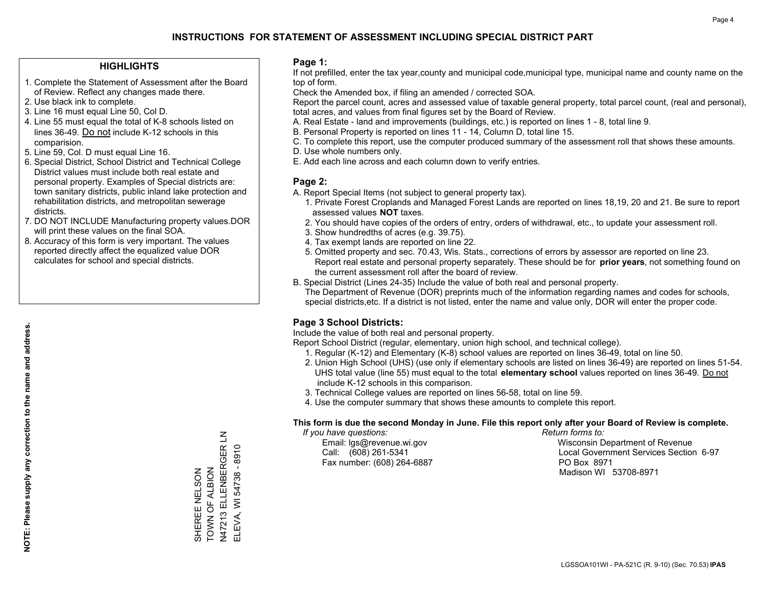# INSTRUCTIONS FOR STATEMENT OF ASSESSMENT INCLUDING SPECIAL DISTRICT PART

## HIGHLIGHTS

1. Complete the Statement of Assessment after the Board of Review. Reflect any changes made there.
2. Use black ink to complete.
3. Line 16 must equal Line 50, Col D.
4. Line 55 must equal the total of K-8 schools listed on lines 36-49. Do not include K-12 schools in this comparision.
5. Line 59, Col. D must equal Line 16.
6. Special District, School District and Technical College District values must include both real estate and personal property. Examples of Special districts are: town sanitary districts, public inland lake protection and rehabilitation districts, and metropolitan sewerage districts.
7. DO NOT INCLUDE Manufacturing property values.DOR will print these values on the final SOA.
8. Accuracy of this form is very important. The values reported directly affect the equalized value DOR calculates for school and special districts.

**NOTE: Please supply any correction to the name and address.**

SHEREE NELSON
TOWN OF ALBION
N47213 ELLENBERGER LN
ELEVA, WI 54738 - 8910

## Page 1:

If not prefilled, enter the tax year,county and municipal code,municipal type, municipal name and county name on the top of form.

Check the Amended box, if filing an amended / corrected SOA.

Report the parcel count, acres and assessed value of taxable general property, total parcel count, (real and personal), total acres, and values from final figures set by the Board of Review.

A. Real Estate - land and improvements (buildings, etc.) is reported on lines 1 - 8, total line 9.
B. Personal Property is reported on lines 11 - 14, Column D, total line 15.
C. To complete this report, use the computer produced summary of the assessment roll that shows these amounts.
D. Use whole numbers only.
E. Add each line across and each column down to verify entries.

## Page 2:

A. Report Special Items (not subject to general property tax).
   1. Private Forest Croplands and Managed Forest Lands are reported on lines 18,19, 20 and 21. Be sure to report assessed values **NOT** taxes.
   2. You should have copies of the orders of entry, orders of withdrawal, etc., to update your assessment roll.
   3. Show hundredths of acres (e.g. 39.75).
   4. Tax exempt lands are reported on line 22.
   5. Omitted property and sec. 70.43, Wis. Stats., corrections of errors by assessor are reported on line 23. Report real estate and personal property separately. These should be for **prior years**, not something found on the current assessment roll after the board of review.
B. Special District (Lines 24-35) Include the value of both real and personal property.
   The Department of Revenue (DOR) preprints much of the information regarding names and codes for schools, special districts,etc. If a district is not listed, enter the name and value only, DOR will enter the proper code.

## Page 3 School Districts:

Include the value of both real and personal property.

Report School District (regular, elementary, union high school, and technical college).

1. Regular (K-12) and Elementary (K-8) school values are reported on lines 36-49, total on line 50.
2. Union High School (UHS) (use only if elementary schools are listed on lines 36-49) are reported on lines 51-54. UHS total value (line 55) must equal to the total **elementary school** values reported on lines 36-49. Do not include K-12 schools in this comparison.
3. Technical College values are reported on lines 56-58, total on line 59.
4. Use the computer summary that shows these amounts to complete this report.

**This form is due the second Monday in June. File this report only after your Board of Review is complete.**

*If you have questions:*
Email: lgs@revenue.wi.gov
Call: (608) 261-5341
Fax number: (608) 264-6887

*Return forms to:*
Wisconsin Department of Revenue
Local Government Services Section 6-97
PO Box 8971
Madison WI 53708-8971

LGSSOA101WI - PA-521C (R. 9-10) (Sec. 70.53) **IPAS**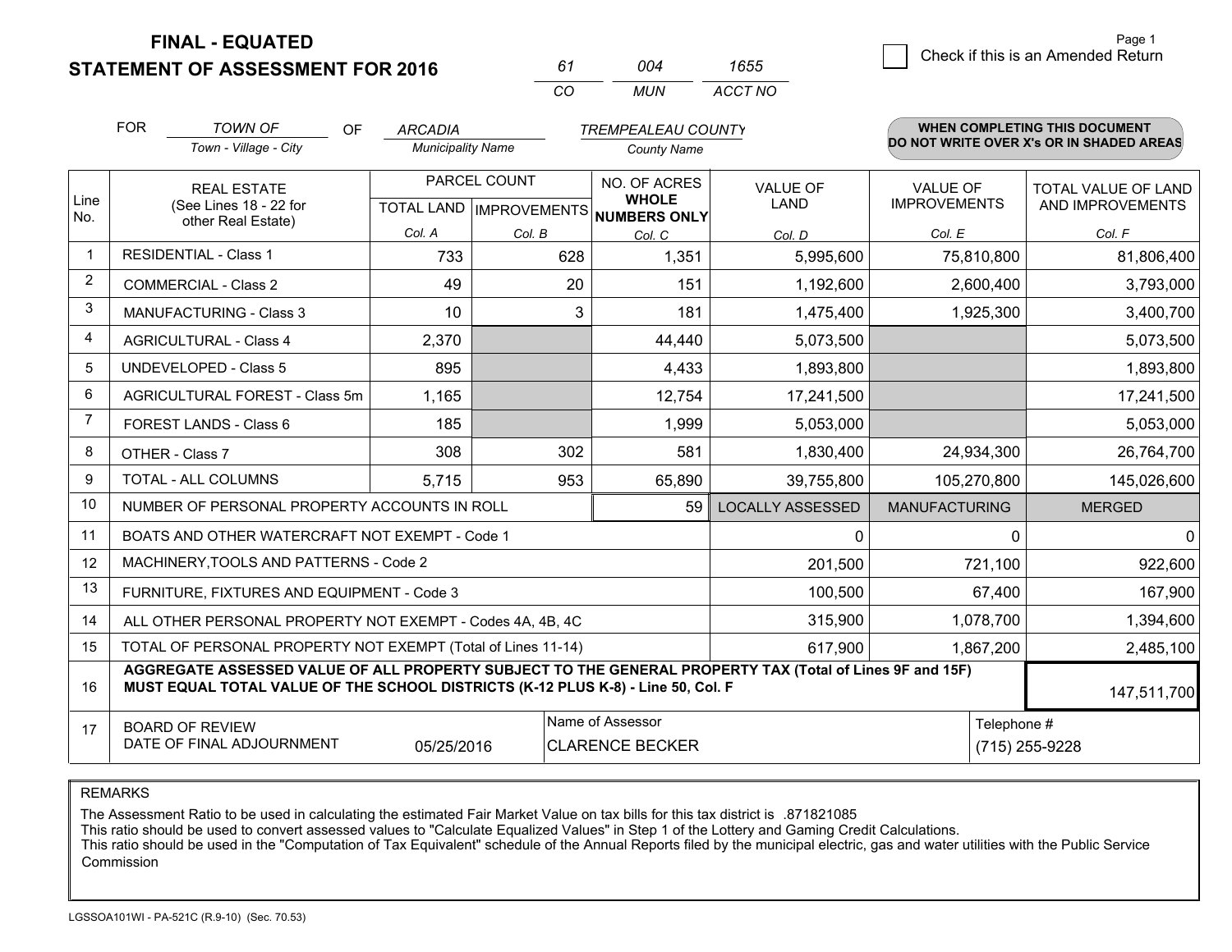**FINAL - EQUATED**
**STATEMENT OF ASSESSMENT FOR 2016**

| 61 | 004 | 1655 |
|---|---|---|
| CO | MUN | ACCT NO |

☐ Check if this is an Amended Return

FOR *TOWN OF* (Town - Village - City) OF *ARCADIA* (Municipality Name) *TREMPEALEAU COUNTY* (County Name)

**WHEN COMPLETING THIS DOCUMENT DO NOT WRITE OVER X's OR IN SHADED AREAS**

| Line No. | REAL ESTATE (See Lines 18 - 22 for other Real Estate) | PARCEL COUNT TOTAL LAND Col. A | PARCEL COUNT IMPROVEMENTS Col. B | NO. OF ACRES WHOLE NUMBERS ONLY Col. C | VALUE OF LAND Col. D | VALUE OF IMPROVEMENTS Col. E | TOTAL VALUE OF LAND AND IMPROVEMENTS Col. F |
|---|---|---|---|---|---|---|---|
| 1 | RESIDENTIAL - Class 1 | 733 | 628 | 1,351 | 5,995,600 | 75,810,800 | 81,806,400 |
| 2 | COMMERCIAL - Class 2 | 49 | 20 | 151 | 1,192,600 | 2,600,400 | 3,793,000 |
| 3 | MANUFACTURING - Class 3 | 10 | 3 | 181 | 1,475,400 | 1,925,300 | 3,400,700 |
| 4 | AGRICULTURAL - Class 4 | 2,370 | | 44,440 | 5,073,500 | | 5,073,500 |
| 5 | UNDEVELOPED - Class 5 | 895 | | 4,433 | 1,893,800 | | 1,893,800 |
| 6 | AGRICULTURAL FOREST - Class 5m | 1,165 | | 12,754 | 17,241,500 | | 17,241,500 |
| 7 | FOREST LANDS - Class 6 | 185 | | 1,999 | 5,053,000 | | 5,053,000 |
| 8 | OTHER - Class 7 | 308 | 302 | 581 | 1,830,400 | 24,934,300 | 26,764,700 |
| 9 | TOTAL - ALL COLUMNS | 5,715 | 953 | 65,890 | 39,755,800 | 105,270,800 | 145,026,600 |
| 10 | NUMBER OF PERSONAL PROPERTY ACCOUNTS IN ROLL | | | 59 | LOCALLY ASSESSED | MANUFACTURING | MERGED |
| 11 | BOATS AND OTHER WATERCRAFT NOT EXEMPT - Code 1 | | | | 0 | 0 | 0 |
| 12 | MACHINERY,TOOLS AND PATTERNS - Code 2 | | | | 201,500 | 721,100 | 922,600 |
| 13 | FURNITURE, FIXTURES AND EQUIPMENT - Code 3 | | | | 100,500 | 67,400 | 167,900 |
| 14 | ALL OTHER PERSONAL PROPERTY NOT EXEMPT - Codes 4A, 4B, 4C | | | | 315,900 | 1,078,700 | 1,394,600 |
| 15 | TOTAL OF PERSONAL PROPERTY NOT EXEMPT (Total of Lines 11-14) | | | | 617,900 | 1,867,200 | 2,485,100 |
| 16 | **AGGREGATE ASSESSED VALUE OF ALL PROPERTY SUBJECT TO THE GENERAL PROPERTY TAX (Total of Lines 9F and 15F) MUST EQUAL TOTAL VALUE OF THE SCHOOL DISTRICTS (K-12 PLUS K-8) - Line 50, Col. F** | | | | | | 147,511,700 |
| 17 | BOARD OF REVIEW DATE OF FINAL ADJOURNMENT | 05/25/2016 | Name of Assessor: CLARENCE BECKER | | | Telephone #: (715) 255-9228 | |

REMARKS

The Assessment Ratio to be used in calculating the estimated Fair Market Value on tax bills for this tax district is .871821085
This ratio should be used to convert assessed values to "Calculate Equalized Values" in Step 1 of the Lottery and Gaming Credit Calculations.
This ratio should be used in the "Computation of Tax Equivalent" schedule of the Annual Reports filed by the municipal electric, gas and water utilities with the Public Service Commission

LGSSOA101WI - PA-521C (R.9-10) (Sec. 70.53)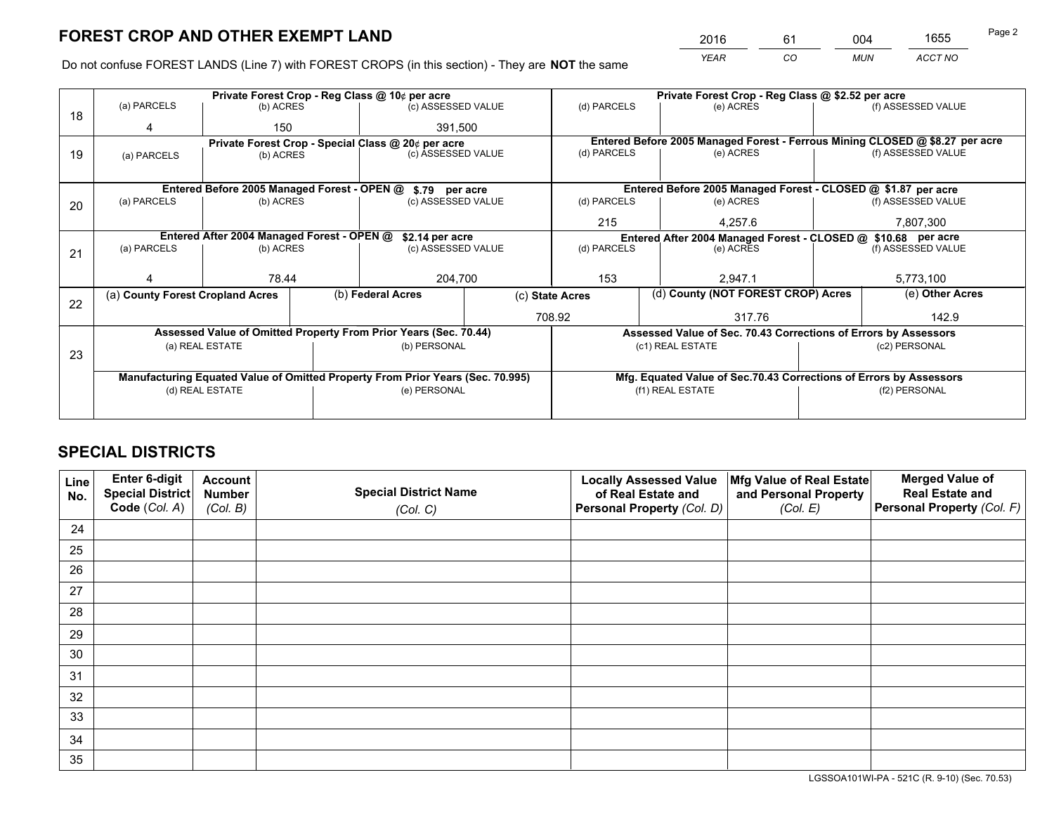# FOREST CROP AND OTHER EXEMPT LAND

| 2016 | 61 | 004 | 1655 |
|---|---|---|---|
| *YEAR* | *CO* | *MUN* | *ACCT NO* |

Do not confuse FOREST LANDS (Line 7) with FOREST CROPS (in this section) - They are **NOT** the same

| Line | Private Forest Crop - Reg Class @ 10¢ per acre | | | Private Forest Crop - Reg Class @ $2.52 per acre | | |
|---|---|---|---|---|---|---|
| | (a) PARCELS | (b) ACRES | (c) ASSESSED VALUE | (d) PARCELS | (e) ACRES | (f) ASSESSED VALUE |
| 18 | 4 | 150 | 391,500 | | | |
| | **Private Forest Crop - Special Class @ 20¢ per acre** | | | **Entered Before 2005 Managed Forest - Ferrous Mining CLOSED @ $8.27 per acre** | | |
| 19 | (a) PARCELS | (b) ACRES | (c) ASSESSED VALUE | (d) PARCELS | (e) ACRES | (f) ASSESSED VALUE |
| | | | | | | |
| | **Entered Before 2005 Managed Forest - OPEN @ $.79 per acre** | | | **Entered Before 2005 Managed Forest - CLOSED @ $1.87 per acre** | | |
| 20 | (a) PARCELS | (b) ACRES | (c) ASSESSED VALUE | (d) PARCELS | (e) ACRES | (f) ASSESSED VALUE |
| | | | | 215 | 4,257.6 | 7,807,300 |
| | **Entered After 2004 Managed Forest - OPEN @ $2.14 per acre** | | | **Entered After 2004 Managed Forest - CLOSED @ $10.68 per acre** | | |
| 21 | (a) PARCELS | (b) ACRES | (c) ASSESSED VALUE | (d) PARCELS | (e) ACRES | (f) ASSESSED VALUE |
| | 4 | 78.44 | 204,700 | 153 | 2,947.1 | 5,773,100 |

| Line | (a) County Forest Cropland Acres | (b) Federal Acres | (c) State Acres | (d) County (NOT FOREST CROP) Acres | (e) Other Acres |
|---|---|---|---|---|---|
| 22 | | | 708.92 | 317.76 | 142.9 |

| Line | Assessed Value of Omitted Property From Prior Years (Sec. 70.44) | | Assessed Value of Sec. 70.43 Corrections of Errors by Assessors | |
|---|---|---|---|---|
| 23 | (a) REAL ESTATE | (b) PERSONAL | (c1) REAL ESTATE | (c2) PERSONAL |
| | | | | |
| | **Manufacturing Equated Value of Omitted Property From Prior Years (Sec. 70.995)** | | **Mfg. Equated Value of Sec.70.43 Corrections of Errors by Assessors** | |
| | (d) REAL ESTATE | (e) PERSONAL | (f1) REAL ESTATE | (f2) PERSONAL |
| | | | | |

# SPECIAL DISTRICTS

| Line No. | Enter 6-digit Special District Code (Col. A) | Account Number (Col. B) | Special District Name (Col. C) | Locally Assessed Value of Real Estate and Personal Property (Col. D) | Mfg Value of Real Estate and Personal Property (Col. E) | Merged Value of Real Estate and Personal Property (Col. F) |
|---|---|---|---|---|---|---|
| 24 | | | | | | |
| 25 | | | | | | |
| 26 | | | | | | |
| 27 | | | | | | |
| 28 | | | | | | |
| 29 | | | | | | |
| 30 | | | | | | |
| 31 | | | | | | |
| 32 | | | | | | |
| 33 | | | | | | |
| 34 | | | | | | |
| 35 | | | | | | |

LGSSOA101WI-PA - 521C (R. 9-10) (Sec. 70.53)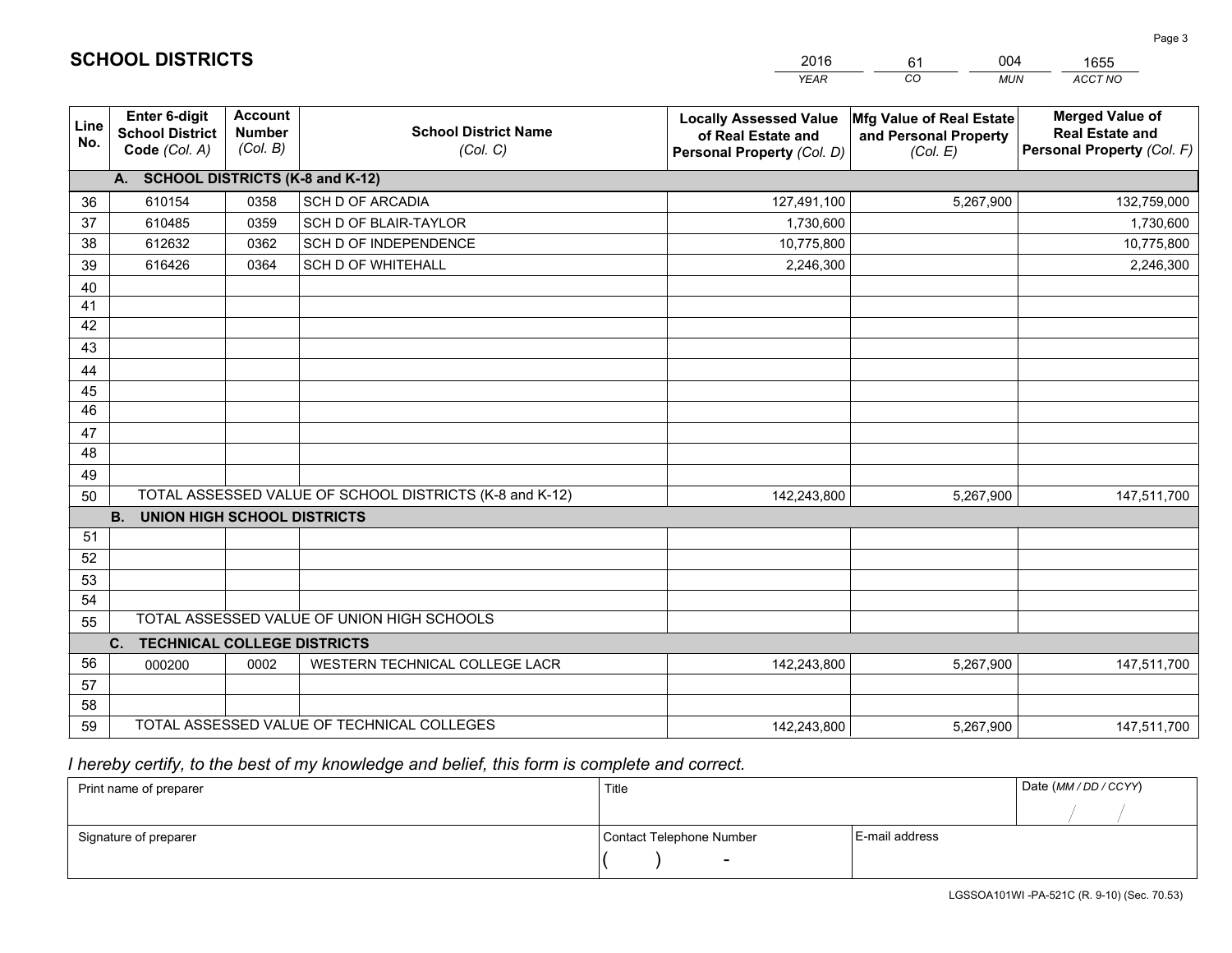# SCHOOL DISTRICTS

| 2016 | 61 | 004 | 1655 |
|---|---|---|---|
| *YEAR* | *CO* | *MUN* | *ACCT NO* |

| Line No. | Enter 6-digit School District Code *(Col. A)* | Account Number *(Col. B)* | School District Name *(Col. C)* | Locally Assessed Value of Real Estate and Personal Property *(Col. D)* | Mfg Value of Real Estate and Personal Property *(Col. E)* | Merged Value of Real Estate and Personal Property *(Col. F)* |
|---|---|---|---|---|---|---|
| **A. SCHOOL DISTRICTS (K-8 and K-12)** | | | | | | |
| 36 | 610154 | 0358 | SCH D OF ARCADIA | 127,491,100 | 5,267,900 | 132,759,000 |
| 37 | 610485 | 0359 | SCH D OF BLAIR-TAYLOR | 1,730,600 | | 1,730,600 |
| 38 | 612632 | 0362 | SCH D OF INDEPENDENCE | 10,775,800 | | 10,775,800 |
| 39 | 616426 | 0364 | SCH D OF WHITEHALL | 2,246,300 | | 2,246,300 |
| 40 | | | | | | |
| 41 | | | | | | |
| 42 | | | | | | |
| 43 | | | | | | |
| 44 | | | | | | |
| 45 | | | | | | |
| 46 | | | | | | |
| 47 | | | | | | |
| 48 | | | | | | |
| 49 | | | | | | |
| 50 | TOTAL ASSESSED VALUE OF SCHOOL DISTRICTS (K-8 and K-12) | | | 142,243,800 | 5,267,900 | 147,511,700 |
| **B. UNION HIGH SCHOOL DISTRICTS** | | | | | | |
| 51 | | | | | | |
| 52 | | | | | | |
| 53 | | | | | | |
| 54 | | | | | | |
| 55 | TOTAL ASSESSED VALUE OF UNION HIGH SCHOOLS | | | | | |
| **C. TECHNICAL COLLEGE DISTRICTS** | | | | | | |
| 56 | 000200 | 0002 | WESTERN TECHNICAL COLLEGE LACR | 142,243,800 | 5,267,900 | 147,511,700 |
| 57 | | | | | | |
| 58 | | | | | | |
| 59 | TOTAL ASSESSED VALUE OF TECHNICAL COLLEGES | | | 142,243,800 | 5,267,900 | 147,511,700 |

*I hereby certify, to the best of my knowledge and belief, this form is complete and correct.*

| Print name of preparer | Title | | Date *(MM / DD / CCYY)* |
|---|---|---|---|
| | | | / / |
| Signature of preparer | Contact Telephone Number | E-mail address | |
| | ( ) - | | |

LGSSOA101WI -PA-521C (R. 9-10) (Sec. 70.53)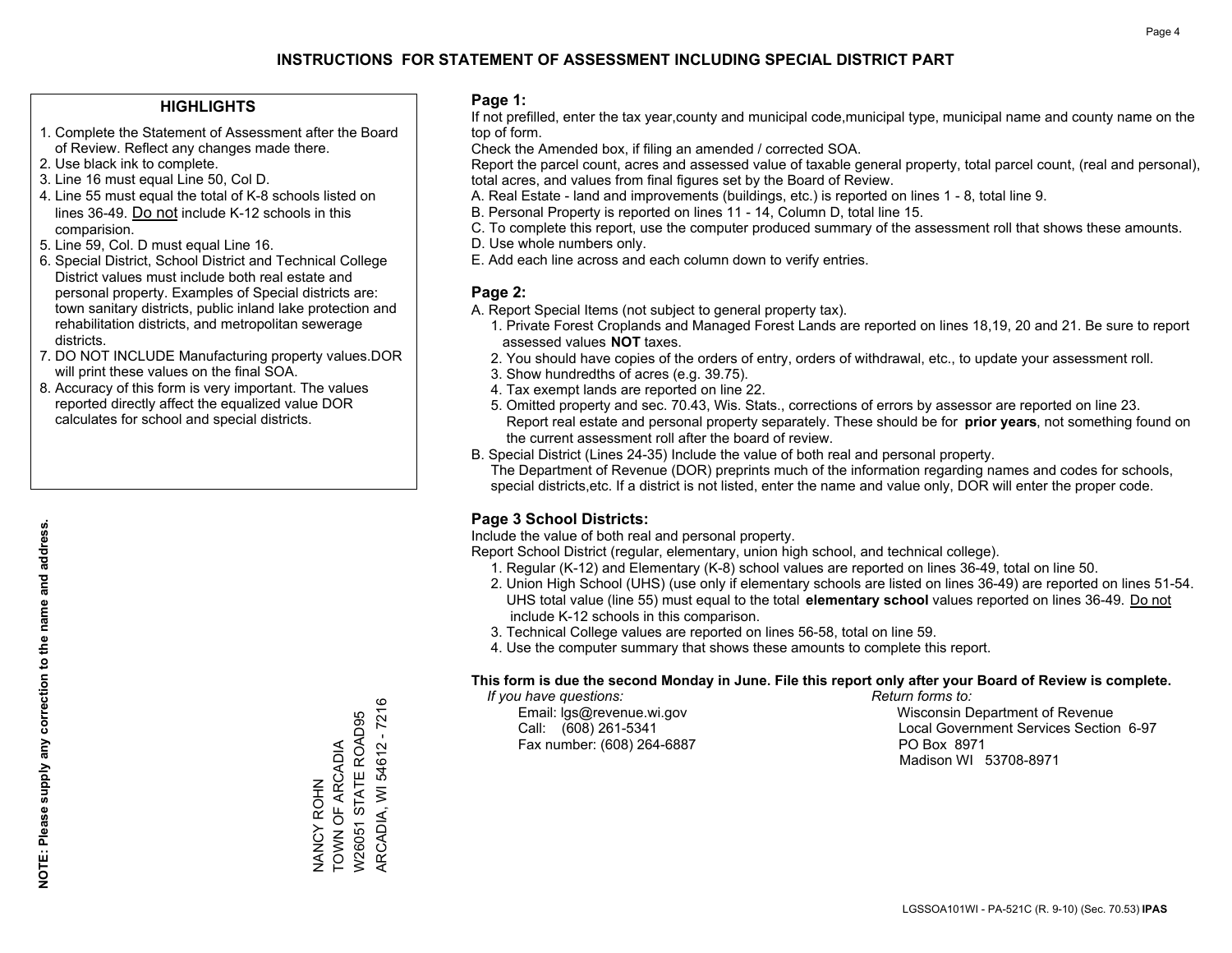# INSTRUCTIONS FOR STATEMENT OF ASSESSMENT INCLUDING SPECIAL DISTRICT PART

## HIGHLIGHTS

1. Complete the Statement of Assessment after the Board of Review. Reflect any changes made there.
2. Use black ink to complete.
3. Line 16 must equal Line 50, Col D.
4. Line 55 must equal the total of K-8 schools listed on lines 36-49. Do not include K-12 schools in this comparision.
5. Line 59, Col. D must equal Line 16.
6. Special District, School District and Technical College District values must include both real estate and personal property. Examples of Special districts are: town sanitary districts, public inland lake protection and rehabilitation districts, and metropolitan sewerage districts.
7. DO NOT INCLUDE Manufacturing property values.DOR will print these values on the final SOA.
8. Accuracy of this form is very important. The values reported directly affect the equalized value DOR calculates for school and special districts.

**NOTE: Please supply any correction to the name and address.**

NANCY ROHN
TOWN OF ARCADIA
W26051 STATE ROAD95
ARCADIA, WI 54612 - 7216

## Page 1:

If not prefilled, enter the tax year,county and municipal code,municipal type, municipal name and county name on the top of form.

Check the Amended box, if filing an amended / corrected SOA.

Report the parcel count, acres and assessed value of taxable general property, total parcel count, (real and personal), total acres, and values from final figures set by the Board of Review.

A. Real Estate - land and improvements (buildings, etc.) is reported on lines 1 - 8, total line 9.
B. Personal Property is reported on lines 11 - 14, Column D, total line 15.
C. To complete this report, use the computer produced summary of the assessment roll that shows these amounts.
D. Use whole numbers only.
E. Add each line across and each column down to verify entries.

## Page 2:

A. Report Special Items (not subject to general property tax).
  1. Private Forest Croplands and Managed Forest Lands are reported on lines 18,19, 20 and 21. Be sure to report assessed values **NOT** taxes.
  2. You should have copies of the orders of entry, orders of withdrawal, etc., to update your assessment roll.
  3. Show hundredths of acres (e.g. 39.75).
  4. Tax exempt lands are reported on line 22.
  5. Omitted property and sec. 70.43, Wis. Stats., corrections of errors by assessor are reported on line 23. Report real estate and personal property separately. These should be for **prior years**, not something found on the current assessment roll after the board of review.

B. Special District (Lines 24-35) Include the value of both real and personal property.
  The Department of Revenue (DOR) preprints much of the information regarding names and codes for schools, special districts,etc. If a district is not listed, enter the name and value only, DOR will enter the proper code.

## Page 3 School Districts:

Include the value of both real and personal property.

Report School District (regular, elementary, union high school, and technical college).

1. Regular (K-12) and Elementary (K-8) school values are reported on lines 36-49, total on line 50.
2. Union High School (UHS) (use only if elementary schools are listed on lines 36-49) are reported on lines 51-54. UHS total value (line 55) must equal to the total **elementary school** values reported on lines 36-49. Do not include K-12 schools in this comparison.
3. Technical College values are reported on lines 56-58, total on line 59.
4. Use the computer summary that shows these amounts to complete this report.

**This form is due the second Monday in June. File this report only after your Board of Review is complete.**

*If you have questions:*
Email: lgs@revenue.wi.gov
Call: (608) 261-5341
Fax number: (608) 264-6887

*Return forms to:*
Wisconsin Department of Revenue
Local Government Services Section 6-97
PO Box 8971
Madison WI 53708-8971

LGSSOA101WI - PA-521C (R. 9-10) (Sec. 70.53) **IPAS**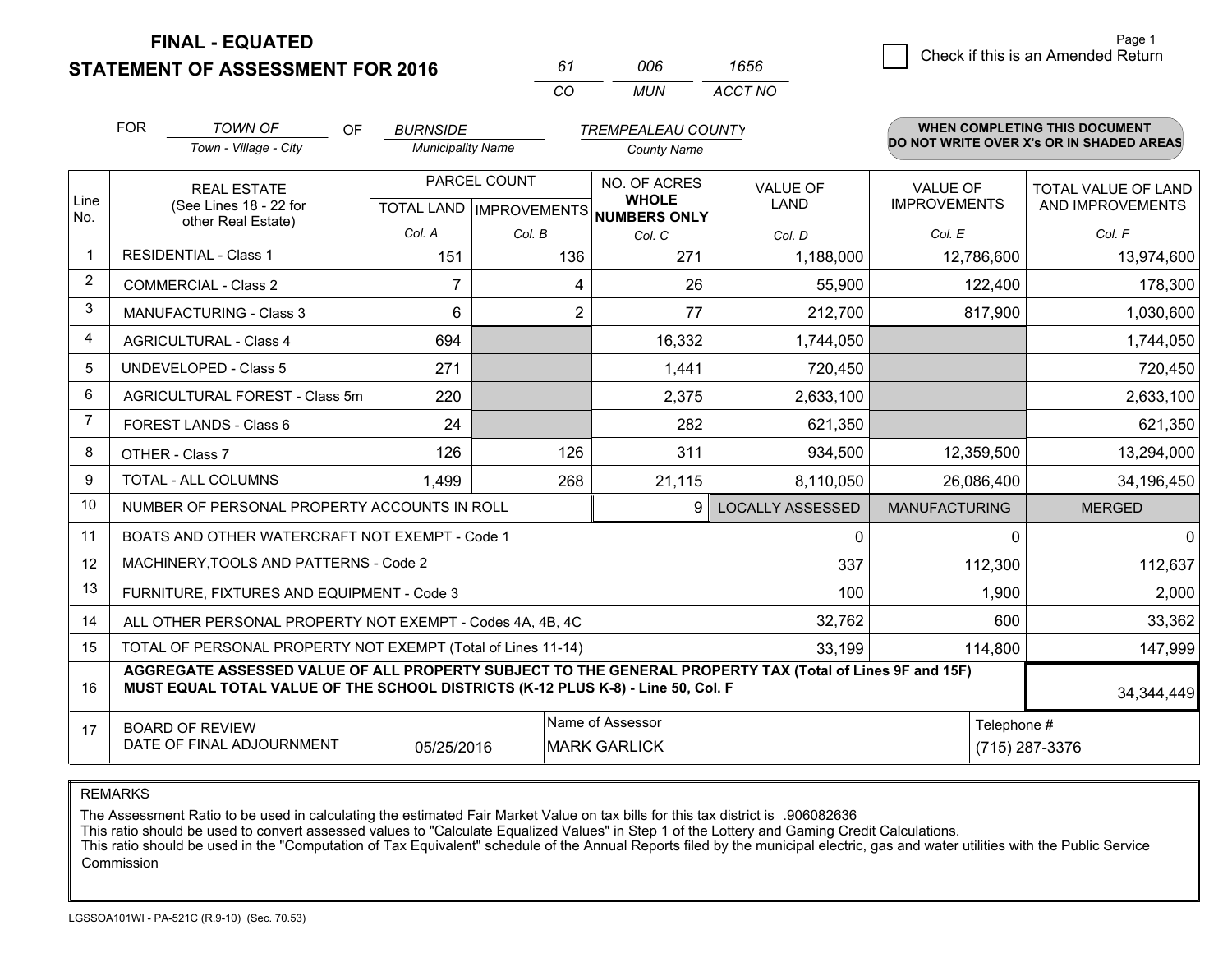**FINAL - EQUATED**

**STATEMENT OF ASSESSMENT FOR 2016**

| 61 | 006 | 1656 |
|---|---|---|
| CO | MUN | ACCT NO |

☐ Check if this is an Amended Return

Page 1

FOR *TOWN OF* (Town - Village - City) OF *BURNSIDE* (Municipality Name) *TREMPEALEAU COUNTY* (County Name)

**WHEN COMPLETING THIS DOCUMENT DO NOT WRITE OVER X's OR IN SHADED AREAS**

| Line No. | REAL ESTATE (See Lines 18 - 22 for other Real Estate) | PARCEL COUNT TOTAL LAND Col. A | PARCEL COUNT IMPROVEMENTS Col. B | NO. OF ACRES WHOLE NUMBERS ONLY Col. C | VALUE OF LAND Col. D | VALUE OF IMPROVEMENTS Col. E | TOTAL VALUE OF LAND AND IMPROVEMENTS Col. F |
|---|---|---|---|---|---|---|---|
| 1 | RESIDENTIAL - Class 1 | 151 | 136 | 271 | 1,188,000 | 12,786,600 | 13,974,600 |
| 2 | COMMERCIAL - Class 2 | 7 | 4 | 26 | 55,900 | 122,400 | 178,300 |
| 3 | MANUFACTURING - Class 3 | 6 | 2 | 77 | 212,700 | 817,900 | 1,030,600 |
| 4 | AGRICULTURAL - Class 4 | 694 | | 16,332 | 1,744,050 | | 1,744,050 |
| 5 | UNDEVELOPED - Class 5 | 271 | | 1,441 | 720,450 | | 720,450 |
| 6 | AGRICULTURAL FOREST - Class 5m | 220 | | 2,375 | 2,633,100 | | 2,633,100 |
| 7 | FOREST LANDS - Class 6 | 24 | | 282 | 621,350 | | 621,350 |
| 8 | OTHER - Class 7 | 126 | 126 | 311 | 934,500 | 12,359,500 | 13,294,000 |
| 9 | TOTAL - ALL COLUMNS | 1,499 | 268 | 21,115 | 8,110,050 | 26,086,400 | 34,196,450 |
| 10 | NUMBER OF PERSONAL PROPERTY ACCOUNTS IN ROLL | | | 9 | LOCALLY ASSESSED | MANUFACTURING | MERGED |
| 11 | BOATS AND OTHER WATERCRAFT NOT EXEMPT - Code 1 | | | | 0 | 0 | 0 |
| 12 | MACHINERY,TOOLS AND PATTERNS - Code 2 | | | | 337 | 112,300 | 112,637 |
| 13 | FURNITURE, FIXTURES AND EQUIPMENT - Code 3 | | | | 100 | 1,900 | 2,000 |
| 14 | ALL OTHER PERSONAL PROPERTY NOT EXEMPT - Codes 4A, 4B, 4C | | | | 32,762 | 600 | 33,362 |
| 15 | TOTAL OF PERSONAL PROPERTY NOT EXEMPT (Total of Lines 11-14) | | | | 33,199 | 114,800 | 147,999 |
| 16 | **AGGREGATE ASSESSED VALUE OF ALL PROPERTY SUBJECT TO THE GENERAL PROPERTY TAX (Total of Lines 9F and 15F) MUST EQUAL TOTAL VALUE OF THE SCHOOL DISTRICTS (K-12 PLUS K-8) - Line 50, Col. F** | | | | | | 34,344,449 |
| 17 | BOARD OF REVIEW DATE OF FINAL ADJOURNMENT | 05/25/2016 | Name of Assessor | MARK GARLICK | | Telephone # | (715) 287-3376 |

REMARKS

The Assessment Ratio to be used in calculating the estimated Fair Market Value on tax bills for this tax district is .906082636

This ratio should be used to convert assessed values to "Calculate Equalized Values" in Step 1 of the Lottery and Gaming Credit Calculations.

This ratio should be used in the "Computation of Tax Equivalent" schedule of the Annual Reports filed by the municipal electric, gas and water utilities with the Public Service Commission

LGSSOA101WI - PA-521C (R.9-10) (Sec. 70.53)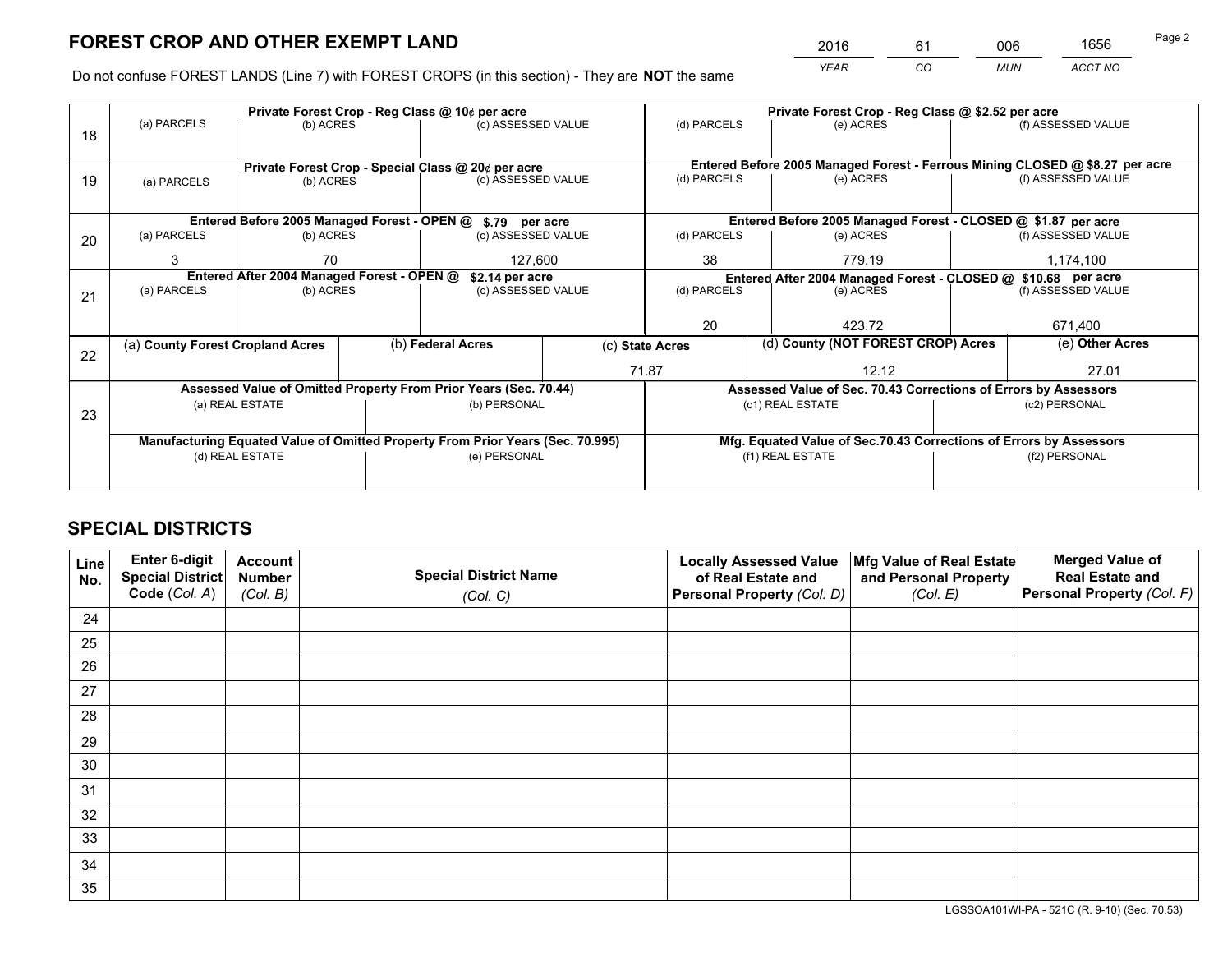# FOREST CROP AND OTHER EXEMPT LAND

| 2016 | 61 | 006 | 1656 |
|---|---|---|---|
| *YEAR* | *CO* | *MUN* | *ACCT NO* |

Do not confuse FOREST LANDS (Line 7) with FOREST CROPS (in this section) - They are **NOT** the same

| Line | Private Forest Crop - Reg Class @ 10¢ per acre | | | Private Forest Crop - Reg Class @ $2.52 per acre | | |
|---|---|---|---|---|---|---|
| 18 | (a) PARCELS | (b) ACRES | (c) ASSESSED VALUE | (d) PARCELS | (e) ACRES | (f) ASSESSED VALUE |
| | | | | | | |
| | **Private Forest Crop - Special Class @ 20¢ per acre** | | | **Entered Before 2005 Managed Forest - Ferrous Mining CLOSED @ $8.27 per acre** | | |
| 19 | (a) PARCELS | (b) ACRES | (c) ASSESSED VALUE | (d) PARCELS | (e) ACRES | (f) ASSESSED VALUE |
| | | | | | | |
| | **Entered Before 2005 Managed Forest - OPEN @ $.79 per acre** | | | **Entered Before 2005 Managed Forest - CLOSED @ $1.87 per acre** | | |
| 20 | (a) PARCELS | (b) ACRES | (c) ASSESSED VALUE | (d) PARCELS | (e) ACRES | (f) ASSESSED VALUE |
| | 3 | 70 | 127,600 | 38 | 779.19 | 1,174,100 |
| | **Entered After 2004 Managed Forest - OPEN @ $2.14 per acre** | | | **Entered After 2004 Managed Forest - CLOSED @ $10.68 per acre** | | |
| 21 | (a) PARCELS | (b) ACRES | (c) ASSESSED VALUE | (d) PARCELS | (e) ACRES | (f) ASSESSED VALUE |
| | | | | 20 | 423.72 | 671,400 |

| Line | (a) County Forest Cropland Acres | (b) Federal Acres | (c) State Acres | (d) County (NOT FOREST CROP) Acres | (e) Other Acres |
|---|---|---|---|---|---|
| 22 | | | 71.87 | 12.12 | 27.01 |

| Line | Assessed Value of Omitted Property From Prior Years (Sec. 70.44) | | Assessed Value of Sec. 70.43 Corrections of Errors by Assessors | |
|---|---|---|---|---|
| 23 | (a) REAL ESTATE | (b) PERSONAL | (c1) REAL ESTATE | (c2) PERSONAL |
| | | | | |
| | **Manufacturing Equated Value of Omitted Property From Prior Years (Sec. 70.995)** | | **Mfg. Equated Value of Sec.70.43 Corrections of Errors by Assessors** | |
| | (d) REAL ESTATE | (e) PERSONAL | (f1) REAL ESTATE | (f2) PERSONAL |
| | | | | |

# SPECIAL DISTRICTS

| Line No. | Enter 6-digit Special District Code (Col. A) | Account Number (Col. B) | Special District Name (Col. C) | Locally Assessed Value of Real Estate and Personal Property (Col. D) | Mfg Value of Real Estate and Personal Property (Col. E) | Merged Value of Real Estate and Personal Property (Col. F) |
|---|---|---|---|---|---|---|
| 24 | | | | | | |
| 25 | | | | | | |
| 26 | | | | | | |
| 27 | | | | | | |
| 28 | | | | | | |
| 29 | | | | | | |
| 30 | | | | | | |
| 31 | | | | | | |
| 32 | | | | | | |
| 33 | | | | | | |
| 34 | | | | | | |
| 35 | | | | | | |

LGSSOA101WI-PA - 521C (R. 9-10) (Sec. 70.53)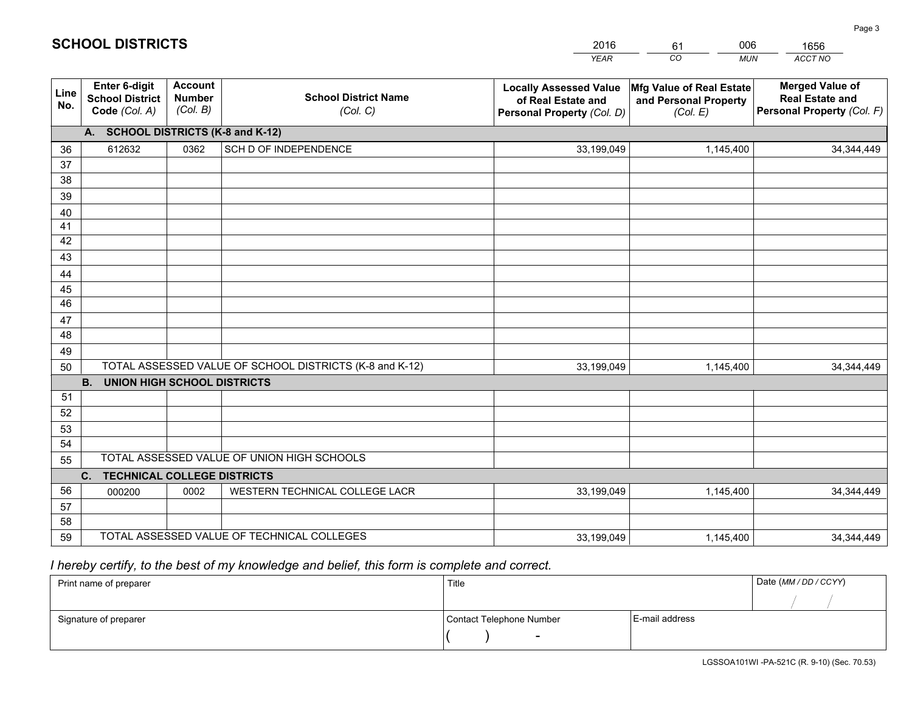# SCHOOL DISTRICTS

| 2016 | 61 | 006 | 1656 |
|---|---|---|---|
| *YEAR* | *CO* | *MUN* | *ACCT NO* |

| Line No. | Enter 6-digit School District Code *(Col. A)* | Account Number *(Col. B)* | School District Name *(Col. C)* | Locally Assessed Value of Real Estate and Personal Property *(Col. D)* | Mfg Value of Real Estate and Personal Property *(Col. E)* | Merged Value of Real Estate and Personal Property *(Col. F)* |
|---|---|---|---|---|---|---|
| **A. SCHOOL DISTRICTS (K-8 and K-12)** | | | | | | |
| 36 | 612632 | 0362 | SCH D OF INDEPENDENCE | 33,199,049 | 1,145,400 | 34,344,449 |
| 37 | | | | | | |
| 38 | | | | | | |
| 39 | | | | | | |
| 40 | | | | | | |
| 41 | | | | | | |
| 42 | | | | | | |
| 43 | | | | | | |
| 44 | | | | | | |
| 45 | | | | | | |
| 46 | | | | | | |
| 47 | | | | | | |
| 48 | | | | | | |
| 49 | | | | | | |
| 50 | TOTAL ASSESSED VALUE OF SCHOOL DISTRICTS (K-8 and K-12) | | | 33,199,049 | 1,145,400 | 34,344,449 |
| **B. UNION HIGH SCHOOL DISTRICTS** | | | | | | |
| 51 | | | | | | |
| 52 | | | | | | |
| 53 | | | | | | |
| 54 | | | | | | |
| 55 | TOTAL ASSESSED VALUE OF UNION HIGH SCHOOLS | | | | | |
| **C. TECHNICAL COLLEGE DISTRICTS** | | | | | | |
| 56 | 000200 | 0002 | WESTERN TECHNICAL COLLEGE LACR | 33,199,049 | 1,145,400 | 34,344,449 |
| 57 | | | | | | |
| 58 | | | | | | |
| 59 | TOTAL ASSESSED VALUE OF TECHNICAL COLLEGES | | | 33,199,049 | 1,145,400 | 34,344,449 |

*I hereby certify, to the best of my knowledge and belief, this form is complete and correct.*

| Print name of preparer | Title | | Date *(MM / DD / CCYY)* |
|---|---|---|---|
| | | | / / |
| Signature of preparer | Contact Telephone Number | E-mail address | |
| | ( ) - | | |

LGSSOA101WI -PA-521C (R. 9-10) (Sec. 70.53)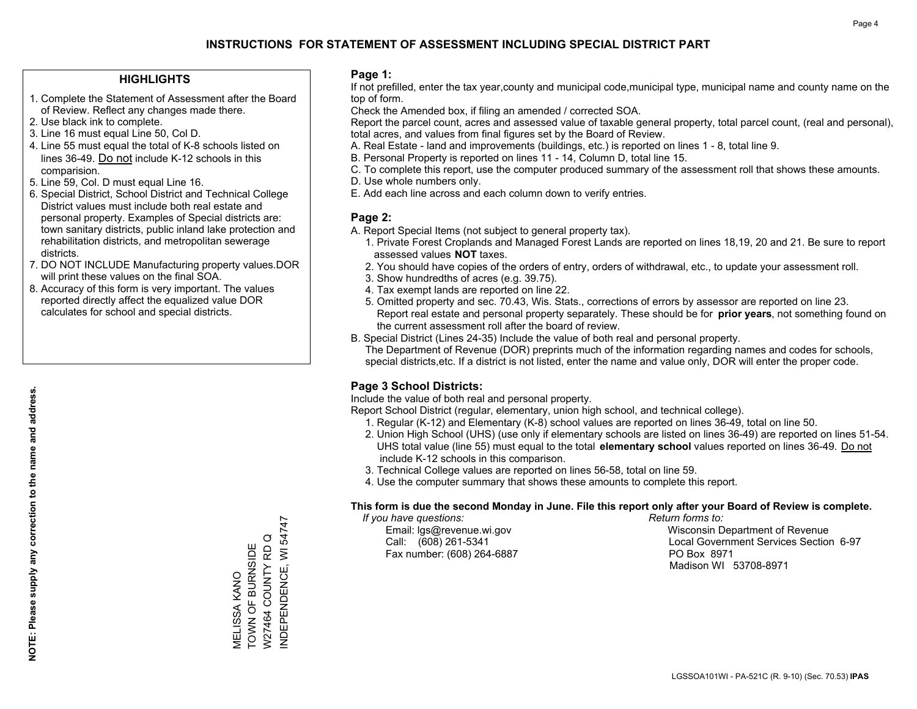# INSTRUCTIONS FOR STATEMENT OF ASSESSMENT INCLUDING SPECIAL DISTRICT PART

## HIGHLIGHTS

1. Complete the Statement of Assessment after the Board of Review. Reflect any changes made there.
2. Use black ink to complete.
3. Line 16 must equal Line 50, Col D.
4. Line 55 must equal the total of K-8 schools listed on lines 36-49. Do not include K-12 schools in this comparision.
5. Line 59, Col. D must equal Line 16.
6. Special District, School District and Technical College District values must include both real estate and personal property. Examples of Special districts are: town sanitary districts, public inland lake protection and rehabilitation districts, and metropolitan sewerage districts.
7. DO NOT INCLUDE Manufacturing property values.DOR will print these values on the final SOA.
8. Accuracy of this form is very important. The values reported directly affect the equalized value DOR calculates for school and special districts.

**NOTE: Please supply any correction to the name and address.**

MELISSA KANO
TOWN OF BURNSIDE
W27464 COUNTY RD Q
INDEPENDENCE, WI 54747

## Page 1:

If not prefilled, enter the tax year,county and municipal code,municipal type, municipal name and county name on the top of form.

Check the Amended box, if filing an amended / corrected SOA.

Report the parcel count, acres and assessed value of taxable general property, total parcel count, (real and personal), total acres, and values from final figures set by the Board of Review.

A. Real Estate - land and improvements (buildings, etc.) is reported on lines 1 - 8, total line 9.
B. Personal Property is reported on lines 11 - 14, Column D, total line 15.
C. To complete this report, use the computer produced summary of the assessment roll that shows these amounts.
D. Use whole numbers only.
E. Add each line across and each column down to verify entries.

## Page 2:

A. Report Special Items (not subject to general property tax).
   1. Private Forest Croplands and Managed Forest Lands are reported on lines 18,19, 20 and 21. Be sure to report assessed values **NOT** taxes.
   2. You should have copies of the orders of entry, orders of withdrawal, etc., to update your assessment roll.
   3. Show hundredths of acres (e.g. 39.75).
   4. Tax exempt lands are reported on line 22.
   5. Omitted property and sec. 70.43, Wis. Stats., corrections of errors by assessor are reported on line 23. Report real estate and personal property separately. These should be for **prior years**, not something found on the current assessment roll after the board of review.

B. Special District (Lines 24-35) Include the value of both real and personal property.
   The Department of Revenue (DOR) preprints much of the information regarding names and codes for schools, special districts,etc. If a district is not listed, enter the name and value only, DOR will enter the proper code.

## Page 3 School Districts:

Include the value of both real and personal property.

Report School District (regular, elementary, union high school, and technical college).

1. Regular (K-12) and Elementary (K-8) school values are reported on lines 36-49, total on line 50.
2. Union High School (UHS) (use only if elementary schools are listed on lines 36-49) are reported on lines 51-54. UHS total value (line 55) must equal to the total **elementary school** values reported on lines 36-49. Do not include K-12 schools in this comparison.
3. Technical College values are reported on lines 56-58, total on line 59.
4. Use the computer summary that shows these amounts to complete this report.

**This form is due the second Monday in June. File this report only after your Board of Review is complete.**

*If you have questions:*
Email: lgs@revenue.wi.gov
Call: (608) 261-5341
Fax number: (608) 264-6887

*Return forms to:*
Wisconsin Department of Revenue
Local Government Services Section 6-97
PO Box 8971
Madison WI 53708-8971

LGSSOA101WI - PA-521C (R. 9-10) (Sec. 70.53) **IPAS**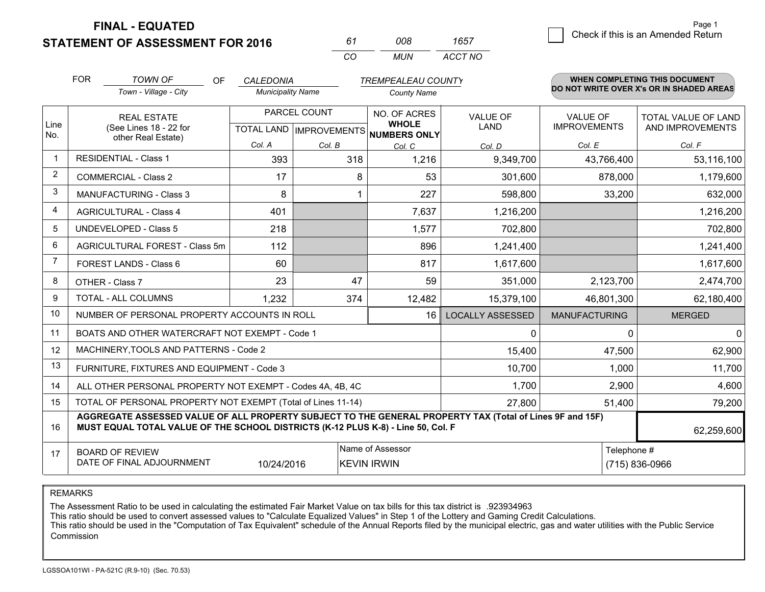**FINAL - EQUATED**

**STATEMENT OF ASSESSMENT FOR 2016**

| 61 | 008 | 1657 |
|---|---|---|
| CO | MUN | ACCT NO |

Page 1

☐ Check if this is an Amended Return

FOR *TOWN OF* (Town - Village - City) OF *CALEDONIA* (Municipality Name) *TREMPEALEAU COUNTY* (County Name)

**WHEN COMPLETING THIS DOCUMENT DO NOT WRITE OVER X's OR IN SHADED AREAS**

| Line No. | REAL ESTATE (See Lines 18 - 22 for other Real Estate) | PARCEL COUNT TOTAL LAND Col. A | PARCEL COUNT IMPROVEMENTS Col. B | NO. OF ACRES WHOLE NUMBERS ONLY Col. C | VALUE OF LAND Col. D | VALUE OF IMPROVEMENTS Col. E | TOTAL VALUE OF LAND AND IMPROVEMENTS Col. F |
|---|---|---|---|---|---|---|---|
| 1 | RESIDENTIAL - Class 1 | 393 | 318 | 1,216 | 9,349,700 | 43,766,400 | 53,116,100 |
| 2 | COMMERCIAL - Class 2 | 17 | 8 | 53 | 301,600 | 878,000 | 1,179,600 |
| 3 | MANUFACTURING - Class 3 | 8 | 1 | 227 | 598,800 | 33,200 | 632,000 |
| 4 | AGRICULTURAL - Class 4 | 401 | | 7,637 | 1,216,200 | | 1,216,200 |
| 5 | UNDEVELOPED - Class 5 | 218 | | 1,577 | 702,800 | | 702,800 |
| 6 | AGRICULTURAL FOREST - Class 5m | 112 | | 896 | 1,241,400 | | 1,241,400 |
| 7 | FOREST LANDS - Class 6 | 60 | | 817 | 1,617,600 | | 1,617,600 |
| 8 | OTHER - Class 7 | 23 | 47 | 59 | 351,000 | 2,123,700 | 2,474,700 |
| 9 | TOTAL - ALL COLUMNS | 1,232 | 374 | 12,482 | 15,379,100 | 46,801,300 | 62,180,400 |
| 10 | NUMBER OF PERSONAL PROPERTY ACCOUNTS IN ROLL | | | 16 | LOCALLY ASSESSED | MANUFACTURING | MERGED |
| 11 | BOATS AND OTHER WATERCRAFT NOT EXEMPT - Code 1 | | | | 0 | 0 | 0 |
| 12 | MACHINERY,TOOLS AND PATTERNS - Code 2 | | | | 15,400 | 47,500 | 62,900 |
| 13 | FURNITURE, FIXTURES AND EQUIPMENT - Code 3 | | | | 10,700 | 1,000 | 11,700 |
| 14 | ALL OTHER PERSONAL PROPERTY NOT EXEMPT - Codes 4A, 4B, 4C | | | | 1,700 | 2,900 | 4,600 |
| 15 | TOTAL OF PERSONAL PROPERTY NOT EXEMPT (Total of Lines 11-14) | | | | 27,800 | 51,400 | 79,200 |
| 16 | **AGGREGATE ASSESSED VALUE OF ALL PROPERTY SUBJECT TO THE GENERAL PROPERTY TAX (Total of Lines 9F and 15F) MUST EQUAL TOTAL VALUE OF THE SCHOOL DISTRICTS (K-12 PLUS K-8) - Line 50, Col. F** | | | | | | 62,259,600 |
| 17 | BOARD OF REVIEW DATE OF FINAL ADJOURNMENT | 10/24/2016 | | Name of Assessor: KEVIN IRWIN | | Telephone #: (715) 836-0966 | |

REMARKS

The Assessment Ratio to be used in calculating the estimated Fair Market Value on tax bills for this tax district is .923934963
This ratio should be used to convert assessed values to "Calculate Equalized Values" in Step 1 of the Lottery and Gaming Credit Calculations.
This ratio should be used in the "Computation of Tax Equivalent" schedule of the Annual Reports filed by the municipal electric, gas and water utilities with the Public Service Commission

LGSSOA101WI - PA-521C (R.9-10) (Sec. 70.53)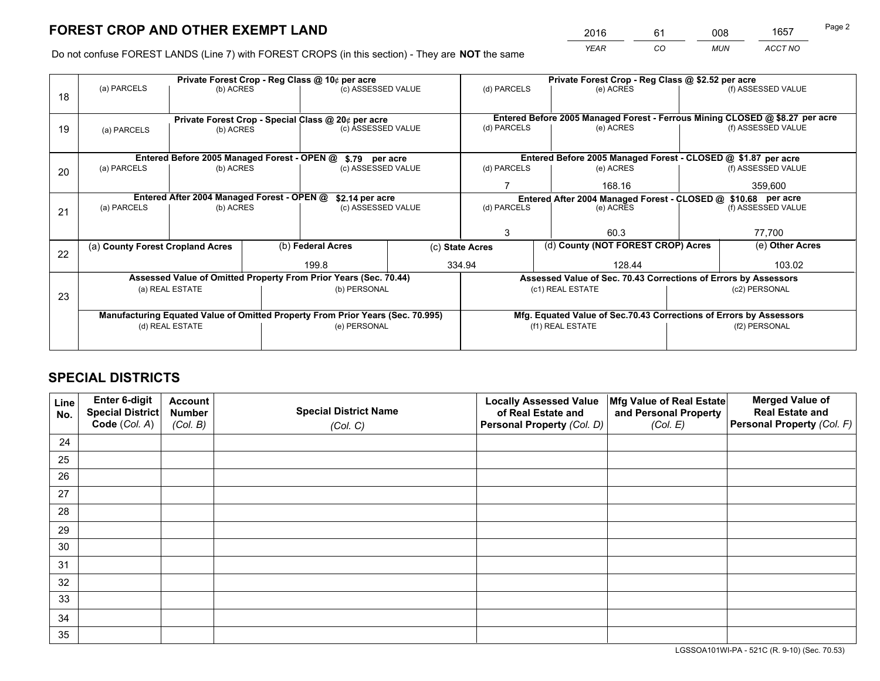# FOREST CROP AND OTHER EXEMPT LAND

| 2016 | 61 | 008 | 1657 |
|---|---|---|---|
| *YEAR* | *CO* | *MUN* | *ACCT NO* |

Do not confuse FOREST LANDS (Line 7) with FOREST CROPS (in this section) - They are **NOT** the same

| Line | Private Forest Crop - Reg Class @ 10¢ per acre | | | Private Forest Crop - Reg Class @ $2.52 per acre | | |
|---|---|---|---|---|---|---|
| 18 | (a) PARCELS | (b) ACRES | (c) ASSESSED VALUE | (d) PARCELS | (e) ACRES | (f) ASSESSED VALUE |
| | | | | | | |
| | **Private Forest Crop - Special Class @ 20¢ per acre** | | | **Entered Before 2005 Managed Forest - Ferrous Mining CLOSED @ $8.27 per acre** | | |
| 19 | (a) PARCELS | (b) ACRES | (c) ASSESSED VALUE | (d) PARCELS | (e) ACRES | (f) ASSESSED VALUE |
| | | | | | | |
| | **Entered Before 2005 Managed Forest - OPEN @ $.79 per acre** | | | **Entered Before 2005 Managed Forest - CLOSED @ $1.87 per acre** | | |
| 20 | (a) PARCELS | (b) ACRES | (c) ASSESSED VALUE | (d) PARCELS | (e) ACRES | (f) ASSESSED VALUE |
| | | | | 7 | 168.16 | 359,600 |
| | **Entered After 2004 Managed Forest - OPEN @ $2.14 per acre** | | | **Entered After 2004 Managed Forest - CLOSED @ $10.68 per acre** | | |
| 21 | (a) PARCELS | (b) ACRES | (c) ASSESSED VALUE | (d) PARCELS | (e) ACRES | (f) ASSESSED VALUE |
| | | | | 3 | 60.3 | 77,700 |

| Line | (a) County Forest Cropland Acres | (b) Federal Acres | (c) State Acres | (d) County (NOT FOREST CROP) Acres | (e) Other Acres |
|---|---|---|---|---|---|
| 22 | | 199.8 | 334.94 | 128.44 | 103.02 |

| Line | Assessed Value of Omitted Property From Prior Years (Sec. 70.44) | | Assessed Value of Sec. 70.43 Corrections of Errors by Assessors | |
|---|---|---|---|---|
| 23 | (a) REAL ESTATE | (b) PERSONAL | (c1) REAL ESTATE | (c2) PERSONAL |
| | | | | |
| | **Manufacturing Equated Value of Omitted Property From Prior Years (Sec. 70.995)** | | **Mfg. Equated Value of Sec.70.43 Corrections of Errors by Assessors** | |
| | (d) REAL ESTATE | (e) PERSONAL | (f1) REAL ESTATE | (f2) PERSONAL |
| | | | | |

# SPECIAL DISTRICTS

| Line No. | Enter 6-digit Special District Code (*Col. A*) | Account Number (*Col. B*) | Special District Name (*Col. C*) | Locally Assessed Value of Real Estate and Personal Property (*Col. D*) | Mfg Value of Real Estate and Personal Property (*Col. E*) | Merged Value of Real Estate and Personal Property (*Col. F*) |
|---|---|---|---|---|---|---|
| 24 | | | | | | |
| 25 | | | | | | |
| 26 | | | | | | |
| 27 | | | | | | |
| 28 | | | | | | |
| 29 | | | | | | |
| 30 | | | | | | |
| 31 | | | | | | |
| 32 | | | | | | |
| 33 | | | | | | |
| 34 | | | | | | |
| 35 | | | | | | |

LGSSOA101WI-PA - 521C (R. 9-10) (Sec. 70.53)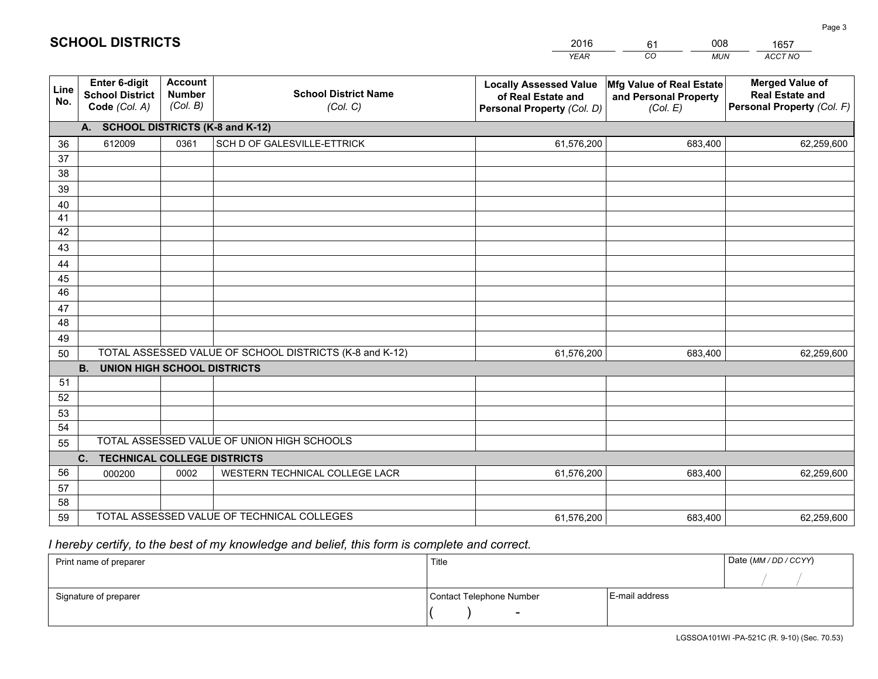# SCHOOL DISTRICTS

| 2016 | 61 | 008 | 1657 |
|---|---|---|---|
| *YEAR* | *CO* | *MUN* | *ACCT NO* |

| Line No. | Enter 6-digit School District Code *(Col. A)* | Account Number *(Col. B)* | School District Name *(Col. C)* | Locally Assessed Value of Real Estate and Personal Property *(Col. D)* | Mfg Value of Real Estate and Personal Property *(Col. E)* | Merged Value of Real Estate and Personal Property *(Col. F)* |
|---|---|---|---|---|---|---|
| **A. SCHOOL DISTRICTS (K-8 and K-12)** | | | | | | |
| 36 | 612009 | 0361 | SCH D OF GALESVILLE-ETTRICK | 61,576,200 | 683,400 | 62,259,600 |
| 37 | | | | | | |
| 38 | | | | | | |
| 39 | | | | | | |
| 40 | | | | | | |
| 41 | | | | | | |
| 42 | | | | | | |
| 43 | | | | | | |
| 44 | | | | | | |
| 45 | | | | | | |
| 46 | | | | | | |
| 47 | | | | | | |
| 48 | | | | | | |
| 49 | | | | | | |
| 50 | TOTAL ASSESSED VALUE OF SCHOOL DISTRICTS (K-8 and K-12) | | | 61,576,200 | 683,400 | 62,259,600 |
| **B. UNION HIGH SCHOOL DISTRICTS** | | | | | | |
| 51 | | | | | | |
| 52 | | | | | | |
| 53 | | | | | | |
| 54 | | | | | | |
| 55 | TOTAL ASSESSED VALUE OF UNION HIGH SCHOOLS | | | | | |
| **C. TECHNICAL COLLEGE DISTRICTS** | | | | | | |
| 56 | 000200 | 0002 | WESTERN TECHNICAL COLLEGE LACR | 61,576,200 | 683,400 | 62,259,600 |
| 57 | | | | | | |
| 58 | | | | | | |
| 59 | TOTAL ASSESSED VALUE OF TECHNICAL COLLEGES | | | 61,576,200 | 683,400 | 62,259,600 |

*I hereby certify, to the best of my knowledge and belief, this form is complete and correct.*

| Print name of preparer | Title | | Date *(MM / DD / CCYY)* |
|---|---|---|---|
| | | | / / |
| Signature of preparer | Contact Telephone Number | E-mail address | |
| | ( ) - | | |

LGSSOA101WI -PA-521C (R. 9-10) (Sec. 70.53)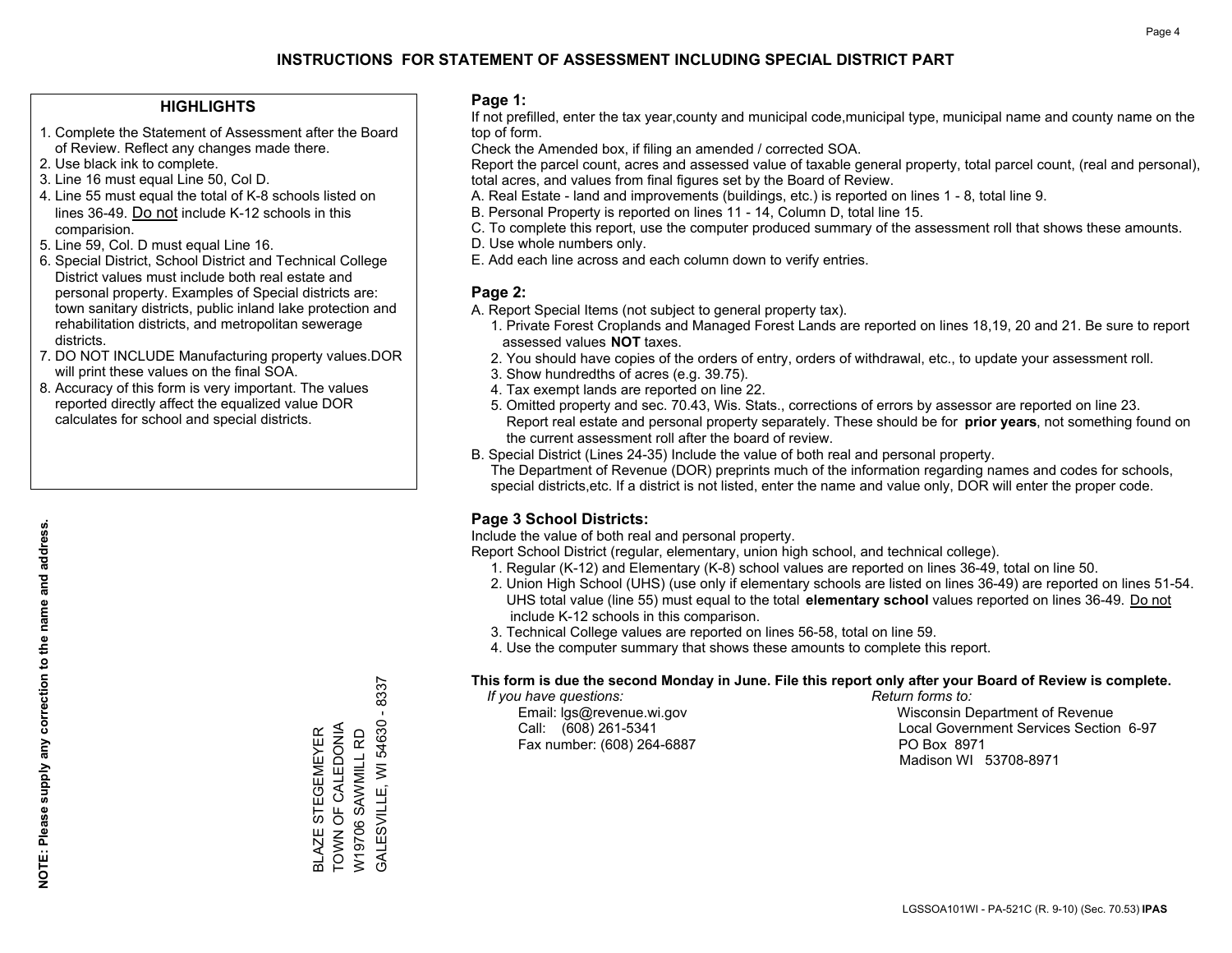# INSTRUCTIONS FOR STATEMENT OF ASSESSMENT INCLUDING SPECIAL DISTRICT PART

## HIGHLIGHTS

1. Complete the Statement of Assessment after the Board of Review. Reflect any changes made there.
2. Use black ink to complete.
3. Line 16 must equal Line 50, Col D.
4. Line 55 must equal the total of K-8 schools listed on lines 36-49. Do not include K-12 schools in this comparision.
5. Line 59, Col. D must equal Line 16.
6. Special District, School District and Technical College District values must include both real estate and personal property. Examples of Special districts are: town sanitary districts, public inland lake protection and rehabilitation districts, and metropolitan sewerage districts.
7. DO NOT INCLUDE Manufacturing property values.DOR will print these values on the final SOA.
8. Accuracy of this form is very important. The values reported directly affect the equalized value DOR calculates for school and special districts.

**NOTE: Please supply any correction to the name and address.**

BLAZE STEGEMEYER
TOWN OF CALEDONIA
W19706 SAWMILL RD
GALESVILLE, WI 54630 - 8337

## Page 1:

If not prefilled, enter the tax year,county and municipal code,municipal type, municipal name and county name on the top of form.

Check the Amended box, if filing an amended / corrected SOA.

Report the parcel count, acres and assessed value of taxable general property, total parcel count, (real and personal), total acres, and values from final figures set by the Board of Review.

A. Real Estate - land and improvements (buildings, etc.) is reported on lines 1 - 8, total line 9.
B. Personal Property is reported on lines 11 - 14, Column D, total line 15.
C. To complete this report, use the computer produced summary of the assessment roll that shows these amounts.
D. Use whole numbers only.
E. Add each line across and each column down to verify entries.

## Page 2:

A. Report Special Items (not subject to general property tax).
   1. Private Forest Croplands and Managed Forest Lands are reported on lines 18,19, 20 and 21. Be sure to report assessed values **NOT** taxes.
   2. You should have copies of the orders of entry, orders of withdrawal, etc., to update your assessment roll.
   3. Show hundredths of acres (e.g. 39.75).
   4. Tax exempt lands are reported on line 22.
   5. Omitted property and sec. 70.43, Wis. Stats., corrections of errors by assessor are reported on line 23. Report real estate and personal property separately. These should be for **prior years**, not something found on the current assessment roll after the board of review.
B. Special District (Lines 24-35) Include the value of both real and personal property.
   The Department of Revenue (DOR) preprints much of the information regarding names and codes for schools, special districts,etc. If a district is not listed, enter the name and value only, DOR will enter the proper code.

## Page 3 School Districts:

Include the value of both real and personal property.

Report School District (regular, elementary, union high school, and technical college).

1. Regular (K-12) and Elementary (K-8) school values are reported on lines 36-49, total on line 50.
2. Union High School (UHS) (use only if elementary schools are listed on lines 36-49) are reported on lines 51-54. UHS total value (line 55) must equal to the total **elementary school** values reported on lines 36-49. Do not include K-12 schools in this comparison.
3. Technical College values are reported on lines 56-58, total on line 59.
4. Use the computer summary that shows these amounts to complete this report.

**This form is due the second Monday in June. File this report only after your Board of Review is complete.**

*If you have questions:*
Email: lgs@revenue.wi.gov
Call: (608) 261-5341
Fax number: (608) 264-6887

*Return forms to:*
Wisconsin Department of Revenue
Local Government Services Section 6-97
PO Box 8971
Madison WI 53708-8971

LGSSOA101WI - PA-521C (R. 9-10) (Sec. 70.53) **IPAS**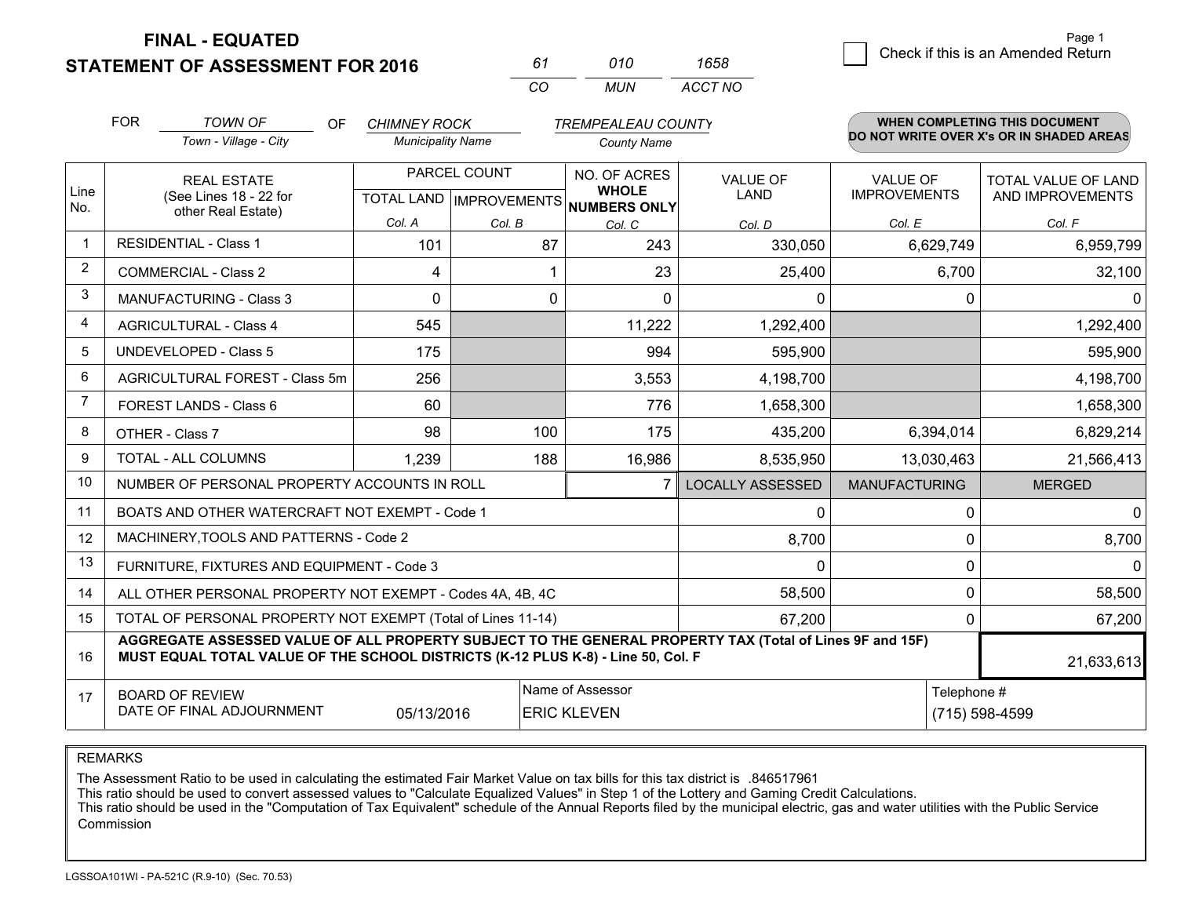**FINAL - EQUATED**

**STATEMENT OF ASSESSMENT FOR 2016**

| 61 | 010 | 1658 |
|---|---|---|
| CO | MUN | ACCT NO |

Page 1

☐ Check if this is an Amended Return

FOR *TOWN OF* (Town - Village - City) OF *CHIMNEY ROCK* (Municipality Name) *TREMPEALEAU COUNTY* (County Name)

**WHEN COMPLETING THIS DOCUMENT DO NOT WRITE OVER X's OR IN SHADED AREAS**

| Line No. | REAL ESTATE (See Lines 18 - 22 for other Real Estate) | PARCEL COUNT TOTAL LAND Col. A | PARCEL COUNT IMPROVEMENTS Col. B | NO. OF ACRES WHOLE NUMBERS ONLY Col. C | VALUE OF LAND Col. D | VALUE OF IMPROVEMENTS Col. E | TOTAL VALUE OF LAND AND IMPROVEMENTS Col. F |
|---|---|---|---|---|---|---|---|
| 1 | RESIDENTIAL - Class 1 | 101 | 87 | 243 | 330,050 | 6,629,749 | 6,959,799 |
| 2 | COMMERCIAL - Class 2 | 4 | 1 | 23 | 25,400 | 6,700 | 32,100 |
| 3 | MANUFACTURING - Class 3 | 0 | 0 | 0 | 0 | 0 | 0 |
| 4 | AGRICULTURAL - Class 4 | 545 | | 11,222 | 1,292,400 | | 1,292,400 |
| 5 | UNDEVELOPED - Class 5 | 175 | | 994 | 595,900 | | 595,900 |
| 6 | AGRICULTURAL FOREST - Class 5m | 256 | | 3,553 | 4,198,700 | | 4,198,700 |
| 7 | FOREST LANDS - Class 6 | 60 | | 776 | 1,658,300 | | 1,658,300 |
| 8 | OTHER - Class 7 | 98 | 100 | 175 | 435,200 | 6,394,014 | 6,829,214 |
| 9 | TOTAL - ALL COLUMNS | 1,239 | 188 | 16,986 | 8,535,950 | 13,030,463 | 21,566,413 |
| 10 | NUMBER OF PERSONAL PROPERTY ACCOUNTS IN ROLL | | | 7 | LOCALLY ASSESSED | MANUFACTURING | MERGED |
| 11 | BOATS AND OTHER WATERCRAFT NOT EXEMPT - Code 1 | | | | 0 | 0 | 0 |
| 12 | MACHINERY,TOOLS AND PATTERNS - Code 2 | | | | 8,700 | 0 | 8,700 |
| 13 | FURNITURE, FIXTURES AND EQUIPMENT - Code 3 | | | | 0 | 0 | 0 |
| 14 | ALL OTHER PERSONAL PROPERTY NOT EXEMPT - Codes 4A, 4B, 4C | | | | 58,500 | 0 | 58,500 |
| 15 | TOTAL OF PERSONAL PROPERTY NOT EXEMPT (Total of Lines 11-14) | | | | 67,200 | 0 | 67,200 |
| 16 | **AGGREGATE ASSESSED VALUE OF ALL PROPERTY SUBJECT TO THE GENERAL PROPERTY TAX (Total of Lines 9F and 15F) MUST EQUAL TOTAL VALUE OF THE SCHOOL DISTRICTS (K-12 PLUS K-8) - Line 50, Col. F** | | | | | | 21,633,613 |
| 17 | BOARD OF REVIEW DATE OF FINAL ADJOURNMENT | 05/13/2016 | | Name of Assessor: ERIC KLEVEN | | Telephone #: (715) 598-4599 | |

REMARKS

The Assessment Ratio to be used in calculating the estimated Fair Market Value on tax bills for this tax district is .846517961
This ratio should be used to convert assessed values to "Calculate Equalized Values" in Step 1 of the Lottery and Gaming Credit Calculations.
This ratio should be used in the "Computation of Tax Equivalent" schedule of the Annual Reports filed by the municipal electric, gas and water utilities with the Public Service Commission

LGSSOA101WI - PA-521C (R.9-10) (Sec. 70.53)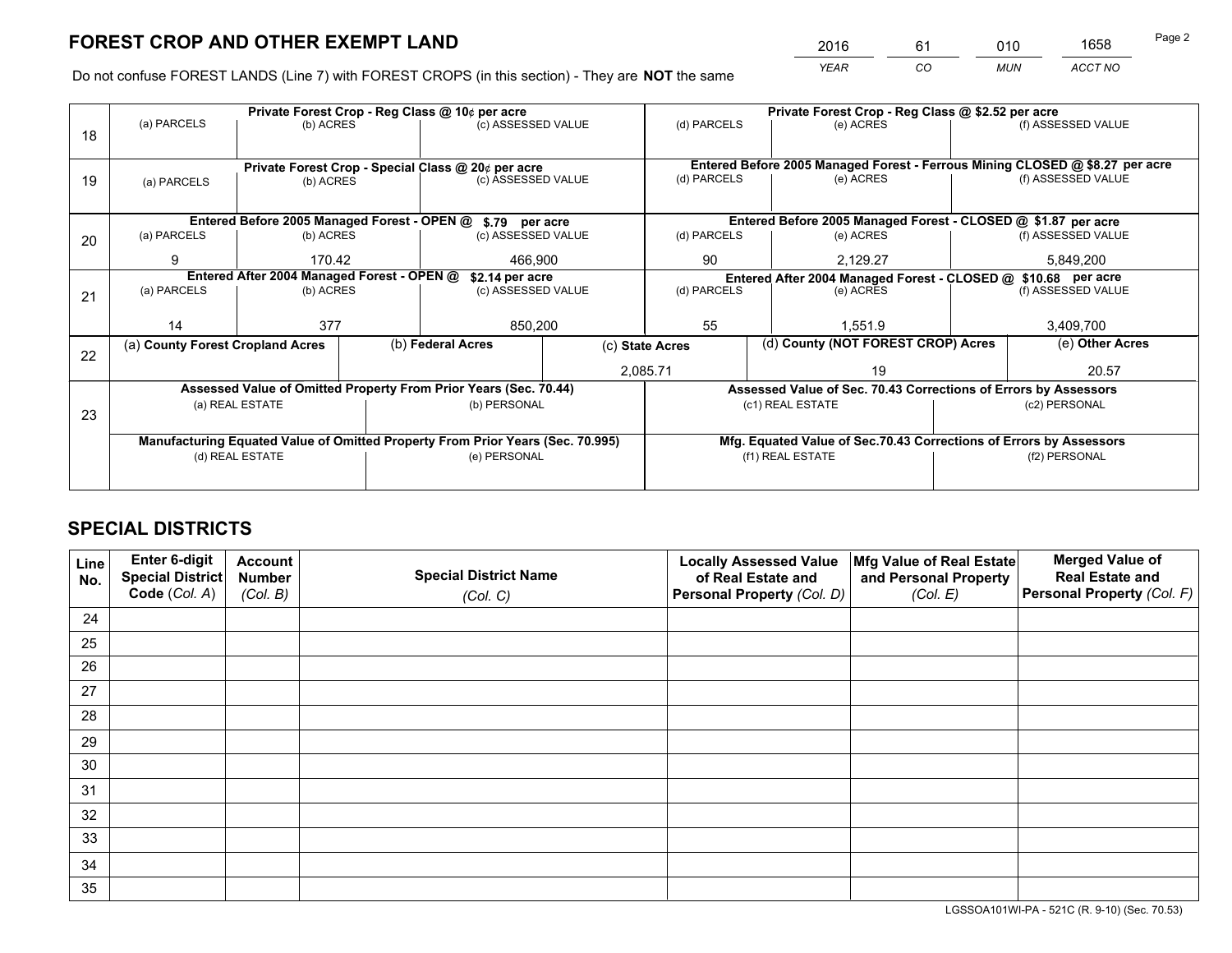# FOREST CROP AND OTHER EXEMPT LAND

| 2016 | 61 | 010 | 1658 |
|---|---|---|---|
| YEAR | CO | MUN | ACCT NO |

Do not confuse FOREST LANDS (Line 7) with FOREST CROPS (in this section) - They are **NOT** the same

| Line | Private Forest Crop - Reg Class @ 10¢ per acre | | | Private Forest Crop - Reg Class @ $2.52 per acre | | |
|---|---|---|---|---|---|---|
| 18 | (a) PARCELS | (b) ACRES | (c) ASSESSED VALUE | (d) PARCELS | (e) ACRES | (f) ASSESSED VALUE |
| | | | | | | |
| | **Private Forest Crop - Special Class @ 20¢ per acre** | | | **Entered Before 2005 Managed Forest - Ferrous Mining CLOSED @ $8.27 per acre** | | |
| 19 | (a) PARCELS | (b) ACRES | (c) ASSESSED VALUE | (d) PARCELS | (e) ACRES | (f) ASSESSED VALUE |
| | | | | | | |
| | **Entered Before 2005 Managed Forest - OPEN @ $.79 per acre** | | | **Entered Before 2005 Managed Forest - CLOSED @ $1.87 per acre** | | |
| 20 | (a) PARCELS | (b) ACRES | (c) ASSESSED VALUE | (d) PARCELS | (e) ACRES | (f) ASSESSED VALUE |
| | 9 | 170.42 | 466,900 | 90 | 2,129.27 | 5,849,200 |
| | **Entered After 2004 Managed Forest - OPEN @ $2.14 per acre** | | | **Entered After 2004 Managed Forest - CLOSED @ $10.68 per acre** | | |
| 21 | (a) PARCELS | (b) ACRES | (c) ASSESSED VALUE | (d) PARCELS | (e) ACRES | (f) ASSESSED VALUE |
| | 14 | 377 | 850,200 | 55 | 1,551.9 | 3,409,700 |

| Line | (a) County Forest Cropland Acres | (b) Federal Acres | (c) State Acres | (d) County (NOT FOREST CROP) Acres | (e) Other Acres |
|---|---|---|---|---|---|
| 22 | | | 2,085.71 | 19 | 20.57 |

| Line | Assessed Value of Omitted Property From Prior Years (Sec. 70.44) | | Assessed Value of Sec. 70.43 Corrections of Errors by Assessors | |
|---|---|---|---|---|
| 23 | (a) REAL ESTATE | (b) PERSONAL | (c1) REAL ESTATE | (c2) PERSONAL |
| | | | | |
| | **Manufacturing Equated Value of Omitted Property From Prior Years (Sec. 70.995)** | | **Mfg. Equated Value of Sec.70.43 Corrections of Errors by Assessors** | |
| | (d) REAL ESTATE | (e) PERSONAL | (f1) REAL ESTATE | (f2) PERSONAL |
| | | | | |

## SPECIAL DISTRICTS

| Line No. | Enter 6-digit Special District Code (Col. A) | Account Number (Col. B) | Special District Name (Col. C) | Locally Assessed Value of Real Estate and Personal Property (Col. D) | Mfg Value of Real Estate and Personal Property (Col. E) | Merged Value of Real Estate and Personal Property (Col. F) |
|---|---|---|---|---|---|---|
| 24 | | | | | | |
| 25 | | | | | | |
| 26 | | | | | | |
| 27 | | | | | | |
| 28 | | | | | | |
| 29 | | | | | | |
| 30 | | | | | | |
| 31 | | | | | | |
| 32 | | | | | | |
| 33 | | | | | | |
| 34 | | | | | | |
| 35 | | | | | | |

LGSSOA101WI-PA - 521C (R. 9-10) (Sec. 70.53)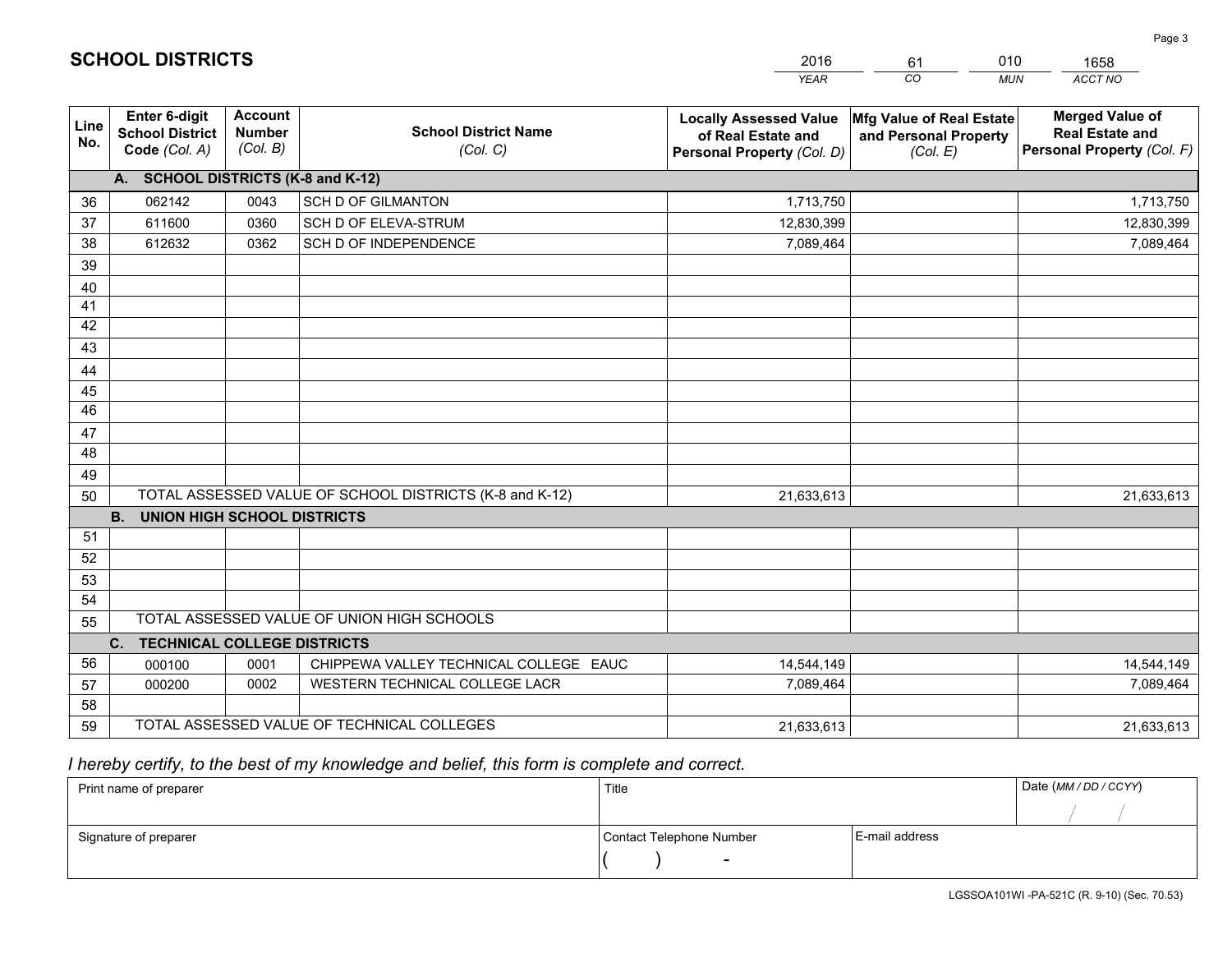# SCHOOL DISTRICTS

| 2016 | 61 | 010 | 1658 |
|---|---|---|---|
| *YEAR* | *CO* | *MUN* | *ACCT NO* |

| Line No. | Enter 6-digit School District Code *(Col. A)* | Account Number *(Col. B)* | School District Name *(Col. C)* | Locally Assessed Value of Real Estate and Personal Property *(Col. D)* | Mfg Value of Real Estate and Personal Property *(Col. E)* | Merged Value of Real Estate and Personal Property *(Col. F)* |
|---|---|---|---|---|---|---|
| | **A. SCHOOL DISTRICTS (K-8 and K-12)** | | | | | |
| 36 | 062142 | 0043 | SCH D OF GILMANTON | 1,713,750 | | 1,713,750 |
| 37 | 611600 | 0360 | SCH D OF ELEVA-STRUM | 12,830,399 | | 12,830,399 |
| 38 | 612632 | 0362 | SCH D OF INDEPENDENCE | 7,089,464 | | 7,089,464 |
| 39 | | | | | | |
| 40 | | | | | | |
| 41 | | | | | | |
| 42 | | | | | | |
| 43 | | | | | | |
| 44 | | | | | | |
| 45 | | | | | | |
| 46 | | | | | | |
| 47 | | | | | | |
| 48 | | | | | | |
| 49 | | | | | | |
| 50 | TOTAL ASSESSED VALUE OF SCHOOL DISTRICTS (K-8 and K-12) | | | 21,633,613 | | 21,633,613 |
| | **B. UNION HIGH SCHOOL DISTRICTS** | | | | | |
| 51 | | | | | | |
| 52 | | | | | | |
| 53 | | | | | | |
| 54 | | | | | | |
| 55 | TOTAL ASSESSED VALUE OF UNION HIGH SCHOOLS | | | | | |
| | **C. TECHNICAL COLLEGE DISTRICTS** | | | | | |
| 56 | 000100 | 0001 | CHIPPEWA VALLEY TECHNICAL COLLEGE EAUC | 14,544,149 | | 14,544,149 |
| 57 | 000200 | 0002 | WESTERN TECHNICAL COLLEGE LACR | 7,089,464 | | 7,089,464 |
| 58 | | | | | | |
| 59 | TOTAL ASSESSED VALUE OF TECHNICAL COLLEGES | | | 21,633,613 | | 21,633,613 |

*I hereby certify, to the best of my knowledge and belief, this form is complete and correct.*

| Print name of preparer | Title | | Date *(MM / DD / CCYY)* |
|---|---|---|---|
| | | | / / |
| Signature of preparer | Contact Telephone Number | E-mail address | |
| | ( ) - | | |

LGSSOA101WI -PA-521C (R. 9-10) (Sec. 70.53)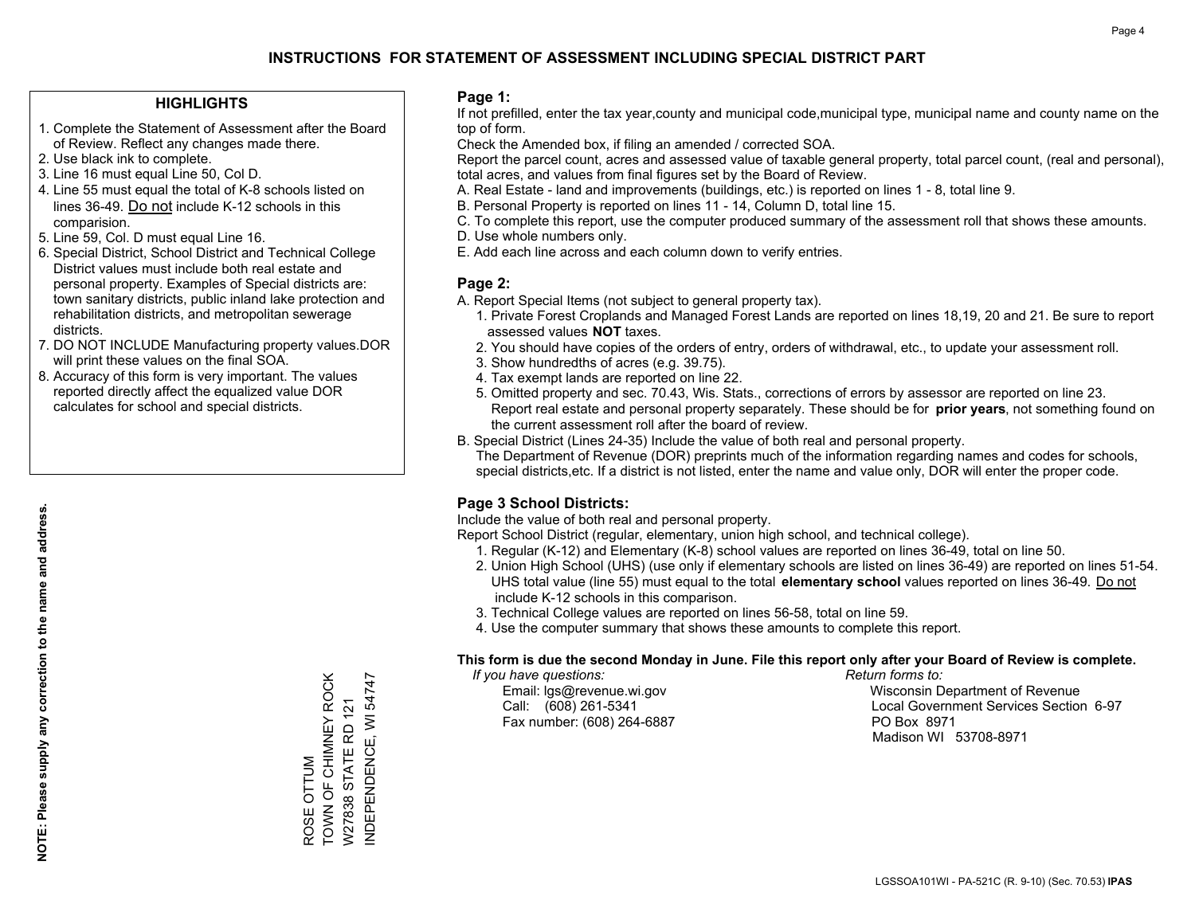# INSTRUCTIONS FOR STATEMENT OF ASSESSMENT INCLUDING SPECIAL DISTRICT PART

## HIGHLIGHTS

1. Complete the Statement of Assessment after the Board of Review. Reflect any changes made there.
2. Use black ink to complete.
3. Line 16 must equal Line 50, Col D.
4. Line 55 must equal the total of K-8 schools listed on lines 36-49. Do not include K-12 schools in this comparision.
5. Line 59, Col. D must equal Line 16.
6. Special District, School District and Technical College District values must include both real estate and personal property. Examples of Special districts are: town sanitary districts, public inland lake protection and rehabilitation districts, and metropolitan sewerage districts.
7. DO NOT INCLUDE Manufacturing property values.DOR will print these values on the final SOA.
8. Accuracy of this form is very important. The values reported directly affect the equalized value DOR calculates for school and special districts.

**NOTE: Please supply any correction to the name and address.**

ROSE OTTUM
TOWN OF CHIMNEY ROCK
W27838 STATE RD 121
INDEPENDENCE, WI 54747

## Page 1:

If not prefilled, enter the tax year,county and municipal code,municipal type, municipal name and county name on the top of form.

Check the Amended box, if filing an amended / corrected SOA.

Report the parcel count, acres and assessed value of taxable general property, total parcel count, (real and personal), total acres, and values from final figures set by the Board of Review.

A. Real Estate - land and improvements (buildings, etc.) is reported on lines 1 - 8, total line 9.
B. Personal Property is reported on lines 11 - 14, Column D, total line 15.
C. To complete this report, use the computer produced summary of the assessment roll that shows these amounts.
D. Use whole numbers only.
E. Add each line across and each column down to verify entries.

## Page 2:

A. Report Special Items (not subject to general property tax).
   1. Private Forest Croplands and Managed Forest Lands are reported on lines 18,19, 20 and 21. Be sure to report assessed values **NOT** taxes.
   2. You should have copies of the orders of entry, orders of withdrawal, etc., to update your assessment roll.
   3. Show hundredths of acres (e.g. 39.75).
   4. Tax exempt lands are reported on line 22.
   5. Omitted property and sec. 70.43, Wis. Stats., corrections of errors by assessor are reported on line 23. Report real estate and personal property separately. These should be for **prior years**, not something found on the current assessment roll after the board of review.
B. Special District (Lines 24-35) Include the value of both real and personal property.
   The Department of Revenue (DOR) preprints much of the information regarding names and codes for schools, special districts,etc. If a district is not listed, enter the name and value only, DOR will enter the proper code.

## Page 3 School Districts:

Include the value of both real and personal property.

Report School District (regular, elementary, union high school, and technical college).

1. Regular (K-12) and Elementary (K-8) school values are reported on lines 36-49, total on line 50.
2. Union High School (UHS) (use only if elementary schools are listed on lines 36-49) are reported on lines 51-54. UHS total value (line 55) must equal to the total **elementary school** values reported on lines 36-49. Do not include K-12 schools in this comparison.
3. Technical College values are reported on lines 56-58, total on line 59.
4. Use the computer summary that shows these amounts to complete this report.

**This form is due the second Monday in June. File this report only after your Board of Review is complete.**

*If you have questions:*
Email: lgs@revenue.wi.gov
Call: (608) 261-5341
Fax number: (608) 264-6887

*Return forms to:*
Wisconsin Department of Revenue
Local Government Services Section 6-97
PO Box 8971
Madison WI 53708-8971

LGSSOA101WI - PA-521C (R. 9-10) (Sec. 70.53) **IPAS**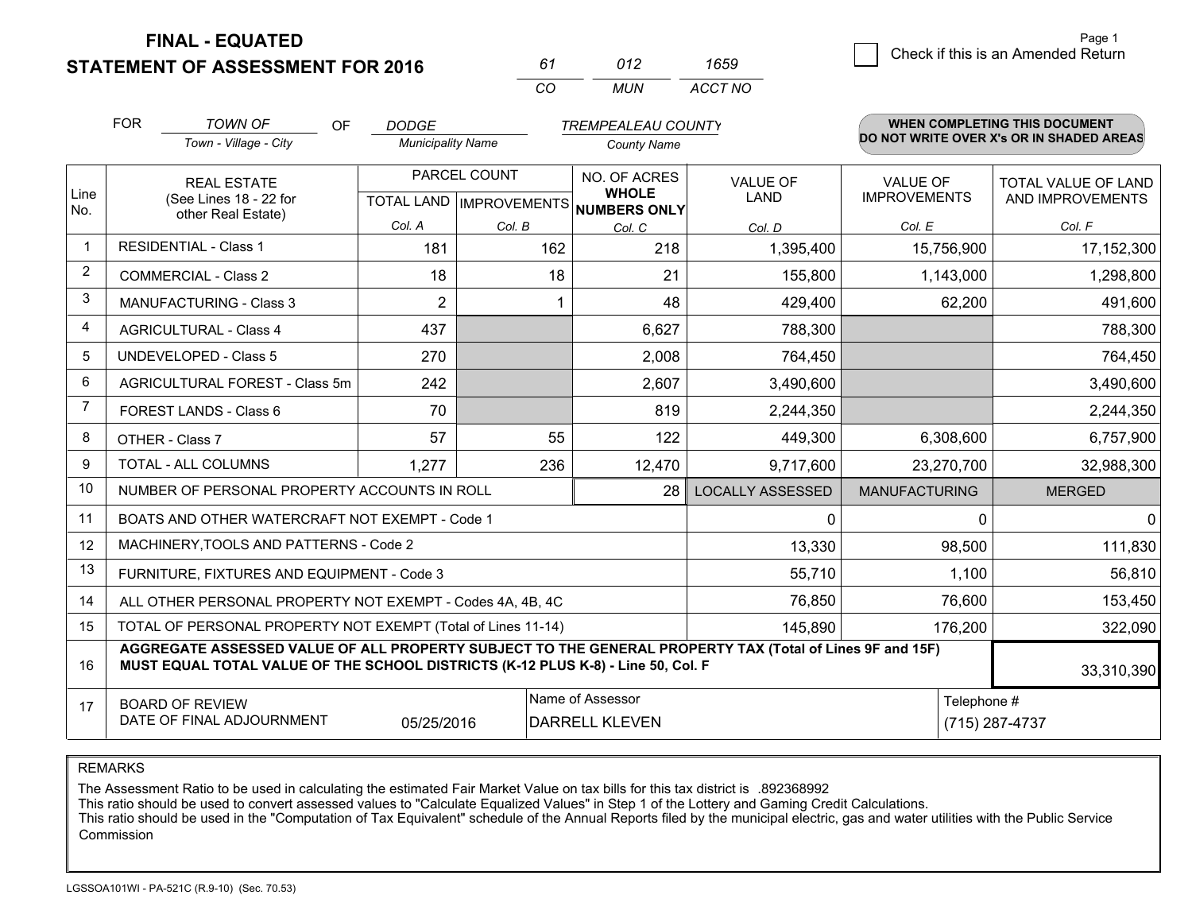**FINAL - EQUATED**

**STATEMENT OF ASSESSMENT FOR 2016**

| 61 | 012 | 1659 |
|---|---|---|
| CO | MUN | ACCT NO |

Page 1

☐ Check if this is an Amended Return

FOR *TOWN OF* (Town - Village - City) OF *DODGE* (Municipality Name) *TREMPEALEAU COUNTY* (County Name)

**WHEN COMPLETING THIS DOCUMENT DO NOT WRITE OVER X's OR IN SHADED AREAS**

| Line No. | REAL ESTATE (See Lines 18 - 22 for other Real Estate) | PARCEL COUNT TOTAL LAND Col. A | PARCEL COUNT IMPROVEMENTS Col. B | NO. OF ACRES WHOLE NUMBERS ONLY Col. C | VALUE OF LAND Col. D | VALUE OF IMPROVEMENTS Col. E | TOTAL VALUE OF LAND AND IMPROVEMENTS Col. F |
|---|---|---|---|---|---|---|---|
| 1 | RESIDENTIAL - Class 1 | 181 | 162 | 218 | 1,395,400 | 15,756,900 | 17,152,300 |
| 2 | COMMERCIAL - Class 2 | 18 | 18 | 21 | 155,800 | 1,143,000 | 1,298,800 |
| 3 | MANUFACTURING - Class 3 | 2 | 1 | 48 | 429,400 | 62,200 | 491,600 |
| 4 | AGRICULTURAL - Class 4 | 437 | | 6,627 | 788,300 | | 788,300 |
| 5 | UNDEVELOPED - Class 5 | 270 | | 2,008 | 764,450 | | 764,450 |
| 6 | AGRICULTURAL FOREST - Class 5m | 242 | | 2,607 | 3,490,600 | | 3,490,600 |
| 7 | FOREST LANDS - Class 6 | 70 | | 819 | 2,244,350 | | 2,244,350 |
| 8 | OTHER - Class 7 | 57 | 55 | 122 | 449,300 | 6,308,600 | 6,757,900 |
| 9 | TOTAL - ALL COLUMNS | 1,277 | 236 | 12,470 | 9,717,600 | 23,270,700 | 32,988,300 |
| 10 | NUMBER OF PERSONAL PROPERTY ACCOUNTS IN ROLL | | | 28 | LOCALLY ASSESSED | MANUFACTURING | MERGED |
| 11 | BOATS AND OTHER WATERCRAFT NOT EXEMPT - Code 1 | | | | 0 | 0 | 0 |
| 12 | MACHINERY,TOOLS AND PATTERNS - Code 2 | | | | 13,330 | 98,500 | 111,830 |
| 13 | FURNITURE, FIXTURES AND EQUIPMENT - Code 3 | | | | 55,710 | 1,100 | 56,810 |
| 14 | ALL OTHER PERSONAL PROPERTY NOT EXEMPT - Codes 4A, 4B, 4C | | | | 76,850 | 76,600 | 153,450 |
| 15 | TOTAL OF PERSONAL PROPERTY NOT EXEMPT (Total of Lines 11-14) | | | | 145,890 | 176,200 | 322,090 |
| 16 | **AGGREGATE ASSESSED VALUE OF ALL PROPERTY SUBJECT TO THE GENERAL PROPERTY TAX (Total of Lines 9F and 15F) MUST EQUAL TOTAL VALUE OF THE SCHOOL DISTRICTS (K-12 PLUS K-8) - Line 50, Col. F** | | | | | | 33,310,390 |
| 17 | BOARD OF REVIEW DATE OF FINAL ADJOURNMENT | 05/25/2016 | | Name of Assessor: DARRELL KLEVEN | | | Telephone #: (715) 287-4737 |

REMARKS

The Assessment Ratio to be used in calculating the estimated Fair Market Value on tax bills for this tax district is .892368992

This ratio should be used to convert assessed values to "Calculate Equalized Values" in Step 1 of the Lottery and Gaming Credit Calculations.

This ratio should be used in the "Computation of Tax Equivalent" schedule of the Annual Reports filed by the municipal electric, gas and water utilities with the Public Service Commission

LGSSOA101WI - PA-521C (R.9-10) (Sec. 70.53)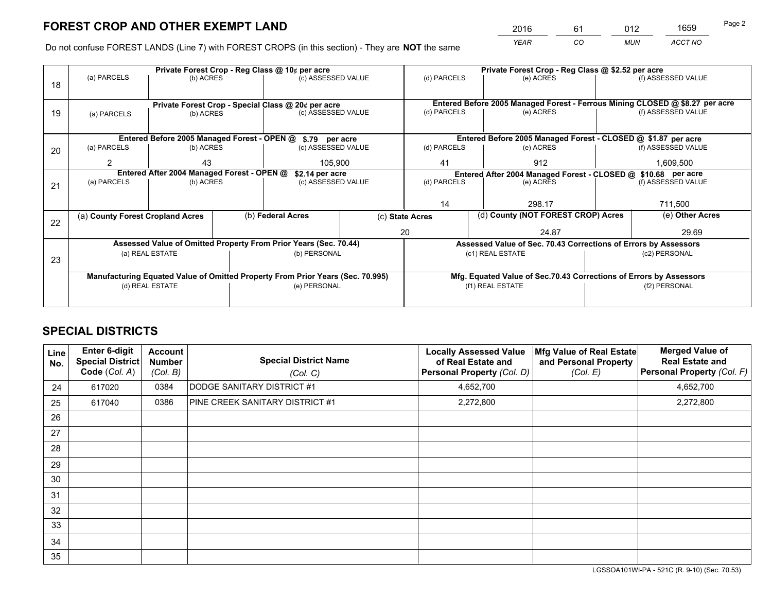# FOREST CROP AND OTHER EXEMPT LAND

| 2016 | 61 | 012 | 1659 |
|---|---|---|---|
| *YEAR* | *CO* | *MUN* | *ACCT NO* |

Do not confuse FOREST LANDS (Line 7) with FOREST CROPS (in this section) - They are **NOT** the same

| Line | Private Forest Crop - Reg Class @ 10¢ per acre | | | Private Forest Crop - Reg Class @ $2.52 per acre | | |
|---|---|---|---|---|---|---|
| 18 | (a) PARCELS | (b) ACRES | (c) ASSESSED VALUE | (d) PARCELS | (e) ACRES | (f) ASSESSED VALUE |
| | | | | | | |
| | Private Forest Crop - Special Class @ 20¢ per acre | | | Entered Before 2005 Managed Forest - Ferrous Mining CLOSED @ $8.27 per acre | | |
| 19 | (a) PARCELS | (b) ACRES | (c) ASSESSED VALUE | (d) PARCELS | (e) ACRES | (f) ASSESSED VALUE |
| | | | | | | |
| | Entered Before 2005 Managed Forest - OPEN @ $.79 per acre | | | Entered Before 2005 Managed Forest - CLOSED @ $1.87 per acre | | |
| 20 | (a) PARCELS | (b) ACRES | (c) ASSESSED VALUE | (d) PARCELS | (e) ACRES | (f) ASSESSED VALUE |
| | 2 | 43 | 105,900 | 41 | 912 | 1,609,500 |
| | Entered After 2004 Managed Forest - OPEN @ $2.14 per acre | | | Entered After 2004 Managed Forest - CLOSED @ $10.68 per acre | | |
| 21 | (a) PARCELS | (b) ACRES | (c) ASSESSED VALUE | (d) PARCELS | (e) ACRES | (f) ASSESSED VALUE |
| | | | | 14 | 298.17 | 711,500 |

| Line | (a) County Forest Cropland Acres | (b) Federal Acres | (c) State Acres | (d) County (NOT FOREST CROP) Acres | (e) Other Acres |
|---|---|---|---|---|---|
| 22 | | | 20 | 24.87 | 29.69 |

| Line | Assessed Value of Omitted Property From Prior Years (Sec. 70.44) | | Assessed Value of Sec. 70.43 Corrections of Errors by Assessors | |
|---|---|---|---|---|
| 23 | (a) REAL ESTATE | (b) PERSONAL | (c1) REAL ESTATE | (c2) PERSONAL |
| | | | | |
| | Manufacturing Equated Value of Omitted Property From Prior Years (Sec. 70.995) | | Mfg. Equated Value of Sec.70.43 Corrections of Errors by Assessors | |
| | (d) REAL ESTATE | (e) PERSONAL | (f1) REAL ESTATE | (f2) PERSONAL |
| | | | | |

# SPECIAL DISTRICTS

| Line No. | Enter 6-digit Special District Code (*Col. A*) | Account Number (*Col. B*) | Special District Name (*Col. C*) | Locally Assessed Value of Real Estate and Personal Property (*Col. D*) | Mfg Value of Real Estate and Personal Property (*Col. E*) | Merged Value of Real Estate and Personal Property (*Col. F*) |
|---|---|---|---|---|---|---|
| 24 | 617020 | 0384 | DODGE SANITARY DISTRICT #1 | 4,652,700 | | 4,652,700 |
| 25 | 617040 | 0386 | PINE CREEK SANITARY DISTRICT #1 | 2,272,800 | | 2,272,800 |
| 26 | | | | | | |
| 27 | | | | | | |
| 28 | | | | | | |
| 29 | | | | | | |
| 30 | | | | | | |
| 31 | | | | | | |
| 32 | | | | | | |
| 33 | | | | | | |
| 34 | | | | | | |
| 35 | | | | | | |

LGSSOA101WI-PA - 521C (R. 9-10) (Sec. 70.53)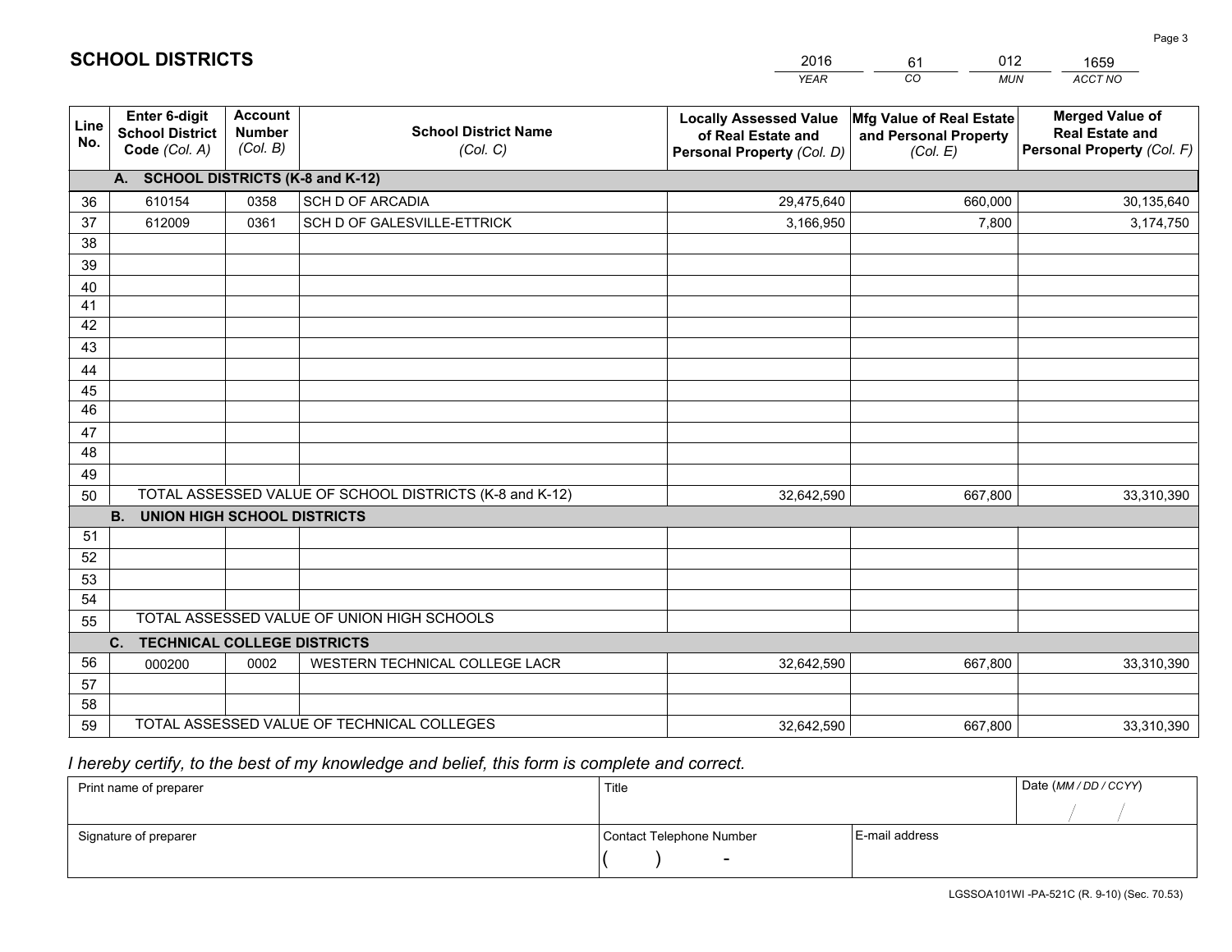## SCHOLASTIC SCHOOL DISTRICTS

| 2016 | 61 | 012 | 1659 |
|---|---|---|---|
| *YEAR* | *CO* | *MUN* | *ACCT NO* |

| Line No. | Enter 6-digit School District Code *(Col. A)* | Account Number *(Col. B)* | School District Name *(Col. C)* | Locally Assessed Value of Real Estate and Personal Property *(Col. D)* | Mfg Value of Real Estate and Personal Property *(Col. E)* | Merged Value of Real Estate and Personal Property *(Col. F)* |
|---|---|---|---|---|---|---|
| **A. SCHOOL DISTRICTS (K-8 and K-12)** | | | | | | |
| 36 | 610154 | 0358 | SCH D OF ARCADIA | 29,475,640 | 660,000 | 30,135,640 |
| 37 | 612009 | 0361 | SCH D OF GALESVILLE-ETTRICK | 3,166,950 | 7,800 | 3,174,750 |
| 38 | | | | | | |
| 39 | | | | | | |
| 40 | | | | | | |
| 41 | | | | | | |
| 42 | | | | | | |
| 43 | | | | | | |
| 44 | | | | | | |
| 45 | | | | | | |
| 46 | | | | | | |
| 47 | | | | | | |
| 48 | | | | | | |
| 49 | | | | | | |
| 50 | TOTAL ASSESSED VALUE OF SCHOOL DISTRICTS (K-8 and K-12) | | | 32,642,590 | 667,800 | 33,310,390 |
| **B. UNION HIGH SCHOOL DISTRICTS** | | | | | | |
| 51 | | | | | | |
| 52 | | | | | | |
| 53 | | | | | | |
| 54 | | | | | | |
| 55 | TOTAL ASSESSED VALUE OF UNION HIGH SCHOOLS | | | | | |
| **C. TECHNICAL COLLEGE DISTRICTS** | | | | | | |
| 56 | 000200 | 0002 | WESTERN TECHNICAL COLLEGE LACR | 32,642,590 | 667,800 | 33,310,390 |
| 57 | | | | | | |
| 58 | | | | | | |
| 59 | TOTAL ASSESSED VALUE OF TECHNICAL COLLEGES | | | 32,642,590 | 667,800 | 33,310,390 |

*I hereby certify, to the best of my knowledge and belief, this form is complete and correct.*

| Print name of preparer | Title | | Date *(MM / DD / CCYY)* |
|---|---|---|---|
| | | | / / |
| Signature of preparer | Contact Telephone Number | E-mail address | |
| | ( ) - | | |

LGSSOA101WI -PA-521C (R. 9-10) (Sec. 70.53)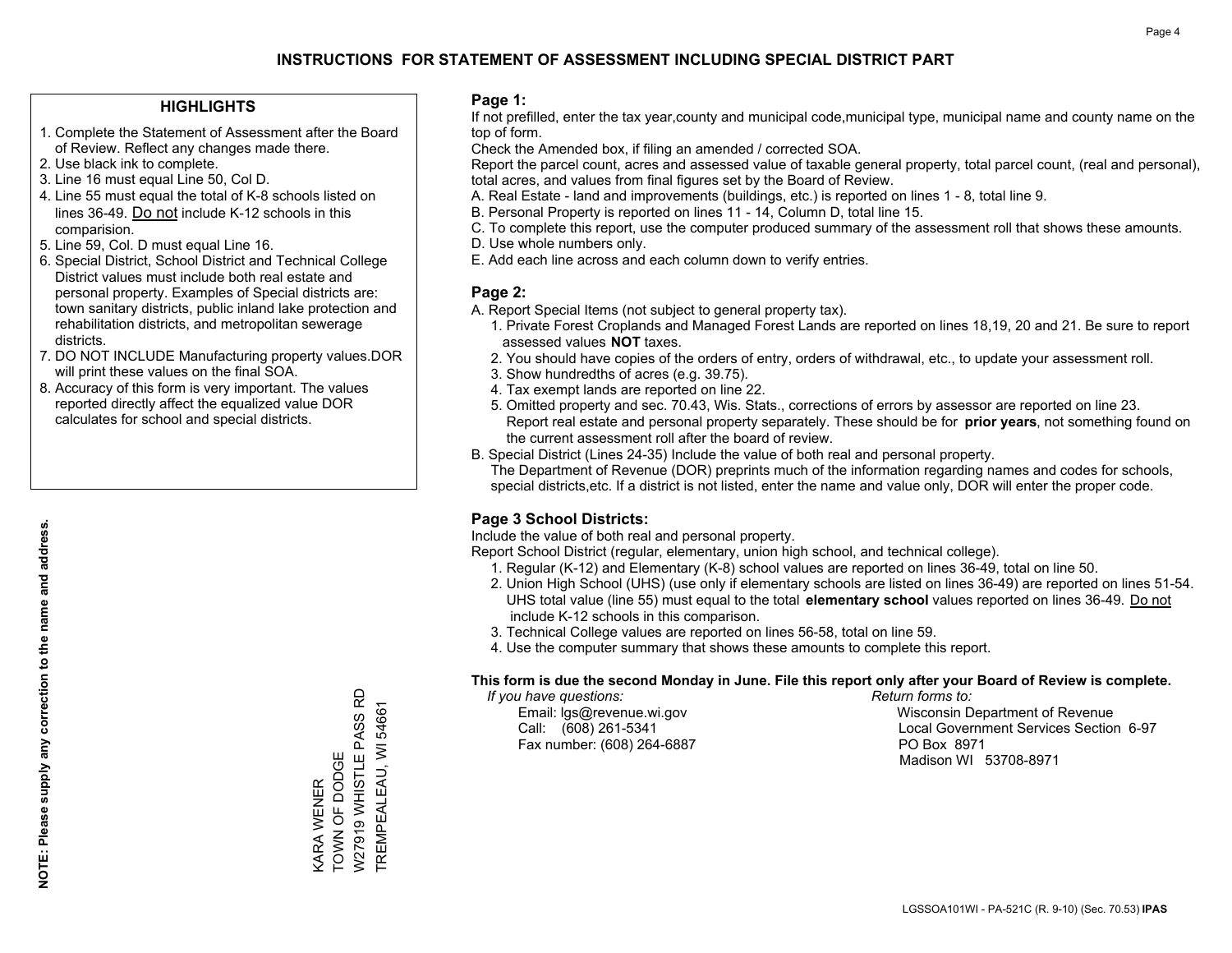# INSTRUCTIONS FOR STATEMENT OF ASSESSMENT INCLUDING SPECIAL DISTRICT PART

## HIGHLIGHTS

1. Complete the Statement of Assessment after the Board of Review. Reflect any changes made there.
2. Use black ink to complete.
3. Line 16 must equal Line 50, Col D.
4. Line 55 must equal the total of K-8 schools listed on lines 36-49. Do not include K-12 schools in this comparision.
5. Line 59, Col. D must equal Line 16.
6. Special District, School District and Technical College District values must include both real estate and personal property. Examples of Special districts are: town sanitary districts, public inland lake protection and rehabilitation districts, and metropolitan sewerage districts.
7. DO NOT INCLUDE Manufacturing property values.DOR will print these values on the final SOA.
8. Accuracy of this form is very important. The values reported directly affect the equalized value DOR calculates for school and special districts.

**NOTE: Please supply any correction to the name and address.**

KARA WENER
TOWN OF DODGE
W27919 WHISTLE PASS RD
TREMPEALEAU, WI 54661

## Page 1:

If not prefilled, enter the tax year,county and municipal code,municipal type, municipal name and county name on the top of form.

Check the Amended box, if filing an amended / corrected SOA.

Report the parcel count, acres and assessed value of taxable general property, total parcel count, (real and personal), total acres, and values from final figures set by the Board of Review.

A. Real Estate - land and improvements (buildings, etc.) is reported on lines 1 - 8, total line 9.
B. Personal Property is reported on lines 11 - 14, Column D, total line 15.
C. To complete this report, use the computer produced summary of the assessment roll that shows these amounts.
D. Use whole numbers only.
E. Add each line across and each column down to verify entries.

## Page 2:

A. Report Special Items (not subject to general property tax).
   1. Private Forest Croplands and Managed Forest Lands are reported on lines 18,19, 20 and 21. Be sure to report assessed values **NOT** taxes.
   2. You should have copies of the orders of entry, orders of withdrawal, etc., to update your assessment roll.
   3. Show hundredths of acres (e.g. 39.75).
   4. Tax exempt lands are reported on line 22.
   5. Omitted property and sec. 70.43, Wis. Stats., corrections of errors by assessor are reported on line 23. Report real estate and personal property separately. These should be for **prior years**, not something found on the current assessment roll after the board of review.
B. Special District (Lines 24-35) Include the value of both real and personal property.
   The Department of Revenue (DOR) preprints much of the information regarding names and codes for schools, special districts,etc. If a district is not listed, enter the name and value only, DOR will enter the proper code.

## Page 3 School Districts:

Include the value of both real and personal property.

Report School District (regular, elementary, union high school, and technical college).

1. Regular (K-12) and Elementary (K-8) school values are reported on lines 36-49, total on line 50.
2. Union High School (UHS) (use only if elementary schools are listed on lines 36-49) are reported on lines 51-54. UHS total value (line 55) must equal to the total **elementary school** values reported on lines 36-49. Do not include K-12 schools in this comparison.
3. Technical College values are reported on lines 56-58, total on line 59.
4. Use the computer summary that shows these amounts to complete this report.

**This form is due the second Monday in June. File this report only after your Board of Review is complete.**

*If you have questions:*
Email: lgs@revenue.wi.gov
Call: (608) 261-5341
Fax number: (608) 264-6887

*Return forms to:*
Wisconsin Department of Revenue
Local Government Services Section 6-97
PO Box 8971
Madison WI 53708-8971

LGSSOA101WI - PA-521C (R. 9-10) (Sec. 70.53) **IPAS**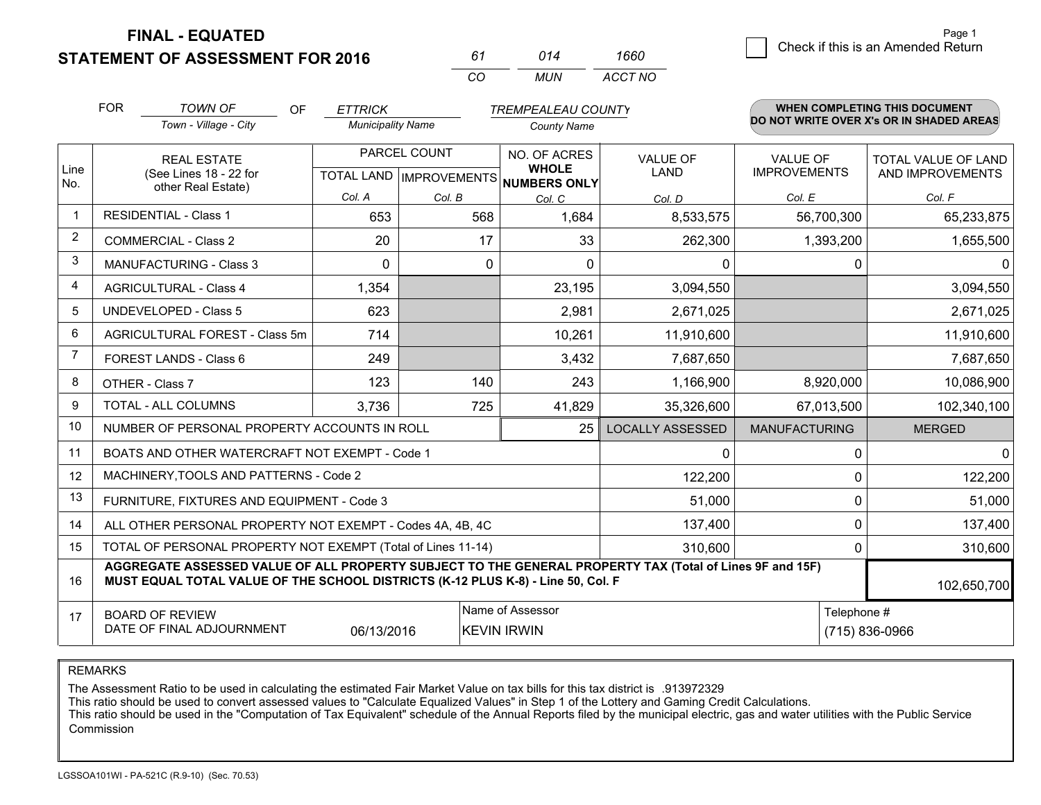# FINAL - EQUATED
## STATEMENT OF ASSESSMENT FOR 2016

| 61 | 014 | 1660 |
|---|---|---|
| CO | MUN | ACCT NO |

Page 1

☐ Check if this is an Amended Return

FOR *TOWN OF* (Town - Village - City) OF *ETTRICK* (Municipality Name) *TREMPEALEAU COUNTY* (County Name)

**WHEN COMPLETING THIS DOCUMENT DO NOT WRITE OVER X's OR IN SHADED AREAS**

| Line No. | REAL ESTATE (See Lines 18 - 22 for other Real Estate) | PARCEL COUNT TOTAL LAND Col. A | PARCEL COUNT IMPROVEMENTS Col. B | NO. OF ACRES WHOLE NUMBERS ONLY Col. C | VALUE OF LAND Col. D | VALUE OF IMPROVEMENTS Col. E | TOTAL VALUE OF LAND AND IMPROVEMENTS Col. F |
|---|---|---|---|---|---|---|---|
| 1 | RESIDENTIAL - Class 1 | 653 | 568 | 1,684 | 8,533,575 | 56,700,300 | 65,233,875 |
| 2 | COMMERCIAL - Class 2 | 20 | 17 | 33 | 262,300 | 1,393,200 | 1,655,500 |
| 3 | MANUFACTURING - Class 3 | 0 | 0 | 0 | 0 | 0 | 0 |
| 4 | AGRICULTURAL - Class 4 | 1,354 | | 23,195 | 3,094,550 | | 3,094,550 |
| 5 | UNDEVELOPED - Class 5 | 623 | | 2,981 | 2,671,025 | | 2,671,025 |
| 6 | AGRICULTURAL FOREST - Class 5m | 714 | | 10,261 | 11,910,600 | | 11,910,600 |
| 7 | FOREST LANDS - Class 6 | 249 | | 3,432 | 7,687,650 | | 7,687,650 |
| 8 | OTHER - Class 7 | 123 | 140 | 243 | 1,166,900 | 8,920,000 | 10,086,900 |
| 9 | TOTAL - ALL COLUMNS | 3,736 | 725 | 41,829 | 35,326,600 | 67,013,500 | 102,340,100 |
| 10 | NUMBER OF PERSONAL PROPERTY ACCOUNTS IN ROLL | | | 25 | LOCALLY ASSESSED | MANUFACTURING | MERGED |
| 11 | BOATS AND OTHER WATERCRAFT NOT EXEMPT - Code 1 | | | | 0 | 0 | 0 |
| 12 | MACHINERY,TOOLS AND PATTERNS - Code 2 | | | | 122,200 | 0 | 122,200 |
| 13 | FURNITURE, FIXTURES AND EQUIPMENT - Code 3 | | | | 51,000 | 0 | 51,000 |
| 14 | ALL OTHER PERSONAL PROPERTY NOT EXEMPT - Codes 4A, 4B, 4C | | | | 137,400 | 0 | 137,400 |
| 15 | TOTAL OF PERSONAL PROPERTY NOT EXEMPT (Total of Lines 11-14) | | | | 310,600 | 0 | 310,600 |
| 16 | **AGGREGATE ASSESSED VALUE OF ALL PROPERTY SUBJECT TO THE GENERAL PROPERTY TAX (Total of Lines 9F and 15F) MUST EQUAL TOTAL VALUE OF THE SCHOOL DISTRICTS (K-12 PLUS K-8) - Line 50, Col. F** | | | | | | 102,650,700 |
| 17 | BOARD OF REVIEW DATE OF FINAL ADJOURNMENT | 06/13/2016 | Name of Assessor: KEVIN IRWIN | | | Telephone #: (715) 836-0966 | |

REMARKS

The Assessment Ratio to be used in calculating the estimated Fair Market Value on tax bills for this tax district is .913972329
This ratio should be used to convert assessed values to "Calculate Equalized Values" in Step 1 of the Lottery and Gaming Credit Calculations.
This ratio should be used in the "Computation of Tax Equivalent" schedule of the Annual Reports filed by the municipal electric, gas and water utilities with the Public Service Commission

LGSSOA101WI - PA-521C (R.9-10) (Sec. 70.53)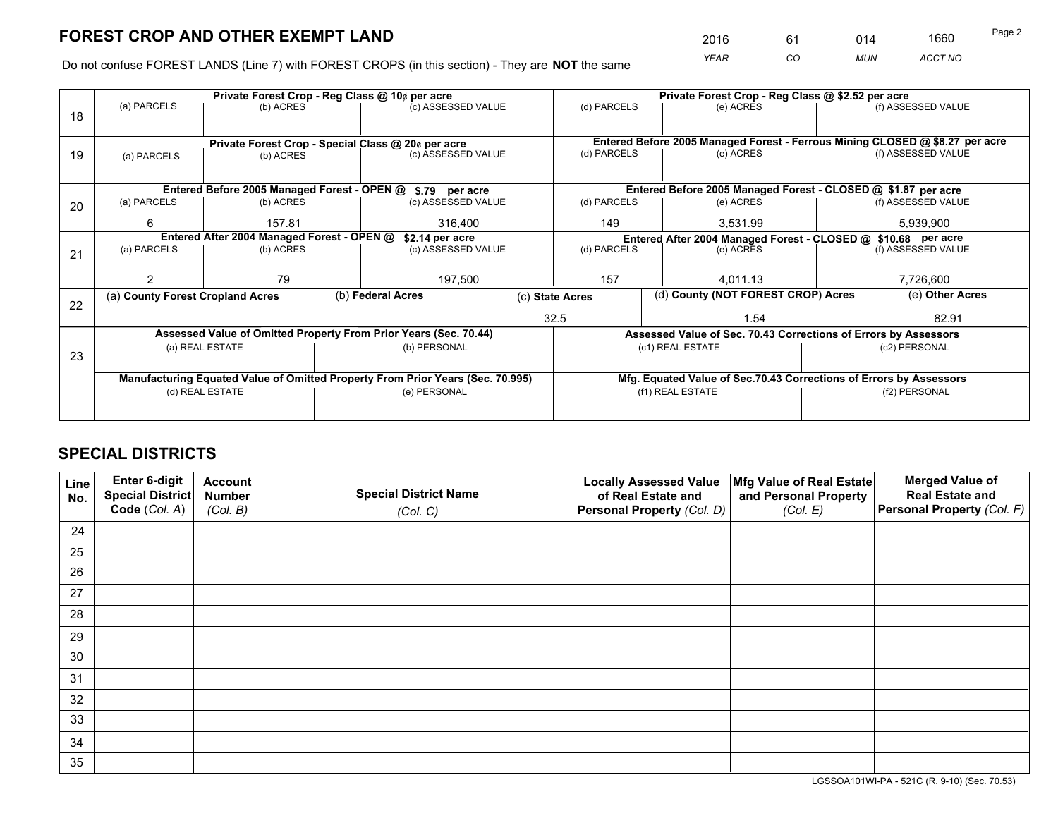# FOREST CROP AND OTHER EXEMPT LAND

| 2016 | 61 | 014 | 1660 |
|---|---|---|---|
| *YEAR* | *CO* | *MUN* | *ACCT NO* |

Do not confuse FOREST LANDS (Line 7) with FOREST CROPS (in this section) - They are **NOT** the same

| Line | (a) PARCELS | (b) ACRES | (c) ASSESSED VALUE | (d) PARCELS | (e) ACRES | (f) ASSESSED VALUE |
|---|---|---|---|---|---|---|
| 18 | Private Forest Crop - Reg Class @ 10¢ per acre | | | Private Forest Crop - Reg Class @ $2.52 per acre | | |
| | | | | | | |
| 19 | Private Forest Crop - Special Class @ 20¢ per acre | | | Entered Before 2005 Managed Forest - Ferrous Mining CLOSED @ $8.27 per acre | | |
| | | | | | | |
| 20 | Entered Before 2005 Managed Forest - OPEN @ $.79 per acre | | | Entered Before 2005 Managed Forest - CLOSED @ $1.87 per acre | | |
| | 6 | 157.81 | 316,400 | 149 | 3,531.99 | 5,939,900 |
| 21 | Entered After 2004 Managed Forest - OPEN @ $2.14 per acre | | | Entered After 2004 Managed Forest - CLOSED @ $10.68 per acre | | |
| | 2 | 79 | 197,500 | 157 | 4,011.13 | 7,726,600 |

| Line | (a) **County Forest Cropland Acres** | (b) **Federal Acres** | (c) **State Acres** | (d) **County (NOT FOREST CROP) Acres** | (e) **Other Acres** |
|---|---|---|---|---|---|
| 22 | | | 32.5 | 1.54 | 82.91 |

| Line | Assessed Value of Omitted Property From Prior Years (Sec. 70.44) | | Assessed Value of Sec. 70.43 Corrections of Errors by Assessors | |
|---|---|---|---|---|
| 23 | (a) REAL ESTATE | (b) PERSONAL | (c1) REAL ESTATE | (c2) PERSONAL |
| | | | | |
| | **Manufacturing Equated Value of Omitted Property From Prior Years (Sec. 70.995)** | | **Mfg. Equated Value of Sec.70.43 Corrections of Errors by Assessors** | |
| | (d) REAL ESTATE | (e) PERSONAL | (f1) REAL ESTATE | (f2) PERSONAL |
| | | | | |

# SPECIAL DISTRICTS

| Line No. | Enter 6-digit Special District Code (*Col. A*) | Account Number (*Col. B*) | Special District Name (*Col. C*) | Locally Assessed Value of Real Estate and Personal Property (*Col. D*) | Mfg Value of Real Estate and Personal Property (*Col. E*) | Merged Value of Real Estate and Personal Property (*Col. F*) |
|---|---|---|---|---|---|---|
| 24 | | | | | | |
| 25 | | | | | | |
| 26 | | | | | | |
| 27 | | | | | | |
| 28 | | | | | | |
| 29 | | | | | | |
| 30 | | | | | | |
| 31 | | | | | | |
| 32 | | | | | | |
| 33 | | | | | | |
| 34 | | | | | | |
| 35 | | | | | | |

LGSSOA101WI-PA - 521C (R. 9-10) (Sec. 70.53)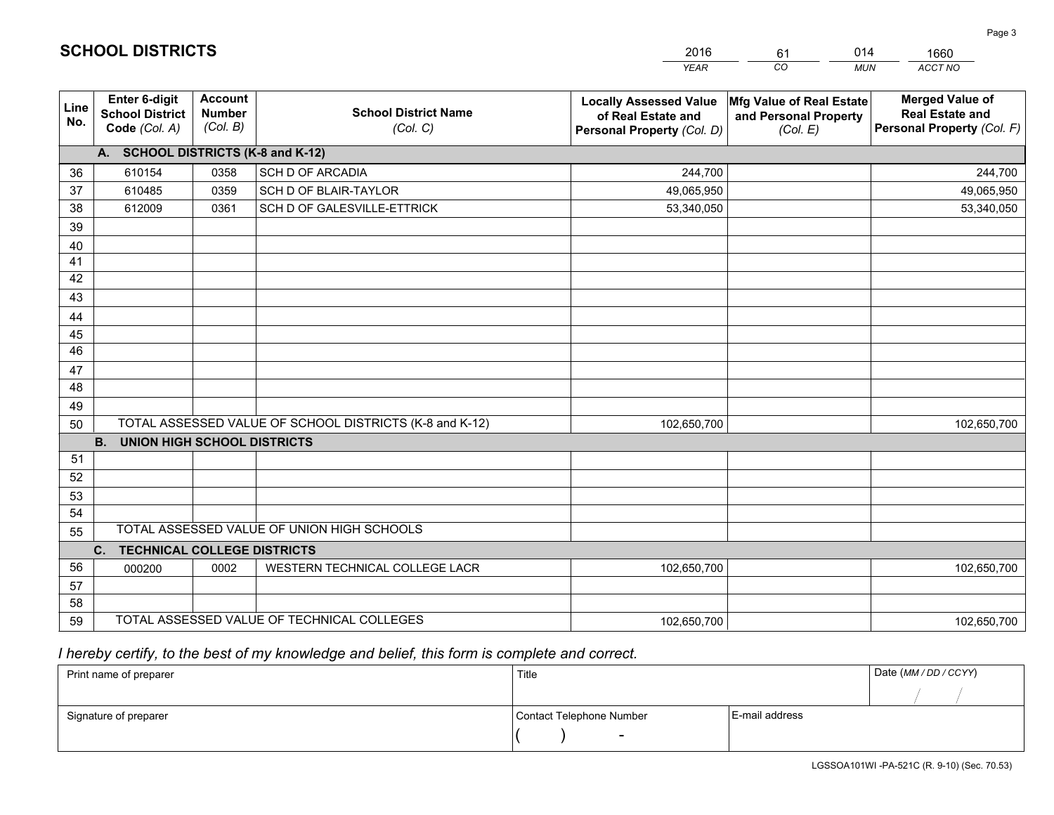# SCHOOL DISTRICTS

| 2016 | 61 | 014 | 1660 |
|---|---|---|---|
| *YEAR* | *CO* | *MUN* | *ACCT NO* |

| Line No. | Enter 6-digit School District Code *(Col. A)* | Account Number *(Col. B)* | School District Name *(Col. C)* | Locally Assessed Value of Real Estate and Personal Property *(Col. D)* | Mfg Value of Real Estate and Personal Property *(Col. E)* | Merged Value of Real Estate and Personal Property *(Col. F)* |
|---|---|---|---|---|---|---|
| **A. SCHOOL DISTRICTS (K-8 and K-12)** | | | | | | |
| 36 | 610154 | 0358 | SCH D OF ARCADIA | 244,700 | | 244,700 |
| 37 | 610485 | 0359 | SCH D OF BLAIR-TAYLOR | 49,065,950 | | 49,065,950 |
| 38 | 612009 | 0361 | SCH D OF GALESVILLE-ETTRICK | 53,340,050 | | 53,340,050 |
| 39 | | | | | | |
| 40 | | | | | | |
| 41 | | | | | | |
| 42 | | | | | | |
| 43 | | | | | | |
| 44 | | | | | | |
| 45 | | | | | | |
| 46 | | | | | | |
| 47 | | | | | | |
| 48 | | | | | | |
| 49 | | | | | | |
| 50 | TOTAL ASSESSED VALUE OF SCHOOL DISTRICTS (K-8 and K-12) | | | 102,650,700 | | 102,650,700 |
| **B. UNION HIGH SCHOOL DISTRICTS** | | | | | | |
| 51 | | | | | | |
| 52 | | | | | | |
| 53 | | | | | | |
| 54 | | | | | | |
| 55 | TOTAL ASSESSED VALUE OF UNION HIGH SCHOOLS | | | | | |
| **C. TECHNICAL COLLEGE DISTRICTS** | | | | | | |
| 56 | 000200 | 0002 | WESTERN TECHNICAL COLLEGE LACR | 102,650,700 | | 102,650,700 |
| 57 | | | | | | |
| 58 | | | | | | |
| 59 | TOTAL ASSESSED VALUE OF TECHNICAL COLLEGES | | | 102,650,700 | | 102,650,700 |

*I hereby certify, to the best of my knowledge and belief, this form is complete and correct.*

| Print name of preparer | Title | | Date *(MM / DD / CCYY)* |
|---|---|---|---|
| | | | / / |
| Signature of preparer | Contact Telephone Number | E-mail address | |
| | ( ) - | | |

LGSSOA101WI -PA-521C (R. 9-10) (Sec. 70.53)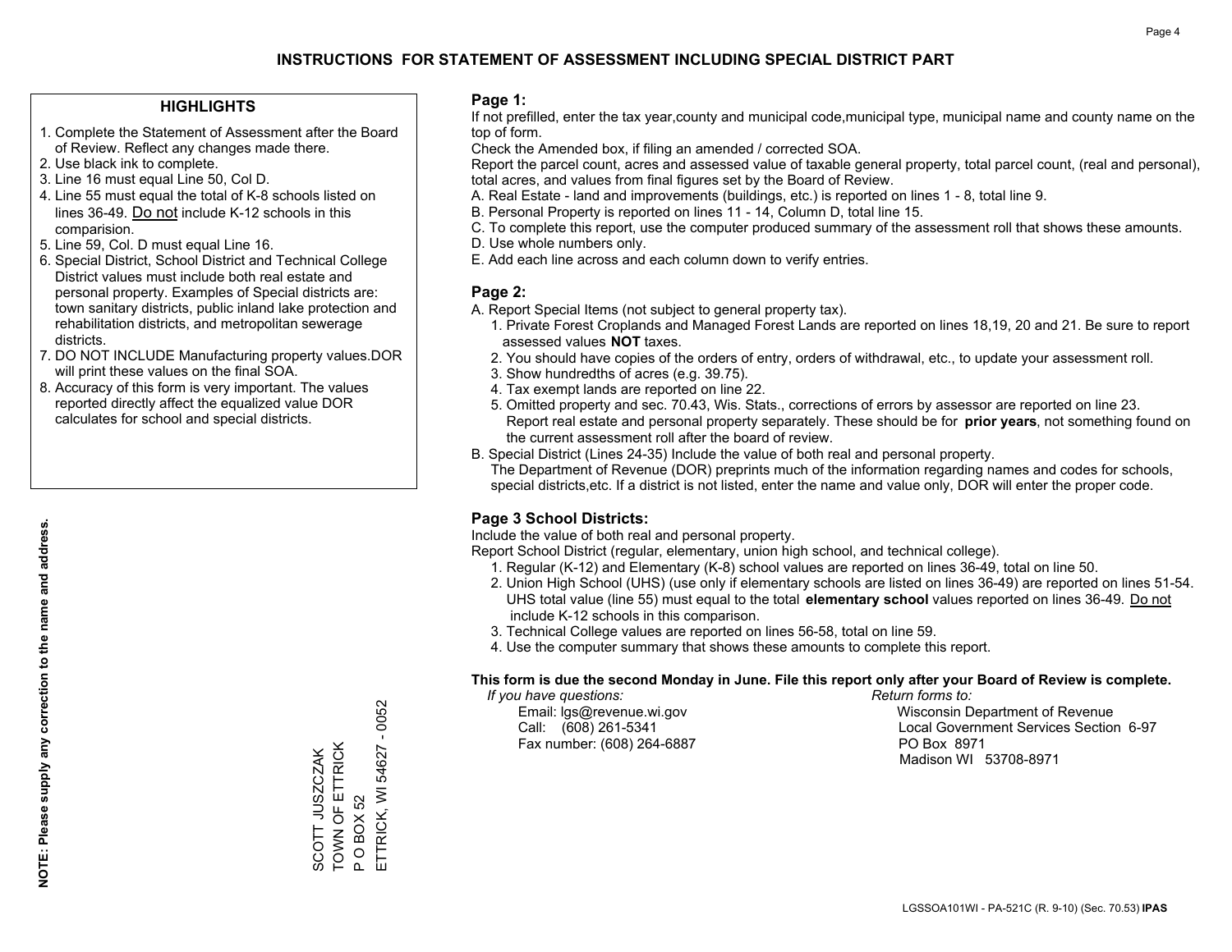# INSTRUCTIONS FOR STATEMENT OF ASSESSMENT INCLUDING SPECIAL DISTRICT PART

## HIGHLIGHTS

1. Complete the Statement of Assessment after the Board of Review. Reflect any changes made there.
2. Use black ink to complete.
3. Line 16 must equal Line 50, Col D.
4. Line 55 must equal the total of K-8 schools listed on lines 36-49. Do not include K-12 schools in this comparision.
5. Line 59, Col. D must equal Line 16.
6. Special District, School District and Technical College District values must include both real estate and personal property. Examples of Special districts are: town sanitary districts, public inland lake protection and rehabilitation districts, and metropolitan sewerage districts.
7. DO NOT INCLUDE Manufacturing property values.DOR will print these values on the final SOA.
8. Accuracy of this form is very important. The values reported directly affect the equalized value DOR calculates for school and special districts.

**NOTE: Please supply any correction to the name and address.**

SCOTT JUSZCZAK
TOWN OF ETTRICK
P O BOX 52
ETTRICK, WI 54627 - 0052

## Page 1:

If not prefilled, enter the tax year,county and municipal code,municipal type, municipal name and county name on the top of form.

Check the Amended box, if filing an amended / corrected SOA.

Report the parcel count, acres and assessed value of taxable general property, total parcel count, (real and personal), total acres, and values from final figures set by the Board of Review.

A. Real Estate - land and improvements (buildings, etc.) is reported on lines 1 - 8, total line 9.
B. Personal Property is reported on lines 11 - 14, Column D, total line 15.
C. To complete this report, use the computer produced summary of the assessment roll that shows these amounts.
D. Use whole numbers only.
E. Add each line across and each column down to verify entries.

## Page 2:

A. Report Special Items (not subject to general property tax).
   1. Private Forest Croplands and Managed Forest Lands are reported on lines 18,19, 20 and 21. Be sure to report assessed values **NOT** taxes.
   2. You should have copies of the orders of entry, orders of withdrawal, etc., to update your assessment roll.
   3. Show hundredths of acres (e.g. 39.75).
   4. Tax exempt lands are reported on line 22.
   5. Omitted property and sec. 70.43, Wis. Stats., corrections of errors by assessor are reported on line 23. Report real estate and personal property separately. These should be for **prior years**, not something found on the current assessment roll after the board of review.
B. Special District (Lines 24-35) Include the value of both real and personal property.
   The Department of Revenue (DOR) preprints much of the information regarding names and codes for schools, special districts,etc. If a district is not listed, enter the name and value only, DOR will enter the proper code.

## Page 3 School Districts:

Include the value of both real and personal property.

Report School District (regular, elementary, union high school, and technical college).

1. Regular (K-12) and Elementary (K-8) school values are reported on lines 36-49, total on line 50.
2. Union High School (UHS) (use only if elementary schools are listed on lines 36-49) are reported on lines 51-54. UHS total value (line 55) must equal to the total **elementary school** values reported on lines 36-49. Do not include K-12 schools in this comparison.
3. Technical College values are reported on lines 56-58, total on line 59.
4. Use the computer summary that shows these amounts to complete this report.

**This form is due the second Monday in June. File this report only after your Board of Review is complete.**

*If you have questions:*
Email: lgs@revenue.wi.gov
Call: (608) 261-5341
Fax number: (608) 264-6887

*Return forms to:*
Wisconsin Department of Revenue
Local Government Services Section 6-97
PO Box 8971
Madison WI 53708-8971

LGSSOA101WI - PA-521C (R. 9-10) (Sec. 70.53) **IPAS**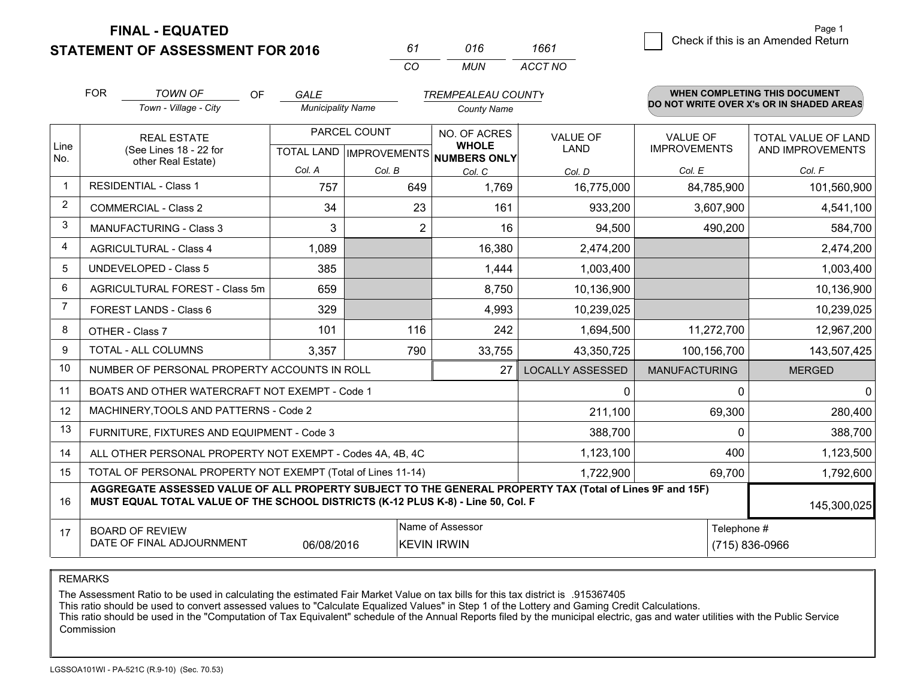# FINAL - EQUATED
## STATEMENT OF ASSESSMENT FOR 2016

| 61 | 016 | 1661 |
|---|---|---|
| CO | MUN | ACCT NO |

Page 1

☐ Check if this is an Amended Return

FOR *TOWN OF* (Town - Village - City) OF *GALE* (Municipality Name) *TREMPEALEAU COUNTY* (County Name)

**WHEN COMPLETING THIS DOCUMENT DO NOT WRITE OVER X's OR IN SHADED AREAS**

| Line No. | REAL ESTATE (See Lines 18 - 22 for other Real Estate) | PARCEL COUNT | | NO. OF ACRES WHOLE NUMBERS ONLY | VALUE OF LAND | VALUE OF IMPROVEMENTS | TOTAL VALUE OF LAND AND IMPROVEMENTS |
|---|---|---|---|---|---|---|---|
| | | TOTAL LAND | IMPROVEMENTS | | | | |
| | | Col. A | Col. B | Col. C | Col. D | Col. E | Col. F |
| 1 | RESIDENTIAL - Class 1 | 757 | 649 | 1,769 | 16,775,000 | 84,785,900 | 101,560,900 |
| 2 | COMMERCIAL - Class 2 | 34 | 23 | 161 | 933,200 | 3,607,900 | 4,541,100 |
| 3 | MANUFACTURING - Class 3 | 3 | 2 | 16 | 94,500 | 490,200 | 584,700 |
| 4 | AGRICULTURAL - Class 4 | 1,089 | | 16,380 | 2,474,200 | | 2,474,200 |
| 5 | UNDEVELOPED - Class 5 | 385 | | 1,444 | 1,003,400 | | 1,003,400 |
| 6 | AGRICULTURAL FOREST - Class 5m | 659 | | 8,750 | 10,136,900 | | 10,136,900 |
| 7 | FOREST LANDS - Class 6 | 329 | | 4,993 | 10,239,025 | | 10,239,025 |
| 8 | OTHER - Class 7 | 101 | 116 | 242 | 1,694,500 | 11,272,700 | 12,967,200 |
| 9 | TOTAL - ALL COLUMNS | 3,357 | 790 | 33,755 | 43,350,725 | 100,156,700 | 143,507,425 |
| 10 | NUMBER OF PERSONAL PROPERTY ACCOUNTS IN ROLL | | | 27 | LOCALLY ASSESSED | MANUFACTURING | MERGED |
| 11 | BOATS AND OTHER WATERCRAFT NOT EXEMPT - Code 1 | | | | 0 | 0 | 0 |
| 12 | MACHINERY,TOOLS AND PATTERNS - Code 2 | | | | 211,100 | 69,300 | 280,400 |
| 13 | FURNITURE, FIXTURES AND EQUIPMENT - Code 3 | | | | 388,700 | 0 | 388,700 |
| 14 | ALL OTHER PERSONAL PROPERTY NOT EXEMPT - Codes 4A, 4B, 4C | | | | 1,123,100 | 400 | 1,123,500 |
| 15 | TOTAL OF PERSONAL PROPERTY NOT EXEMPT (Total of Lines 11-14) | | | | 1,722,900 | 69,700 | 1,792,600 |
| 16 | **AGGREGATE ASSESSED VALUE OF ALL PROPERTY SUBJECT TO THE GENERAL PROPERTY TAX (Total of Lines 9F and 15F) MUST EQUAL TOTAL VALUE OF THE SCHOOL DISTRICTS (K-12 PLUS K-8) - Line 50, Col. F** | | | | | | 145,300,025 |
| 17 | BOARD OF REVIEW DATE OF FINAL ADJOURNMENT | 06/08/2016 | Name of Assessor: KEVIN IRWIN | | | Telephone #: (715) 836-0966 | |

REMARKS

The Assessment Ratio to be used in calculating the estimated Fair Market Value on tax bills for this tax district is .915367405
This ratio should be used to convert assessed values to "Calculate Equalized Values" in Step 1 of the Lottery and Gaming Credit Calculations.
This ratio should be used in the "Computation of Tax Equivalent" schedule of the Annual Reports filed by the municipal electric, gas and water utilities with the Public Service Commission

LGSSOA101WI - PA-521C (R.9-10) (Sec. 70.53)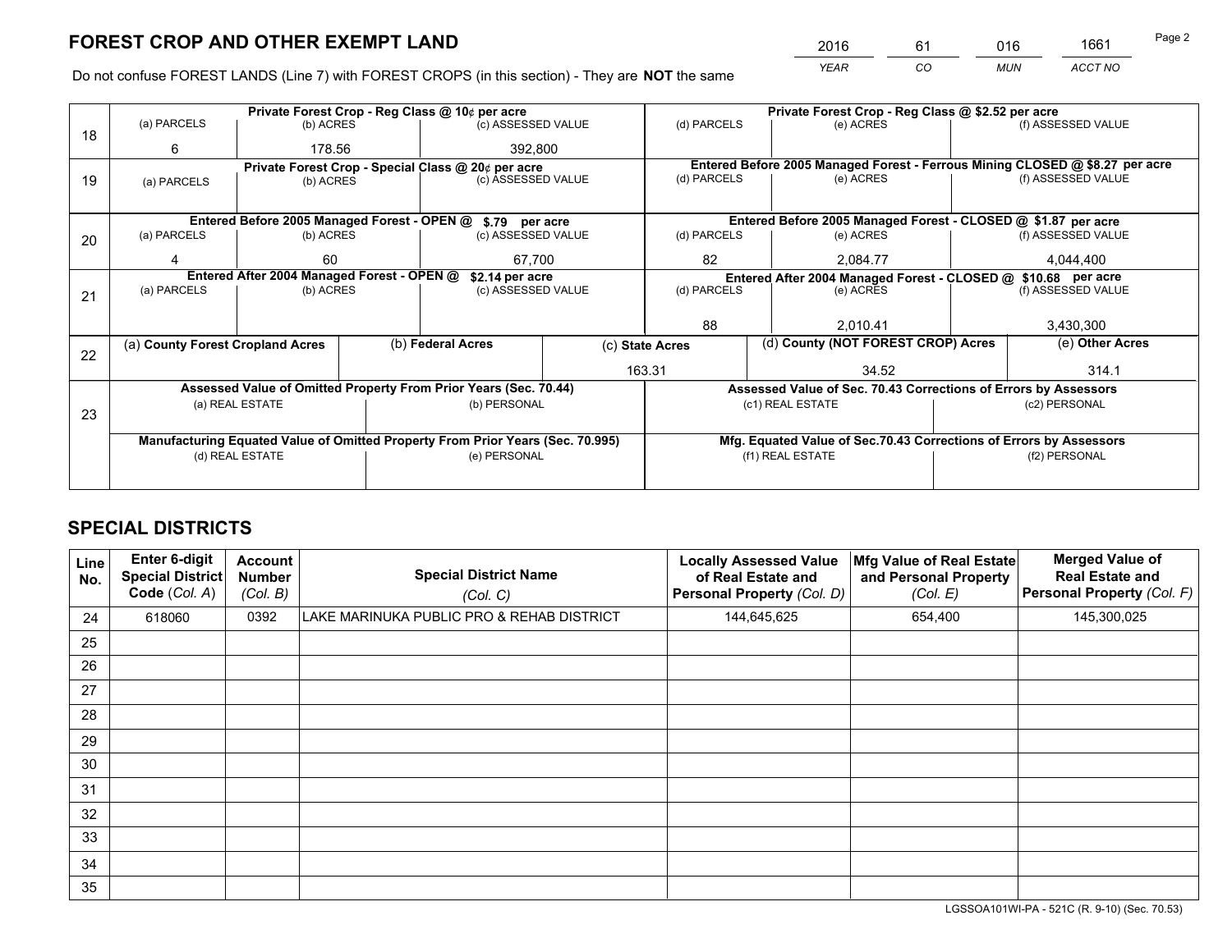# FOREST CROP AND OTHER EXEMPT LAND

| 2016 | 61 | 016 | 1661 |
|---|---|---|---|
| YEAR | CO | MUN | ACCT NO |

Do not confuse FOREST LANDS (Line 7) with FOREST CROPS (in this section) - They are **NOT** the same

| Line | Private Forest Crop - Reg Class @ 10¢ per acre | | | Private Forest Crop - Reg Class @ $2.52 per acre | | |
|---|---|---|---|---|---|---|
| 18 | (a) PARCELS | (b) ACRES | (c) ASSESSED VALUE | (d) PARCELS | (e) ACRES | (f) ASSESSED VALUE |
| | 6 | 178.56 | 392,800 | | | |
| | **Private Forest Crop - Special Class @ 20¢ per acre** | | | **Entered Before 2005 Managed Forest - Ferrous Mining CLOSED @ $8.27 per acre** | | |
| 19 | (a) PARCELS | (b) ACRES | (c) ASSESSED VALUE | (d) PARCELS | (e) ACRES | (f) ASSESSED VALUE |
| | | | | | | |
| | **Entered Before 2005 Managed Forest - OPEN @ $.79 per acre** | | | **Entered Before 2005 Managed Forest - CLOSED @ $1.87 per acre** | | |
| 20 | (a) PARCELS | (b) ACRES | (c) ASSESSED VALUE | (d) PARCELS | (e) ACRES | (f) ASSESSED VALUE |
| | 4 | 60 | 67,700 | 82 | 2,084.77 | 4,044,400 |
| | **Entered After 2004 Managed Forest - OPEN @ $2.14 per acre** | | | **Entered After 2004 Managed Forest - CLOSED @ $10.68 per acre** | | |
| 21 | (a) PARCELS | (b) ACRES | (c) ASSESSED VALUE | (d) PARCELS | (e) ACRES | (f) ASSESSED VALUE |
| | | | | 88 | 2,010.41 | 3,430,300 |

| Line | (a) County Forest Cropland Acres | (b) Federal Acres | (c) State Acres | (d) County (NOT FOREST CROP) Acres | (e) Other Acres |
|---|---|---|---|---|---|
| 22 | | | 163.31 | 34.52 | 314.1 |

| Line | Assessed Value of Omitted Property From Prior Years (Sec. 70.44) | | Assessed Value of Sec. 70.43 Corrections of Errors by Assessors | |
|---|---|---|---|---|
| 23 | (a) REAL ESTATE | (b) PERSONAL | (c1) REAL ESTATE | (c2) PERSONAL |
| | | | | |
| | **Manufacturing Equated Value of Omitted Property From Prior Years (Sec. 70.995)** | | **Mfg. Equated Value of Sec.70.43 Corrections of Errors by Assessors** | |
| | (d) REAL ESTATE | (e) PERSONAL | (f1) REAL ESTATE | (f2) PERSONAL |
| | | | | |

# SPECIAL DISTRICTS

| Line No. | Enter 6-digit Special District Code (Col. A) | Account Number (Col. B) | Special District Name (Col. C) | Locally Assessed Value of Real Estate and Personal Property (Col. D) | Mfg Value of Real Estate and Personal Property (Col. E) | Merged Value of Real Estate and Personal Property (Col. F) |
|---|---|---|---|---|---|---|
| 24 | 618060 | 0392 | LAKE MARINUKA PUBLIC PRO & REHAB DISTRICT | 144,645,625 | 654,400 | 145,300,025 |
| 25 | | | | | | |
| 26 | | | | | | |
| 27 | | | | | | |
| 28 | | | | | | |
| 29 | | | | | | |
| 30 | | | | | | |
| 31 | | | | | | |
| 32 | | | | | | |
| 33 | | | | | | |
| 34 | | | | | | |
| 35 | | | | | | |

LGSSOA101WI-PA - 521C (R. 9-10) (Sec. 70.53)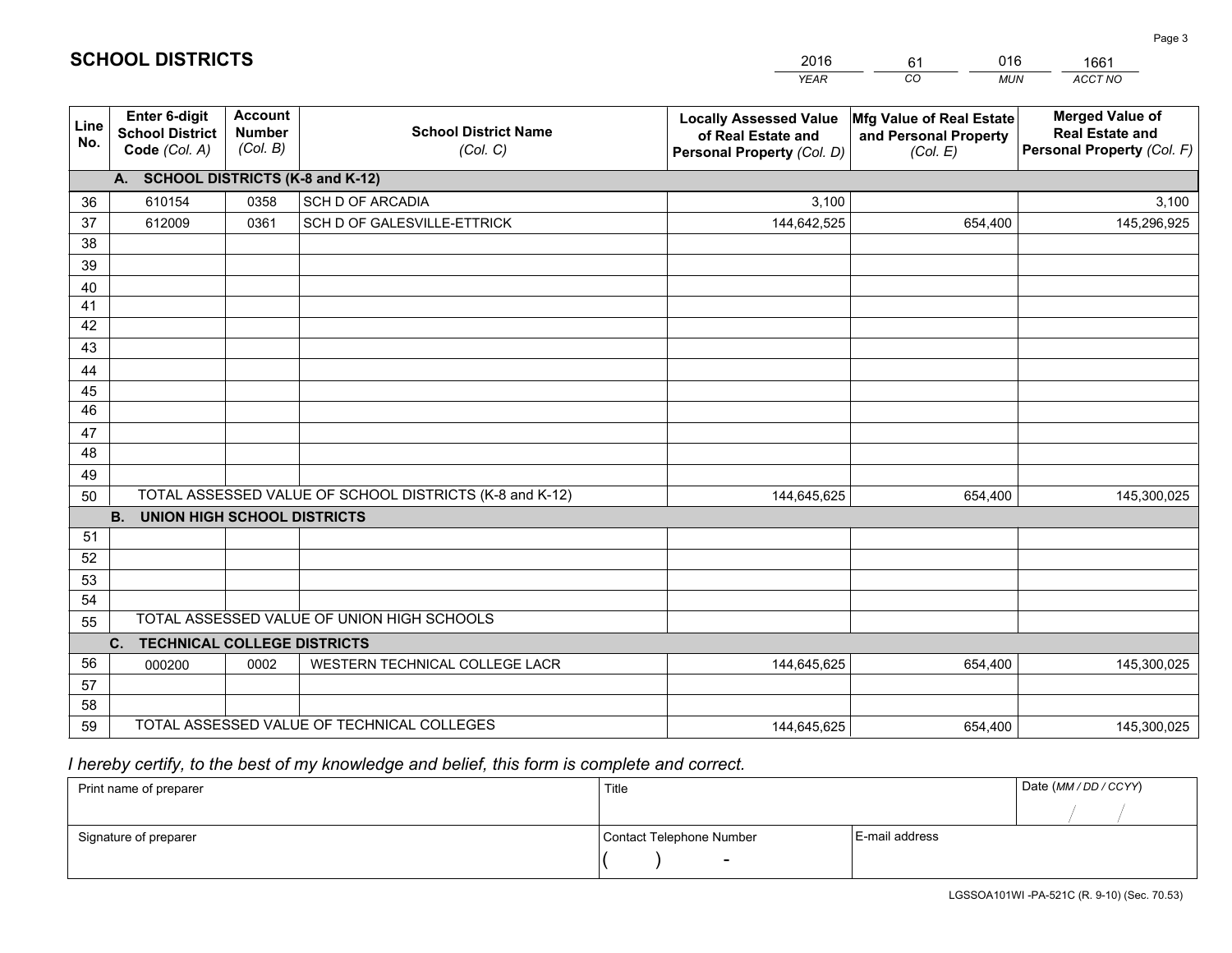# SCHOOL DISTRICTS

| 2016 | 61 | 016 | 1661 |
|---|---|---|---|
| *YEAR* | *CO* | *MUN* | *ACCT NO* |

| Line No. | Enter 6-digit School District Code *(Col. A)* | Account Number *(Col. B)* | School District Name *(Col. C)* | Locally Assessed Value of Real Estate and Personal Property *(Col. D)* | Mfg Value of Real Estate and Personal Property *(Col. E)* | Merged Value of Real Estate and Personal Property *(Col. F)* |
|---|---|---|---|---|---|---|
| **A.** | **SCHOOL DISTRICTS (K-8 and K-12)** | | | | | |
| 36 | 610154 | 0358 | SCH D OF ARCADIA | 3,100 | | 3,100 |
| 37 | 612009 | 0361 | SCH D OF GALESVILLE-ETTRICK | 144,642,525 | 654,400 | 145,296,925 |
| 38 | | | | | | |
| 39 | | | | | | |
| 40 | | | | | | |
| 41 | | | | | | |
| 42 | | | | | | |
| 43 | | | | | | |
| 44 | | | | | | |
| 45 | | | | | | |
| 46 | | | | | | |
| 47 | | | | | | |
| 48 | | | | | | |
| 49 | | | | | | |
| 50 | TOTAL ASSESSED VALUE OF SCHOOL DISTRICTS (K-8 and K-12) | | | 144,645,625 | 654,400 | 145,300,025 |
| **B.** | **UNION HIGH SCHOOL DISTRICTS** | | | | | |
| 51 | | | | | | |
| 52 | | | | | | |
| 53 | | | | | | |
| 54 | | | | | | |
| 55 | TOTAL ASSESSED VALUE OF UNION HIGH SCHOOLS | | | | | |
| **C.** | **TECHNICAL COLLEGE DISTRICTS** | | | | | |
| 56 | 000200 | 0002 | WESTERN TECHNICAL COLLEGE LACR | 144,645,625 | 654,400 | 145,300,025 |
| 57 | | | | | | |
| 58 | | | | | | |
| 59 | TOTAL ASSESSED VALUE OF TECHNICAL COLLEGES | | | 144,645,625 | 654,400 | 145,300,025 |

*I hereby certify, to the best of my knowledge and belief, this form is complete and correct.*

| Print name of preparer | Title | | Date *(MM / DD / CCYY)* |
|---|---|---|---|
| | | | / / |
| Signature of preparer | Contact Telephone Number | E-mail address | |
| | ( ) - | | |

LGSSOA101WI -PA-521C (R. 9-10) (Sec. 70.53)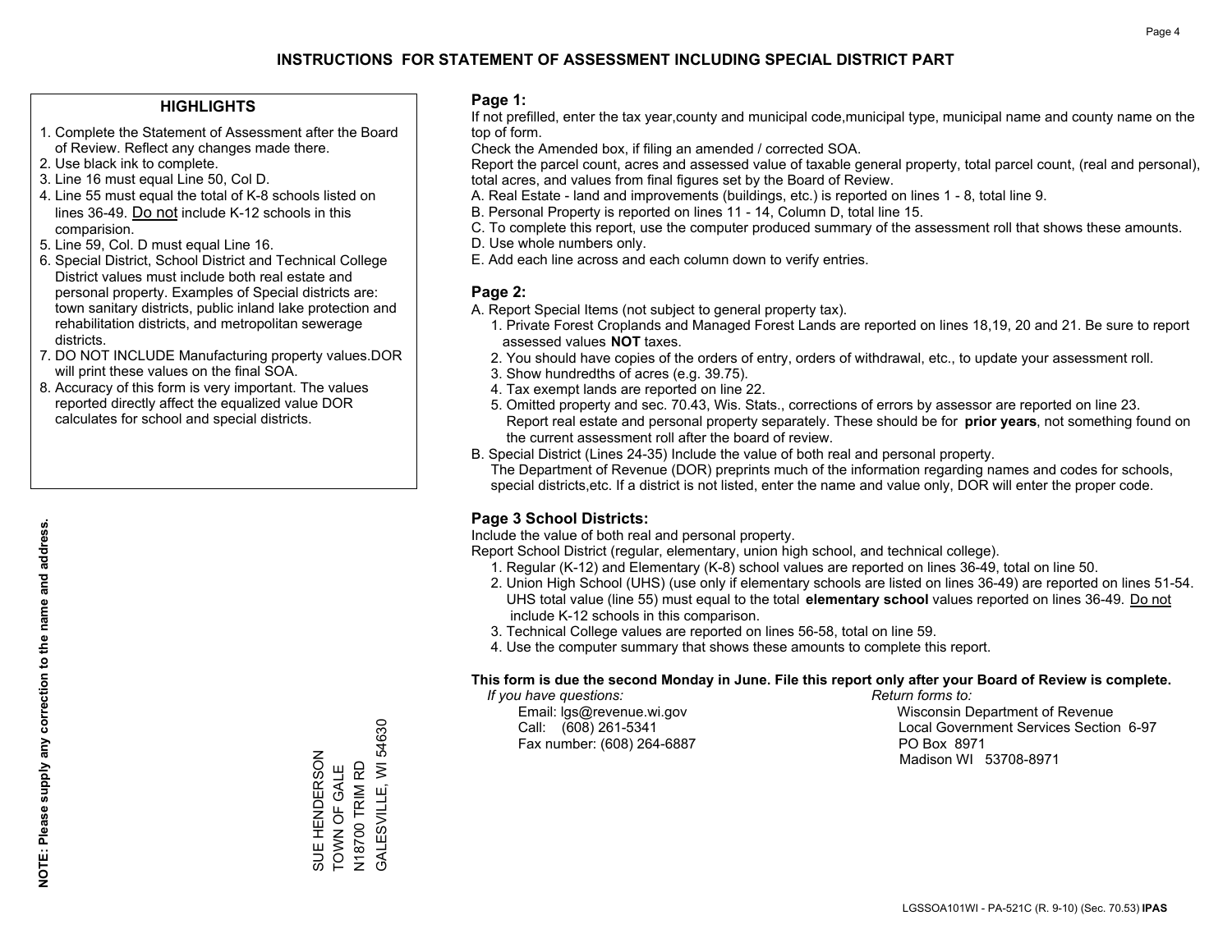# INSTRUCTIONS FOR STATEMENT OF ASSESSMENT INCLUDING SPECIAL DISTRICT PART

## HIGHLIGHTS

1. Complete the Statement of Assessment after the Board of Review. Reflect any changes made there.
2. Use black ink to complete.
3. Line 16 must equal Line 50, Col D.
4. Line 55 must equal the total of K-8 schools listed on lines 36-49. Do not include K-12 schools in this comparision.
5. Line 59, Col. D must equal Line 16.
6. Special District, School District and Technical College District values must include both real estate and personal property. Examples of Special districts are: town sanitary districts, public inland lake protection and rehabilitation districts, and metropolitan sewerage districts.
7. DO NOT INCLUDE Manufacturing property values.DOR will print these values on the final SOA.
8. Accuracy of this form is very important. The values reported directly affect the equalized value DOR calculates for school and special districts.

**NOTE: Please supply any correction to the name and address.**

SUE HENDERSON
TOWN OF GALE
N18700 TRIM RD
GALESVILLE, WI 54630

## Page 1:

If not prefilled, enter the tax year,county and municipal code,municipal type, municipal name and county name on the top of form.

Check the Amended box, if filing an amended / corrected SOA.

Report the parcel count, acres and assessed value of taxable general property, total parcel count, (real and personal), total acres, and values from final figures set by the Board of Review.

A. Real Estate - land and improvements (buildings, etc.) is reported on lines 1 - 8, total line 9.
B. Personal Property is reported on lines 11 - 14, Column D, total line 15.
C. To complete this report, use the computer produced summary of the assessment roll that shows these amounts.
D. Use whole numbers only.
E. Add each line across and each column down to verify entries.

## Page 2:

A. Report Special Items (not subject to general property tax).
   1. Private Forest Croplands and Managed Forest Lands are reported on lines 18,19, 20 and 21. Be sure to report assessed values **NOT** taxes.
   2. You should have copies of the orders of entry, orders of withdrawal, etc., to update your assessment roll.
   3. Show hundredths of acres (e.g. 39.75).
   4. Tax exempt lands are reported on line 22.
   5. Omitted property and sec. 70.43, Wis. Stats., corrections of errors by assessor are reported on line 23. Report real estate and personal property separately. These should be for **prior years**, not something found on the current assessment roll after the board of review.
B. Special District (Lines 24-35) Include the value of both real and personal property.
   The Department of Revenue (DOR) preprints much of the information regarding names and codes for schools, special districts,etc. If a district is not listed, enter the name and value only, DOR will enter the proper code.

## Page 3 School Districts:

Include the value of both real and personal property.

Report School District (regular, elementary, union high school, and technical college).

1. Regular (K-12) and Elementary (K-8) school values are reported on lines 36-49, total on line 50.
2. Union High School (UHS) (use only if elementary schools are listed on lines 36-49) are reported on lines 51-54. UHS total value (line 55) must equal to the total **elementary school** values reported on lines 36-49. Do not include K-12 schools in this comparison.
3. Technical College values are reported on lines 56-58, total on line 59.
4. Use the computer summary that shows these amounts to complete this report.

**This form is due the second Monday in June. File this report only after your Board of Review is complete.**

*If you have questions:*
Email: lgs@revenue.wi.gov
Call: (608) 261-5341
Fax number: (608) 264-6887

*Return forms to:*
Wisconsin Department of Revenue
Local Government Services Section 6-97
PO Box 8971
Madison WI 53708-8971

LGSSOA101WI - PA-521C (R. 9-10) (Sec. 70.53) **IPAS**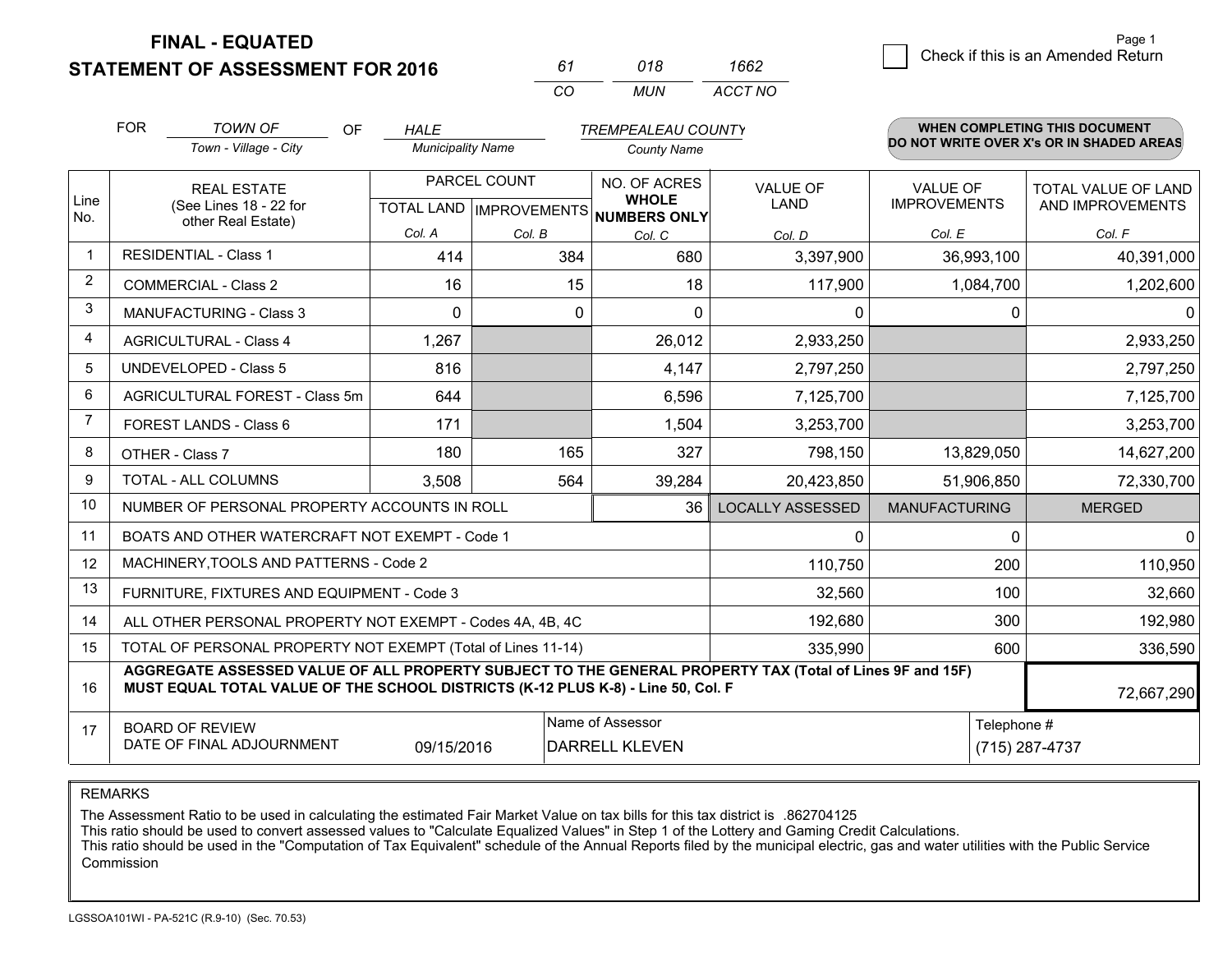# FINAL - EQUATED
## STATEMENT OF ASSESSMENT FOR 2016

| 61 | 018 | 1662 |
|---|---|---|
| CO | MUN | ACCT NO |

Check if this is an Amended Return

FOR TOWN OF (Town - Village - City) OF HALE (Municipality Name) TREMPEALEAU COUNTY (County Name)

**WHEN COMPLETING THIS DOCUMENT DO NOT WRITE OVER X's OR IN SHADED AREAS**

| Line No. | REAL ESTATE (See Lines 18 - 22 for other Real Estate) | PARCEL COUNT TOTAL LAND Col. A | PARCEL COUNT IMPROVEMENTS Col. B | NO. OF ACRES WHOLE NUMBERS ONLY Col. C | VALUE OF LAND Col. D | VALUE OF IMPROVEMENTS Col. E | TOTAL VALUE OF LAND AND IMPROVEMENTS Col. F |
|---|---|---|---|---|---|---|---|
| 1 | RESIDENTIAL - Class 1 | 414 | 384 | 680 | 3,397,900 | 36,993,100 | 40,391,000 |
| 2 | COMMERCIAL - Class 2 | 16 | 15 | 18 | 117,900 | 1,084,700 | 1,202,600 |
| 3 | MANUFACTURING - Class 3 | 0 | 0 | 0 | 0 | 0 | 0 |
| 4 | AGRICULTURAL - Class 4 | 1,267 | | 26,012 | 2,933,250 | | 2,933,250 |
| 5 | UNDEVELOPED - Class 5 | 816 | | 4,147 | 2,797,250 | | 2,797,250 |
| 6 | AGRICULTURAL FOREST - Class 5m | 644 | | 6,596 | 7,125,700 | | 7,125,700 |
| 7 | FOREST LANDS - Class 6 | 171 | | 1,504 | 3,253,700 | | 3,253,700 |
| 8 | OTHER - Class 7 | 180 | 165 | 327 | 798,150 | 13,829,050 | 14,627,200 |
| 9 | TOTAL - ALL COLUMNS | 3,508 | 564 | 39,284 | 20,423,850 | 51,906,850 | 72,330,700 |
| 10 | NUMBER OF PERSONAL PROPERTY ACCOUNTS IN ROLL | | | 36 | LOCALLY ASSESSED | MANUFACTURING | MERGED |
| 11 | BOATS AND OTHER WATERCRAFT NOT EXEMPT - Code 1 | | | | 0 | 0 | 0 |
| 12 | MACHINERY,TOOLS AND PATTERNS - Code 2 | | | | 110,750 | 200 | 110,950 |
| 13 | FURNITURE, FIXTURES AND EQUIPMENT - Code 3 | | | | 32,560 | 100 | 32,660 |
| 14 | ALL OTHER PERSONAL PROPERTY NOT EXEMPT - Codes 4A, 4B, 4C | | | | 192,680 | 300 | 192,980 |
| 15 | TOTAL OF PERSONAL PROPERTY NOT EXEMPT (Total of Lines 11-14) | | | | 335,990 | 600 | 336,590 |
| 16 | **AGGREGATE ASSESSED VALUE OF ALL PROPERTY SUBJECT TO THE GENERAL PROPERTY TAX (Total of Lines 9F and 15F) MUST EQUAL TOTAL VALUE OF THE SCHOOL DISTRICTS (K-12 PLUS K-8) - Line 50, Col. F** | | | | | | 72,667,290 |
| 17 | BOARD OF REVIEW DATE OF FINAL ADJOURNMENT | 09/15/2016 | Name of Assessor | DARRELL KLEVEN | | Telephone # | (715) 287-4737 |

REMARKS

The Assessment Ratio to be used in calculating the estimated Fair Market Value on tax bills for this tax district is .862704125
This ratio should be used to convert assessed values to "Calculate Equalized Values" in Step 1 of the Lottery and Gaming Credit Calculations.
This ratio should be used in the "Computation of Tax Equivalent" schedule of the Annual Reports filed by the municipal electric, gas and water utilities with the Public Service Commission

LGSSOA101WI - PA-521C (R.9-10) (Sec. 70.53)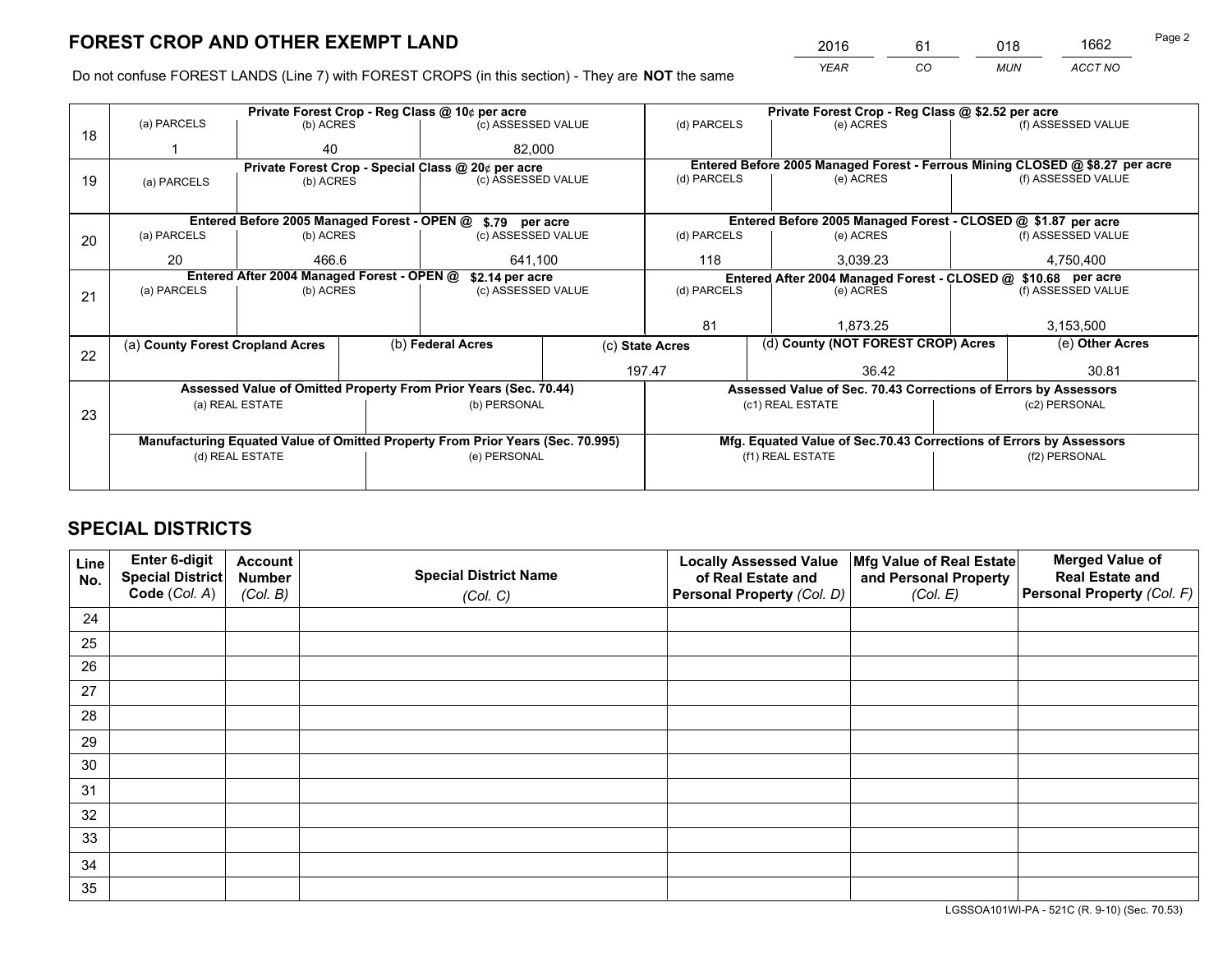## FOREST CROP AND OTHER EXEMPT LAND

| YEAR | CO | MUN | ACCT NO |
|---|---|---|---|
| 2016 | 61 | 018 | 1662 |

Do not confuse FOREST LANDS (Line 7) with FOREST CROPS (in this section) - They are **NOT** the same

| Line | Private Forest Crop - Reg Class @ 10¢ per acre | | | Private Forest Crop - Reg Class @ $2.52 per acre | | |
|---|---|---|---|---|---|---|
| 18 | (a) PARCELS | (b) ACRES | (c) ASSESSED VALUE | (d) PARCELS | (e) ACRES | (f) ASSESSED VALUE |
| | 1 | 40 | 82,000 | | | |
| | **Private Forest Crop - Special Class @ 20¢ per acre** | | | **Entered Before 2005 Managed Forest - Ferrous Mining CLOSED @ $8.27 per acre** | | |
| 19 | (a) PARCELS | (b) ACRES | (c) ASSESSED VALUE | (d) PARCELS | (e) ACRES | (f) ASSESSED VALUE |
| | | | | | | |
| | **Entered Before 2005 Managed Forest - OPEN @ $.79 per acre** | | | **Entered Before 2005 Managed Forest - CLOSED @ $1.87 per acre** | | |
| 20 | (a) PARCELS | (b) ACRES | (c) ASSESSED VALUE | (d) PARCELS | (e) ACRES | (f) ASSESSED VALUE |
| | 20 | 466.6 | 641,100 | 118 | 3,039.23 | 4,750,400 |
| | **Entered After 2004 Managed Forest - OPEN @ $2.14 per acre** | | | **Entered After 2004 Managed Forest - CLOSED @ $10.68 per acre** | | |
| 21 | (a) PARCELS | (b) ACRES | (c) ASSESSED VALUE | (d) PARCELS | (e) ACRES | (f) ASSESSED VALUE |
| | | | | 81 | 1,873.25 | 3,153,500 |

| Line | (a) County Forest Cropland Acres | (b) Federal Acres | (c) State Acres | (d) County (NOT FOREST CROP) Acres | (e) Other Acres |
|---|---|---|---|---|---|
| 22 | | | 197.47 | 36.42 | 30.81 |

| Line | Assessed Value of Omitted Property From Prior Years (Sec. 70.44) | | Assessed Value of Sec. 70.43 Corrections of Errors by Assessors | |
|---|---|---|---|---|
| 23 | (a) REAL ESTATE | (b) PERSONAL | (c1) REAL ESTATE | (c2) PERSONAL |
| | | | | |
| | **Manufacturing Equated Value of Omitted Property From Prior Years (Sec. 70.995)** | | **Mfg. Equated Value of Sec.70.43 Corrections of Errors by Assessors** | |
| | (d) REAL ESTATE | (e) PERSONAL | (f1) REAL ESTATE | (f2) PERSONAL |
| | | | | |

## SPECIAL DISTRICTS

| Line No. | Enter 6-digit Special District Code (Col. A) | Account Number (Col. B) | Special District Name (Col. C) | Locally Assessed Value of Real Estate and Personal Property (Col. D) | Mfg Value of Real Estate and Personal Property (Col. E) | Merged Value of Real Estate and Personal Property (Col. F) |
|---|---|---|---|---|---|---|
| 24 | | | | | | |
| 25 | | | | | | |
| 26 | | | | | | |
| 27 | | | | | | |
| 28 | | | | | | |
| 29 | | | | | | |
| 30 | | | | | | |
| 31 | | | | | | |
| 32 | | | | | | |
| 33 | | | | | | |
| 34 | | | | | | |
| 35 | | | | | | |

LGSSOA101WI-PA - 521C (R. 9-10) (Sec. 70.53)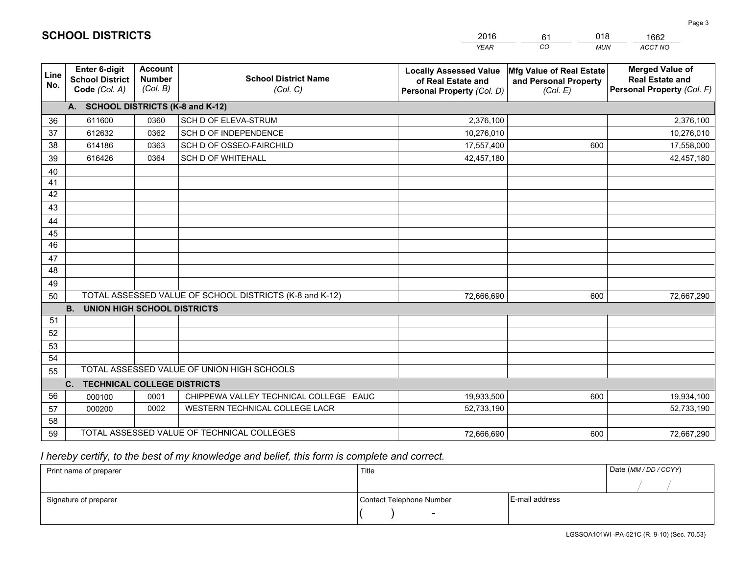## SCHOOL DISTRICTS

| 2016 | 61 | 018 | 1662 |
|---|---|---|---|
| *YEAR* | *CO* | *MUN* | *ACCT NO* |

| Line No. | Enter 6-digit School District Code *(Col. A)* | Account Number *(Col. B)* | School District Name *(Col. C)* | Locally Assessed Value of Real Estate and Personal Property *(Col. D)* | Mfg Value of Real Estate and Personal Property *(Col. E)* | Merged Value of Real Estate and Personal Property *(Col. F)* |
|---|---|---|---|---|---|---|
| | **A. SCHOOL DISTRICTS (K-8 and K-12)** | | | | | |
| 36 | 611600 | 0360 | SCH D OF ELEVA-STRUM | 2,376,100 | | 2,376,100 |
| 37 | 612632 | 0362 | SCH D OF INDEPENDENCE | 10,276,010 | | 10,276,010 |
| 38 | 614186 | 0363 | SCH D OF OSSEO-FAIRCHILD | 17,557,400 | 600 | 17,558,000 |
| 39 | 616426 | 0364 | SCH D OF WHITEHALL | 42,457,180 | | 42,457,180 |
| 40 | | | | | | |
| 41 | | | | | | |
| 42 | | | | | | |
| 43 | | | | | | |
| 44 | | | | | | |
| 45 | | | | | | |
| 46 | | | | | | |
| 47 | | | | | | |
| 48 | | | | | | |
| 49 | | | | | | |
| 50 | TOTAL ASSESSED VALUE OF SCHOOL DISTRICTS (K-8 and K-12) | | | 72,666,690 | 600 | 72,667,290 |
| | **B. UNION HIGH SCHOOL DISTRICTS** | | | | | |
| 51 | | | | | | |
| 52 | | | | | | |
| 53 | | | | | | |
| 54 | | | | | | |
| 55 | TOTAL ASSESSED VALUE OF UNION HIGH SCHOOLS | | | | | |
| | **C. TECHNICAL COLLEGE DISTRICTS** | | | | | |
| 56 | 000100 | 0001 | CHIPPEWA VALLEY TECHNICAL COLLEGE EAUC | 19,933,500 | 600 | 19,934,100 |
| 57 | 000200 | 0002 | WESTERN TECHNICAL COLLEGE LACR | 52,733,190 | | 52,733,190 |
| 58 | | | | | | |
| 59 | TOTAL ASSESSED VALUE OF TECHNICAL COLLEGES | | | 72,666,690 | 600 | 72,667,290 |

*I hereby certify, to the best of my knowledge and belief, this form is complete and correct.*

| Print name of preparer | Title | | Date *(MM / DD / CCYY)* |
|---|---|---|---|
| | | | / / |
| Signature of preparer | Contact Telephone Number | E-mail address | |
| | ( ) - | | |

LGSSOA101WI -PA-521C (R. 9-10) (Sec. 70.53)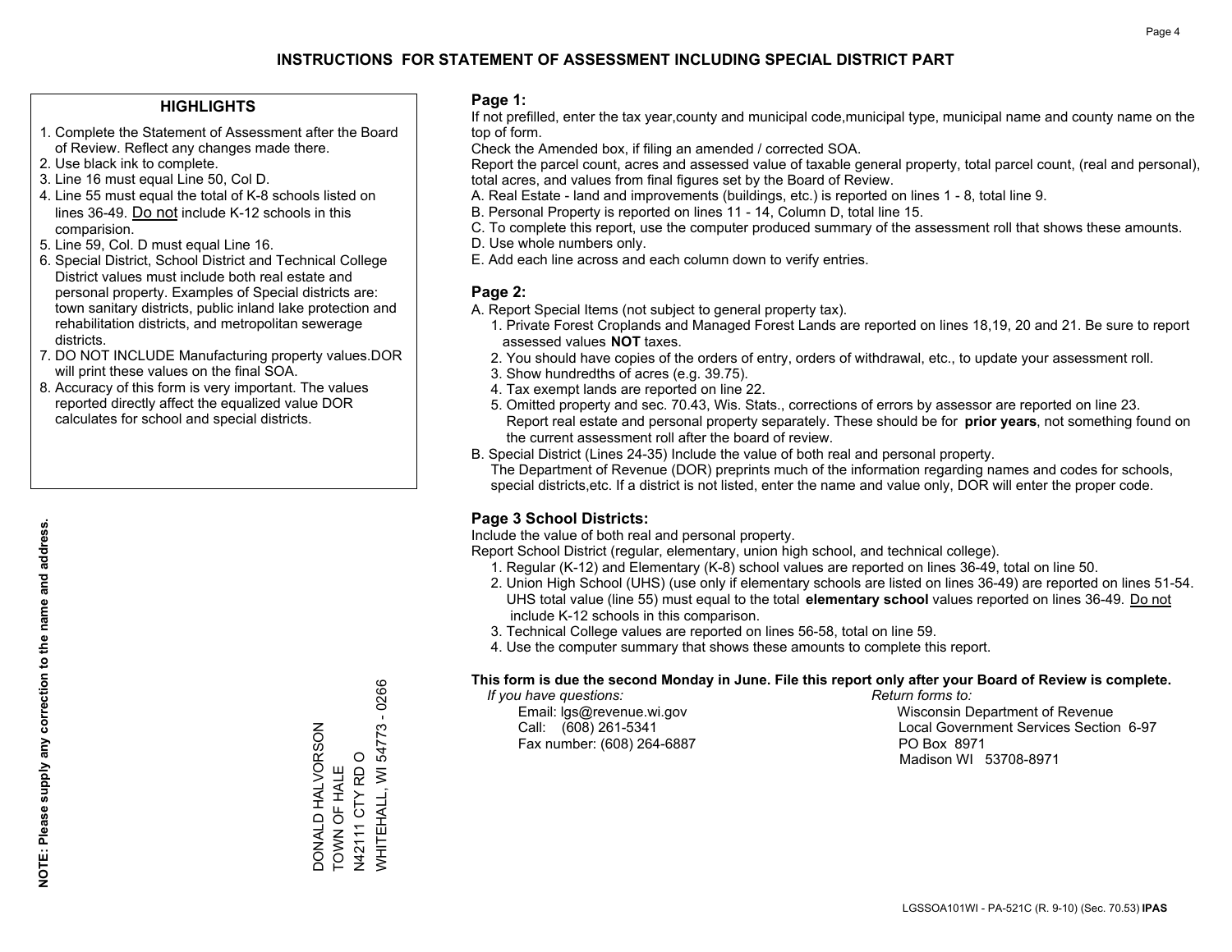# INSTRUCTIONS FOR STATEMENT OF ASSESSMENT INCLUDING SPECIAL DISTRICT PART

## HIGHLIGHTS

1. Complete the Statement of Assessment after the Board of Review. Reflect any changes made there.
2. Use black ink to complete.
3. Line 16 must equal Line 50, Col D.
4. Line 55 must equal the total of K-8 schools listed on lines 36-49. Do not include K-12 schools in this comparision.
5. Line 59, Col. D must equal Line 16.
6. Special District, School District and Technical College District values must include both real estate and personal property. Examples of Special districts are: town sanitary districts, public inland lake protection and rehabilitation districts, and metropolitan sewerage districts.
7. DO NOT INCLUDE Manufacturing property values.DOR will print these values on the final SOA.
8. Accuracy of this form is very important. The values reported directly affect the equalized value DOR calculates for school and special districts.

**NOTE: Please supply any correction to the name and address.**

DONALD HALVORSON
TOWN OF HALE
N42111 CTY RD O
WHITEHALL, WI 54773 - 0266

## Page 1:

If not prefilled, enter the tax year,county and municipal code,municipal type, municipal name and county name on the top of form.

Check the Amended box, if filing an amended / corrected SOA.

Report the parcel count, acres and assessed value of taxable general property, total parcel count, (real and personal), total acres, and values from final figures set by the Board of Review.

A. Real Estate - land and improvements (buildings, etc.) is reported on lines 1 - 8, total line 9.
B. Personal Property is reported on lines 11 - 14, Column D, total line 15.
C. To complete this report, use the computer produced summary of the assessment roll that shows these amounts.
D. Use whole numbers only.
E. Add each line across and each column down to verify entries.

## Page 2:

A. Report Special Items (not subject to general property tax).
   1. Private Forest Croplands and Managed Forest Lands are reported on lines 18,19, 20 and 21. Be sure to report assessed values **NOT** taxes.
   2. You should have copies of the orders of entry, orders of withdrawal, etc., to update your assessment roll.
   3. Show hundredths of acres (e.g. 39.75).
   4. Tax exempt lands are reported on line 22.
   5. Omitted property and sec. 70.43, Wis. Stats., corrections of errors by assessor are reported on line 23. Report real estate and personal property separately. These should be for **prior years**, not something found on the current assessment roll after the board of review.
B. Special District (Lines 24-35) Include the value of both real and personal property.
   The Department of Revenue (DOR) preprints much of the information regarding names and codes for schools, special districts,etc. If a district is not listed, enter the name and value only, DOR will enter the proper code.

## Page 3 School Districts:

Include the value of both real and personal property.

Report School District (regular, elementary, union high school, and technical college).

1. Regular (K-12) and Elementary (K-8) school values are reported on lines 36-49, total on line 50.
2. Union High School (UHS) (use only if elementary schools are listed on lines 36-49) are reported on lines 51-54. UHS total value (line 55) must equal to the total **elementary school** values reported on lines 36-49. Do not include K-12 schools in this comparison.
3. Technical College values are reported on lines 56-58, total on line 59.
4. Use the computer summary that shows these amounts to complete this report.

**This form is due the second Monday in June. File this report only after your Board of Review is complete.**

*If you have questions:*
Email: lgs@revenue.wi.gov
Call: (608) 261-5341
Fax number: (608) 264-6887

*Return forms to:*
Wisconsin Department of Revenue
Local Government Services Section 6-97
PO Box 8971
Madison WI 53708-8971

LGSSOA101WI - PA-521C (R. 9-10) (Sec. 70.53) **IPAS**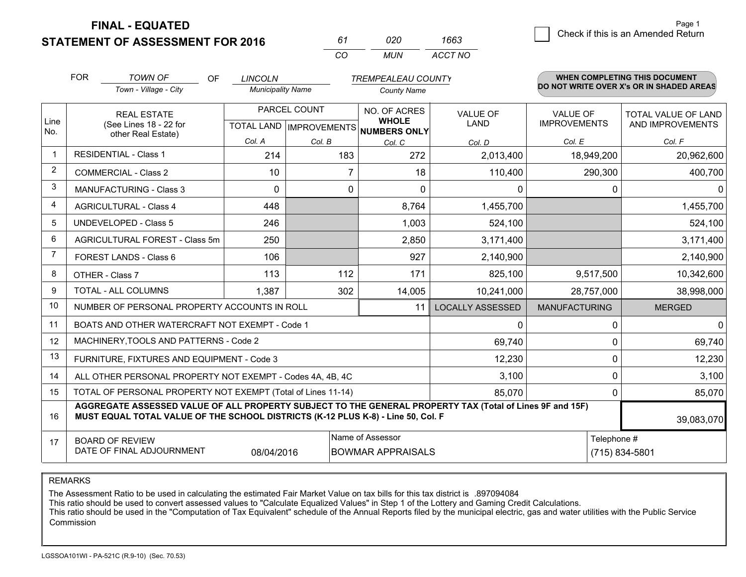# FINAL - EQUATED
# STATEMENT OF ASSESSMENT FOR 2016

| 61 | 020 | 1663 |
|---|---|---|
| CO | MUN | ACCT NO |

Page 1

☐ Check if this is an Amended Return

FOR *TOWN OF* (Town - Village - City) OF *LINCOLN* (Municipality Name) *TREMPEALEAU COUNTY* (County Name)

**WHEN COMPLETING THIS DOCUMENT DO NOT WRITE OVER X's OR IN SHADED AREAS**

| Line No. | REAL ESTATE (See Lines 18 - 22 for other Real Estate) | PARCEL COUNT TOTAL LAND Col. A | PARCEL COUNT IMPROVEMENTS Col. B | NO. OF ACRES WHOLE NUMBERS ONLY Col. C | VALUE OF LAND Col. D | VALUE OF IMPROVEMENTS Col. E | TOTAL VALUE OF LAND AND IMPROVEMENTS Col. F |
|---|---|---|---|---|---|---|---|
| 1 | RESIDENTIAL - Class 1 | 214 | 183 | 272 | 2,013,400 | 18,949,200 | 20,962,600 |
| 2 | COMMERCIAL - Class 2 | 10 | 7 | 18 | 110,400 | 290,300 | 400,700 |
| 3 | MANUFACTURING - Class 3 | 0 | 0 | 0 | 0 | 0 | 0 |
| 4 | AGRICULTURAL - Class 4 | 448 | | 8,764 | 1,455,700 | | 1,455,700 |
| 5 | UNDEVELOPED - Class 5 | 246 | | 1,003 | 524,100 | | 524,100 |
| 6 | AGRICULTURAL FOREST - Class 5m | 250 | | 2,850 | 3,171,400 | | 3,171,400 |
| 7 | FOREST LANDS - Class 6 | 106 | | 927 | 2,140,900 | | 2,140,900 |
| 8 | OTHER - Class 7 | 113 | 112 | 171 | 825,100 | 9,517,500 | 10,342,600 |
| 9 | TOTAL - ALL COLUMNS | 1,387 | 302 | 14,005 | 10,241,000 | 28,757,000 | 38,998,000 |
| 10 | NUMBER OF PERSONAL PROPERTY ACCOUNTS IN ROLL | | | 11 | LOCALLY ASSESSED | MANUFACTURING | MERGED |
| 11 | BOATS AND OTHER WATERCRAFT NOT EXEMPT - Code 1 | | | | 0 | 0 | 0 |
| 12 | MACHINERY,TOOLS AND PATTERNS - Code 2 | | | | 69,740 | 0 | 69,740 |
| 13 | FURNITURE, FIXTURES AND EQUIPMENT - Code 3 | | | | 12,230 | 0 | 12,230 |
| 14 | ALL OTHER PERSONAL PROPERTY NOT EXEMPT - Codes 4A, 4B, 4C | | | | 3,100 | 0 | 3,100 |
| 15 | TOTAL OF PERSONAL PROPERTY NOT EXEMPT (Total of Lines 11-14) | | | | 85,070 | 0 | 85,070 |
| 16 | **AGGREGATE ASSESSED VALUE OF ALL PROPERTY SUBJECT TO THE GENERAL PROPERTY TAX (Total of Lines 9F and 15F) MUST EQUAL TOTAL VALUE OF THE SCHOOL DISTRICTS (K-12 PLUS K-8) - Line 50, Col. F** | | | | | | 39,083,070 |
| 17 | BOARD OF REVIEW DATE OF FINAL ADJOURNMENT | 08/04/2016 | Name of Assessor | BOWMAR APPRAISALS | | Telephone # | (715) 834-5801 |

REMARKS

The Assessment Ratio to be used in calculating the estimated Fair Market Value on tax bills for this tax district is .897094084
This ratio should be used to convert assessed values to "Calculate Equalized Values" in Step 1 of the Lottery and Gaming Credit Calculations.
This ratio should be used in the "Computation of Tax Equivalent" schedule of the Annual Reports filed by the municipal electric, gas and water utilities with the Public Service Commission

LGSSOA101WI - PA-521C (R.9-10) (Sec. 70.53)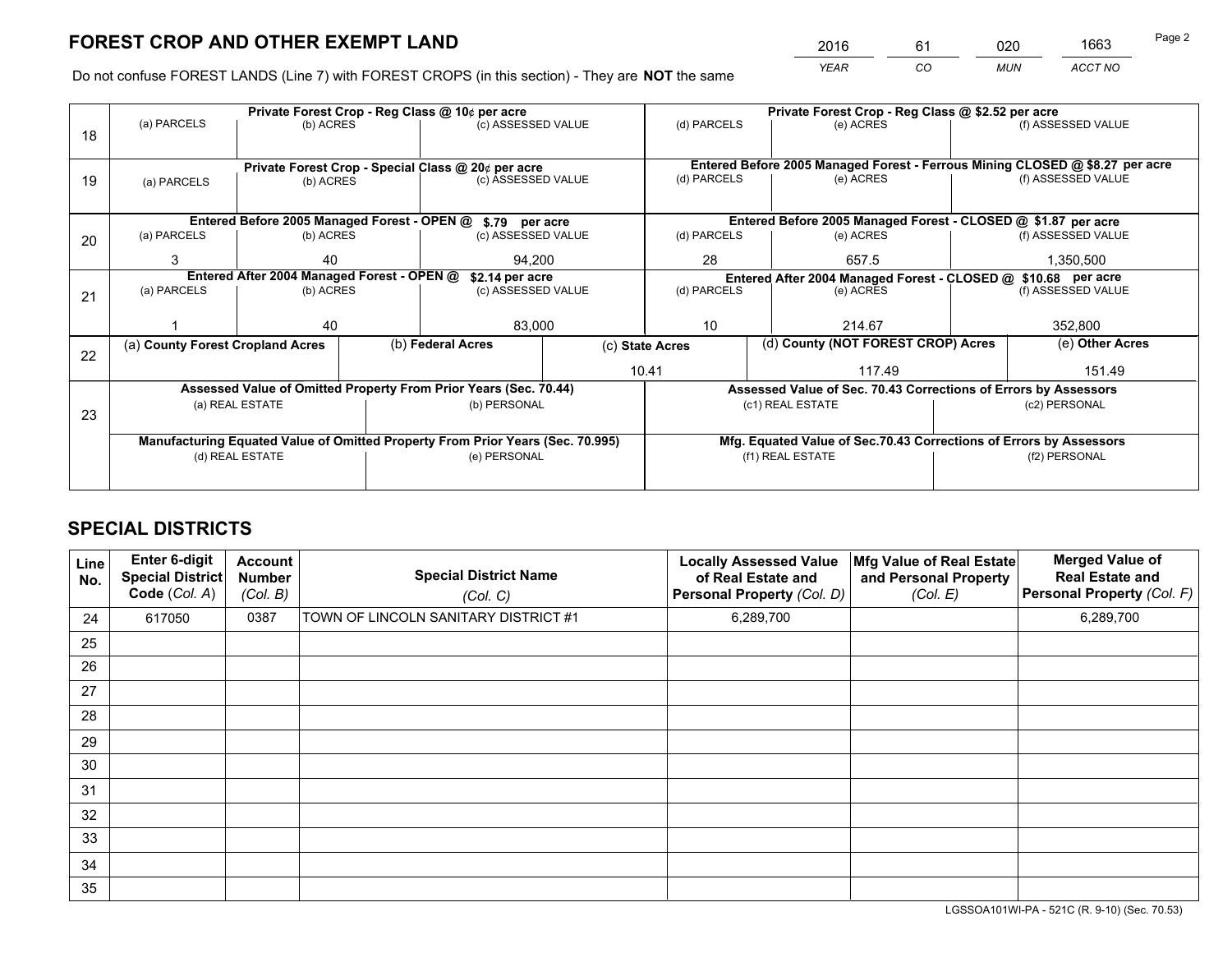# FOREST CROP AND OTHER EXEMPT LAND

| 2016 | 61 | 020 | 1663 |
|---|---|---|---|
| *YEAR* | *CO* | *MUN* | *ACCT NO* |

Do not confuse FOREST LANDS (Line 7) with FOREST CROPS (in this section) - They are **NOT** the same

| Line | Private Forest Crop - Reg Class @ 10¢ per acre | | | Private Forest Crop - Reg Class @ $2.52 per acre | | |
|---|---|---|---|---|---|---|
| 18 | (a) PARCELS | (b) ACRES | (c) ASSESSED VALUE | (d) PARCELS | (e) ACRES | (f) ASSESSED VALUE |
| | | | | | | |
| | **Private Forest Crop - Special Class @ 20¢ per acre** | | | **Entered Before 2005 Managed Forest - Ferrous Mining CLOSED @ $8.27 per acre** | | |
| 19 | (a) PARCELS | (b) ACRES | (c) ASSESSED VALUE | (d) PARCELS | (e) ACRES | (f) ASSESSED VALUE |
| | | | | | | |
| | **Entered Before 2005 Managed Forest - OPEN @ $.79 per acre** | | | **Entered Before 2005 Managed Forest - CLOSED @ $1.87 per acre** | | |
| 20 | (a) PARCELS | (b) ACRES | (c) ASSESSED VALUE | (d) PARCELS | (e) ACRES | (f) ASSESSED VALUE |
| | 3 | 40 | 94,200 | 28 | 657.5 | 1,350,500 |
| | **Entered After 2004 Managed Forest - OPEN @ $2.14 per acre** | | | **Entered After 2004 Managed Forest - CLOSED @ $10.68 per acre** | | |
| 21 | (a) PARCELS | (b) ACRES | (c) ASSESSED VALUE | (d) PARCELS | (e) ACRES | (f) ASSESSED VALUE |
| | 1 | 40 | 83,000 | 10 | 214.67 | 352,800 |

| Line | (a) County Forest Cropland Acres | (b) Federal Acres | (c) State Acres | (d) County (NOT FOREST CROP) Acres | (e) Other Acres |
|---|---|---|---|---|---|
| 22 | | | 10.41 | 117.49 | 151.49 |

| Line | Assessed Value of Omitted Property From Prior Years (Sec. 70.44) | | Assessed Value of Sec. 70.43 Corrections of Errors by Assessors | |
|---|---|---|---|---|
| 23 | (a) REAL ESTATE | (b) PERSONAL | (c1) REAL ESTATE | (c2) PERSONAL |
| | | | | |
| | **Manufacturing Equated Value of Omitted Property From Prior Years (Sec. 70.995)** | | **Mfg. Equated Value of Sec.70.43 Corrections of Errors by Assessors** | |
| | (d) REAL ESTATE | (e) PERSONAL | (f1) REAL ESTATE | (f2) PERSONAL |
| | | | | |

# SPECIAL DISTRICTS

| Line No. | Enter 6-digit Special District Code (*Col. A*) | Account Number (*Col. B*) | Special District Name (*Col. C*) | Locally Assessed Value of Real Estate and Personal Property (*Col. D*) | Mfg Value of Real Estate and Personal Property (*Col. E*) | Merged Value of Real Estate and Personal Property (*Col. F*) |
|---|---|---|---|---|---|---|
| 24 | 617050 | 0387 | TOWN OF LINCOLN SANITARY DISTRICT #1 | 6,289,700 | | 6,289,700 |
| 25 | | | | | | |
| 26 | | | | | | |
| 27 | | | | | | |
| 28 | | | | | | |
| 29 | | | | | | |
| 30 | | | | | | |
| 31 | | | | | | |
| 32 | | | | | | |
| 33 | | | | | | |
| 34 | | | | | | |
| 35 | | | | | | |

LGSSOA101WI-PA - 521C (R. 9-10) (Sec. 70.53)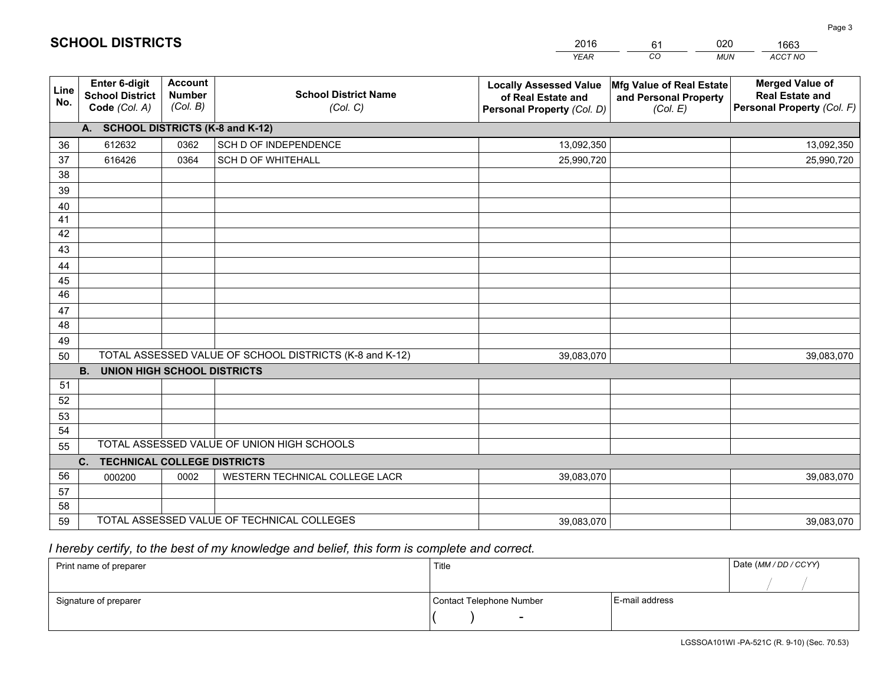# SCHOOL DISTRICTS

| 2016 | 61 | 020 | 1663 |
|---|---|---|---|
| *YEAR* | *CO* | *MUN* | *ACCT NO* |

| Line No. | Enter 6-digit School District Code *(Col. A)* | Account Number *(Col. B)* | School District Name *(Col. C)* | Locally Assessed Value of Real Estate and Personal Property *(Col. D)* | Mfg Value of Real Estate and Personal Property *(Col. E)* | Merged Value of Real Estate and Personal Property *(Col. F)* |
|---|---|---|---|---|---|---|
| | **A. SCHOOL DISTRICTS (K-8 and K-12)** | | | | | |
| 36 | 612632 | 0362 | SCH D OF INDEPENDENCE | 13,092,350 | | 13,092,350 |
| 37 | 616426 | 0364 | SCH D OF WHITEHALL | 25,990,720 | | 25,990,720 |
| 38 | | | | | | |
| 39 | | | | | | |
| 40 | | | | | | |
| 41 | | | | | | |
| 42 | | | | | | |
| 43 | | | | | | |
| 44 | | | | | | |
| 45 | | | | | | |
| 46 | | | | | | |
| 47 | | | | | | |
| 48 | | | | | | |
| 49 | | | | | | |
| 50 | TOTAL ASSESSED VALUE OF SCHOOL DISTRICTS (K-8 and K-12) | | | 39,083,070 | | 39,083,070 |
| | **B. UNION HIGH SCHOOL DISTRICTS** | | | | | |
| 51 | | | | | | |
| 52 | | | | | | |
| 53 | | | | | | |
| 54 | | | | | | |
| 55 | TOTAL ASSESSED VALUE OF UNION HIGH SCHOOLS | | | | | |
| | **C. TECHNICAL COLLEGE DISTRICTS** | | | | | |
| 56 | 000200 | 0002 | WESTERN TECHNICAL COLLEGE LACR | 39,083,070 | | 39,083,070 |
| 57 | | | | | | |
| 58 | | | | | | |
| 59 | TOTAL ASSESSED VALUE OF TECHNICAL COLLEGES | | | 39,083,070 | | 39,083,070 |

*I hereby certify, to the best of my knowledge and belief, this form is complete and correct.*

| Print name of preparer | Title | | Date *(MM / DD / CCYY)* |
|---|---|---|---|
| | | | / / |
| Signature of preparer | Contact Telephone Number | E-mail address | |
| | ( ) - | | |

LGSSOA101WI -PA-521C (R. 9-10) (Sec. 70.53)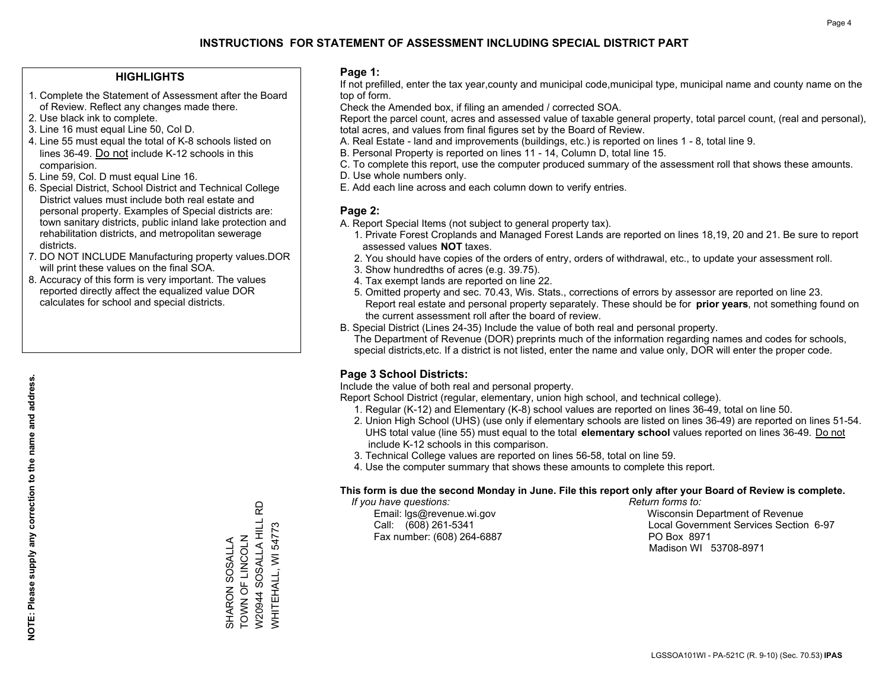# INSTRUCTIONS FOR STATEMENT OF ASSESSMENT INCLUDING SPECIAL DISTRICT PART

## HIGHLIGHTS

1. Complete the Statement of Assessment after the Board of Review. Reflect any changes made there.
2. Use black ink to complete.
3. Line 16 must equal Line 50, Col D.
4. Line 55 must equal the total of K-8 schools listed on lines 36-49. Do not include K-12 schools in this comparision.
5. Line 59, Col. D must equal Line 16.
6. Special District, School District and Technical College District values must include both real estate and personal property. Examples of Special districts are: town sanitary districts, public inland lake protection and rehabilitation districts, and metropolitan sewerage districts.
7. DO NOT INCLUDE Manufacturing property values.DOR will print these values on the final SOA.
8. Accuracy of this form is very important. The values reported directly affect the equalized value DOR calculates for school and special districts.

**NOTE: Please supply any correction to the name and address.**

SHARON SOSALLA
TOWN OF LINCOLN
W20944 SOSALLA HILL RD
WHITEHALL, WI 54773

## Page 1:

If not prefilled, enter the tax year,county and municipal code,municipal type, municipal name and county name on the top of form.

Check the Amended box, if filing an amended / corrected SOA.

Report the parcel count, acres and assessed value of taxable general property, total parcel count, (real and personal), total acres, and values from final figures set by the Board of Review.

A. Real Estate - land and improvements (buildings, etc.) is reported on lines 1 - 8, total line 9.
B. Personal Property is reported on lines 11 - 14, Column D, total line 15.
C. To complete this report, use the computer produced summary of the assessment roll that shows these amounts.
D. Use whole numbers only.
E. Add each line across and each column down to verify entries.

## Page 2:

A. Report Special Items (not subject to general property tax).
   1. Private Forest Croplands and Managed Forest Lands are reported on lines 18,19, 20 and 21. Be sure to report assessed values **NOT** taxes.
   2. You should have copies of the orders of entry, orders of withdrawal, etc., to update your assessment roll.
   3. Show hundredths of acres (e.g. 39.75).
   4. Tax exempt lands are reported on line 22.
   5. Omitted property and sec. 70.43, Wis. Stats., corrections of errors by assessor are reported on line 23. Report real estate and personal property separately. These should be for **prior years**, not something found on the current assessment roll after the board of review.
B. Special District (Lines 24-35) Include the value of both real and personal property.
   The Department of Revenue (DOR) preprints much of the information regarding names and codes for schools, special districts,etc. If a district is not listed, enter the name and value only, DOR will enter the proper code.

## Page 3 School Districts:

Include the value of both real and personal property.

Report School District (regular, elementary, union high school, and technical college).

1. Regular (K-12) and Elementary (K-8) school values are reported on lines 36-49, total on line 50.
2. Union High School (UHS) (use only if elementary schools are listed on lines 36-49) are reported on lines 51-54. UHS total value (line 55) must equal to the total **elementary school** values reported on lines 36-49. Do not include K-12 schools in this comparison.
3. Technical College values are reported on lines 56-58, total on line 59.
4. Use the computer summary that shows these amounts to complete this report.

**This form is due the second Monday in June. File this report only after your Board of Review is complete.**

*If you have questions:*
Email: lgs@revenue.wi.gov
Call: (608) 261-5341
Fax number: (608) 264-6887

*Return forms to:*
Wisconsin Department of Revenue
Local Government Services Section 6-97
PO Box 8971
Madison WI 53708-8971

LGSSOA101WI - PA-521C (R. 9-10) (Sec. 70.53) **IPAS**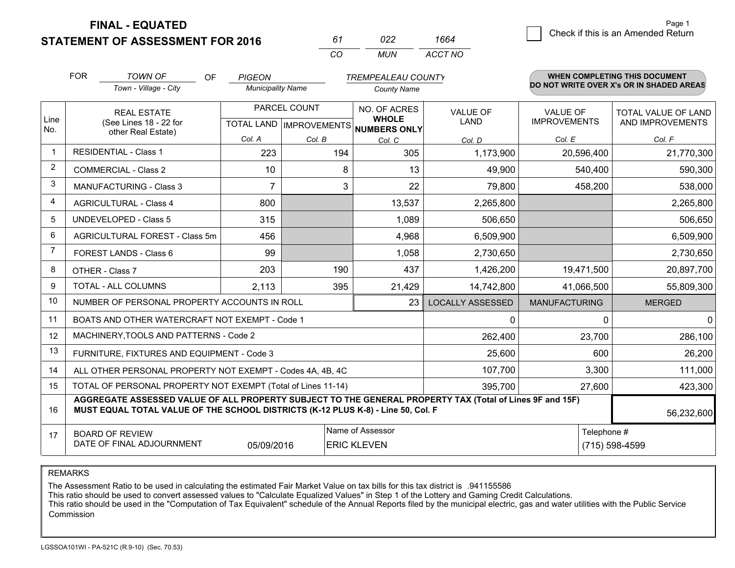**FINAL - EQUATED**
**STATEMENT OF ASSESSMENT FOR 2016**

| 61 | 022 | 1664 |
|---|---|---|
| CO | MUN | ACCT NO |

☐ Check if this is an Amended Return

FOR *TOWN OF* (Town - Village - City) OF *PIGEON* (Municipality Name) *TREMPEALEAU COUNTY* (County Name)

**WHEN COMPLETING THIS DOCUMENT DO NOT WRITE OVER X's OR IN SHADED AREAS**

| Line No. | REAL ESTATE (See Lines 18 - 22 for other Real Estate) | PARCEL COUNT TOTAL LAND Col. A | PARCEL COUNT IMPROVEMENTS Col. B | NO. OF ACRES WHOLE NUMBERS ONLY Col. C | VALUE OF LAND Col. D | VALUE OF IMPROVEMENTS Col. E | TOTAL VALUE OF LAND AND IMPROVEMENTS Col. F |
|---|---|---|---|---|---|---|---|
| 1 | RESIDENTIAL - Class 1 | 223 | 194 | 305 | 1,173,900 | 20,596,400 | 21,770,300 |
| 2 | COMMERCIAL - Class 2 | 10 | 8 | 13 | 49,900 | 540,400 | 590,300 |
| 3 | MANUFACTURING - Class 3 | 7 | 3 | 22 | 79,800 | 458,200 | 538,000 |
| 4 | AGRICULTURAL - Class 4 | 800 | | 13,537 | 2,265,800 | | 2,265,800 |
| 5 | UNDEVELOPED - Class 5 | 315 | | 1,089 | 506,650 | | 506,650 |
| 6 | AGRICULTURAL FOREST - Class 5m | 456 | | 4,968 | 6,509,900 | | 6,509,900 |
| 7 | FOREST LANDS - Class 6 | 99 | | 1,058 | 2,730,650 | | 2,730,650 |
| 8 | OTHER - Class 7 | 203 | 190 | 437 | 1,426,200 | 19,471,500 | 20,897,700 |
| 9 | TOTAL - ALL COLUMNS | 2,113 | 395 | 21,429 | 14,742,800 | 41,066,500 | 55,809,300 |
| 10 | NUMBER OF PERSONAL PROPERTY ACCOUNTS IN ROLL | | | 23 | LOCALLY ASSESSED | MANUFACTURING | MERGED |
| 11 | BOATS AND OTHER WATERCRAFT NOT EXEMPT - Code 1 | | | | 0 | 0 | 0 |
| 12 | MACHINERY,TOOLS AND PATTERNS - Code 2 | | | | 262,400 | 23,700 | 286,100 |
| 13 | FURNITURE, FIXTURES AND EQUIPMENT - Code 3 | | | | 25,600 | 600 | 26,200 |
| 14 | ALL OTHER PERSONAL PROPERTY NOT EXEMPT - Codes 4A, 4B, 4C | | | | 107,700 | 3,300 | 111,000 |
| 15 | TOTAL OF PERSONAL PROPERTY NOT EXEMPT (Total of Lines 11-14) | | | | 395,700 | 27,600 | 423,300 |
| 16 | **AGGREGATE ASSESSED VALUE OF ALL PROPERTY SUBJECT TO THE GENERAL PROPERTY TAX (Total of Lines 9F and 15F) MUST EQUAL TOTAL VALUE OF THE SCHOOL DISTRICTS (K-12 PLUS K-8) - Line 50, Col. F** | | | | | | 56,232,600 |
| 17 | BOARD OF REVIEW DATE OF FINAL ADJOURNMENT | 05/09/2016 | | Name of Assessor: ERIC KLEVEN | | Telephone #: (715) 598-4599 | |

REMARKS

The Assessment Ratio to be used in calculating the estimated Fair Market Value on tax bills for this tax district is .941155586
This ratio should be used to convert assessed values to "Calculate Equalized Values" in Step 1 of the Lottery and Gaming Credit Calculations.
This ratio should be used in the "Computation of Tax Equivalent" schedule of the Annual Reports filed by the municipal electric, gas and water utilities with the Public Service Commission

LGSSOA101WI - PA-521C (R.9-10) (Sec. 70.53)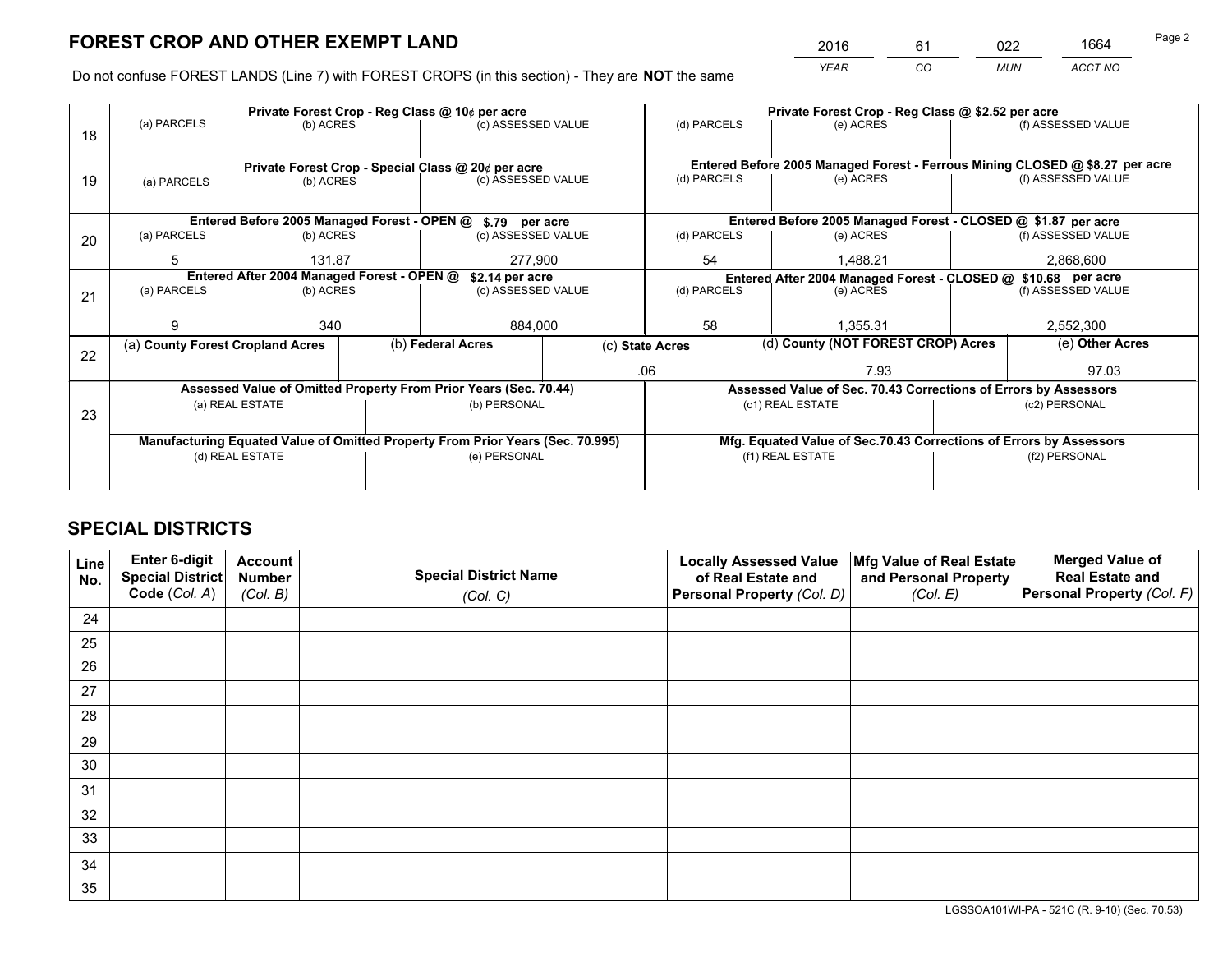# FOREST CROP AND OTHER EXEMPT LAND

| 2016 | 61 | 022 | 1664 |
|---|---|---|---|
| YEAR | CO | MUN | ACCT NO |

Do not confuse FOREST LANDS (Line 7) with FOREST CROPS (in this section) - They are **NOT** the same

| Line | Private Forest Crop - Reg Class @ 10¢ per acre | | | Private Forest Crop - Reg Class @ $2.52 per acre | | |
|---|---|---|---|---|---|---|
| 18 | (a) PARCELS | (b) ACRES | (c) ASSESSED VALUE | (d) PARCELS | (e) ACRES | (f) ASSESSED VALUE |
| | | | | | | |
| | **Private Forest Crop - Special Class @ 20¢ per acre** | | | **Entered Before 2005 Managed Forest - Ferrous Mining CLOSED @ $8.27 per acre** | | |
| 19 | (a) PARCELS | (b) ACRES | (c) ASSESSED VALUE | (d) PARCELS | (e) ACRES | (f) ASSESSED VALUE |
| | | | | | | |
| | **Entered Before 2005 Managed Forest - OPEN @ $.79 per acre** | | | **Entered Before 2005 Managed Forest - CLOSED @ $1.87 per acre** | | |
| 20 | (a) PARCELS | (b) ACRES | (c) ASSESSED VALUE | (d) PARCELS | (e) ACRES | (f) ASSESSED VALUE |
| | 5 | 131.87 | 277,900 | 54 | 1,488.21 | 2,868,600 |
| | **Entered After 2004 Managed Forest - OPEN @ $2.14 per acre** | | | **Entered After 2004 Managed Forest - CLOSED @ $10.68 per acre** | | |
| 21 | (a) PARCELS | (b) ACRES | (c) ASSESSED VALUE | (d) PARCELS | (e) ACRES | (f) ASSESSED VALUE |
| | 9 | 340 | 884,000 | 58 | 1,355.31 | 2,552,300 |

| Line | (a) County Forest Cropland Acres | (b) Federal Acres | (c) State Acres | (d) County (NOT FOREST CROP) Acres | (e) Other Acres |
|---|---|---|---|---|---|
| 22 | | | .06 | 7.93 | 97.03 |

| Line | Assessed Value of Omitted Property From Prior Years (Sec. 70.44) | | Assessed Value of Sec. 70.43 Corrections of Errors by Assessors | |
|---|---|---|---|---|
| 23 | (a) REAL ESTATE | (b) PERSONAL | (c1) REAL ESTATE | (c2) PERSONAL |
| | | | | |
| | **Manufacturing Equated Value of Omitted Property From Prior Years (Sec. 70.995)** | | **Mfg. Equated Value of Sec.70.43 Corrections of Errors by Assessors** | |
| | (d) REAL ESTATE | (e) PERSONAL | (f1) REAL ESTATE | (f2) PERSONAL |
| | | | | |

# SPECIAL DISTRICTS

| Line No. | Enter 6-digit Special District Code (Col. A) | Account Number (Col. B) | Special District Name (Col. C) | Locally Assessed Value of Real Estate and Personal Property (Col. D) | Mfg Value of Real Estate and Personal Property (Col. E) | Merged Value of Real Estate and Personal Property (Col. F) |
|---|---|---|---|---|---|---|
| 24 | | | | | | |
| 25 | | | | | | |
| 26 | | | | | | |
| 27 | | | | | | |
| 28 | | | | | | |
| 29 | | | | | | |
| 30 | | | | | | |
| 31 | | | | | | |
| 32 | | | | | | |
| 33 | | | | | | |
| 34 | | | | | | |
| 35 | | | | | | |

LGSSOA101WI-PA - 521C (R. 9-10) (Sec. 70.53)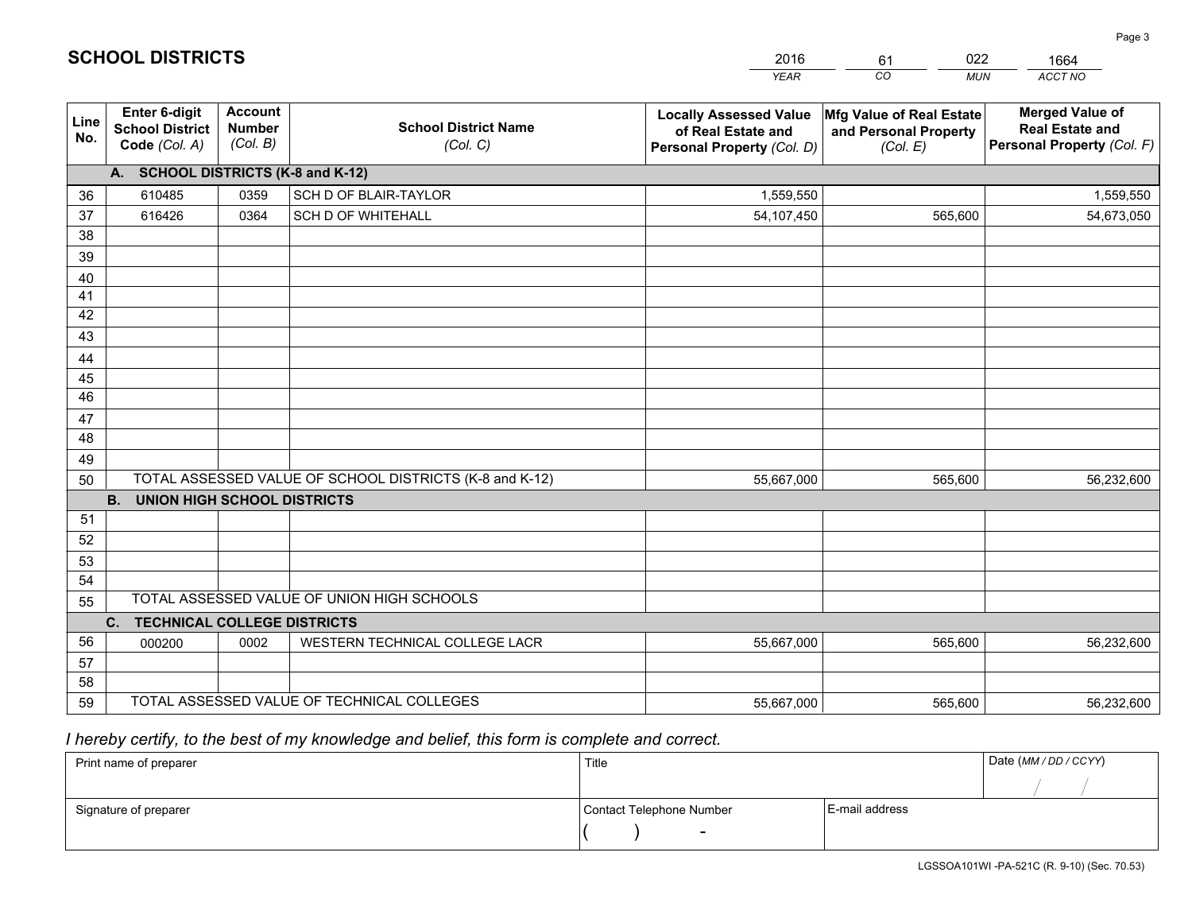# SCHOOL DISTRICTS

| 2016 | 61 | 022 | 1664 |
|---|---|---|---|
| *YEAR* | *CO* | *MUN* | *ACCT NO* |

| Line No. | Enter 6-digit School District Code *(Col. A)* | Account Number *(Col. B)* | School District Name *(Col. C)* | Locally Assessed Value of Real Estate and Personal Property *(Col. D)* | Mfg Value of Real Estate and Personal Property *(Col. E)* | Merged Value of Real Estate and Personal Property *(Col. F)* |
|---|---|---|---|---|---|---|
| | **A. SCHOOL DISTRICTS (K-8 and K-12)** | | | | | |
| 36 | 610485 | 0359 | SCH D OF BLAIR-TAYLOR | 1,559,550 | | 1,559,550 |
| 37 | 616426 | 0364 | SCH D OF WHITEHALL | 54,107,450 | 565,600 | 54,673,050 |
| 38 | | | | | | |
| 39 | | | | | | |
| 40 | | | | | | |
| 41 | | | | | | |
| 42 | | | | | | |
| 43 | | | | | | |
| 44 | | | | | | |
| 45 | | | | | | |
| 46 | | | | | | |
| 47 | | | | | | |
| 48 | | | | | | |
| 49 | | | | | | |
| 50 | TOTAL ASSESSED VALUE OF SCHOOL DISTRICTS (K-8 and K-12) | | | 55,667,000 | 565,600 | 56,232,600 |
| | **B. UNION HIGH SCHOOL DISTRICTS** | | | | | |
| 51 | | | | | | |
| 52 | | | | | | |
| 53 | | | | | | |
| 54 | | | | | | |
| 55 | TOTAL ASSESSED VALUE OF UNION HIGH SCHOOLS | | | | | |
| | **C. TECHNICAL COLLEGE DISTRICTS** | | | | | |
| 56 | 000200 | 0002 | WESTERN TECHNICAL COLLEGE LACR | 55,667,000 | 565,600 | 56,232,600 |
| 57 | | | | | | |
| 58 | | | | | | |
| 59 | TOTAL ASSESSED VALUE OF TECHNICAL COLLEGES | | | 55,667,000 | 565,600 | 56,232,600 |

*I hereby certify, to the best of my knowledge and belief, this form is complete and correct.*

| Print name of preparer | Title | | Date *(MM / DD / CCYY)* |
|---|---|---|---|
| | | | / / |
| Signature of preparer | Contact Telephone Number | E-mail address | |
| | ( ) - | | |

LGSSOA101WI -PA-521C (R. 9-10) (Sec. 70.53)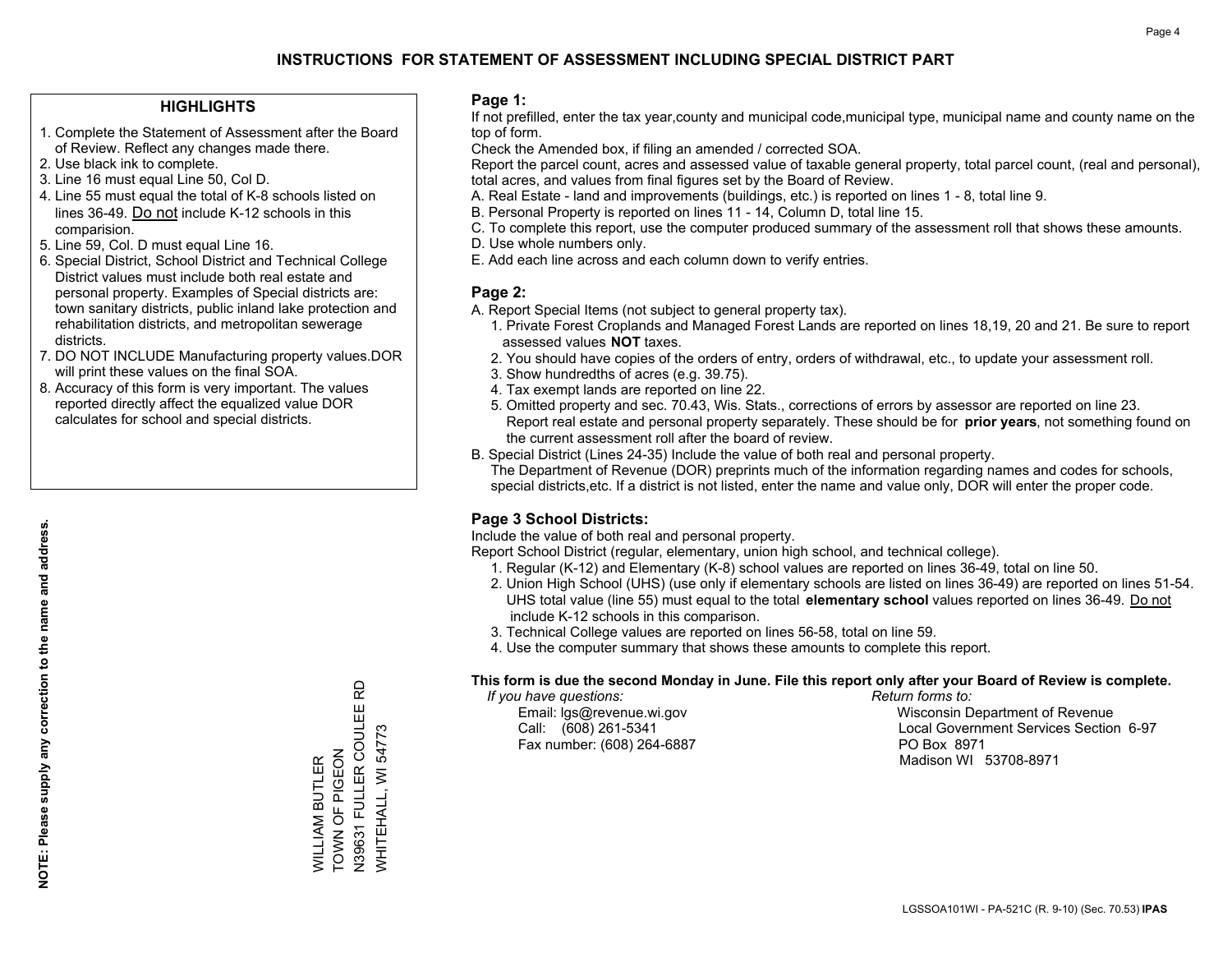# INSTRUCTIONS FOR STATEMENT OF ASSESSMENT INCLUDING SPECIAL DISTRICT PART

## HIGHLIGHTS

1. Complete the Statement of Assessment after the Board of Review. Reflect any changes made there.
2. Use black ink to complete.
3. Line 16 must equal Line 50, Col D.
4. Line 55 must equal the total of K-8 schools listed on lines 36-49. Do not include K-12 schools in this comparision.
5. Line 59, Col. D must equal Line 16.
6. Special District, School District and Technical College District values must include both real estate and personal property. Examples of Special districts are: town sanitary districts, public inland lake protection and rehabilitation districts, and metropolitan sewerage districts.
7. DO NOT INCLUDE Manufacturing property values.DOR will print these values on the final SOA.
8. Accuracy of this form is very important. The values reported directly affect the equalized value DOR calculates for school and special districts.

**NOTE: Please supply any correction to the name and address.**

WILLIAM BUTLER
TOWN OF PIGEON
N39631 FULLER COULEE RD
WHITEHALL, WI 54773

## Page 1:

If not prefilled, enter the tax year,county and municipal code,municipal type, municipal name and county name on the top of form.

Check the Amended box, if filing an amended / corrected SOA.

Report the parcel count, acres and assessed value of taxable general property, total parcel count, (real and personal), total acres, and values from final figures set by the Board of Review.

A. Real Estate - land and improvements (buildings, etc.) is reported on lines 1 - 8, total line 9.
B. Personal Property is reported on lines 11 - 14, Column D, total line 15.
C. To complete this report, use the computer produced summary of the assessment roll that shows these amounts.
D. Use whole numbers only.
E. Add each line across and each column down to verify entries.

## Page 2:

A. Report Special Items (not subject to general property tax).
   1. Private Forest Croplands and Managed Forest Lands are reported on lines 18,19, 20 and 21. Be sure to report assessed values **NOT** taxes.
   2. You should have copies of the orders of entry, orders of withdrawal, etc., to update your assessment roll.
   3. Show hundredths of acres (e.g. 39.75).
   4. Tax exempt lands are reported on line 22.
   5. Omitted property and sec. 70.43, Wis. Stats., corrections of errors by assessor are reported on line 23. Report real estate and personal property separately. These should be for **prior years**, not something found on the current assessment roll after the board of review.
B. Special District (Lines 24-35) Include the value of both real and personal property.
   The Department of Revenue (DOR) preprints much of the information regarding names and codes for schools, special districts,etc. If a district is not listed, enter the name and value only, DOR will enter the proper code.

## Page 3 School Districts:

Include the value of both real and personal property.

Report School District (regular, elementary, union high school, and technical college).

1. Regular (K-12) and Elementary (K-8) school values are reported on lines 36-49, total on line 50.
2. Union High School (UHS) (use only if elementary schools are listed on lines 36-49) are reported on lines 51-54. UHS total value (line 55) must equal to the total **elementary school** values reported on lines 36-49. Do not include K-12 schools in this comparison.
3. Technical College values are reported on lines 56-58, total on line 59.
4. Use the computer summary that shows these amounts to complete this report.

**This form is due the second Monday in June. File this report only after your Board of Review is complete.**

*If you have questions:*
Email: lgs@revenue.wi.gov
Call: (608) 261-5341
Fax number: (608) 264-6887

*Return forms to:*
Wisconsin Department of Revenue
Local Government Services Section 6-97
PO Box 8971
Madison WI 53708-8971

LGSSOA101WI - PA-521C (R. 9-10) (Sec. 70.53) **IPAS**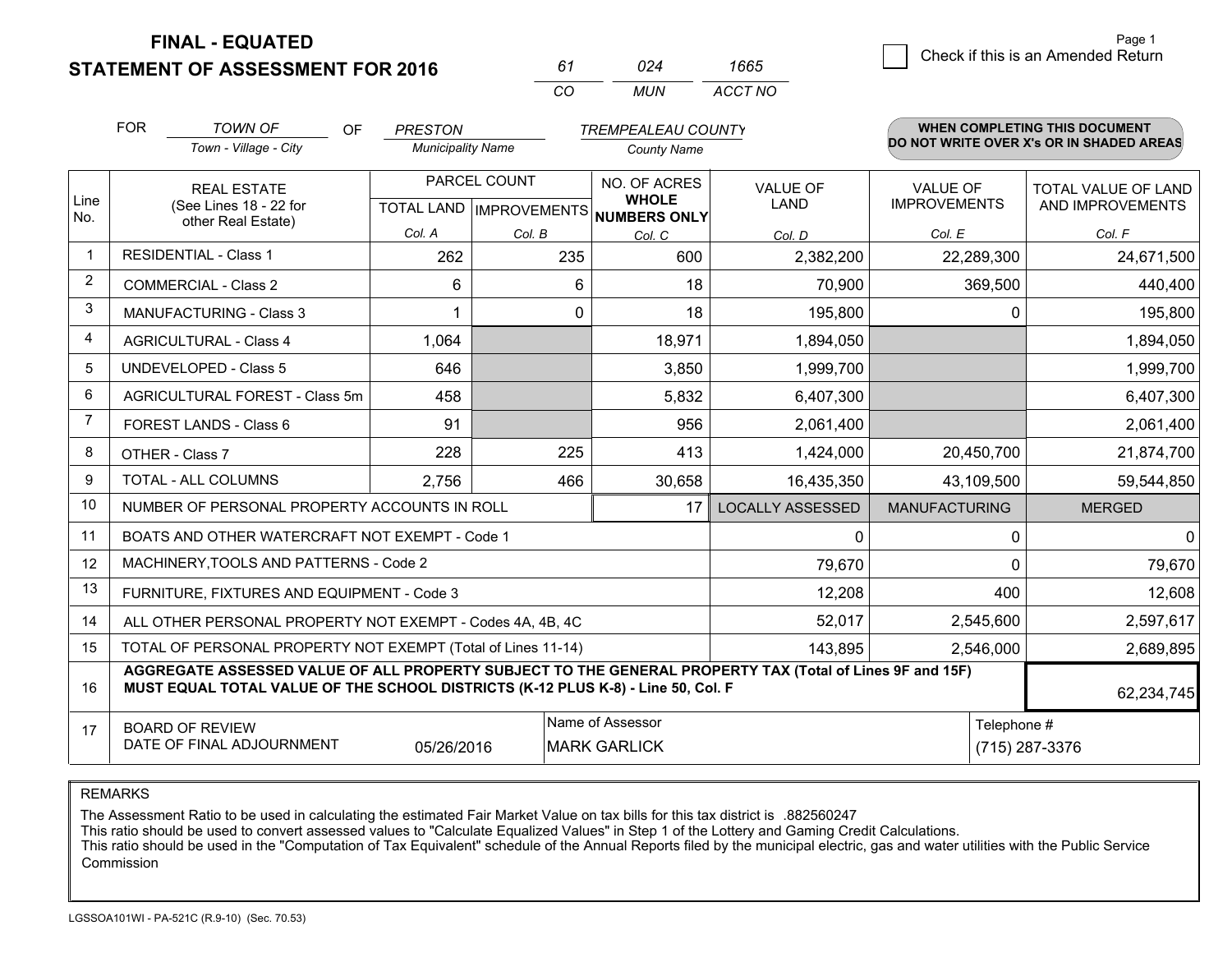# FINAL - EQUATED
# STATEMENT OF ASSESSMENT FOR 2016

| 61 | 024 | 1665 |
|---|---|---|
| CO | MUN | ACCT NO |

Page 1

☐ Check if this is an Amended Return

FOR *TOWN OF* (Town - Village - City) OF *PRESTON* (Municipality Name) *TREMPEALEAU COUNTY* (County Name)

**WHEN COMPLETING THIS DOCUMENT DO NOT WRITE OVER X's OR IN SHADED AREAS**

| Line No. | REAL ESTATE (See Lines 18 - 22 for other Real Estate) | PARCEL COUNT TOTAL LAND Col. A | PARCEL COUNT IMPROVEMENTS Col. B | NO. OF ACRES WHOLE NUMBERS ONLY Col. C | VALUE OF LAND Col. D | VALUE OF IMPROVEMENTS Col. E | TOTAL VALUE OF LAND AND IMPROVEMENTS Col. F |
|---|---|---|---|---|---|---|---|
| 1 | RESIDENTIAL - Class 1 | 262 | 235 | 600 | 2,382,200 | 22,289,300 | 24,671,500 |
| 2 | COMMERCIAL - Class 2 | 6 | 6 | 18 | 70,900 | 369,500 | 440,400 |
| 3 | MANUFACTURING - Class 3 | 1 | 0 | 18 | 195,800 | 0 | 195,800 |
| 4 | AGRICULTURAL - Class 4 | 1,064 | | 18,971 | 1,894,050 | | 1,894,050 |
| 5 | UNDEVELOPED - Class 5 | 646 | | 3,850 | 1,999,700 | | 1,999,700 |
| 6 | AGRICULTURAL FOREST - Class 5m | 458 | | 5,832 | 6,407,300 | | 6,407,300 |
| 7 | FOREST LANDS - Class 6 | 91 | | 956 | 2,061,400 | | 2,061,400 |
| 8 | OTHER - Class 7 | 228 | 225 | 413 | 1,424,000 | 20,450,700 | 21,874,700 |
| 9 | TOTAL - ALL COLUMNS | 2,756 | 466 | 30,658 | 16,435,350 | 43,109,500 | 59,544,850 |
| 10 | NUMBER OF PERSONAL PROPERTY ACCOUNTS IN ROLL | | | 17 | LOCALLY ASSESSED | MANUFACTURING | MERGED |
| 11 | BOATS AND OTHER WATERCRAFT NOT EXEMPT - Code 1 | | | | 0 | 0 | 0 |
| 12 | MACHINERY,TOOLS AND PATTERNS - Code 2 | | | | 79,670 | 0 | 79,670 |
| 13 | FURNITURE, FIXTURES AND EQUIPMENT - Code 3 | | | | 12,208 | 400 | 12,608 |
| 14 | ALL OTHER PERSONAL PROPERTY NOT EXEMPT - Codes 4A, 4B, 4C | | | | 52,017 | 2,545,600 | 2,597,617 |
| 15 | TOTAL OF PERSONAL PROPERTY NOT EXEMPT (Total of Lines 11-14) | | | | 143,895 | 2,546,000 | 2,689,895 |
| 16 | **AGGREGATE ASSESSED VALUE OF ALL PROPERTY SUBJECT TO THE GENERAL PROPERTY TAX (Total of Lines 9F and 15F) MUST EQUAL TOTAL VALUE OF THE SCHOOL DISTRICTS (K-12 PLUS K-8) - Line 50, Col. F** | | | | | | 62,234,745 |
| 17 | BOARD OF REVIEW DATE OF FINAL ADJOURNMENT | 05/26/2016 | | Name of Assessor: MARK GARLICK | | Telephone #: (715) 287-3376 | |

REMARKS

The Assessment Ratio to be used in calculating the estimated Fair Market Value on tax bills for this tax district is .882560247
This ratio should be used to convert assessed values to "Calculate Equalized Values" in Step 1 of the Lottery and Gaming Credit Calculations.
This ratio should be used in the "Computation of Tax Equivalent" schedule of the Annual Reports filed by the municipal electric, gas and water utilities with the Public Service Commission

LGSSOA101WI - PA-521C (R.9-10) (Sec. 70.53)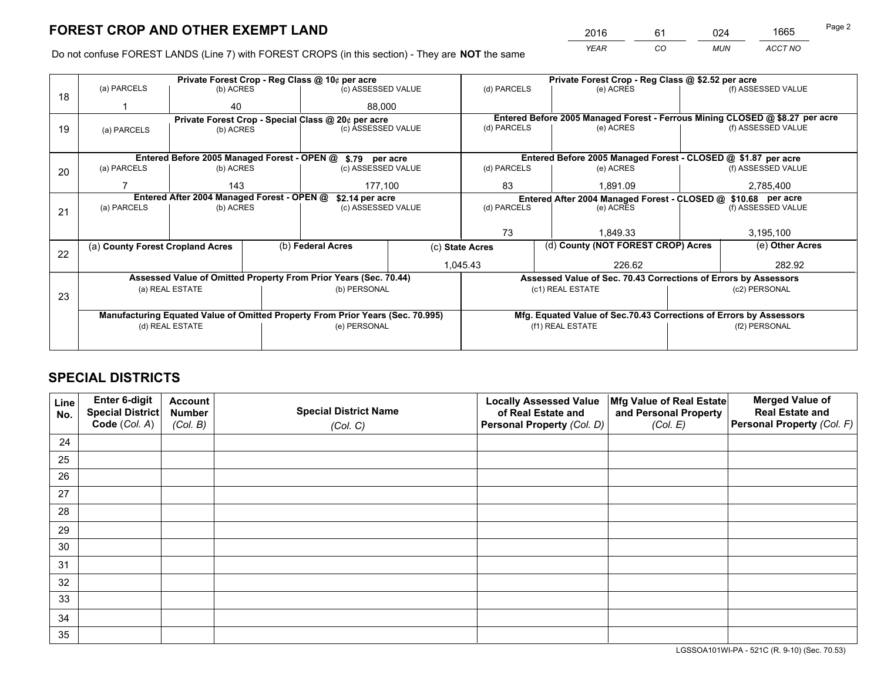# FOREST CROP AND OTHER EXEMPT LAND

| 2016 | 61 | 024 | 1665 |
|---|---|---|---|
| *YEAR* | *CO* | *MUN* | *ACCT NO* |

Do not confuse FOREST LANDS (Line 7) with FOREST CROPS (in this section) - They are **NOT** the same

| Line | Private Forest Crop - Reg Class @ 10¢ per acre | | | Private Forest Crop - Reg Class @ $2.52 per acre | | |
|---|---|---|---|---|---|---|
| | (a) PARCELS | (b) ACRES | (c) ASSESSED VALUE | (d) PARCELS | (e) ACRES | (f) ASSESSED VALUE |
| 18 | 1 | 40 | 88,000 | | | |
| | **Private Forest Crop - Special Class @ 20¢ per acre** | | | **Entered Before 2005 Managed Forest - Ferrous Mining CLOSED @ $8.27 per acre** | | |
| | (a) PARCELS | (b) ACRES | (c) ASSESSED VALUE | (d) PARCELS | (e) ACRES | (f) ASSESSED VALUE |
| 19 | | | | | | |
| | **Entered Before 2005 Managed Forest - OPEN @ $.79 per acre** | | | **Entered Before 2005 Managed Forest - CLOSED @ $1.87 per acre** | | |
| | (a) PARCELS | (b) ACRES | (c) ASSESSED VALUE | (d) PARCELS | (e) ACRES | (f) ASSESSED VALUE |
| 20 | 7 | 143 | 177,100 | 83 | 1,891.09 | 2,785,400 |
| | **Entered After 2004 Managed Forest - OPEN @ $2.14 per acre** | | | **Entered After 2004 Managed Forest - CLOSED @ $10.68 per acre** | | |
| | (a) PARCELS | (b) ACRES | (c) ASSESSED VALUE | (d) PARCELS | (e) ACRES | (f) ASSESSED VALUE |
| 21 | | | | 73 | 1,849.33 | 3,195,100 |

| Line | (a) County Forest Cropland Acres | (b) Federal Acres | (c) State Acres | (d) County (NOT FOREST CROP) Acres | (e) Other Acres |
|---|---|---|---|---|---|
| 22 | | | 1,045.43 | 226.62 | 282.92 |

| Line | Assessed Value of Omitted Property From Prior Years (Sec. 70.44) | | Assessed Value of Sec. 70.43 Corrections of Errors by Assessors | |
|---|---|---|---|---|
| | (a) REAL ESTATE | (b) PERSONAL | (c1) REAL ESTATE | (c2) PERSONAL |
| 23 | | | | |
| | **Manufacturing Equated Value of Omitted Property From Prior Years (Sec. 70.995)** | | **Mfg. Equated Value of Sec.70.43 Corrections of Errors by Assessors** | |
| | (d) REAL ESTATE | (e) PERSONAL | (f1) REAL ESTATE | (f2) PERSONAL |
| | | | | |

# SPECIAL DISTRICTS

| Line No. | Enter 6-digit Special District Code (*Col. A*) | Account Number (*Col. B*) | Special District Name (*Col. C*) | Locally Assessed Value of Real Estate and Personal Property (*Col. D*) | Mfg Value of Real Estate and Personal Property (*Col. E*) | Merged Value of Real Estate and Personal Property (*Col. F*) |
|---|---|---|---|---|---|---|
| 24 | | | | | | |
| 25 | | | | | | |
| 26 | | | | | | |
| 27 | | | | | | |
| 28 | | | | | | |
| 29 | | | | | | |
| 30 | | | | | | |
| 31 | | | | | | |
| 32 | | | | | | |
| 33 | | | | | | |
| 34 | | | | | | |
| 35 | | | | | | |

LGSSOA101WI-PA - 521C (R. 9-10) (Sec. 70.53)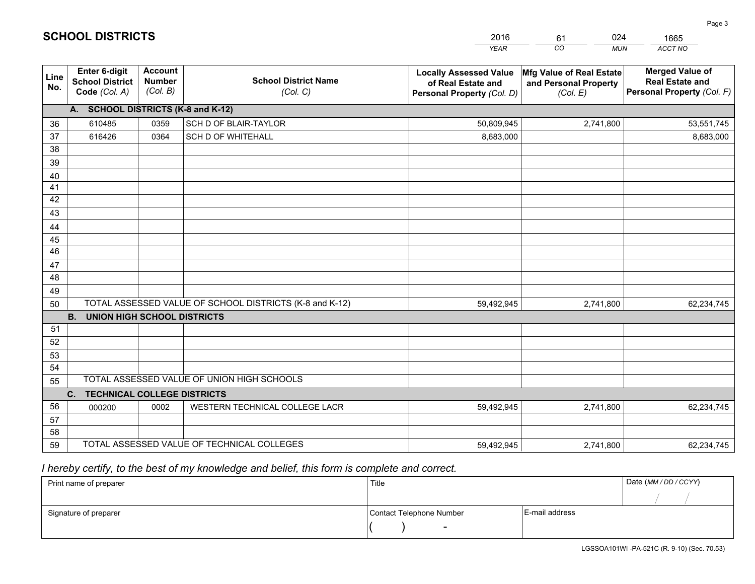## SCHOOL DISTRICTS

| 2016 | 61 | 024 | 1665 |
|---|---|---|---|
| *YEAR* | *CO* | *MUN* | *ACCT NO* |

| Line No. | Enter 6-digit School District Code (Col. A) | Account Number (Col. B) | School District Name (Col. C) | Locally Assessed Value of Real Estate and Personal Property (Col. D) | Mfg Value of Real Estate and Personal Property (Col. E) | Merged Value of Real Estate and Personal Property (Col. F) |
|---|---|---|---|---|---|---|
| | **A. SCHOOL DISTRICTS (K-8 and K-12)** | | | | | |
| 36 | 610485 | 0359 | SCH D OF BLAIR-TAYLOR | 50,809,945 | 2,741,800 | 53,551,745 |
| 37 | 616426 | 0364 | SCH D OF WHITEHALL | 8,683,000 | | 8,683,000 |
| 38 | | | | | | |
| 39 | | | | | | |
| 40 | | | | | | |
| 41 | | | | | | |
| 42 | | | | | | |
| 43 | | | | | | |
| 44 | | | | | | |
| 45 | | | | | | |
| 46 | | | | | | |
| 47 | | | | | | |
| 48 | | | | | | |
| 49 | | | | | | |
| 50 | TOTAL ASSESSED VALUE OF SCHOOL DISTRICTS (K-8 and K-12) | | | 59,492,945 | 2,741,800 | 62,234,745 |
| | **B. UNION HIGH SCHOOL DISTRICTS** | | | | | |
| 51 | | | | | | |
| 52 | | | | | | |
| 53 | | | | | | |
| 54 | | | | | | |
| 55 | TOTAL ASSESSED VALUE OF UNION HIGH SCHOOLS | | | | | |
| | **C. TECHNICAL COLLEGE DISTRICTS** | | | | | |
| 56 | 000200 | 0002 | WESTERN TECHNICAL COLLEGE LACR | 59,492,945 | 2,741,800 | 62,234,745 |
| 57 | | | | | | |
| 58 | | | | | | |
| 59 | TOTAL ASSESSED VALUE OF TECHNICAL COLLEGES | | | 59,492,945 | 2,741,800 | 62,234,745 |

*I hereby certify, to the best of my knowledge and belief, this form is complete and correct.*

| Print name of preparer | Title | | Date (MM / DD / CCYY) |
|---|---|---|---|
| | | | / / |
| Signature of preparer | Contact Telephone Number | E-mail address | |
| | ( ) - | | |

LGSSOA101WI -PA-521C (R. 9-10) (Sec. 70.53)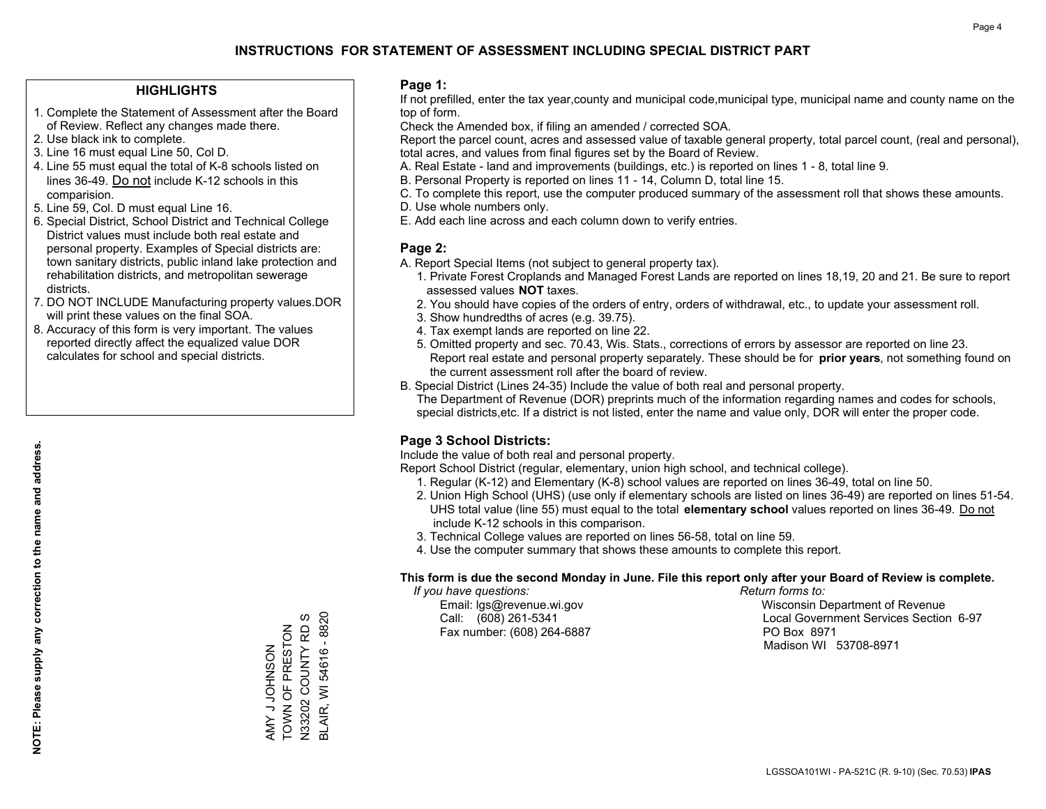# INSTRUCTIONS FOR STATEMENT OF ASSESSMENT INCLUDING SPECIAL DISTRICT PART

## HIGHLIGHTS

1. Complete the Statement of Assessment after the Board of Review. Reflect any changes made there.
2. Use black ink to complete.
3. Line 16 must equal Line 50, Col D.
4. Line 55 must equal the total of K-8 schools listed on lines 36-49. Do not include K-12 schools in this comparision.
5. Line 59, Col. D must equal Line 16.
6. Special District, School District and Technical College District values must include both real estate and personal property. Examples of Special districts are: town sanitary districts, public inland lake protection and rehabilitation districts, and metropolitan sewerage districts.
7. DO NOT INCLUDE Manufacturing property values.DOR will print these values on the final SOA.
8. Accuracy of this form is very important. The values reported directly affect the equalized value DOR calculates for school and special districts.

**NOTE: Please supply any correction to the name and address.**

AMY J JOHNSON
TOWN OF PRESTON
N33202 COUNTY RD S
BLAIR, WI 54616 - 8820

## Page 1:

If not prefilled, enter the tax year,county and municipal code,municipal type, municipal name and county name on the top of form.

Check the Amended box, if filing an amended / corrected SOA.

Report the parcel count, acres and assessed value of taxable general property, total parcel count, (real and personal), total acres, and values from final figures set by the Board of Review.

A. Real Estate - land and improvements (buildings, etc.) is reported on lines 1 - 8, total line 9.
B. Personal Property is reported on lines 11 - 14, Column D, total line 15.
C. To complete this report, use the computer produced summary of the assessment roll that shows these amounts.
D. Use whole numbers only.
E. Add each line across and each column down to verify entries.

## Page 2:

A. Report Special Items (not subject to general property tax).
1. Private Forest Croplands and Managed Forest Lands are reported on lines 18,19, 20 and 21. Be sure to report assessed values **NOT** taxes.
2. You should have copies of the orders of entry, orders of withdrawal, etc., to update your assessment roll.
3. Show hundredths of acres (e.g. 39.75).
4. Tax exempt lands are reported on line 22.
5. Omitted property and sec. 70.43, Wis. Stats., corrections of errors by assessor are reported on line 23. Report real estate and personal property separately. These should be for **prior years**, not something found on the current assessment roll after the board of review.

B. Special District (Lines 24-35) Include the value of both real and personal property.
The Department of Revenue (DOR) preprints much of the information regarding names and codes for schools, special districts,etc. If a district is not listed, enter the name and value only, DOR will enter the proper code.

## Page 3 School Districts:

Include the value of both real and personal property.

Report School District (regular, elementary, union high school, and technical college).

1. Regular (K-12) and Elementary (K-8) school values are reported on lines 36-49, total on line 50.
2. Union High School (UHS) (use only if elementary schools are listed on lines 36-49) are reported on lines 51-54. UHS total value (line 55) must equal to the total **elementary school** values reported on lines 36-49. Do not include K-12 schools in this comparison.
3. Technical College values are reported on lines 56-58, total on line 59.
4. Use the computer summary that shows these amounts to complete this report.

**This form is due the second Monday in June. File this report only after your Board of Review is complete.**

*If you have questions:*
Email: lgs@revenue.wi.gov
Call: (608) 261-5341
Fax number: (608) 264-6887

*Return forms to:*
Wisconsin Department of Revenue
Local Government Services Section 6-97
PO Box 8971
Madison WI 53708-8971

LGSSOA101WI - PA-521C (R. 9-10) (Sec. 70.53) **IPAS**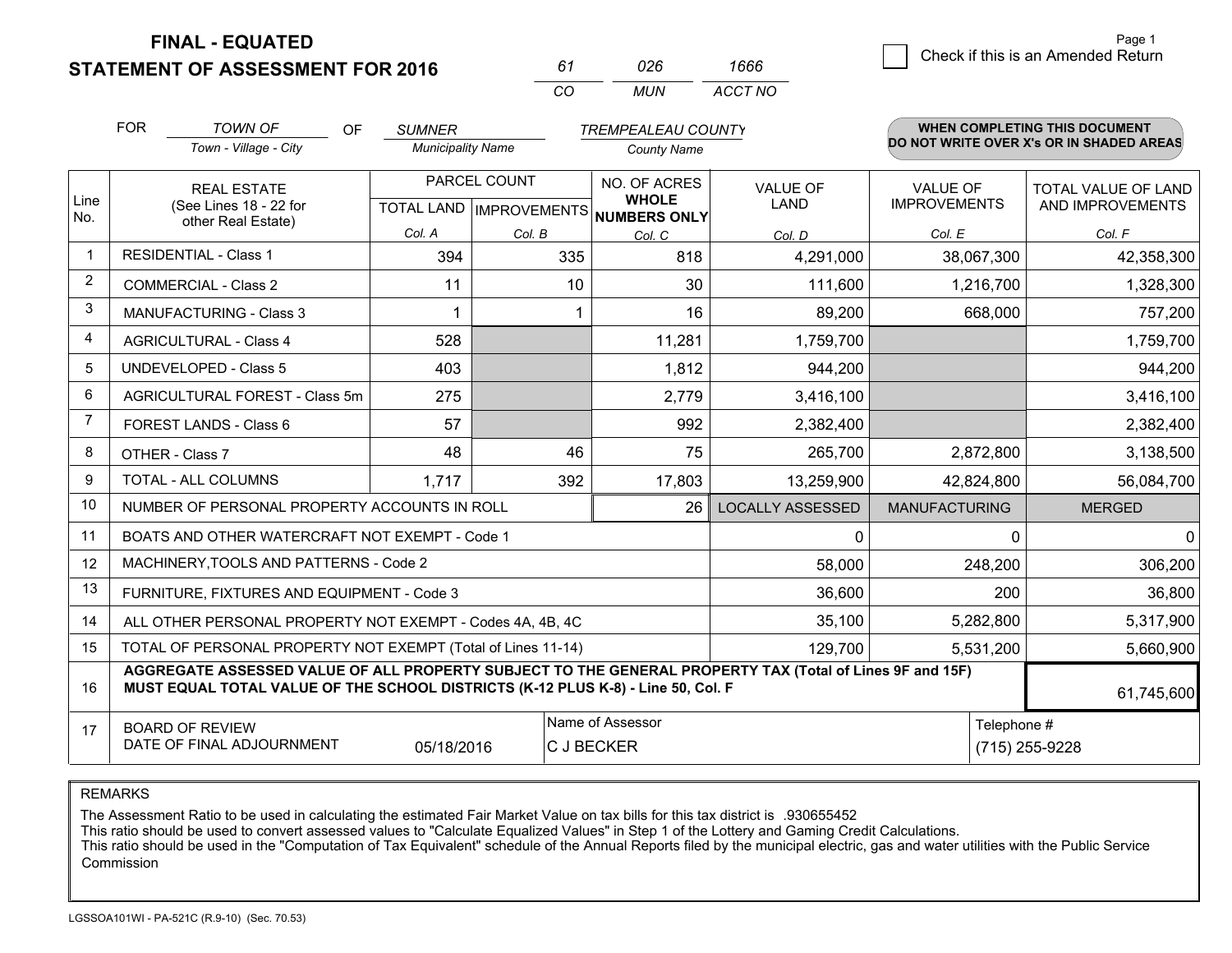**FINAL - EQUATED**

**STATEMENT OF ASSESSMENT FOR 2016**

| 61 | 026 | 1666 |
|---|---|---|
| CO | MUN | ACCT NO |

Page 1

☐ Check if this is an Amended Return

FOR *TOWN OF* (Town - Village - City) OF *SUMNER* (Municipality Name) *TREMPEALEAU COUNTY* (County Name)

**WHEN COMPLETING THIS DOCUMENT DO NOT WRITE OVER X's OR IN SHADED AREAS**

| Line No. | REAL ESTATE (See Lines 18 - 22 for other Real Estate) | PARCEL COUNT | | NO. OF ACRES WHOLE NUMBERS ONLY | VALUE OF LAND | VALUE OF IMPROVEMENTS | TOTAL VALUE OF LAND AND IMPROVEMENTS |
|---|---|---|---|---|---|---|---|
| | | TOTAL LAND | IMPROVEMENTS | | | | |
| | | Col. A | Col. B | Col. C | Col. D | Col. E | Col. F |
| 1 | RESIDENTIAL - Class 1 | 394 | 335 | 818 | 4,291,000 | 38,067,300 | 42,358,300 |
| 2 | COMMERCIAL - Class 2 | 11 | 10 | 30 | 111,600 | 1,216,700 | 1,328,300 |
| 3 | MANUFACTURING - Class 3 | 1 | 1 | 16 | 89,200 | 668,000 | 757,200 |
| 4 | AGRICULTURAL - Class 4 | 528 | | 11,281 | 1,759,700 | | 1,759,700 |
| 5 | UNDEVELOPED - Class 5 | 403 | | 1,812 | 944,200 | | 944,200 |
| 6 | AGRICULTURAL FOREST - Class 5m | 275 | | 2,779 | 3,416,100 | | 3,416,100 |
| 7 | FOREST LANDS - Class 6 | 57 | | 992 | 2,382,400 | | 2,382,400 |
| 8 | OTHER - Class 7 | 48 | 46 | 75 | 265,700 | 2,872,800 | 3,138,500 |
| 9 | TOTAL - ALL COLUMNS | 1,717 | 392 | 17,803 | 13,259,900 | 42,824,800 | 56,084,700 |
| 10 | NUMBER OF PERSONAL PROPERTY ACCOUNTS IN ROLL | | | 26 | LOCALLY ASSESSED | MANUFACTURING | MERGED |
| 11 | BOATS AND OTHER WATERCRAFT NOT EXEMPT - Code 1 | | | | 0 | 0 | 0 |
| 12 | MACHINERY,TOOLS AND PATTERNS - Code 2 | | | | 58,000 | 248,200 | 306,200 |
| 13 | FURNITURE, FIXTURES AND EQUIPMENT - Code 3 | | | | 36,600 | 200 | 36,800 |
| 14 | ALL OTHER PERSONAL PROPERTY NOT EXEMPT - Codes 4A, 4B, 4C | | | | 35,100 | 5,282,800 | 5,317,900 |
| 15 | TOTAL OF PERSONAL PROPERTY NOT EXEMPT (Total of Lines 11-14) | | | | 129,700 | 5,531,200 | 5,660,900 |
| 16 | **AGGREGATE ASSESSED VALUE OF ALL PROPERTY SUBJECT TO THE GENERAL PROPERTY TAX (Total of Lines 9F and 15F) MUST EQUAL TOTAL VALUE OF THE SCHOOL DISTRICTS (K-12 PLUS K-8) - Line 50, Col. F** | | | | | | 61,745,600 |
| 17 | BOARD OF REVIEW DATE OF FINAL ADJOURNMENT | 05/18/2016 | | Name of Assessor: C J BECKER | | | Telephone #: (715) 255-9228 |

REMARKS

The Assessment Ratio to be used in calculating the estimated Fair Market Value on tax bills for this tax district is .930655452
This ratio should be used to convert assessed values to "Calculate Equalized Values" in Step 1 of the Lottery and Gaming Credit Calculations.
This ratio should be used in the "Computation of Tax Equivalent" schedule of the Annual Reports filed by the municipal electric, gas and water utilities with the Public Service Commission

LGSSOA101WI - PA-521C (R.9-10) (Sec. 70.53)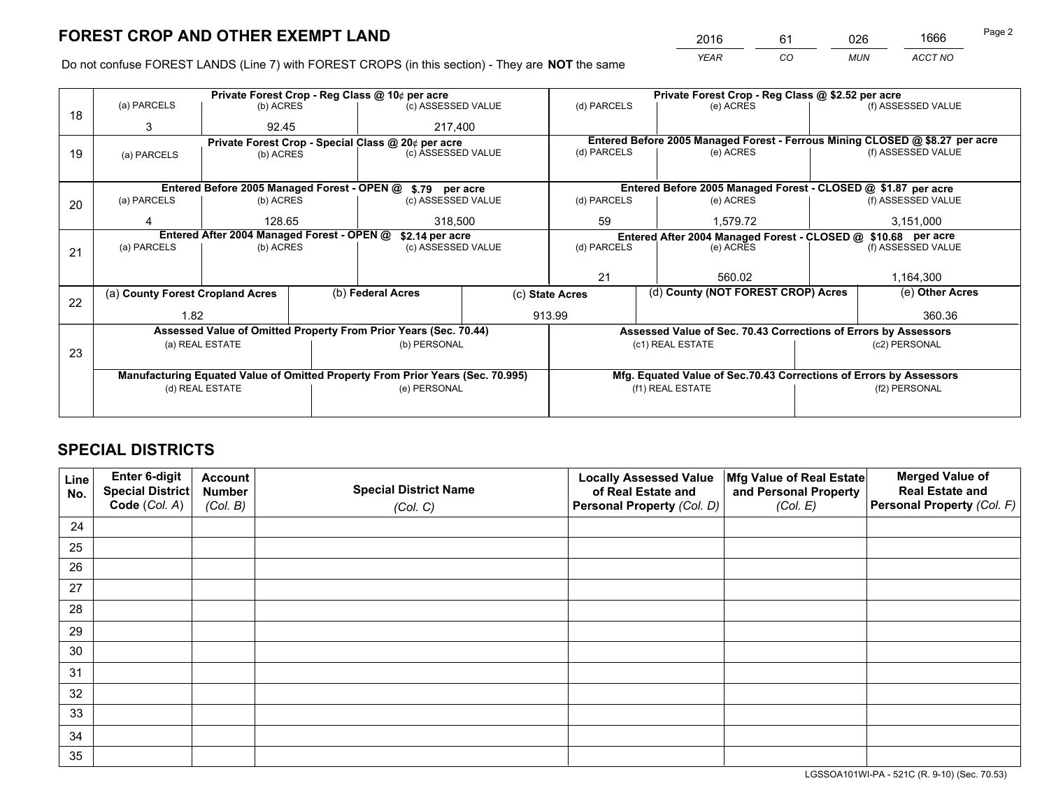# FOREST CROP AND OTHER EXEMPT LAND

| 2016 | 61 | 026 | 1666 |
|---|---|---|---|
| *YEAR* | *CO* | *MUN* | *ACCT NO* |

Do not confuse FOREST LANDS (Line 7) with FOREST CROPS (in this section) - They are **NOT** the same

| Line | Private Forest Crop - Reg Class @ 10¢ per acre | | | Private Forest Crop - Reg Class @ $2.52 per acre | | |
|---|---|---|---|---|---|---|
| | (a) PARCELS | (b) ACRES | (c) ASSESSED VALUE | (d) PARCELS | (e) ACRES | (f) ASSESSED VALUE |
| 18 | 3 | 92.45 | 217,400 | | | |
| | **Private Forest Crop - Special Class @ 20¢ per acre** | | | **Entered Before 2005 Managed Forest - Ferrous Mining CLOSED @ $8.27 per acre** | | |
| | (a) PARCELS | (b) ACRES | (c) ASSESSED VALUE | (d) PARCELS | (e) ACRES | (f) ASSESSED VALUE |
| 19 | | | | | | |
| | **Entered Before 2005 Managed Forest - OPEN @ $.79 per acre** | | | **Entered Before 2005 Managed Forest - CLOSED @ $1.87 per acre** | | |
| | (a) PARCELS | (b) ACRES | (c) ASSESSED VALUE | (d) PARCELS | (e) ACRES | (f) ASSESSED VALUE |
| 20 | 4 | 128.65 | 318,500 | 59 | 1,579.72 | 3,151,000 |
| | **Entered After 2004 Managed Forest - OPEN @ $2.14 per acre** | | | **Entered After 2004 Managed Forest - CLOSED @ $10.68 per acre** | | |
| | (a) PARCELS | (b) ACRES | (c) ASSESSED VALUE | (d) PARCELS | (e) ACRES | (f) ASSESSED VALUE |
| 21 | | | | 21 | 560.02 | 1,164,300 |

| Line | (a) County Forest Cropland Acres | (b) Federal Acres | (c) State Acres | (d) County (NOT FOREST CROP) Acres | (e) Other Acres |
|---|---|---|---|---|---|
| 22 | 1.82 | | 913.99 | | 360.36 |

| Line | Assessed Value of Omitted Property From Prior Years (Sec. 70.44) | | Assessed Value of Sec. 70.43 Corrections of Errors by Assessors | |
|---|---|---|---|---|
| | (a) REAL ESTATE | (b) PERSONAL | (c1) REAL ESTATE | (c2) PERSONAL |
| 23 | | | | |
| | **Manufacturing Equated Value of Omitted Property From Prior Years (Sec. 70.995)** | | **Mfg. Equated Value of Sec.70.43 Corrections of Errors by Assessors** | |
| | (d) REAL ESTATE | (e) PERSONAL | (f1) REAL ESTATE | (f2) PERSONAL |
| | | | | |

# SPECIAL DISTRICTS

| Line No. | Enter 6-digit Special District Code (Col. A) | Account Number (Col. B) | Special District Name (Col. C) | Locally Assessed Value of Real Estate and Personal Property (Col. D) | Mfg Value of Real Estate and Personal Property (Col. E) | Merged Value of Real Estate and Personal Property (Col. F) |
|---|---|---|---|---|---|---|
| 24 | | | | | | |
| 25 | | | | | | |
| 26 | | | | | | |
| 27 | | | | | | |
| 28 | | | | | | |
| 29 | | | | | | |
| 30 | | | | | | |
| 31 | | | | | | |
| 32 | | | | | | |
| 33 | | | | | | |
| 34 | | | | | | |
| 35 | | | | | | |

LGSSOA101WI-PA - 521C (R. 9-10) (Sec. 70.53)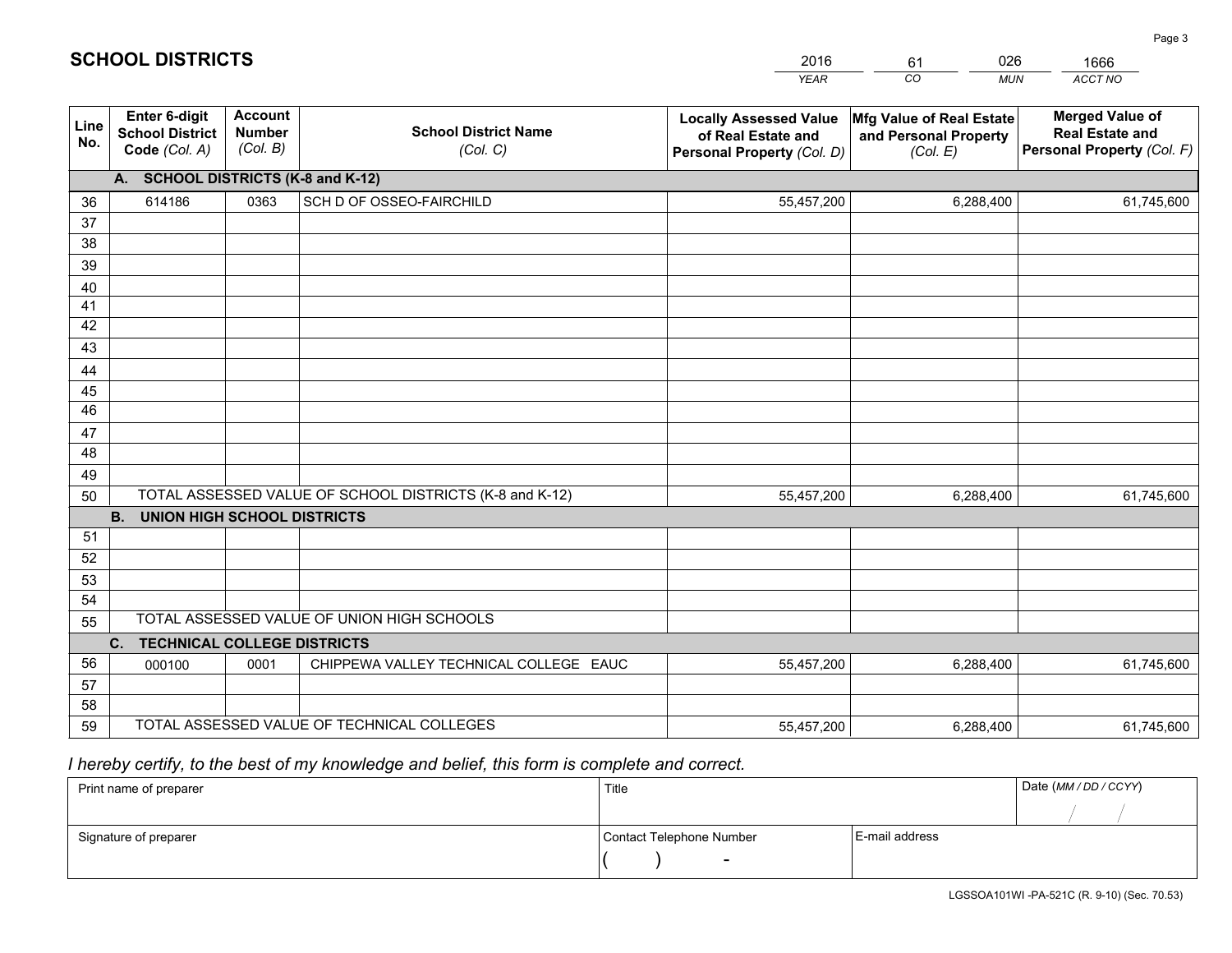# SCHOOL DISTRICTS

| 2016 | 61 | 026 | 1666 |
|---|---|---|---|
| *YEAR* | *CO* | *MUN* | *ACCT NO* |

| Line No. | Enter 6-digit School District Code *(Col. A)* | Account Number *(Col. B)* | School District Name *(Col. C)* | Locally Assessed Value of Real Estate and Personal Property *(Col. D)* | Mfg Value of Real Estate and Personal Property *(Col. E)* | Merged Value of Real Estate and Personal Property *(Col. F)* |
|---|---|---|---|---|---|---|
| **A. SCHOOL DISTRICTS (K-8 and K-12)** | | | | | | |
| 36 | 614186 | 0363 | SCH D OF OSSEO-FAIRCHILD | 55,457,200 | 6,288,400 | 61,745,600 |
| 37 | | | | | | |
| 38 | | | | | | |
| 39 | | | | | | |
| 40 | | | | | | |
| 41 | | | | | | |
| 42 | | | | | | |
| 43 | | | | | | |
| 44 | | | | | | |
| 45 | | | | | | |
| 46 | | | | | | |
| 47 | | | | | | |
| 48 | | | | | | |
| 49 | | | | | | |
| 50 | TOTAL ASSESSED VALUE OF SCHOOL DISTRICTS (K-8 and K-12) | | | 55,457,200 | 6,288,400 | 61,745,600 |
| **B. UNION HIGH SCHOOL DISTRICTS** | | | | | | |
| 51 | | | | | | |
| 52 | | | | | | |
| 53 | | | | | | |
| 54 | | | | | | |
| 55 | TOTAL ASSESSED VALUE OF UNION HIGH SCHOOLS | | | | | |
| **C. TECHNICAL COLLEGE DISTRICTS** | | | | | | |
| 56 | 000100 | 0001 | CHIPPEWA VALLEY TECHNICAL COLLEGE EAUC | 55,457,200 | 6,288,400 | 61,745,600 |
| 57 | | | | | | |
| 58 | | | | | | |
| 59 | TOTAL ASSESSED VALUE OF TECHNICAL COLLEGES | | | 55,457,200 | 6,288,400 | 61,745,600 |

*I hereby certify, to the best of my knowledge and belief, this form is complete and correct.*

| Print name of preparer | Title | | Date *(MM / DD / CCYY)* |
|---|---|---|---|
| | | | / / |
| Signature of preparer | Contact Telephone Number | E-mail address | |
| | ( ) - | | |

LGSSOA101WI -PA-521C (R. 9-10) (Sec. 70.53)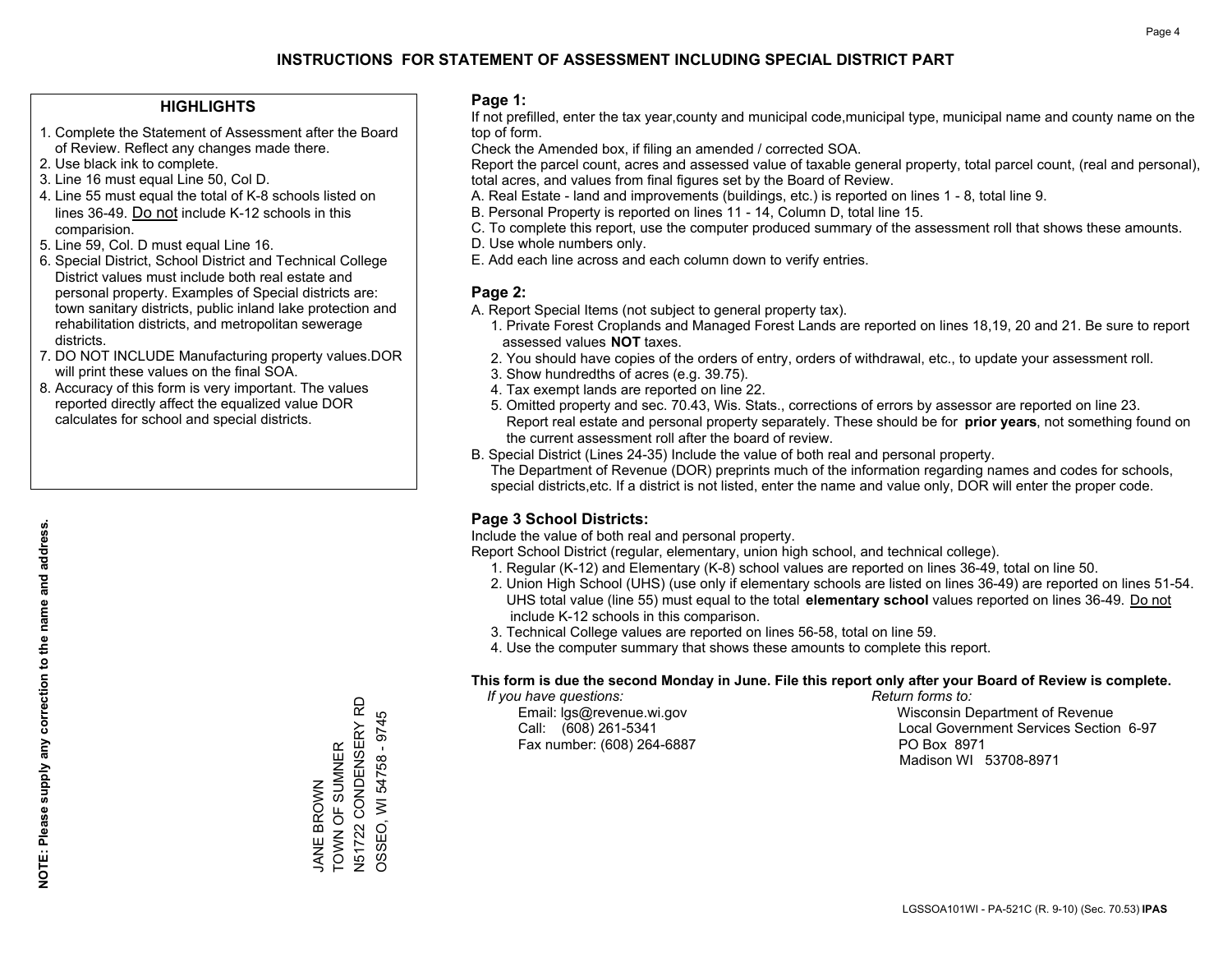# INSTRUCTIONS FOR STATEMENT OF ASSESSMENT INCLUDING SPECIAL DISTRICT PART

## HIGHLIGHTS

1. Complete the Statement of Assessment after the Board of Review. Reflect any changes made there.
2. Use black ink to complete.
3. Line 16 must equal Line 50, Col D.
4. Line 55 must equal the total of K-8 schools listed on lines 36-49. Do not include K-12 schools in this comparision.
5. Line 59, Col. D must equal Line 16.
6. Special District, School District and Technical College District values must include both real estate and personal property. Examples of Special districts are: town sanitary districts, public inland lake protection and rehabilitation districts, and metropolitan sewerage districts.
7. DO NOT INCLUDE Manufacturing property values.DOR will print these values on the final SOA.
8. Accuracy of this form is very important. The values reported directly affect the equalized value DOR calculates for school and special districts.

**NOTE: Please supply any correction to the name and address.**

JANE BROWN
TOWN OF SUMNER
N51722 CONDENSERY RD
OSSEO, WI 54758 - 9745

## Page 1:

If not prefilled, enter the tax year,county and municipal code,municipal type, municipal name and county name on the top of form.

Check the Amended box, if filing an amended / corrected SOA.

Report the parcel count, acres and assessed value of taxable general property, total parcel count, (real and personal), total acres, and values from final figures set by the Board of Review.

A. Real Estate - land and improvements (buildings, etc.) is reported on lines 1 - 8, total line 9.
B. Personal Property is reported on lines 11 - 14, Column D, total line 15.
C. To complete this report, use the computer produced summary of the assessment roll that shows these amounts.
D. Use whole numbers only.
E. Add each line across and each column down to verify entries.

## Page 2:

A. Report Special Items (not subject to general property tax).
   1. Private Forest Croplands and Managed Forest Lands are reported on lines 18,19, 20 and 21. Be sure to report assessed values **NOT** taxes.
   2. You should have copies of the orders of entry, orders of withdrawal, etc., to update your assessment roll.
   3. Show hundredths of acres (e.g. 39.75).
   4. Tax exempt lands are reported on line 22.
   5. Omitted property and sec. 70.43, Wis. Stats., corrections of errors by assessor are reported on line 23. Report real estate and personal property separately. These should be for **prior years**, not something found on the current assessment roll after the board of review.
B. Special District (Lines 24-35) Include the value of both real and personal property.
   The Department of Revenue (DOR) preprints much of the information regarding names and codes for schools, special districts,etc. If a district is not listed, enter the name and value only, DOR will enter the proper code.

## Page 3 School Districts:

Include the value of both real and personal property.

Report School District (regular, elementary, union high school, and technical college).

1. Regular (K-12) and Elementary (K-8) school values are reported on lines 36-49, total on line 50.
2. Union High School (UHS) (use only if elementary schools are listed on lines 36-49) are reported on lines 51-54. UHS total value (line 55) must equal to the total **elementary school** values reported on lines 36-49. Do not include K-12 schools in this comparison.
3. Technical College values are reported on lines 56-58, total on line 59.
4. Use the computer summary that shows these amounts to complete this report.

**This form is due the second Monday in June. File this report only after your Board of Review is complete.**

*If you have questions:*
Email: lgs@revenue.wi.gov
Call: (608) 261-5341
Fax number: (608) 264-6887

*Return forms to:*
Wisconsin Department of Revenue
Local Government Services Section 6-97
PO Box 8971
Madison WI 53708-8971

LGSSOA101WI - PA-521C (R. 9-10) (Sec. 70.53) **IPAS**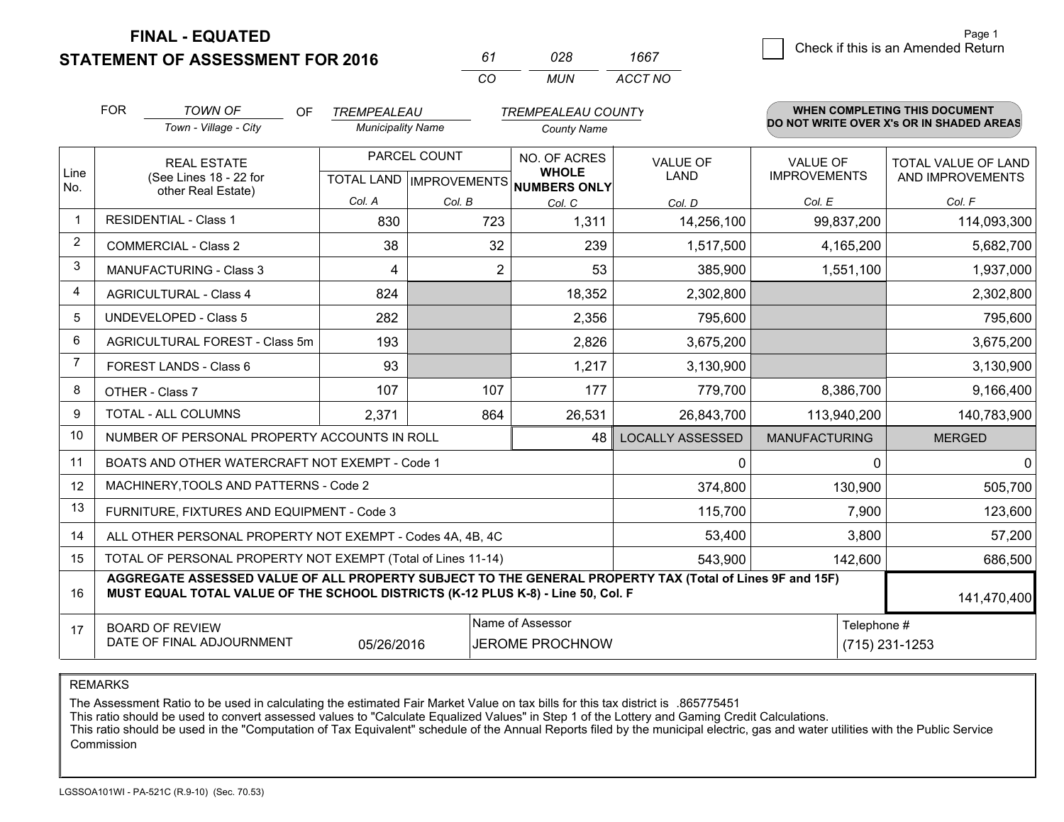**FINAL - EQUATED**
**STATEMENT OF ASSESSMENT FOR 2016**

| 61 | 028 | 1667 |
|---|---|---|
| CO | MUN | ACCT NO |

Page 1

☐ Check if this is an Amended Return

FOR *TOWN OF* (Town - Village - City) OF *TREMPEALEAU* (Municipality Name) *TREMPEALEAU COUNTY* (County Name)

**WHEN COMPLETING THIS DOCUMENT DO NOT WRITE OVER X's OR IN SHADED AREAS**

| Line No. | REAL ESTATE (See Lines 18 - 22 for other Real Estate) | PARCEL COUNT TOTAL LAND Col. A | PARCEL COUNT IMPROVEMENTS Col. B | NO. OF ACRES WHOLE NUMBERS ONLY Col. C | VALUE OF LAND Col. D | VALUE OF IMPROVEMENTS Col. E | TOTAL VALUE OF LAND AND IMPROVEMENTS Col. F |
|---|---|---|---|---|---|---|---|
| 1 | RESIDENTIAL - Class 1 | 830 | 723 | 1,311 | 14,256,100 | 99,837,200 | 114,093,300 |
| 2 | COMMERCIAL - Class 2 | 38 | 32 | 239 | 1,517,500 | 4,165,200 | 5,682,700 |
| 3 | MANUFACTURING - Class 3 | 4 | 2 | 53 | 385,900 | 1,551,100 | 1,937,000 |
| 4 | AGRICULTURAL - Class 4 | 824 | | 18,352 | 2,302,800 | | 2,302,800 |
| 5 | UNDEVELOPED - Class 5 | 282 | | 2,356 | 795,600 | | 795,600 |
| 6 | AGRICULTURAL FOREST - Class 5m | 193 | | 2,826 | 3,675,200 | | 3,675,200 |
| 7 | FOREST LANDS - Class 6 | 93 | | 1,217 | 3,130,900 | | 3,130,900 |
| 8 | OTHER - Class 7 | 107 | 107 | 177 | 779,700 | 8,386,700 | 9,166,400 |
| 9 | TOTAL - ALL COLUMNS | 2,371 | 864 | 26,531 | 26,843,700 | 113,940,200 | 140,783,900 |
| 10 | NUMBER OF PERSONAL PROPERTY ACCOUNTS IN ROLL | | | 48 | LOCALLY ASSESSED | MANUFACTURING | MERGED |
| 11 | BOATS AND OTHER WATERCRAFT NOT EXEMPT - Code 1 | | | | 0 | 0 | 0 |
| 12 | MACHINERY,TOOLS AND PATTERNS - Code 2 | | | | 374,800 | 130,900 | 505,700 |
| 13 | FURNITURE, FIXTURES AND EQUIPMENT - Code 3 | | | | 115,700 | 7,900 | 123,600 |
| 14 | ALL OTHER PERSONAL PROPERTY NOT EXEMPT - Codes 4A, 4B, 4C | | | | 53,400 | 3,800 | 57,200 |
| 15 | TOTAL OF PERSONAL PROPERTY NOT EXEMPT (Total of Lines 11-14) | | | | 543,900 | 142,600 | 686,500 |
| 16 | **AGGREGATE ASSESSED VALUE OF ALL PROPERTY SUBJECT TO THE GENERAL PROPERTY TAX (Total of Lines 9F and 15F) MUST EQUAL TOTAL VALUE OF THE SCHOOL DISTRICTS (K-12 PLUS K-8) - Line 50, Col. F** | | | | | | 141,470,400 |
| 17 | BOARD OF REVIEW DATE OF FINAL ADJOURNMENT | 05/26/2016 | Name of Assessor: JEROME PROCHNOW | | | Telephone #: (715) 231-1253 | |

REMARKS

The Assessment Ratio to be used in calculating the estimated Fair Market Value on tax bills for this tax district is .865775451
This ratio should be used to convert assessed values to "Calculate Equalized Values" in Step 1 of the Lottery and Gaming Credit Calculations.
This ratio should be used in the "Computation of Tax Equivalent" schedule of the Annual Reports filed by the municipal electric, gas and water utilities with the Public Service Commission

LGSSOA101WI - PA-521C (R.9-10) (Sec. 70.53)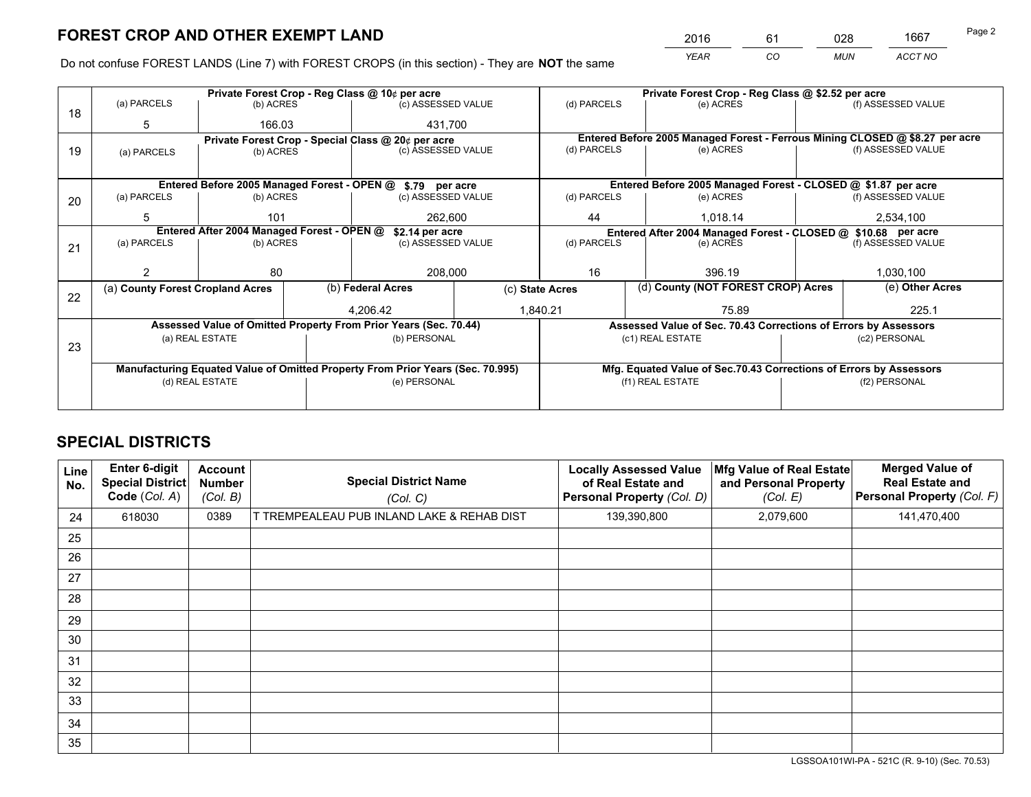# FOREST CROP AND OTHER EXEMPT LAND

| 2016 | 61 | 028 | 1667 |
|---|---|---|---|
| *YEAR* | *CO* | *MUN* | *ACCT NO* |

Do not confuse FOREST LANDS (Line 7) with FOREST CROPS (in this section) - They are **NOT** the same

| Line | | | | | | |
|---|---|---|---|---|---|---|
| 18 | Private Forest Crop - Reg Class @ 10¢ per acre | | | Private Forest Crop - Reg Class @ $2.52 per acre | | |
| | (a) PARCELS | (b) ACRES | (c) ASSESSED VALUE | (d) PARCELS | (e) ACRES | (f) ASSESSED VALUE |
| | 5 | 166.03 | 431,700 | | | |
| 19 | Private Forest Crop - Special Class @ 20¢ per acre | | | Entered Before 2005 Managed Forest - Ferrous Mining CLOSED @ $8.27 per acre | | |
| | (a) PARCELS | (b) ACRES | (c) ASSESSED VALUE | (d) PARCELS | (e) ACRES | (f) ASSESSED VALUE |
| | | | | | | |
| 20 | Entered Before 2005 Managed Forest - OPEN @ $.79 per acre | | | Entered Before 2005 Managed Forest - CLOSED @ $1.87 per acre | | |
| | (a) PARCELS | (b) ACRES | (c) ASSESSED VALUE | (d) PARCELS | (e) ACRES | (f) ASSESSED VALUE |
| | 5 | 101 | 262,600 | 44 | 1,018.14 | 2,534,100 |
| 21 | Entered After 2004 Managed Forest - OPEN @ $2.14 per acre | | | Entered After 2004 Managed Forest - CLOSED @ $10.68 per acre | | |
| | (a) PARCELS | (b) ACRES | (c) ASSESSED VALUE | (d) PARCELS | (e) ACRES | (f) ASSESSED VALUE |
| | 2 | 80 | 208,000 | 16 | 396.19 | 1,030,100 |

| Line | (a) County Forest Cropland Acres | (b) Federal Acres | (c) State Acres | (d) County (NOT FOREST CROP) Acres | (e) Other Acres |
|---|---|---|---|---|---|
| 22 | | 4,206.42 | 1,840.21 | 75.89 | 225.1 |

| Line | Assessed Value of Omitted Property From Prior Years (Sec. 70.44) | | Assessed Value of Sec. 70.43 Corrections of Errors by Assessors | |
|---|---|---|---|---|
| 23 | (a) REAL ESTATE | (b) PERSONAL | (c1) REAL ESTATE | (c2) PERSONAL |
| | | | | |
| | Manufacturing Equated Value of Omitted Property From Prior Years (Sec. 70.995) | | Mfg. Equated Value of Sec.70.43 Corrections of Errors by Assessors | |
| | (d) REAL ESTATE | (e) PERSONAL | (f1) REAL ESTATE | (f2) PERSONAL |
| | | | | |

# SPECIAL DISTRICTS

| Line No. | Enter 6-digit Special District Code (*Col. A*) | Account Number (*Col. B*) | Special District Name (*Col. C*) | Locally Assessed Value of Real Estate and Personal Property (*Col. D*) | Mfg Value of Real Estate and Personal Property (*Col. E*) | Merged Value of Real Estate and Personal Property (*Col. F*) |
|---|---|---|---|---|---|---|
| 24 | 618030 | 0389 | T TREMPEALEAU PUB INLAND LAKE & REHAB DIST | 139,390,800 | 2,079,600 | 141,470,400 |
| 25 | | | | | | |
| 26 | | | | | | |
| 27 | | | | | | |
| 28 | | | | | | |
| 29 | | | | | | |
| 30 | | | | | | |
| 31 | | | | | | |
| 32 | | | | | | |
| 33 | | | | | | |
| 34 | | | | | | |
| 35 | | | | | | |

LGSSOA101WI-PA - 521C (R. 9-10) (Sec. 70.53)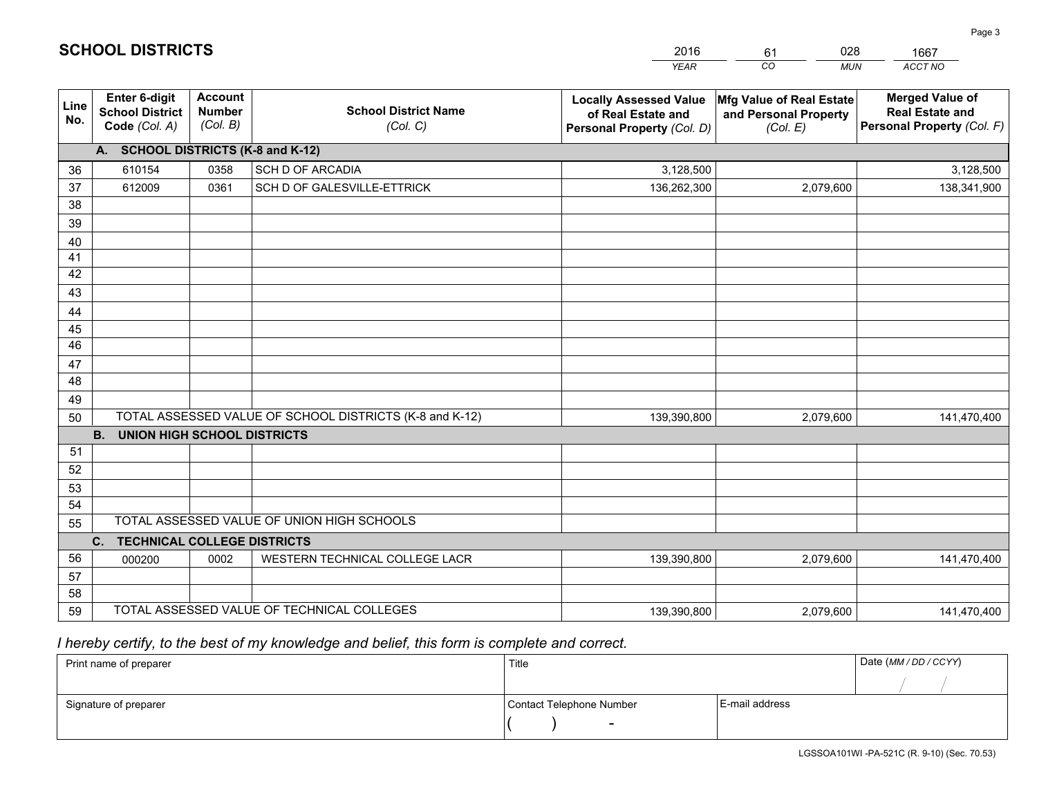# SCHOOL DISTRICTS

| 2016 | 61 | 028 | 1667 |
|---|---|---|---|
| *YEAR* | *CO* | *MUN* | *ACCT NO* |

| Line No. | Enter 6-digit School District Code *(Col. A)* | Account Number *(Col. B)* | School District Name *(Col. C)* | Locally Assessed Value of Real Estate and Personal Property *(Col. D)* | Mfg Value of Real Estate and Personal Property *(Col. E)* | Merged Value of Real Estate and Personal Property *(Col. F)* |
|---|---|---|---|---|---|---|
| | **A. SCHOOL DISTRICTS (K-8 and K-12)** | | | | | |
| 36 | 610154 | 0358 | SCH D OF ARCADIA | 3,128,500 | | 3,128,500 |
| 37 | 612009 | 0361 | SCH D OF GALESVILLE-ETTRICK | 136,262,300 | 2,079,600 | 138,341,900 |
| 38 | | | | | | |
| 39 | | | | | | |
| 40 | | | | | | |
| 41 | | | | | | |
| 42 | | | | | | |
| 43 | | | | | | |
| 44 | | | | | | |
| 45 | | | | | | |
| 46 | | | | | | |
| 47 | | | | | | |
| 48 | | | | | | |
| 49 | | | | | | |
| 50 | TOTAL ASSESSED VALUE OF SCHOOL DISTRICTS (K-8 and K-12) | | | 139,390,800 | 2,079,600 | 141,470,400 |
| | **B. UNION HIGH SCHOOL DISTRICTS** | | | | | |
| 51 | | | | | | |
| 52 | | | | | | |
| 53 | | | | | | |
| 54 | | | | | | |
| 55 | TOTAL ASSESSED VALUE OF UNION HIGH SCHOOLS | | | | | |
| | **C. TECHNICAL COLLEGE DISTRICTS** | | | | | |
| 56 | 000200 | 0002 | WESTERN TECHNICAL COLLEGE LACR | 139,390,800 | 2,079,600 | 141,470,400 |
| 57 | | | | | | |
| 58 | | | | | | |
| 59 | TOTAL ASSESSED VALUE OF TECHNICAL COLLEGES | | | 139,390,800 | 2,079,600 | 141,470,400 |

*I hereby certify, to the best of my knowledge and belief, this form is complete and correct.*

| Print name of preparer | Title | | Date *(MM / DD / CCYY)* |
|---|---|---|---|
| | | | / / |
| Signature of preparer | Contact Telephone Number | E-mail address | |
| | ( ) - | | |

LGSSOA101WI -PA-521C (R. 9-10) (Sec. 70.53)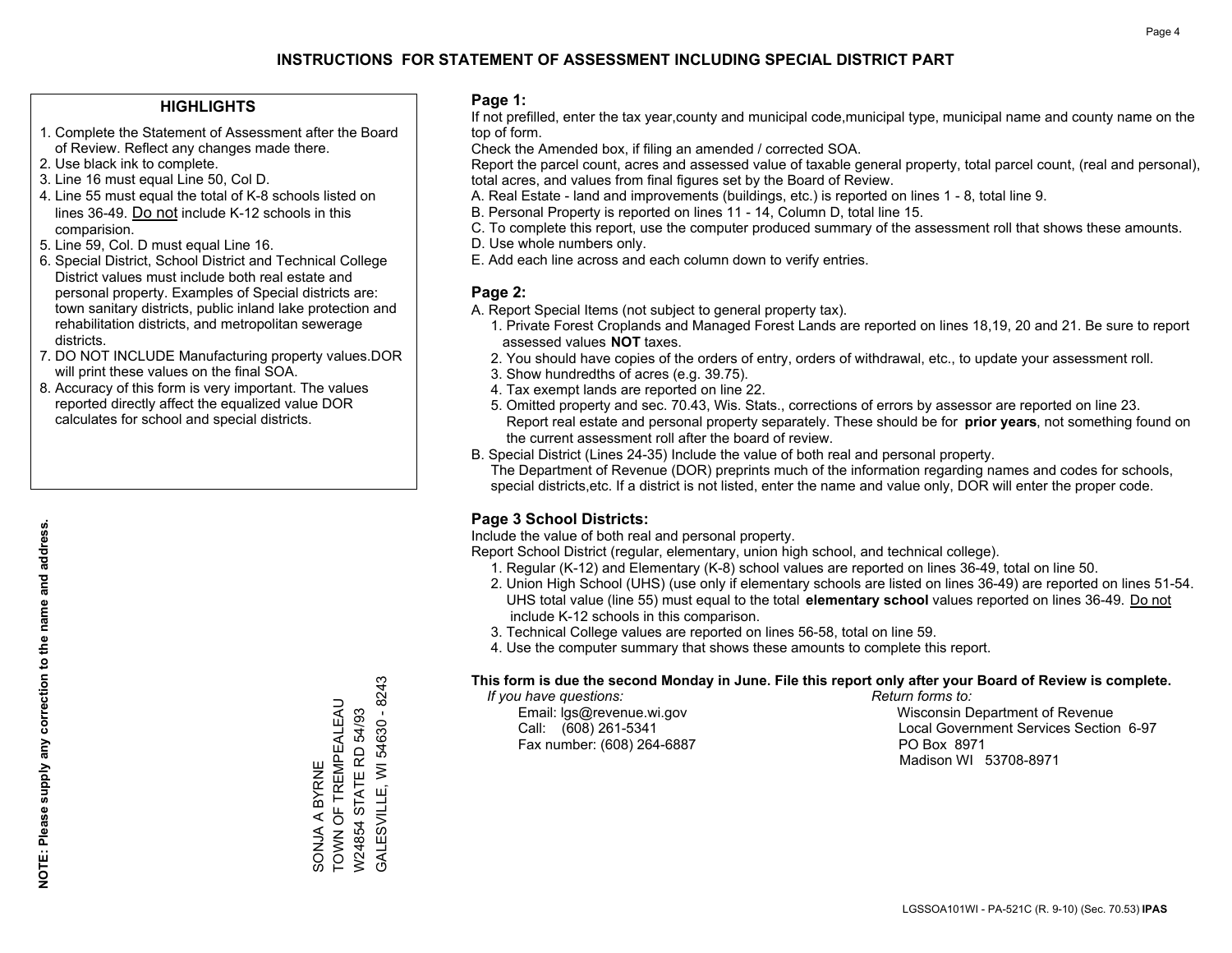# INSTRUCTIONS FOR STATEMENT OF ASSESSMENT INCLUDING SPECIAL DISTRICT PART

## HIGHLIGHTS

1. Complete the Statement of Assessment after the Board of Review. Reflect any changes made there.
2. Use black ink to complete.
3. Line 16 must equal Line 50, Col D.
4. Line 55 must equal the total of K-8 schools listed on lines 36-49. Do not include K-12 schools in this comparision.
5. Line 59, Col. D must equal Line 16.
6. Special District, School District and Technical College District values must include both real estate and personal property. Examples of Special districts are: town sanitary districts, public inland lake protection and rehabilitation districts, and metropolitan sewerage districts.
7. DO NOT INCLUDE Manufacturing property values.DOR will print these values on the final SOA.
8. Accuracy of this form is very important. The values reported directly affect the equalized value DOR calculates for school and special districts.

**NOTE: Please supply any correction to the name and address.**

SONJA A BYRNE
TOWN OF TREMPEALEAU
W24854 STATE RD 54/93
GALESVILLE, WI 54630 - 8243

## Page 1:

If not prefilled, enter the tax year,county and municipal code,municipal type, municipal name and county name on the top of form.

Check the Amended box, if filing an amended / corrected SOA.

Report the parcel count, acres and assessed value of taxable general property, total parcel count, (real and personal), total acres, and values from final figures set by the Board of Review.

A. Real Estate - land and improvements (buildings, etc.) is reported on lines 1 - 8, total line 9.
B. Personal Property is reported on lines 11 - 14, Column D, total line 15.
C. To complete this report, use the computer produced summary of the assessment roll that shows these amounts.
D. Use whole numbers only.
E. Add each line across and each column down to verify entries.

## Page 2:

A. Report Special Items (not subject to general property tax).
   1. Private Forest Croplands and Managed Forest Lands are reported on lines 18,19, 20 and 21. Be sure to report assessed values **NOT** taxes.
   2. You should have copies of the orders of entry, orders of withdrawal, etc., to update your assessment roll.
   3. Show hundredths of acres (e.g. 39.75).
   4. Tax exempt lands are reported on line 22.
   5. Omitted property and sec. 70.43, Wis. Stats., corrections of errors by assessor are reported on line 23. Report real estate and personal property separately. These should be for **prior years**, not something found on the current assessment roll after the board of review.
B. Special District (Lines 24-35) Include the value of both real and personal property.
   The Department of Revenue (DOR) preprints much of the information regarding names and codes for schools, special districts,etc. If a district is not listed, enter the name and value only, DOR will enter the proper code.

## Page 3 School Districts:

Include the value of both real and personal property.

Report School District (regular, elementary, union high school, and technical college).

1. Regular (K-12) and Elementary (K-8) school values are reported on lines 36-49, total on line 50.
2. Union High School (UHS) (use only if elementary schools are listed on lines 36-49) are reported on lines 51-54. UHS total value (line 55) must equal to the total **elementary school** values reported on lines 36-49. Do not include K-12 schools in this comparison.
3. Technical College values are reported on lines 56-58, total on line 59.
4. Use the computer summary that shows these amounts to complete this report.

**This form is due the second Monday in June. File this report only after your Board of Review is complete.**

*If you have questions:*
Email: lgs@revenue.wi.gov
Call: (608) 261-5341
Fax number: (608) 264-6887

*Return forms to:*
Wisconsin Department of Revenue
Local Government Services Section 6-97
PO Box 8971
Madison WI 53708-8971

LGSSOA101WI - PA-521C (R. 9-10) (Sec. 70.53) **IPAS**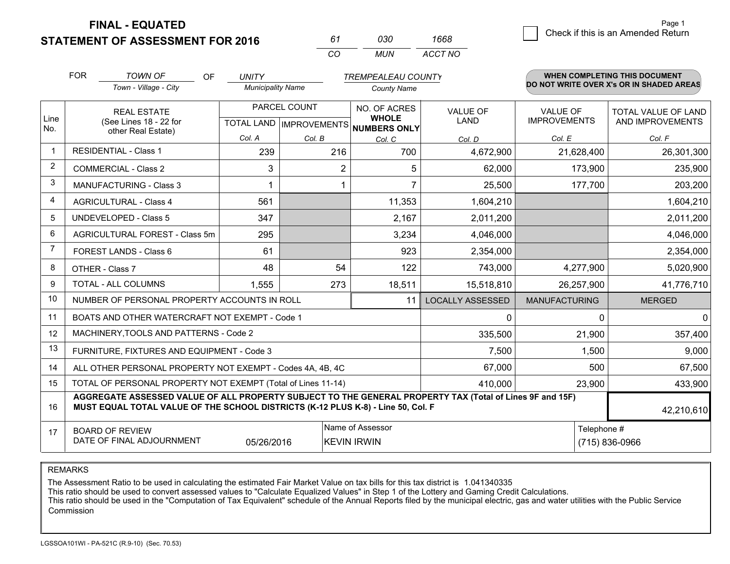# FINAL - EQUATED
## STATEMENT OF ASSESSMENT FOR 2016

| 61 | 030 | 1668 |
|---|---|---|
| CO | MUN | ACCT NO |

Check if this is an Amended Return

FOR *TOWN OF* (Town - Village - City) OF *UNITY* (Municipality Name) *TREMPEALEAU COUNTY* (County Name)

**WHEN COMPLETING THIS DOCUMENT DO NOT WRITE OVER X's OR IN SHADED AREAS**

| Line No. | REAL ESTATE (See Lines 18 - 22 for other Real Estate) | PARCEL COUNT TOTAL LAND Col. A | PARCEL COUNT IMPROVEMENTS Col. B | NO. OF ACRES WHOLE NUMBERS ONLY Col. C | VALUE OF LAND Col. D | VALUE OF IMPROVEMENTS Col. E | TOTAL VALUE OF LAND AND IMPROVEMENTS Col. F |
|---|---|---|---|---|---|---|---|
| 1 | RESIDENTIAL - Class 1 | 239 | 216 | 700 | 4,672,900 | 21,628,400 | 26,301,300 |
| 2 | COMMERCIAL - Class 2 | 3 | 2 | 5 | 62,000 | 173,900 | 235,900 |
| 3 | MANUFACTURING - Class 3 | 1 | 1 | 7 | 25,500 | 177,700 | 203,200 |
| 4 | AGRICULTURAL - Class 4 | 561 | | 11,353 | 1,604,210 | | 1,604,210 |
| 5 | UNDEVELOPED - Class 5 | 347 | | 2,167 | 2,011,200 | | 2,011,200 |
| 6 | AGRICULTURAL FOREST - Class 5m | 295 | | 3,234 | 4,046,000 | | 4,046,000 |
| 7 | FOREST LANDS - Class 6 | 61 | | 923 | 2,354,000 | | 2,354,000 |
| 8 | OTHER - Class 7 | 48 | 54 | 122 | 743,000 | 4,277,900 | 5,020,900 |
| 9 | TOTAL - ALL COLUMNS | 1,555 | 273 | 18,511 | 15,518,810 | 26,257,900 | 41,776,710 |
| 10 | NUMBER OF PERSONAL PROPERTY ACCOUNTS IN ROLL | | | 11 | LOCALLY ASSESSED | MANUFACTURING | MERGED |
| 11 | BOATS AND OTHER WATERCRAFT NOT EXEMPT - Code 1 | | | | 0 | 0 | 0 |
| 12 | MACHINERY,TOOLS AND PATTERNS - Code 2 | | | | 335,500 | 21,900 | 357,400 |
| 13 | FURNITURE, FIXTURES AND EQUIPMENT - Code 3 | | | | 7,500 | 1,500 | 9,000 |
| 14 | ALL OTHER PERSONAL PROPERTY NOT EXEMPT - Codes 4A, 4B, 4C | | | | 67,000 | 500 | 67,500 |
| 15 | TOTAL OF PERSONAL PROPERTY NOT EXEMPT (Total of Lines 11-14) | | | | 410,000 | 23,900 | 433,900 |
| 16 | **AGGREGATE ASSESSED VALUE OF ALL PROPERTY SUBJECT TO THE GENERAL PROPERTY TAX (Total of Lines 9F and 15F) MUST EQUAL TOTAL VALUE OF THE SCHOOL DISTRICTS (K-12 PLUS K-8) - Line 50, Col. F** | | | | | | 42,210,610 |
| 17 | BOARD OF REVIEW DATE OF FINAL ADJOURNMENT | 05/26/2016 | | Name of Assessor: KEVIN IRWIN | | Telephone #: (715) 836-0966 | |

REMARKS

The Assessment Ratio to be used in calculating the estimated Fair Market Value on tax bills for this tax district is 1.041340335
This ratio should be used to convert assessed values to "Calculate Equalized Values" in Step 1 of the Lottery and Gaming Credit Calculations.
This ratio should be used in the "Computation of Tax Equivalent" schedule of the Annual Reports filed by the municipal electric, gas and water utilities with the Public Service Commission

LGSSOA101WI - PA-521C (R.9-10) (Sec. 70.53)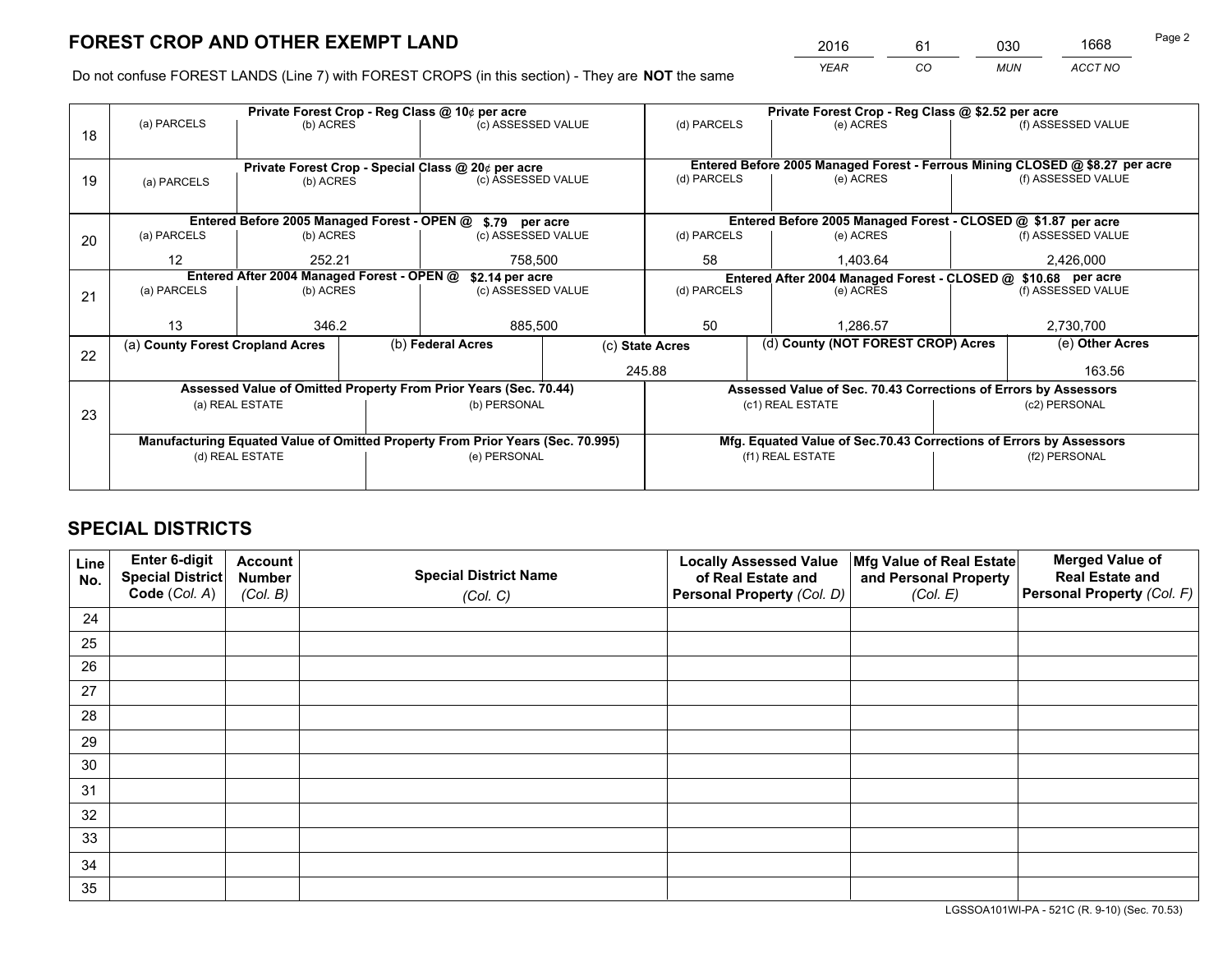# FOREST CROP AND OTHER EXEMPT LAND

| 2016 | 61 | 030 | 1668 |
|---|---|---|---|
| *YEAR* | *CO* | *MUN* | *ACCT NO* |

Do not confuse FOREST LANDS (Line 7) with FOREST CROPS (in this section) - They are **NOT** the same

| Line | Private Forest Crop - Reg Class @ 10¢ per acre | | | Private Forest Crop - Reg Class @ $2.52 per acre | | |
|---|---|---|---|---|---|---|
| | (a) PARCELS | (b) ACRES | (c) ASSESSED VALUE | (d) PARCELS | (e) ACRES | (f) ASSESSED VALUE |
| 18 | | | | | | |
| | **Private Forest Crop - Special Class @ 20¢ per acre** | | | **Entered Before 2005 Managed Forest - Ferrous Mining CLOSED @ $8.27 per acre** | | |
| | (a) PARCELS | (b) ACRES | (c) ASSESSED VALUE | (d) PARCELS | (e) ACRES | (f) ASSESSED VALUE |
| 19 | | | | | | |
| | **Entered Before 2005 Managed Forest - OPEN @ $.79 per acre** | | | **Entered Before 2005 Managed Forest - CLOSED @ $1.87 per acre** | | |
| | (a) PARCELS | (b) ACRES | (c) ASSESSED VALUE | (d) PARCELS | (e) ACRES | (f) ASSESSED VALUE |
| 20 | 12 | 252.21 | 758,500 | 58 | 1,403.64 | 2,426,000 |
| | **Entered After 2004 Managed Forest - OPEN @ $2.14 per acre** | | | **Entered After 2004 Managed Forest - CLOSED @ $10.68 per acre** | | |
| | (a) PARCELS | (b) ACRES | (c) ASSESSED VALUE | (d) PARCELS | (e) ACRES | (f) ASSESSED VALUE |
| 21 | 13 | 346.2 | 885,500 | 50 | 1,286.57 | 2,730,700 |

| Line | (a) County Forest Cropland Acres | (b) Federal Acres | (c) State Acres | (d) County (NOT FOREST CROP) Acres | (e) Other Acres |
|---|---|---|---|---|---|
| 22 | | | 245.88 | | 163.56 |

| Line | Assessed Value of Omitted Property From Prior Years (Sec. 70.44) | | Assessed Value of Sec. 70.43 Corrections of Errors by Assessors | |
|---|---|---|---|---|
| | (a) REAL ESTATE | (b) PERSONAL | (c1) REAL ESTATE | (c2) PERSONAL |
| 23 | | | | |
| | **Manufacturing Equated Value of Omitted Property From Prior Years (Sec. 70.995)** | | **Mfg. Equated Value of Sec.70.43 Corrections of Errors by Assessors** | |
| | (d) REAL ESTATE | (e) PERSONAL | (f1) REAL ESTATE | (f2) PERSONAL |
| | | | | |

# SPECIAL DISTRICTS

| Line No. | Enter 6-digit Special District Code (*Col. A*) | Account Number (*Col. B*) | Special District Name (*Col. C*) | Locally Assessed Value of Real Estate and Personal Property (*Col. D*) | Mfg Value of Real Estate and Personal Property (*Col. E*) | Merged Value of Real Estate and Personal Property (*Col. F*) |
|---|---|---|---|---|---|---|
| 24 | | | | | | |
| 25 | | | | | | |
| 26 | | | | | | |
| 27 | | | | | | |
| 28 | | | | | | |
| 29 | | | | | | |
| 30 | | | | | | |
| 31 | | | | | | |
| 32 | | | | | | |
| 33 | | | | | | |
| 34 | | | | | | |
| 35 | | | | | | |

LGSSOA101WI-PA - 521C (R. 9-10) (Sec. 70.53)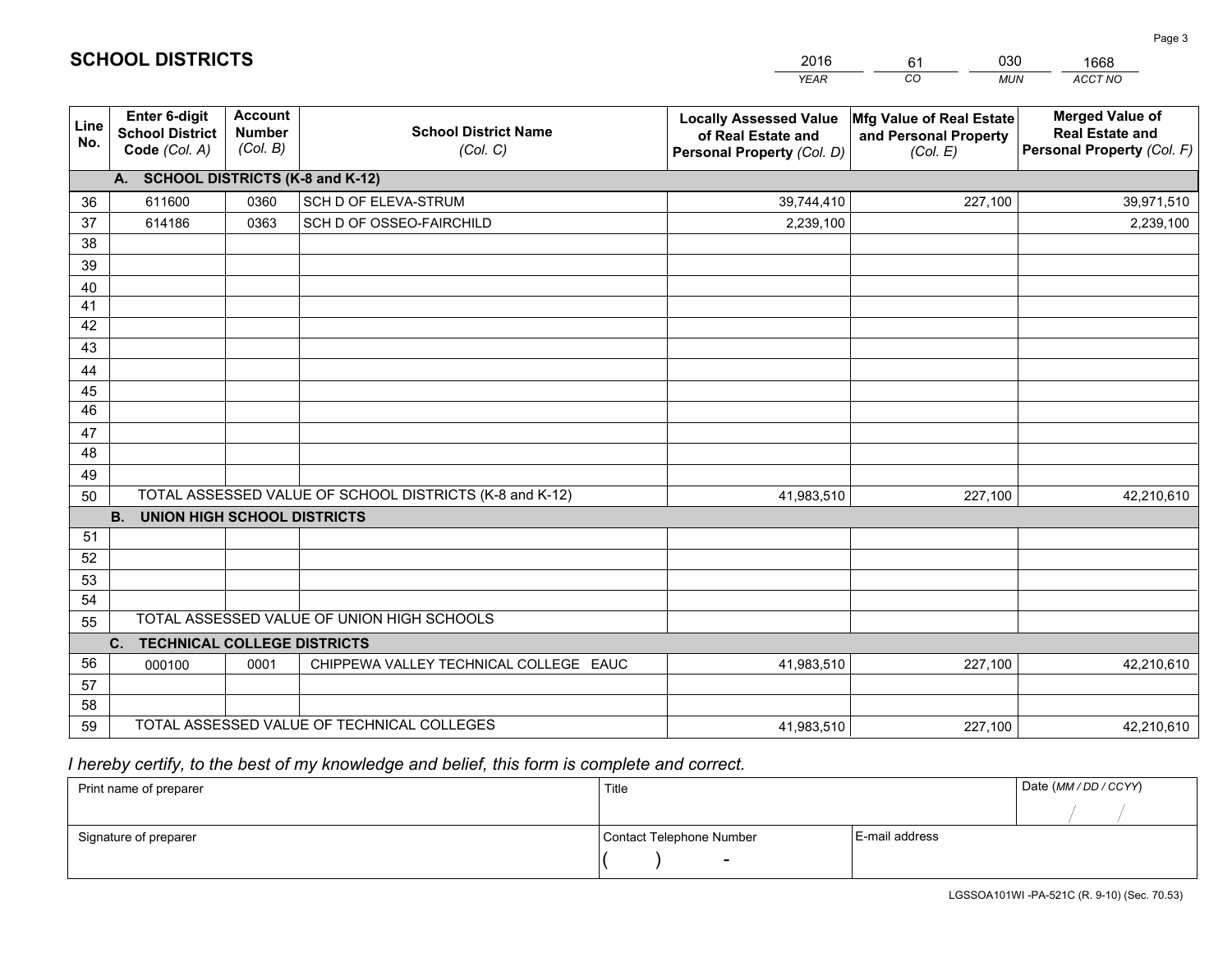# SCHOOL DISTRICTS

| 2016 | 61 | 030 | 1668 |
|---|---|---|---|
| *YEAR* | *CO* | *MUN* | *ACCT NO* |

| Line No. | Enter 6-digit School District Code *(Col. A)* | Account Number *(Col. B)* | School District Name *(Col. C)* | Locally Assessed Value of Real Estate and Personal Property *(Col. D)* | Mfg Value of Real Estate and Personal Property *(Col. E)* | Merged Value of Real Estate and Personal Property *(Col. F)* |
|---|---|---|---|---|---|---|
| **A. SCHOOL DISTRICTS (K-8 and K-12)** | | | | | | |
| 36 | 611600 | 0360 | SCH D OF ELEVA-STRUM | 39,744,410 | 227,100 | 39,971,510 |
| 37 | 614186 | 0363 | SCH D OF OSSEO-FAIRCHILD | 2,239,100 | | 2,239,100 |
| 38 | | | | | | |
| 39 | | | | | | |
| 40 | | | | | | |
| 41 | | | | | | |
| 42 | | | | | | |
| 43 | | | | | | |
| 44 | | | | | | |
| 45 | | | | | | |
| 46 | | | | | | |
| 47 | | | | | | |
| 48 | | | | | | |
| 49 | | | | | | |
| 50 | TOTAL ASSESSED VALUE OF SCHOOL DISTRICTS (K-8 and K-12) | | | 41,983,510 | 227,100 | 42,210,610 |
| **B. UNION HIGH SCHOOL DISTRICTS** | | | | | | |
| 51 | | | | | | |
| 52 | | | | | | |
| 53 | | | | | | |
| 54 | | | | | | |
| 55 | TOTAL ASSESSED VALUE OF UNION HIGH SCHOOLS | | | | | |
| **C. TECHNICAL COLLEGE DISTRICTS** | | | | | | |
| 56 | 000100 | 0001 | CHIPPEWA VALLEY TECHNICAL COLLEGE EAUC | 41,983,510 | 227,100 | 42,210,610 |
| 57 | | | | | | |
| 58 | | | | | | |
| 59 | TOTAL ASSESSED VALUE OF TECHNICAL COLLEGES | | | 41,983,510 | 227,100 | 42,210,610 |

*I hereby certify, to the best of my knowledge and belief, this form is complete and correct.*

| Print name of preparer | Title | | Date *(MM / DD / CCYY)* |
|---|---|---|---|
| | | | / / |
| Signature of preparer | Contact Telephone Number | E-mail address | |
| | ( ) - | | |

LGSSOA101WI -PA-521C (R. 9-10) (Sec. 70.53)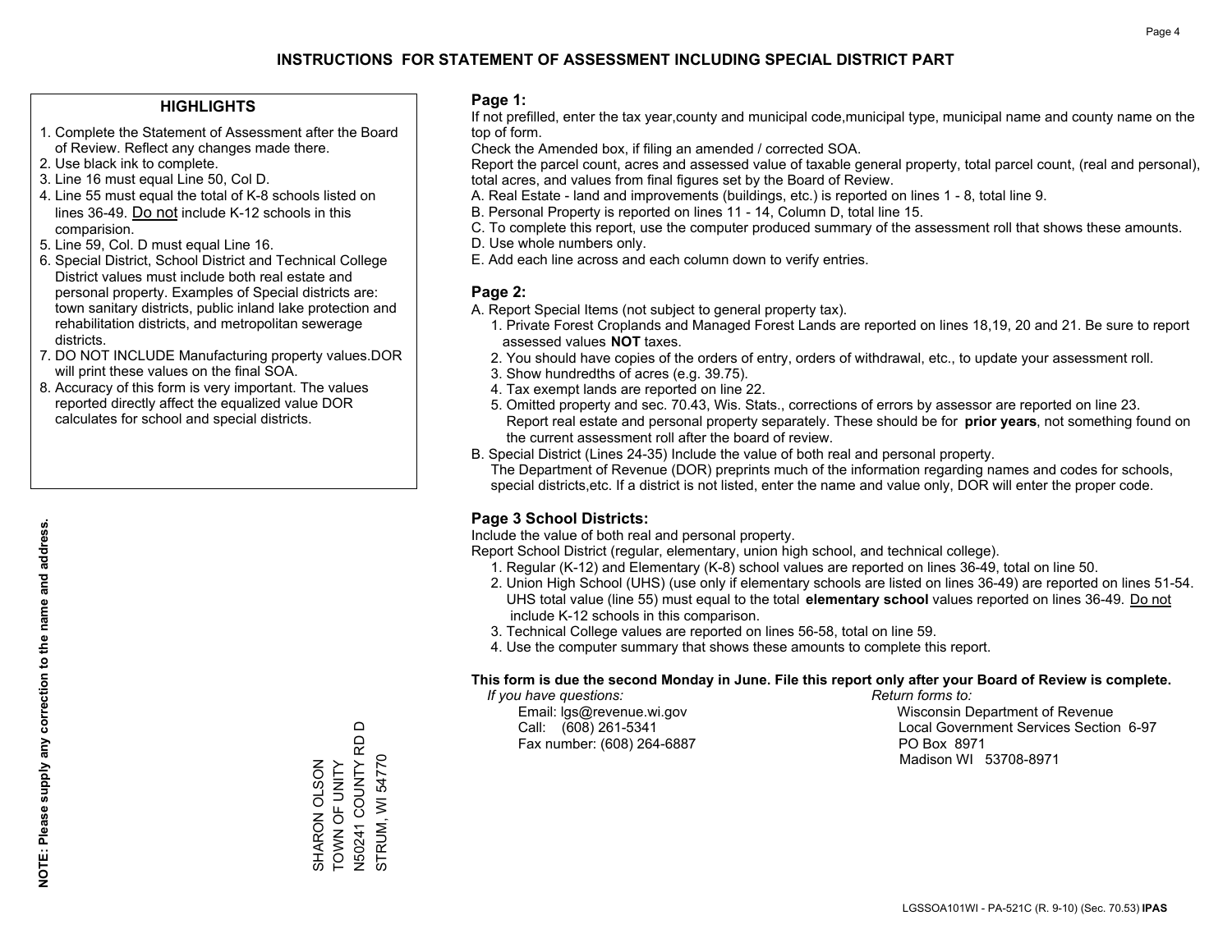# INSTRUCTIONS FOR STATEMENT OF ASSESSMENT INCLUDING SPECIAL DISTRICT PART

## HIGHLIGHTS

1. Complete the Statement of Assessment after the Board of Review. Reflect any changes made there.
2. Use black ink to complete.
3. Line 16 must equal Line 50, Col D.
4. Line 55 must equal the total of K-8 schools listed on lines 36-49. Do not include K-12 schools in this comparision.
5. Line 59, Col. D must equal Line 16.
6. Special District, School District and Technical College District values must include both real estate and personal property. Examples of Special districts are: town sanitary districts, public inland lake protection and rehabilitation districts, and metropolitan sewerage districts.
7. DO NOT INCLUDE Manufacturing property values.DOR will print these values on the final SOA.
8. Accuracy of this form is very important. The values reported directly affect the equalized value DOR calculates for school and special districts.

**NOTE: Please supply any correction to the name and address.**

SHARON OLSON
TOWN OF UNITY
N50241 COUNTY RD D
STRUM, WI 54770

## Page 1:

If not prefilled, enter the tax year,county and municipal code,municipal type, municipal name and county name on the top of form.

Check the Amended box, if filing an amended / corrected SOA.

Report the parcel count, acres and assessed value of taxable general property, total parcel count, (real and personal), total acres, and values from final figures set by the Board of Review.

A. Real Estate - land and improvements (buildings, etc.) is reported on lines 1 - 8, total line 9.
B. Personal Property is reported on lines 11 - 14, Column D, total line 15.
C. To complete this report, use the computer produced summary of the assessment roll that shows these amounts.
D. Use whole numbers only.
E. Add each line across and each column down to verify entries.

## Page 2:

A. Report Special Items (not subject to general property tax).
   1. Private Forest Croplands and Managed Forest Lands are reported on lines 18,19, 20 and 21. Be sure to report assessed values **NOT** taxes.
   2. You should have copies of the orders of entry, orders of withdrawal, etc., to update your assessment roll.
   3. Show hundredths of acres (e.g. 39.75).
   4. Tax exempt lands are reported on line 22.
   5. Omitted property and sec. 70.43, Wis. Stats., corrections of errors by assessor are reported on line 23. Report real estate and personal property separately. These should be for **prior years**, not something found on the current assessment roll after the board of review.
B. Special District (Lines 24-35) Include the value of both real and personal property.
   The Department of Revenue (DOR) preprints much of the information regarding names and codes for schools, special districts,etc. If a district is not listed, enter the name and value only, DOR will enter the proper code.

## Page 3 School Districts:

Include the value of both real and personal property.

Report School District (regular, elementary, union high school, and technical college).

1. Regular (K-12) and Elementary (K-8) school values are reported on lines 36-49, total on line 50.
2. Union High School (UHS) (use only if elementary schools are listed on lines 36-49) are reported on lines 51-54. UHS total value (line 55) must equal to the total **elementary school** values reported on lines 36-49. Do not include K-12 schools in this comparison.
3. Technical College values are reported on lines 56-58, total on line 59.
4. Use the computer summary that shows these amounts to complete this report.

**This form is due the second Monday in June. File this report only after your Board of Review is complete.**

*If you have questions:*
Email: lgs@revenue.wi.gov
Call: (608) 261-5341
Fax number: (608) 264-6887

*Return forms to:*
Wisconsin Department of Revenue
Local Government Services Section 6-97
PO Box 8971
Madison WI 53708-8971

LGSSOA101WI - PA-521C (R. 9-10) (Sec. 70.53) **IPAS**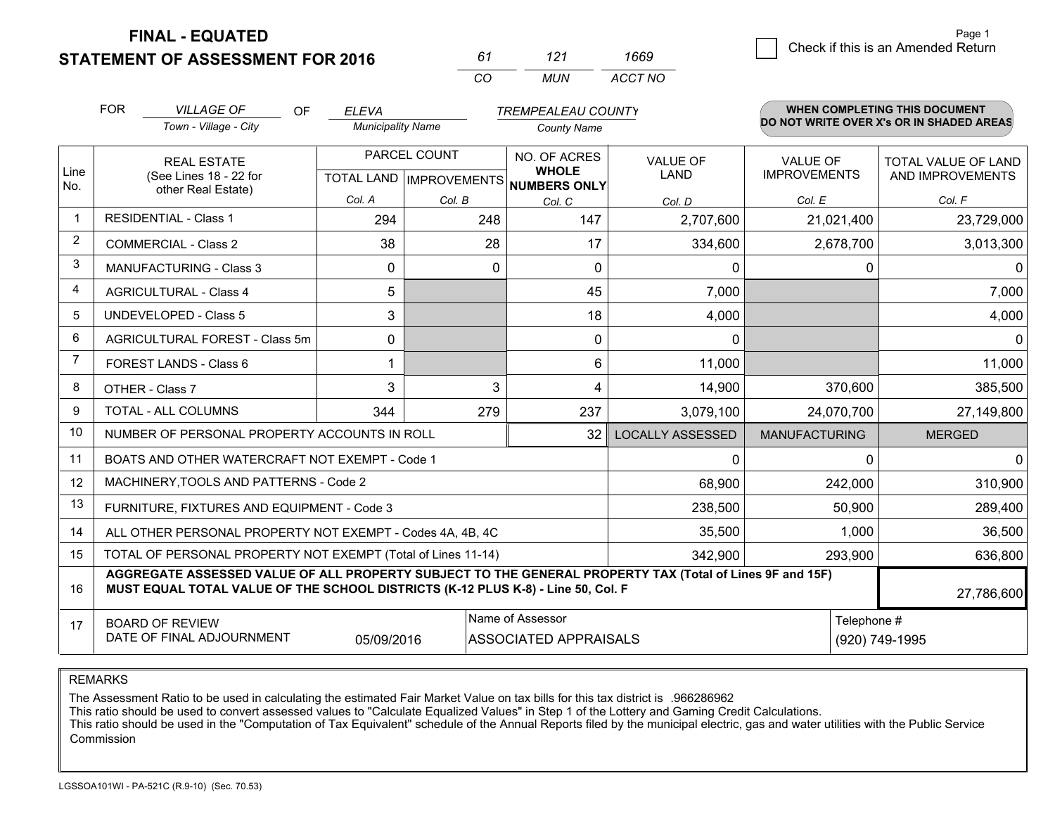**FINAL - EQUATED**
**STATEMENT OF ASSESSMENT FOR 2016**

| 61 | 121 | 1669 |
|---|---|---|
| CO | MUN | ACCT NO |

Page 1

☐ Check if this is an Amended Return

FOR *VILLAGE OF* (Town - Village - City) OF *ELEVA* (Municipality Name) *TREMPEALEAU COUNTY* (County Name)

**WHEN COMPLETING THIS DOCUMENT DO NOT WRITE OVER X's OR IN SHADED AREAS**

| Line No. | REAL ESTATE (See Lines 18 - 22 for other Real Estate) | PARCEL COUNT TOTAL LAND Col. A | PARCEL COUNT IMPROVEMENTS Col. B | NO. OF ACRES WHOLE NUMBERS ONLY Col. C | VALUE OF LAND Col. D | VALUE OF IMPROVEMENTS Col. E | TOTAL VALUE OF LAND AND IMPROVEMENTS Col. F |
|---|---|---|---|---|---|---|---|
| 1 | RESIDENTIAL - Class 1 | 294 | 248 | 147 | 2,707,600 | 21,021,400 | 23,729,000 |
| 2 | COMMERCIAL - Class 2 | 38 | 28 | 17 | 334,600 | 2,678,700 | 3,013,300 |
| 3 | MANUFACTURING - Class 3 | 0 | 0 | 0 | 0 | 0 | 0 |
| 4 | AGRICULTURAL - Class 4 | 5 | | 45 | 7,000 | | 7,000 |
| 5 | UNDEVELOPED - Class 5 | 3 | | 18 | 4,000 | | 4,000 |
| 6 | AGRICULTURAL FOREST - Class 5m | 0 | | 0 | 0 | | 0 |
| 7 | FOREST LANDS - Class 6 | 1 | | 6 | 11,000 | | 11,000 |
| 8 | OTHER - Class 7 | 3 | 3 | 4 | 14,900 | 370,600 | 385,500 |
| 9 | TOTAL - ALL COLUMNS | 344 | 279 | 237 | 3,079,100 | 24,070,700 | 27,149,800 |
| 10 | NUMBER OF PERSONAL PROPERTY ACCOUNTS IN ROLL | | | 32 | LOCALLY ASSESSED | MANUFACTURING | MERGED |
| 11 | BOATS AND OTHER WATERCRAFT NOT EXEMPT - Code 1 | | | | 0 | 0 | 0 |
| 12 | MACHINERY,TOOLS AND PATTERNS - Code 2 | | | | 68,900 | 242,000 | 310,900 |
| 13 | FURNITURE, FIXTURES AND EQUIPMENT - Code 3 | | | | 238,500 | 50,900 | 289,400 |
| 14 | ALL OTHER PERSONAL PROPERTY NOT EXEMPT - Codes 4A, 4B, 4C | | | | 35,500 | 1,000 | 36,500 |
| 15 | TOTAL OF PERSONAL PROPERTY NOT EXEMPT (Total of Lines 11-14) | | | | 342,900 | 293,900 | 636,800 |
| 16 | **AGGREGATE ASSESSED VALUE OF ALL PROPERTY SUBJECT TO THE GENERAL PROPERTY TAX (Total of Lines 9F and 15F) MUST EQUAL TOTAL VALUE OF THE SCHOOL DISTRICTS (K-12 PLUS K-8) - Line 50, Col. F** | | | | | | 27,786,600 |
| 17 | BOARD OF REVIEW DATE OF FINAL ADJOURNMENT | 05/09/2016 | | Name of Assessor: ASSOCIATED APPRAISALS | | Telephone #: (920) 749-1995 | |

REMARKS

The Assessment Ratio to be used in calculating the estimated Fair Market Value on tax bills for this tax district is .966286962
This ratio should be used to convert assessed values to "Calculate Equalized Values" in Step 1 of the Lottery and Gaming Credit Calculations.
This ratio should be used in the "Computation of Tax Equivalent" schedule of the Annual Reports filed by the municipal electric, gas and water utilities with the Public Service Commission

LGSSOA101WI - PA-521C (R.9-10) (Sec. 70.53)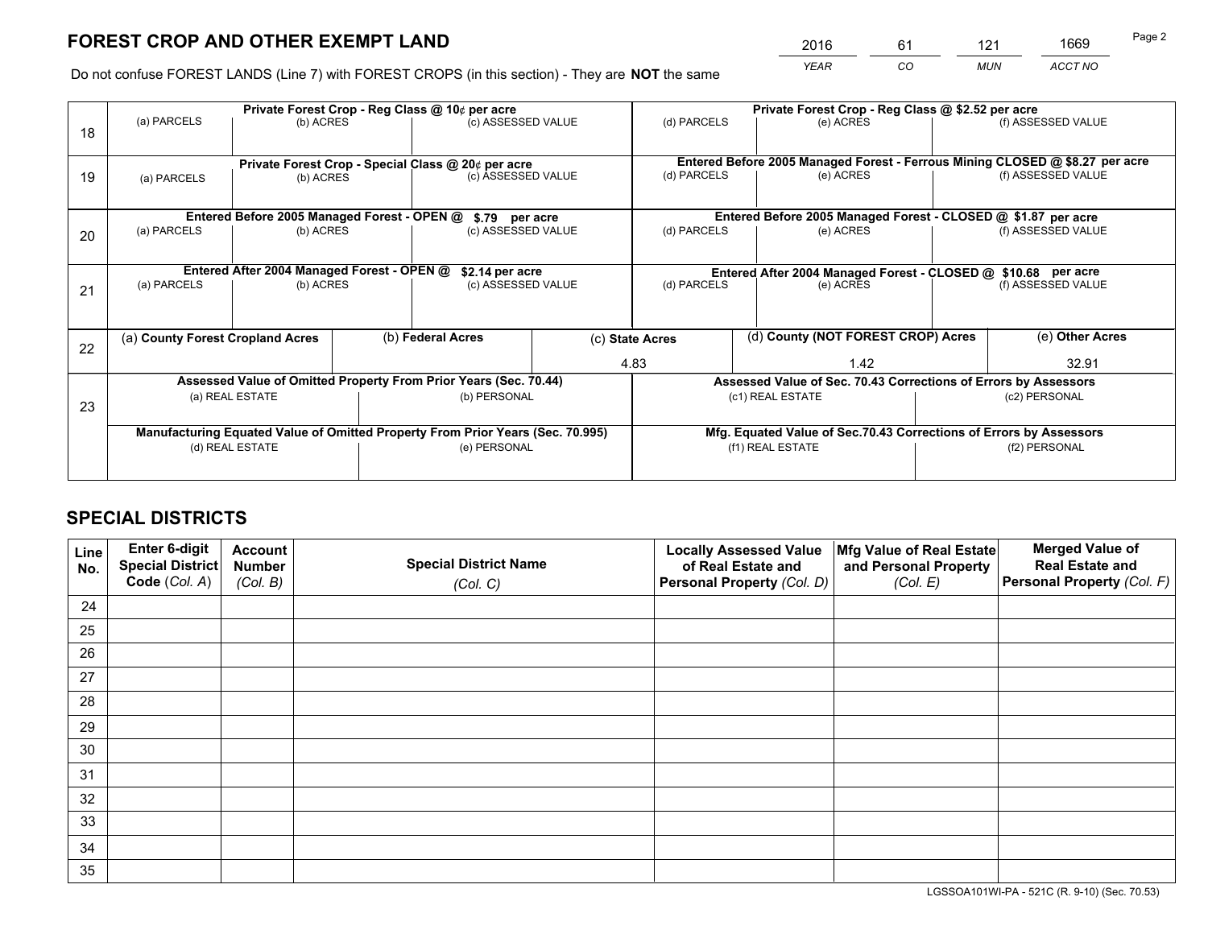# FOREST CROP AND OTHER EXEMPT LAND

| 2016 | 61 | 121 | 1669 |
|---|---|---|---|
| *YEAR* | *CO* | *MUN* | *ACCT NO* |

Do not confuse FOREST LANDS (Line 7) with FOREST CROPS (in this section) - They are **NOT** the same

| Line | | | | | | |
|---|---|---|---|---|---|---|
| 18 | **Private Forest Crop - Reg Class @ 10¢ per acre** | | | **Private Forest Crop - Reg Class @ $2.52 per acre** | | |
| | (a) PARCELS | (b) ACRES | (c) ASSESSED VALUE | (d) PARCELS | (e) ACRES | (f) ASSESSED VALUE |
| | | | | | | |
| 19 | **Private Forest Crop - Special Class @ 20¢ per acre** | | | **Entered Before 2005 Managed Forest - Ferrous Mining CLOSED @ $8.27 per acre** | | |
| | (a) PARCELS | (b) ACRES | (c) ASSESSED VALUE | (d) PARCELS | (e) ACRES | (f) ASSESSED VALUE |
| | | | | | | |
| 20 | **Entered Before 2005 Managed Forest - OPEN @ $.79 per acre** | | | **Entered Before 2005 Managed Forest - CLOSED @ $1.87 per acre** | | |
| | (a) PARCELS | (b) ACRES | (c) ASSESSED VALUE | (d) PARCELS | (e) ACRES | (f) ASSESSED VALUE |
| | | | | | | |
| 21 | **Entered After 2004 Managed Forest - OPEN @ $2.14 per acre** | | | **Entered After 2004 Managed Forest - CLOSED @ $10.68 per acre** | | |
| | (a) PARCELS | (b) ACRES | (c) ASSESSED VALUE | (d) PARCELS | (e) ACRES | (f) ASSESSED VALUE |
| | | | | | | |

| Line | (a) County Forest Cropland Acres | (b) Federal Acres | (c) State Acres | (d) County (NOT FOREST CROP) Acres | (e) Other Acres |
|---|---|---|---|---|---|
| 22 | | | 4.83 | 1.42 | 32.91 |

| Line | **Assessed Value of Omitted Property From Prior Years (Sec. 70.44)** | | **Assessed Value of Sec. 70.43 Corrections of Errors by Assessors** | |
|---|---|---|---|---|
| 23 | (a) REAL ESTATE | (b) PERSONAL | (c1) REAL ESTATE | (c2) PERSONAL |
| | | | | |
| | **Manufacturing Equated Value of Omitted Property From Prior Years (Sec. 70.995)** | | **Mfg. Equated Value of Sec.70.43 Corrections of Errors by Assessors** | |
| | (d) REAL ESTATE | (e) PERSONAL | (f1) REAL ESTATE | (f2) PERSONAL |
| | | | | |

# SPECIAL DISTRICTS

| Line No. | Enter 6-digit Special District Code (*Col. A*) | Account Number (*Col. B*) | Special District Name (*Col. C*) | Locally Assessed Value of Real Estate and Personal Property (*Col. D*) | Mfg Value of Real Estate and Personal Property (*Col. E*) | Merged Value of Real Estate and Personal Property (*Col. F*) |
|---|---|---|---|---|---|---|
| 24 | | | | | | |
| 25 | | | | | | |
| 26 | | | | | | |
| 27 | | | | | | |
| 28 | | | | | | |
| 29 | | | | | | |
| 30 | | | | | | |
| 31 | | | | | | |
| 32 | | | | | | |
| 33 | | | | | | |
| 34 | | | | | | |
| 35 | | | | | | |

LGSSOA101WI-PA - 521C (R. 9-10) (Sec. 70.53)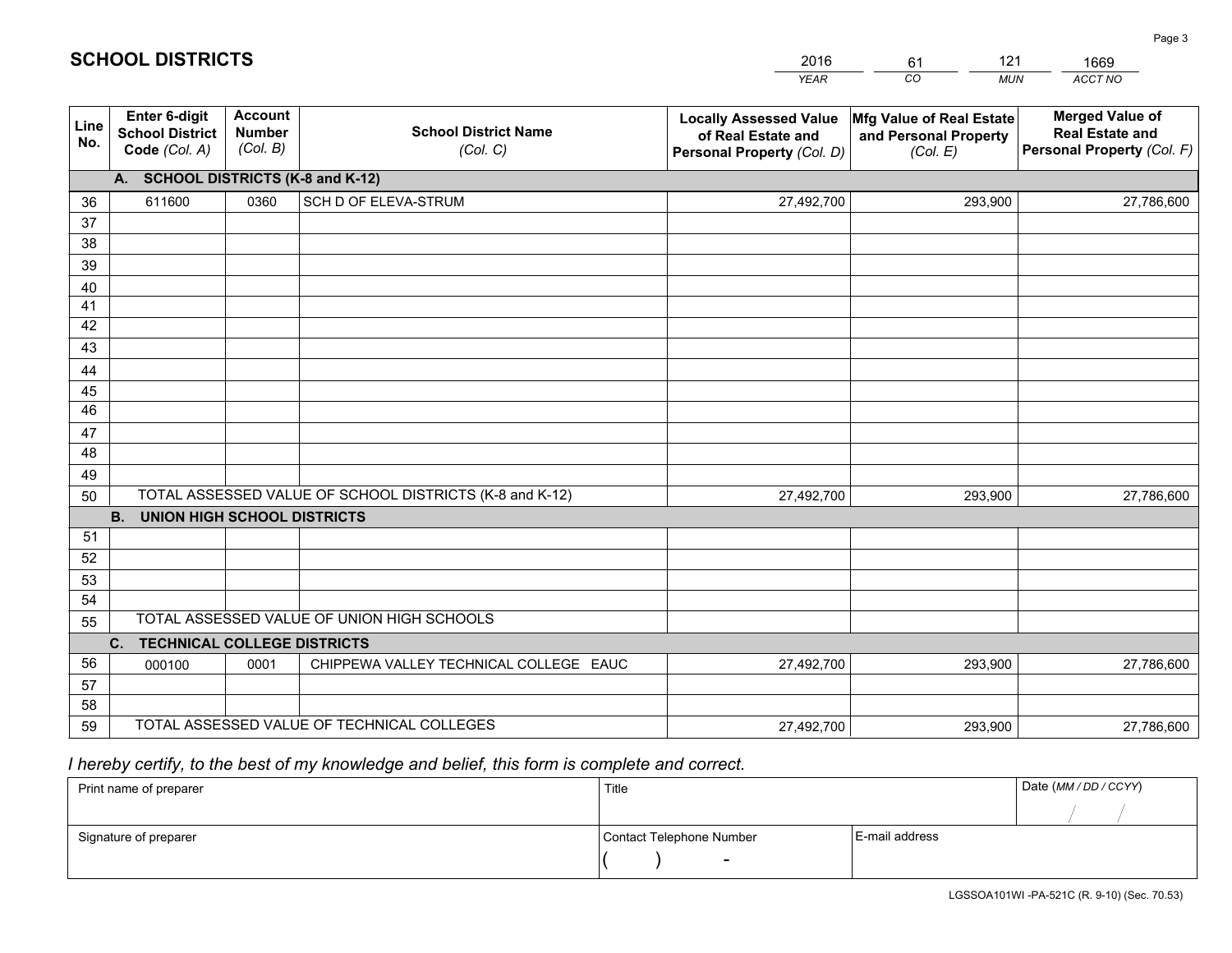# SCHOOL DISTRICTS

| 2016 | 61 | 121 | 1669 |
|---|---|---|---|
| *YEAR* | *CO* | *MUN* | *ACCT NO* |

| Line No. | Enter 6-digit School District Code *(Col. A)* | Account Number *(Col. B)* | School District Name *(Col. C)* | Locally Assessed Value of Real Estate and Personal Property *(Col. D)* | Mfg Value of Real Estate and Personal Property *(Col. E)* | Merged Value of Real Estate and Personal Property *(Col. F)* |
|---|---|---|---|---|---|---|
| | **A. SCHOOL DISTRICTS (K-8 and K-12)** | | | | | |
| 36 | 611600 | 0360 | SCH D OF ELEVA-STRUM | 27,492,700 | 293,900 | 27,786,600 |
| 37 | | | | | | |
| 38 | | | | | | |
| 39 | | | | | | |
| 40 | | | | | | |
| 41 | | | | | | |
| 42 | | | | | | |
| 43 | | | | | | |
| 44 | | | | | | |
| 45 | | | | | | |
| 46 | | | | | | |
| 47 | | | | | | |
| 48 | | | | | | |
| 49 | | | | | | |
| 50 | TOTAL ASSESSED VALUE OF SCHOOL DISTRICTS (K-8 and K-12) | | | 27,492,700 | 293,900 | 27,786,600 |
| | **B. UNION HIGH SCHOOL DISTRICTS** | | | | | |
| 51 | | | | | | |
| 52 | | | | | | |
| 53 | | | | | | |
| 54 | | | | | | |
| 55 | TOTAL ASSESSED VALUE OF UNION HIGH SCHOOLS | | | | | |
| | **C. TECHNICAL COLLEGE DISTRICTS** | | | | | |
| 56 | 000100 | 0001 | CHIPPEWA VALLEY TECHNICAL COLLEGE EAUC | 27,492,700 | 293,900 | 27,786,600 |
| 57 | | | | | | |
| 58 | | | | | | |
| 59 | TOTAL ASSESSED VALUE OF TECHNICAL COLLEGES | | | 27,492,700 | 293,900 | 27,786,600 |

*I hereby certify, to the best of my knowledge and belief, this form is complete and correct.*

| Print name of preparer | Title | | Date *(MM / DD / CCYY)* |
|---|---|---|---|
| | | | / / |
| Signature of preparer | Contact Telephone Number | E-mail address | |
| | ( ) - | | |

LGSSOA101WI -PA-521C (R. 9-10) (Sec. 70.53)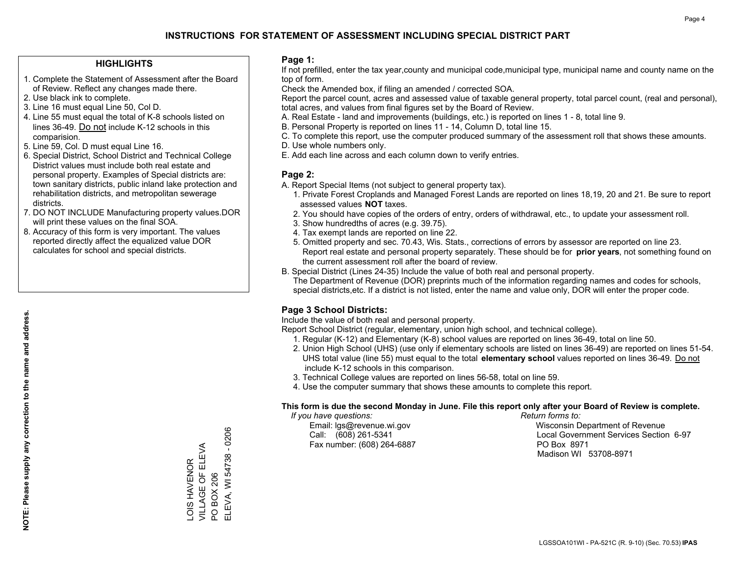# INSTRUCTIONS FOR STATEMENT OF ASSESSMENT INCLUDING SPECIAL DISTRICT PART

## HIGHLIGHTS

1. Complete the Statement of Assessment after the Board of Review. Reflect any changes made there.
2. Use black ink to complete.
3. Line 16 must equal Line 50, Col D.
4. Line 55 must equal the total of K-8 schools listed on lines 36-49. Do not include K-12 schools in this comparision.
5. Line 59, Col. D must equal Line 16.
6. Special District, School District and Technical College District values must include both real estate and personal property. Examples of Special districts are: town sanitary districts, public inland lake protection and rehabilitation districts, and metropolitan sewerage districts.
7. DO NOT INCLUDE Manufacturing property values.DOR will print these values on the final SOA.
8. Accuracy of this form is very important. The values reported directly affect the equalized value DOR calculates for school and special districts.

**NOTE: Please supply any correction to the name and address.**

LOIS HAVENOR
VILLAGE OF ELEVA
PO BOX 206
ELEVA, WI 54738 - 0206

## Page 1:

If not prefilled, enter the tax year,county and municipal code,municipal type, municipal name and county name on the top of form.

Check the Amended box, if filing an amended / corrected SOA.

Report the parcel count, acres and assessed value of taxable general property, total parcel count, (real and personal), total acres, and values from final figures set by the Board of Review.

A. Real Estate - land and improvements (buildings, etc.) is reported on lines 1 - 8, total line 9.
B. Personal Property is reported on lines 11 - 14, Column D, total line 15.
C. To complete this report, use the computer produced summary of the assessment roll that shows these amounts.
D. Use whole numbers only.
E. Add each line across and each column down to verify entries.

## Page 2:

A. Report Special Items (not subject to general property tax).
   1. Private Forest Croplands and Managed Forest Lands are reported on lines 18,19, 20 and 21. Be sure to report assessed values **NOT** taxes.
   2. You should have copies of the orders of entry, orders of withdrawal, etc., to update your assessment roll.
   3. Show hundredths of acres (e.g. 39.75).
   4. Tax exempt lands are reported on line 22.
   5. Omitted property and sec. 70.43, Wis. Stats., corrections of errors by assessor are reported on line 23. Report real estate and personal property separately. These should be for **prior years**, not something found on the current assessment roll after the board of review.

B. Special District (Lines 24-35) Include the value of both real and personal property.
   The Department of Revenue (DOR) preprints much of the information regarding names and codes for schools, special districts,etc. If a district is not listed, enter the name and value only, DOR will enter the proper code.

## Page 3 School Districts:

Include the value of both real and personal property.

Report School District (regular, elementary, union high school, and technical college).

1. Regular (K-12) and Elementary (K-8) school values are reported on lines 36-49, total on line 50.
2. Union High School (UHS) (use only if elementary schools are listed on lines 36-49) are reported on lines 51-54. UHS total value (line 55) must equal to the total **elementary school** values reported on lines 36-49. Do not include K-12 schools in this comparison.
3. Technical College values are reported on lines 56-58, total on line 59.
4. Use the computer summary that shows these amounts to complete this report.

**This form is due the second Monday in June. File this report only after your Board of Review is complete.**

*If you have questions:*
Email: lgs@revenue.wi.gov
Call: (608) 261-5341
Fax number: (608) 264-6887

*Return forms to:*
Wisconsin Department of Revenue
Local Government Services Section 6-97
PO Box 8971
Madison WI 53708-8971

LGSSOA101WI - PA-521C (R. 9-10) (Sec. 70.53) **IPAS**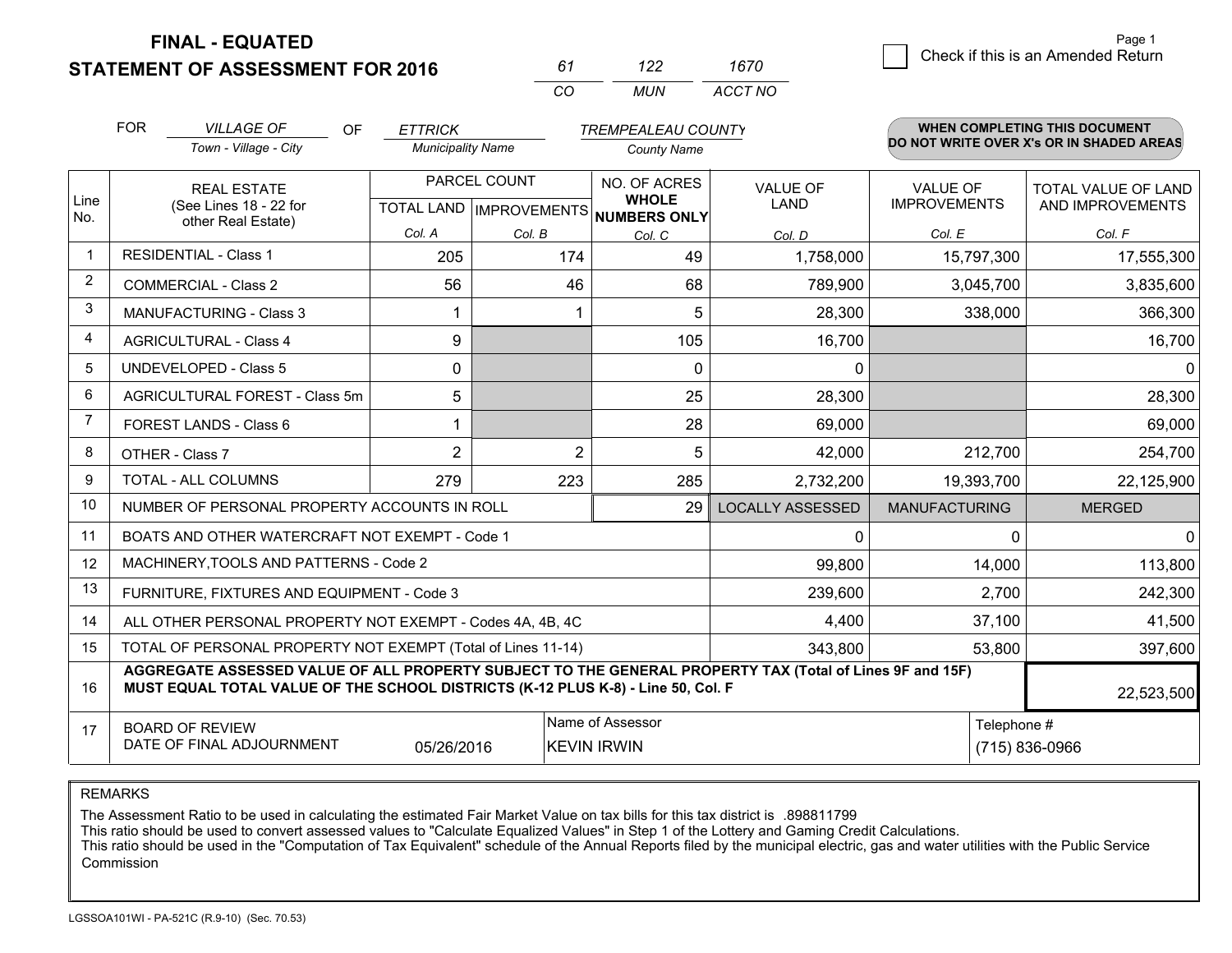**FINAL - EQUATED**

**STATEMENT OF ASSESSMENT FOR 2016**

| 61 | 122 | 1670 |
|---|---|---|
| CO | MUN | ACCT NO |

Page 1

☐ Check if this is an Amended Return

FOR *VILLAGE OF* (Town - Village - City) OF *ETTRICK* (Municipality Name) *TREMPEALEAU COUNTY* (County Name)

**WHEN COMPLETING THIS DOCUMENT DO NOT WRITE OVER X's OR IN SHADED AREAS**

| Line No. | REAL ESTATE (See Lines 18 - 22 for other Real Estate) | PARCEL COUNT TOTAL LAND Col. A | PARCEL COUNT IMPROVEMENTS Col. B | NO. OF ACRES WHOLE NUMBERS ONLY Col. C | VALUE OF LAND Col. D | VALUE OF IMPROVEMENTS Col. E | TOTAL VALUE OF LAND AND IMPROVEMENTS Col. F |
|---|---|---|---|---|---|---|---|
| 1 | RESIDENTIAL - Class 1 | 205 | 174 | 49 | 1,758,000 | 15,797,300 | 17,555,300 |
| 2 | COMMERCIAL - Class 2 | 56 | 46 | 68 | 789,900 | 3,045,700 | 3,835,600 |
| 3 | MANUFACTURING - Class 3 | 1 | 1 | 5 | 28,300 | 338,000 | 366,300 |
| 4 | AGRICULTURAL - Class 4 | 9 | | 105 | 16,700 | | 16,700 |
| 5 | UNDEVELOPED - Class 5 | 0 | | 0 | 0 | | 0 |
| 6 | AGRICULTURAL FOREST - Class 5m | 5 | | 25 | 28,300 | | 28,300 |
| 7 | FOREST LANDS - Class 6 | 1 | | 28 | 69,000 | | 69,000 |
| 8 | OTHER - Class 7 | 2 | 2 | 5 | 42,000 | 212,700 | 254,700 |
| 9 | TOTAL - ALL COLUMNS | 279 | 223 | 285 | 2,732,200 | 19,393,700 | 22,125,900 |
| 10 | NUMBER OF PERSONAL PROPERTY ACCOUNTS IN ROLL | | | 29 | LOCALLY ASSESSED | MANUFACTURING | MERGED |
| 11 | BOATS AND OTHER WATERCRAFT NOT EXEMPT - Code 1 | | | | 0 | 0 | 0 |
| 12 | MACHINERY,TOOLS AND PATTERNS - Code 2 | | | | 99,800 | 14,000 | 113,800 |
| 13 | FURNITURE, FIXTURES AND EQUIPMENT - Code 3 | | | | 239,600 | 2,700 | 242,300 |
| 14 | ALL OTHER PERSONAL PROPERTY NOT EXEMPT - Codes 4A, 4B, 4C | | | | 4,400 | 37,100 | 41,500 |
| 15 | TOTAL OF PERSONAL PROPERTY NOT EXEMPT (Total of Lines 11-14) | | | | 343,800 | 53,800 | 397,600 |
| 16 | **AGGREGATE ASSESSED VALUE OF ALL PROPERTY SUBJECT TO THE GENERAL PROPERTY TAX (Total of Lines 9F and 15F) MUST EQUAL TOTAL VALUE OF THE SCHOOL DISTRICTS (K-12 PLUS K-8) - Line 50, Col. F** | | | | | | 22,523,500 |
| 17 | BOARD OF REVIEW DATE OF FINAL ADJOURNMENT | 05/26/2016 | | Name of Assessor: KEVIN IRWIN | | | Telephone #: (715) 836-0966 |

REMARKS

The Assessment Ratio to be used in calculating the estimated Fair Market Value on tax bills for this tax district is .898811799
This ratio should be used to convert assessed values to "Calculate Equalized Values" in Step 1 of the Lottery and Gaming Credit Calculations.
This ratio should be used in the "Computation of Tax Equivalent" schedule of the Annual Reports filed by the municipal electric, gas and water utilities with the Public Service Commission

LGSSOA101WI - PA-521C (R.9-10) (Sec. 70.53)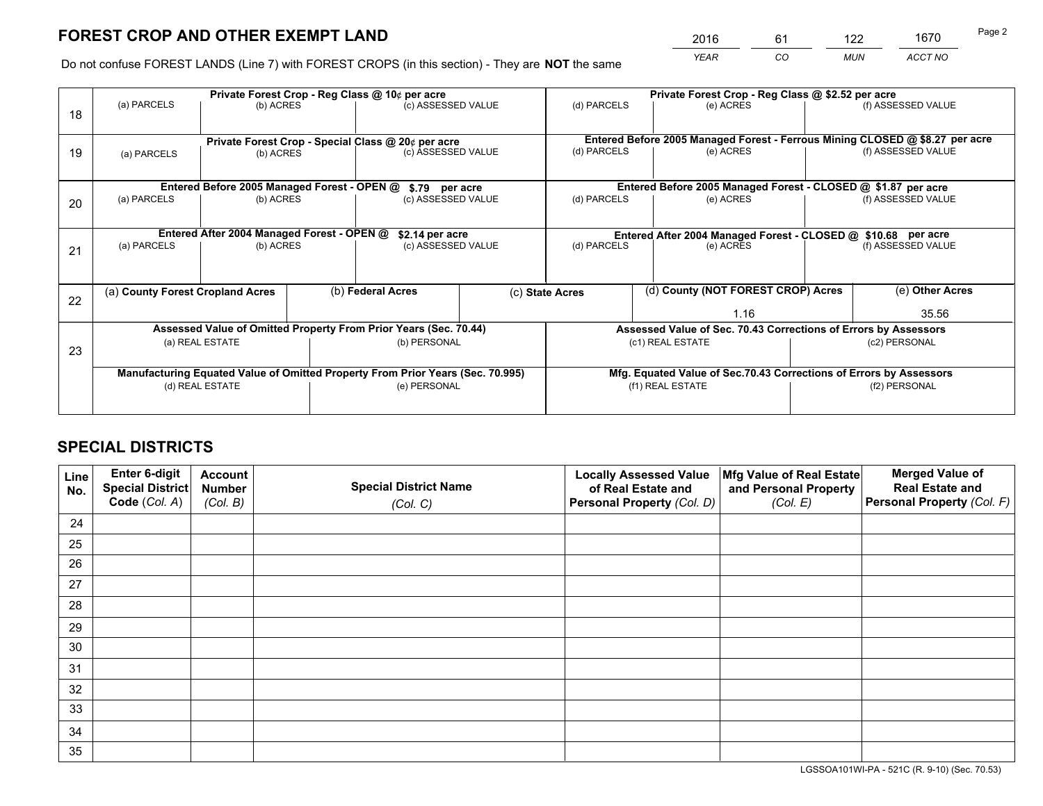# FOREST CROP AND OTHER EXEMPT LAND

| 2016 | 61 | 122 | 1670 |
|---|---|---|---|
| *YEAR* | *CO* | *MUN* | *ACCT NO* |

Page 2

Do not confuse FOREST LANDS (Line 7) with FOREST CROPS (in this section) - They are **NOT** the same

| Line | Private Forest Crop - Reg Class @ 10¢ per acre | | | Private Forest Crop - Reg Class @ $2.52 per acre | | |
|---|---|---|---|---|---|---|
| 18 | (a) PARCELS | (b) ACRES | (c) ASSESSED VALUE | (d) PARCELS | (e) ACRES | (f) ASSESSED VALUE |
| | **Private Forest Crop - Special Class @ 20¢ per acre** | | | **Entered Before 2005 Managed Forest - Ferrous Mining CLOSED @ $8.27 per acre** | | |
| 19 | (a) PARCELS | (b) ACRES | (c) ASSESSED VALUE | (d) PARCELS | (e) ACRES | (f) ASSESSED VALUE |
| | **Entered Before 2005 Managed Forest - OPEN @ $.79 per acre** | | | **Entered Before 2005 Managed Forest - CLOSED @ $1.87 per acre** | | |
| 20 | (a) PARCELS | (b) ACRES | (c) ASSESSED VALUE | (d) PARCELS | (e) ACRES | (f) ASSESSED VALUE |
| | **Entered After 2004 Managed Forest - OPEN @ $2.14 per acre** | | | **Entered After 2004 Managed Forest - CLOSED @ $10.68 per acre** | | |
| 21 | (a) PARCELS | (b) ACRES | (c) ASSESSED VALUE | (d) PARCELS | (e) ACRES | (f) ASSESSED VALUE |

| Line | (a) County Forest Cropland Acres | (b) Federal Acres | (c) State Acres | (d) County (NOT FOREST CROP) Acres | (e) Other Acres |
|---|---|---|---|---|---|
| 22 | | | | 1.16 | 35.56 |

| Line | Assessed Value of Omitted Property From Prior Years (Sec. 70.44) | | Assessed Value of Sec. 70.43 Corrections of Errors by Assessors | |
|---|---|---|---|---|
| 23 | (a) REAL ESTATE | (b) PERSONAL | (c1) REAL ESTATE | (c2) PERSONAL |
| | **Manufacturing Equated Value of Omitted Property From Prior Years (Sec. 70.995)** | | **Mfg. Equated Value of Sec.70.43 Corrections of Errors by Assessors** | |
| | (d) REAL ESTATE | (e) PERSONAL | (f1) REAL ESTATE | (f2) PERSONAL |

# SPECIAL DISTRICTS

| Line No. | Enter 6-digit Special District Code (*Col. A*) | Account Number (*Col. B*) | Special District Name (*Col. C*) | Locally Assessed Value of Real Estate and Personal Property (*Col. D*) | Mfg Value of Real Estate and Personal Property (*Col. E*) | Merged Value of Real Estate and Personal Property (*Col. F*) |
|---|---|---|---|---|---|---|
| 24 | | | | | | |
| 25 | | | | | | |
| 26 | | | | | | |
| 27 | | | | | | |
| 28 | | | | | | |
| 29 | | | | | | |
| 30 | | | | | | |
| 31 | | | | | | |
| 32 | | | | | | |
| 33 | | | | | | |
| 34 | | | | | | |
| 35 | | | | | | |

LGSSOA101WI-PA - 521C (R. 9-10) (Sec. 70.53)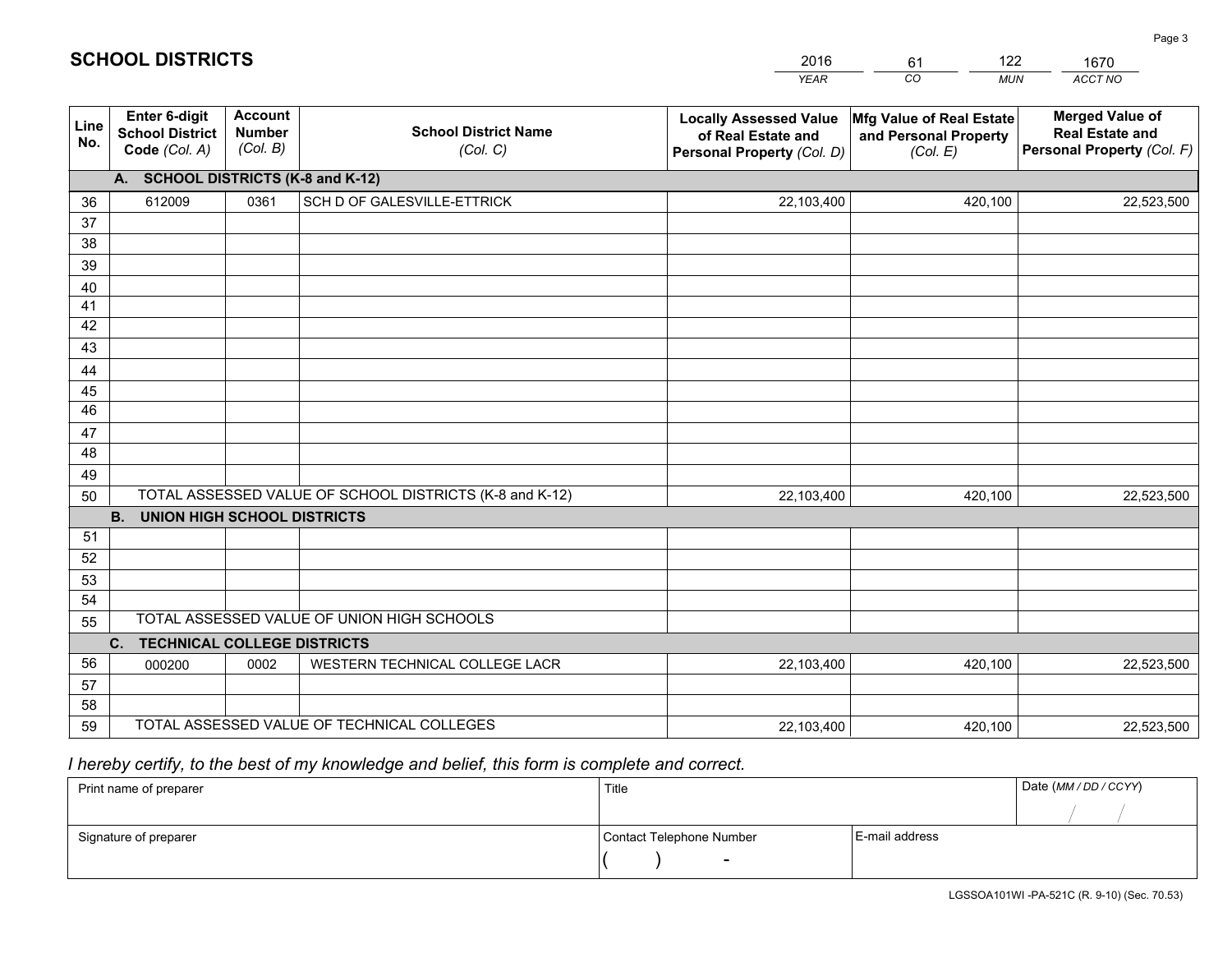# SCHOOL DISTRICTS

| 2016 | 61 | 122 | 1670 |
|---|---|---|---|
| *YEAR* | *CO* | *MUN* | *ACCT NO* |

| Line No. | Enter 6-digit School District Code *(Col. A)* | Account Number *(Col. B)* | School District Name *(Col. C)* | Locally Assessed Value of Real Estate and Personal Property *(Col. D)* | Mfg Value of Real Estate and Personal Property *(Col. E)* | Merged Value of Real Estate and Personal Property *(Col. F)* |
|---|---|---|---|---|---|---|
| **A. SCHOOL DISTRICTS (K-8 and K-12)** | | | | | | |
| 36 | 612009 | 0361 | SCH D OF GALESVILLE-ETTRICK | 22,103,400 | 420,100 | 22,523,500 |
| 37 | | | | | | |
| 38 | | | | | | |
| 39 | | | | | | |
| 40 | | | | | | |
| 41 | | | | | | |
| 42 | | | | | | |
| 43 | | | | | | |
| 44 | | | | | | |
| 45 | | | | | | |
| 46 | | | | | | |
| 47 | | | | | | |
| 48 | | | | | | |
| 49 | | | | | | |
| 50 | TOTAL ASSESSED VALUE OF SCHOOL DISTRICTS (K-8 and K-12) | | | 22,103,400 | 420,100 | 22,523,500 |
| **B. UNION HIGH SCHOOL DISTRICTS** | | | | | | |
| 51 | | | | | | |
| 52 | | | | | | |
| 53 | | | | | | |
| 54 | | | | | | |
| 55 | TOTAL ASSESSED VALUE OF UNION HIGH SCHOOLS | | | | | |
| **C. TECHNICAL COLLEGE DISTRICTS** | | | | | | |
| 56 | 000200 | 0002 | WESTERN TECHNICAL COLLEGE LACR | 22,103,400 | 420,100 | 22,523,500 |
| 57 | | | | | | |
| 58 | | | | | | |
| 59 | TOTAL ASSESSED VALUE OF TECHNICAL COLLEGES | | | 22,103,400 | 420,100 | 22,523,500 |

*I hereby certify, to the best of my knowledge and belief, this form is complete and correct.*

| Print name of preparer | Title | | Date *(MM / DD / CCYY)* |
|---|---|---|---|
| | | | / / |
| Signature of preparer | Contact Telephone Number | E-mail address | |
| | ( ) - | | |

LGSSOA101WI -PA-521C (R. 9-10) (Sec. 70.53)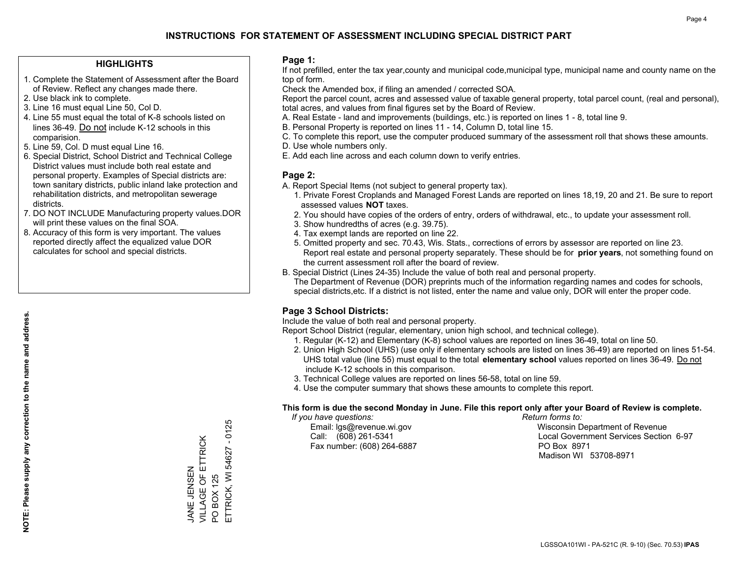# INSTRUCTIONS FOR STATEMENT OF ASSESSMENT INCLUDING SPECIAL DISTRICT PART

## HIGHLIGHTS

1. Complete the Statement of Assessment after the Board of Review. Reflect any changes made there.
2. Use black ink to complete.
3. Line 16 must equal Line 50, Col D.
4. Line 55 must equal the total of K-8 schools listed on lines 36-49. Do not include K-12 schools in this comparision.
5. Line 59, Col. D must equal Line 16.
6. Special District, School District and Technical College District values must include both real estate and personal property. Examples of Special districts are: town sanitary districts, public inland lake protection and rehabilitation districts, and metropolitan sewerage districts.
7. DO NOT INCLUDE Manufacturing property values.DOR will print these values on the final SOA.
8. Accuracy of this form is very important. The values reported directly affect the equalized value DOR calculates for school and special districts.

**NOTE: Please supply any correction to the name and address.**

JANE JENSEN
VILLAGE OF ETTRICK
PO BOX 125
ETTRICK, WI 54627 - 0125

## Page 1:

If not prefilled, enter the tax year,county and municipal code,municipal type, municipal name and county name on the top of form.

Check the Amended box, if filing an amended / corrected SOA.

Report the parcel count, acres and assessed value of taxable general property, total parcel count, (real and personal), total acres, and values from final figures set by the Board of Review.

A. Real Estate - land and improvements (buildings, etc.) is reported on lines 1 - 8, total line 9.
B. Personal Property is reported on lines 11 - 14, Column D, total line 15.
C. To complete this report, use the computer produced summary of the assessment roll that shows these amounts.
D. Use whole numbers only.
E. Add each line across and each column down to verify entries.

## Page 2:

A. Report Special Items (not subject to general property tax).
   1. Private Forest Croplands and Managed Forest Lands are reported on lines 18,19, 20 and 21. Be sure to report assessed values **NOT** taxes.
   2. You should have copies of the orders of entry, orders of withdrawal, etc., to update your assessment roll.
   3. Show hundredths of acres (e.g. 39.75).
   4. Tax exempt lands are reported on line 22.
   5. Omitted property and sec. 70.43, Wis. Stats., corrections of errors by assessor are reported on line 23. Report real estate and personal property separately. These should be for **prior years**, not something found on the current assessment roll after the board of review.
B. Special District (Lines 24-35) Include the value of both real and personal property.
   The Department of Revenue (DOR) preprints much of the information regarding names and codes for schools, special districts,etc. If a district is not listed, enter the name and value only, DOR will enter the proper code.

## Page 3 School Districts:

Include the value of both real and personal property.

Report School District (regular, elementary, union high school, and technical college).

1. Regular (K-12) and Elementary (K-8) school values are reported on lines 36-49, total on line 50.
2. Union High School (UHS) (use only if elementary schools are listed on lines 36-49) are reported on lines 51-54. UHS total value (line 55) must equal to the total **elementary school** values reported on lines 36-49. Do not include K-12 schools in this comparison.
3. Technical College values are reported on lines 56-58, total on line 59.
4. Use the computer summary that shows these amounts to complete this report.

**This form is due the second Monday in June. File this report only after your Board of Review is complete.**

*If you have questions:*
Email: lgs@revenue.wi.gov
Call: (608) 261-5341
Fax number: (608) 264-6887

*Return forms to:*
Wisconsin Department of Revenue
Local Government Services Section 6-97
PO Box 8971
Madison WI 53708-8971

LGSSOA101WI - PA-521C (R. 9-10) (Sec. 70.53) **IPAS**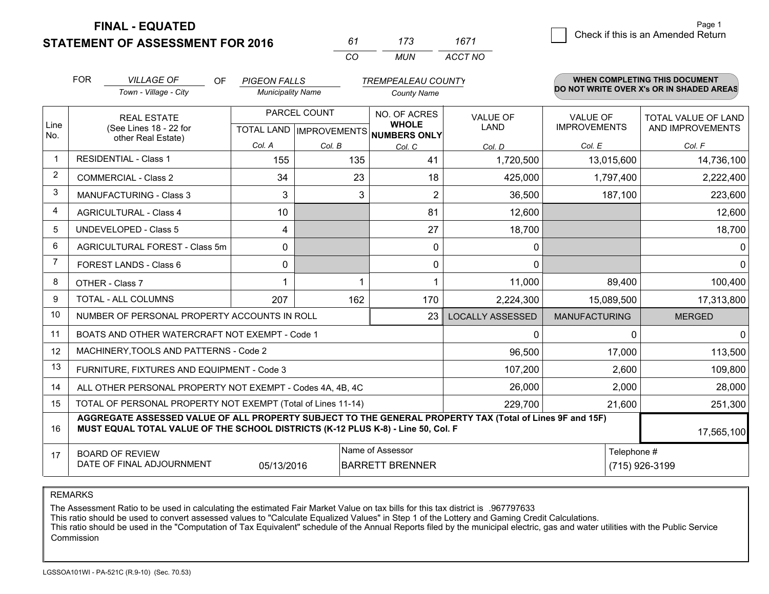# FINAL - EQUATED
## STATEMENT OF ASSESSMENT FOR 2016

| 61 | 173 | 1671 |
|---|---|---|
| CO | MUN | ACCT NO |

Page 1

☐ Check if this is an Amended Return

FOR *VILLAGE OF* (Town - Village - City) OF *PIGEON FALLS* (Municipality Name) *TREMPEALEAU COUNTY* (County Name)

**WHEN COMPLETING THIS DOCUMENT DO NOT WRITE OVER X's OR IN SHADED AREAS**

| Line No. | REAL ESTATE (See Lines 18 - 22 for other Real Estate) | PARCEL COUNT | | NO. OF ACRES WHOLE NUMBERS ONLY | VALUE OF LAND | VALUE OF IMPROVEMENTS | TOTAL VALUE OF LAND AND IMPROVEMENTS |
|---|---|---|---|---|---|---|---|
| | | TOTAL LAND | IMPROVEMENTS | | | | |
| | | Col. A | Col. B | Col. C | Col. D | Col. E | Col. F |
| 1 | RESIDENTIAL - Class 1 | 155 | 135 | 41 | 1,720,500 | 13,015,600 | 14,736,100 |
| 2 | COMMERCIAL - Class 2 | 34 | 23 | 18 | 425,000 | 1,797,400 | 2,222,400 |
| 3 | MANUFACTURING - Class 3 | 3 | 3 | 2 | 36,500 | 187,100 | 223,600 |
| 4 | AGRICULTURAL - Class 4 | 10 | | 81 | 12,600 | | 12,600 |
| 5 | UNDEVELOPED - Class 5 | 4 | | 27 | 18,700 | | 18,700 |
| 6 | AGRICULTURAL FOREST - Class 5m | 0 | | 0 | 0 | | 0 |
| 7 | FOREST LANDS - Class 6 | 0 | | 0 | 0 | | 0 |
| 8 | OTHER - Class 7 | 1 | 1 | 1 | 11,000 | 89,400 | 100,400 |
| 9 | TOTAL - ALL COLUMNS | 207 | 162 | 170 | 2,224,300 | 15,089,500 | 17,313,800 |
| 10 | NUMBER OF PERSONAL PROPERTY ACCOUNTS IN ROLL | | | 23 | LOCALLY ASSESSED | MANUFACTURING | MERGED |
| 11 | BOATS AND OTHER WATERCRAFT NOT EXEMPT - Code 1 | | | | 0 | 0 | 0 |
| 12 | MACHINERY,TOOLS AND PATTERNS - Code 2 | | | | 96,500 | 17,000 | 113,500 |
| 13 | FURNITURE, FIXTURES AND EQUIPMENT - Code 3 | | | | 107,200 | 2,600 | 109,800 |
| 14 | ALL OTHER PERSONAL PROPERTY NOT EXEMPT - Codes 4A, 4B, 4C | | | | 26,000 | 2,000 | 28,000 |
| 15 | TOTAL OF PERSONAL PROPERTY NOT EXEMPT (Total of Lines 11-14) | | | | 229,700 | 21,600 | 251,300 |
| 16 | **AGGREGATE ASSESSED VALUE OF ALL PROPERTY SUBJECT TO THE GENERAL PROPERTY TAX (Total of Lines 9F and 15F) MUST EQUAL TOTAL VALUE OF THE SCHOOL DISTRICTS (K-12 PLUS K-8) - Line 50, Col. F** | | | | | | 17,565,100 |
| 17 | BOARD OF REVIEW DATE OF FINAL ADJOURNMENT | 05/13/2016 | | Name of Assessor: BARRETT BRENNER | | | Telephone #: (715) 926-3199 |

REMARKS

The Assessment Ratio to be used in calculating the estimated Fair Market Value on tax bills for this tax district is .967797633
This ratio should be used to convert assessed values to "Calculate Equalized Values" in Step 1 of the Lottery and Gaming Credit Calculations.
This ratio should be used in the "Computation of Tax Equivalent" schedule of the Annual Reports filed by the municipal electric, gas and water utilities with the Public Service Commission

LGSSOA101WI - PA-521C (R.9-10) (Sec. 70.53)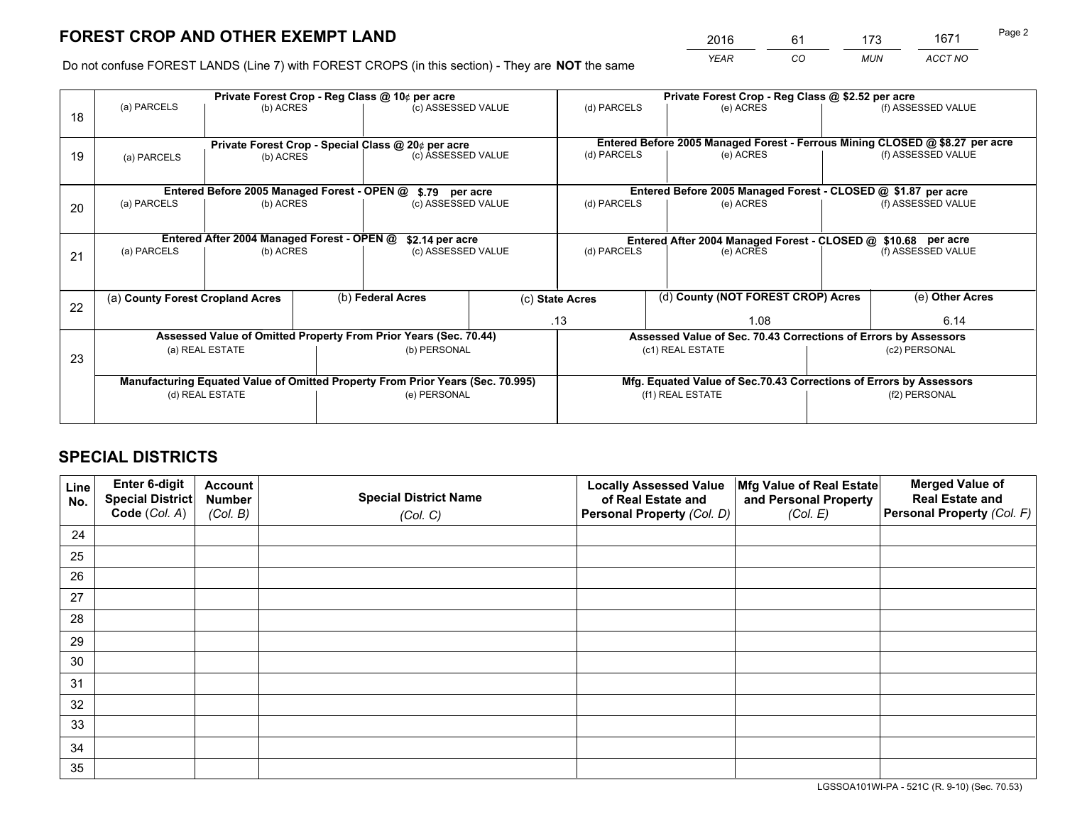# FOREST CROP AND OTHER EXEMPT LAND

| 2016 | 61 | 173 | 1671 |
|---|---|---|---|
| *YEAR* | *CO* | *MUN* | *ACCT NO* |

Do not confuse FOREST LANDS (Line 7) with FOREST CROPS (in this section) - They are **NOT** the same

| Line | Private Forest Crop - Reg Class @ 10¢ per acre | | | Private Forest Crop - Reg Class @ $2.52 per acre | | |
|---|---|---|---|---|---|---|
| 18 | (a) PARCELS | (b) ACRES | (c) ASSESSED VALUE | (d) PARCELS | (e) ACRES | (f) ASSESSED VALUE |
| | **Private Forest Crop - Special Class @ 20¢ per acre** | | | **Entered Before 2005 Managed Forest - Ferrous Mining CLOSED @ $8.27 per acre** | | |
| 19 | (a) PARCELS | (b) ACRES | (c) ASSESSED VALUE | (d) PARCELS | (e) ACRES | (f) ASSESSED VALUE |
| | **Entered Before 2005 Managed Forest - OPEN @ $.79 per acre** | | | **Entered Before 2005 Managed Forest - CLOSED @ $1.87 per acre** | | |
| 20 | (a) PARCELS | (b) ACRES | (c) ASSESSED VALUE | (d) PARCELS | (e) ACRES | (f) ASSESSED VALUE |
| | **Entered After 2004 Managed Forest - OPEN @ $2.14 per acre** | | | **Entered After 2004 Managed Forest - CLOSED @ $10.68 per acre** | | |
| 21 | (a) PARCELS | (b) ACRES | (c) ASSESSED VALUE | (d) PARCELS | (e) ACRES | (f) ASSESSED VALUE |

| Line | (a) County Forest Cropland Acres | (b) Federal Acres | (c) State Acres | (d) County (NOT FOREST CROP) Acres | (e) Other Acres |
|---|---|---|---|---|---|
| 22 | | | .13 | 1.08 | 6.14 |

| Line | Assessed Value of Omitted Property From Prior Years (Sec. 70.44) | | Assessed Value of Sec. 70.43 Corrections of Errors by Assessors | |
|---|---|---|---|---|
| 23 | (a) REAL ESTATE | (b) PERSONAL | (c1) REAL ESTATE | (c2) PERSONAL |
| | **Manufacturing Equated Value of Omitted Property From Prior Years (Sec. 70.995)** | | **Mfg. Equated Value of Sec.70.43 Corrections of Errors by Assessors** | |
| | (d) REAL ESTATE | (e) PERSONAL | (f1) REAL ESTATE | (f2) PERSONAL |

## SPECIAL DISTRICTS

| Line No. | Enter 6-digit Special District Code (*Col. A*) | Account Number (*Col. B*) | Special District Name (*Col. C*) | Locally Assessed Value of Real Estate and Personal Property (*Col. D*) | Mfg Value of Real Estate and Personal Property (*Col. E*) | Merged Value of Real Estate and Personal Property (*Col. F*) |
|---|---|---|---|---|---|---|
| 24 | | | | | | |
| 25 | | | | | | |
| 26 | | | | | | |
| 27 | | | | | | |
| 28 | | | | | | |
| 29 | | | | | | |
| 30 | | | | | | |
| 31 | | | | | | |
| 32 | | | | | | |
| 33 | | | | | | |
| 34 | | | | | | |
| 35 | | | | | | |

LGSSOA101WI-PA - 521C (R. 9-10) (Sec. 70.53)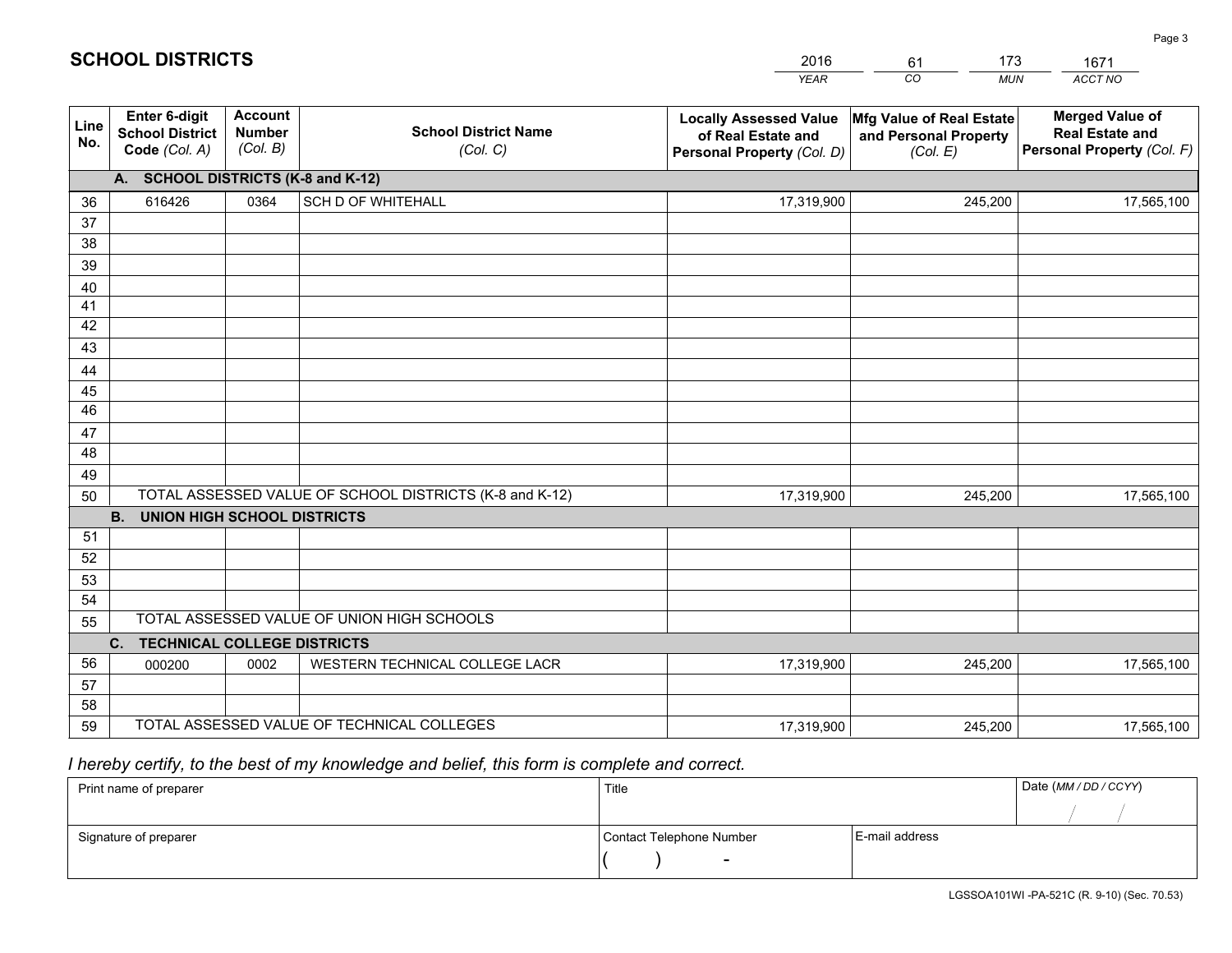# SCHOOL DISTRICTS

| 2016 | 61 | 173 | 1671 |
|---|---|---|---|
| *YEAR* | *CO* | *MUN* | *ACCT NO* |

| Line No. | Enter 6-digit School District Code *(Col. A)* | Account Number *(Col. B)* | School District Name *(Col. C)* | Locally Assessed Value of Real Estate and Personal Property *(Col. D)* | Mfg Value of Real Estate and Personal Property *(Col. E)* | Merged Value of Real Estate and Personal Property *(Col. F)* |
|---|---|---|---|---|---|---|
| **A. SCHOOL DISTRICTS (K-8 and K-12)** | | | | | | |
| 36 | 616426 | 0364 | SCH D OF WHITEHALL | 17,319,900 | 245,200 | 17,565,100 |
| 37 | | | | | | |
| 38 | | | | | | |
| 39 | | | | | | |
| 40 | | | | | | |
| 41 | | | | | | |
| 42 | | | | | | |
| 43 | | | | | | |
| 44 | | | | | | |
| 45 | | | | | | |
| 46 | | | | | | |
| 47 | | | | | | |
| 48 | | | | | | |
| 49 | | | | | | |
| 50 | TOTAL ASSESSED VALUE OF SCHOOL DISTRICTS (K-8 and K-12) | | | 17,319,900 | 245,200 | 17,565,100 |
| **B. UNION HIGH SCHOOL DISTRICTS** | | | | | | |
| 51 | | | | | | |
| 52 | | | | | | |
| 53 | | | | | | |
| 54 | | | | | | |
| 55 | TOTAL ASSESSED VALUE OF UNION HIGH SCHOOLS | | | | | |
| **C. TECHNICAL COLLEGE DISTRICTS** | | | | | | |
| 56 | 000200 | 0002 | WESTERN TECHNICAL COLLEGE LACR | 17,319,900 | 245,200 | 17,565,100 |
| 57 | | | | | | |
| 58 | | | | | | |
| 59 | TOTAL ASSESSED VALUE OF TECHNICAL COLLEGES | | | 17,319,900 | 245,200 | 17,565,100 |

*I hereby certify, to the best of my knowledge and belief, this form is complete and correct.*

| Print name of preparer | Title | | Date *(MM / DD / CCYY)* |
|---|---|---|---|
| | | | / / |
| Signature of preparer | Contact Telephone Number | E-mail address | |
| | ( ) - | | |

LGSSOA101WI -PA-521C (R. 9-10) (Sec. 70.53)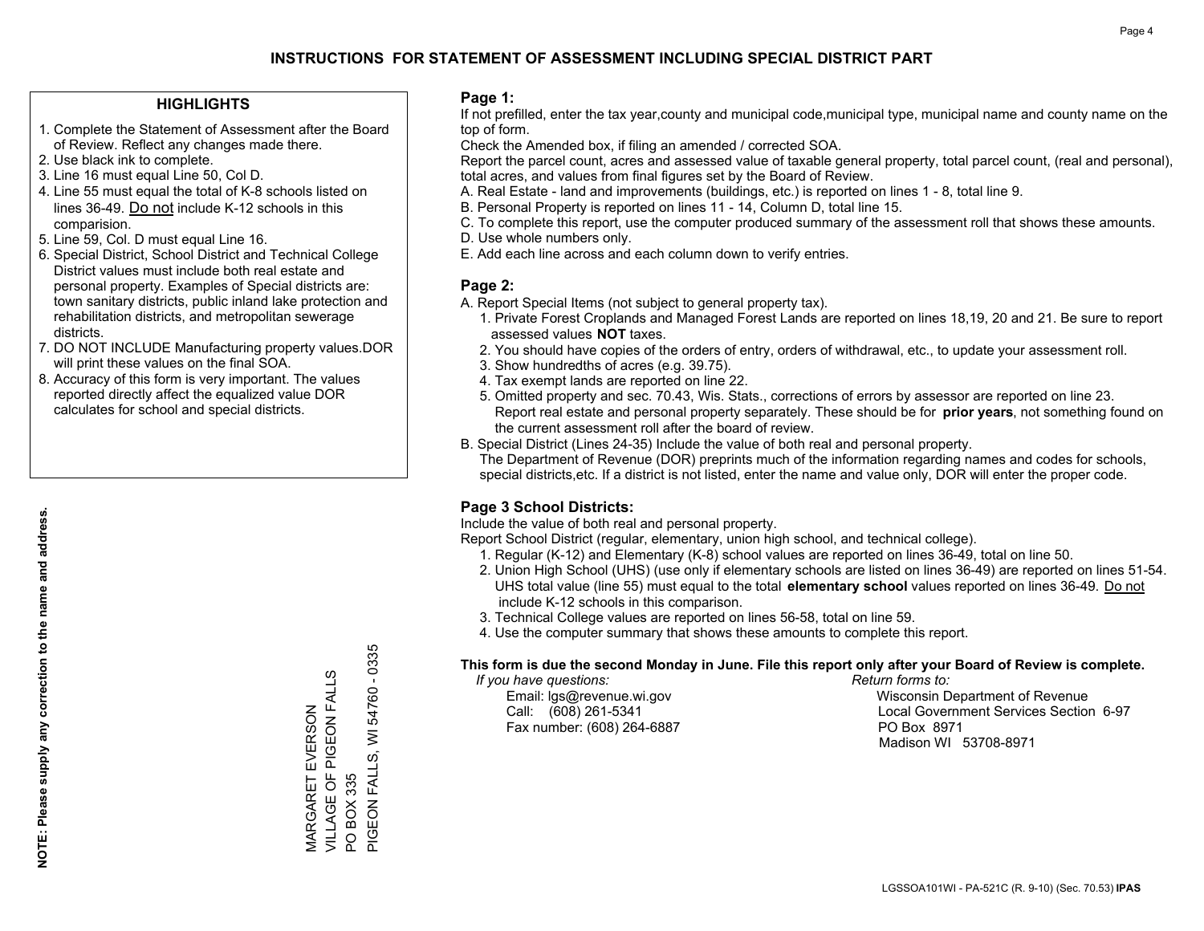# INSTRUCTIONS FOR STATEMENT OF ASSESSMENT INCLUDING SPECIAL DISTRICT PART

## HIGHLIGHTS

1. Complete the Statement of Assessment after the Board of Review. Reflect any changes made there.
2. Use black ink to complete.
3. Line 16 must equal Line 50, Col D.
4. Line 55 must equal the total of K-8 schools listed on lines 36-49. Do not include K-12 schools in this comparision.
5. Line 59, Col. D must equal Line 16.
6. Special District, School District and Technical College District values must include both real estate and personal property. Examples of Special districts are: town sanitary districts, public inland lake protection and rehabilitation districts, and metropolitan sewerage districts.
7. DO NOT INCLUDE Manufacturing property values.DOR will print these values on the final SOA.
8. Accuracy of this form is very important. The values reported directly affect the equalized value DOR calculates for school and special districts.

**NOTE: Please supply any correction to the name and address.**

MARGARET EVERSON
VILLAGE OF PIGEON FALLS
PO BOX 335
PIGEON FALLS, WI 54760 - 0335

## Page 1:

If not prefilled, enter the tax year,county and municipal code,municipal type, municipal name and county name on the top of form.

Check the Amended box, if filing an amended / corrected SOA.

Report the parcel count, acres and assessed value of taxable general property, total parcel count, (real and personal), total acres, and values from final figures set by the Board of Review.

A. Real Estate - land and improvements (buildings, etc.) is reported on lines 1 - 8, total line 9.
B. Personal Property is reported on lines 11 - 14, Column D, total line 15.
C. To complete this report, use the computer produced summary of the assessment roll that shows these amounts.
D. Use whole numbers only.
E. Add each line across and each column down to verify entries.

## Page 2:

A. Report Special Items (not subject to general property tax).
   1. Private Forest Croplands and Managed Forest Lands are reported on lines 18,19, 20 and 21. Be sure to report assessed values **NOT** taxes.
   2. You should have copies of the orders of entry, orders of withdrawal, etc., to update your assessment roll.
   3. Show hundredths of acres (e.g. 39.75).
   4. Tax exempt lands are reported on line 22.
   5. Omitted property and sec. 70.43, Wis. Stats., corrections of errors by assessor are reported on line 23. Report real estate and personal property separately. These should be for **prior years**, not something found on the current assessment roll after the board of review.
B. Special District (Lines 24-35) Include the value of both real and personal property. The Department of Revenue (DOR) preprints much of the information regarding names and codes for schools, special districts,etc. If a district is not listed, enter the name and value only, DOR will enter the proper code.

## Page 3 School Districts:

Include the value of both real and personal property.

Report School District (regular, elementary, union high school, and technical college).

1. Regular (K-12) and Elementary (K-8) school values are reported on lines 36-49, total on line 50.
2. Union High School (UHS) (use only if elementary schools are listed on lines 36-49) are reported on lines 51-54. UHS total value (line 55) must equal to the total **elementary school** values reported on lines 36-49. Do not include K-12 schools in this comparison.
3. Technical College values are reported on lines 56-58, total on line 59.
4. Use the computer summary that shows these amounts to complete this report.

**This form is due the second Monday in June. File this report only after your Board of Review is complete.**

*If you have questions:*
Email: lgs@revenue.wi.gov
Call: (608) 261-5341
Fax number: (608) 264-6887

*Return forms to:*
Wisconsin Department of Revenue
Local Government Services Section 6-97
PO Box 8971
Madison WI 53708-8971

LGSSOA101WI - PA-521C (R. 9-10) (Sec. 70.53) **IPAS**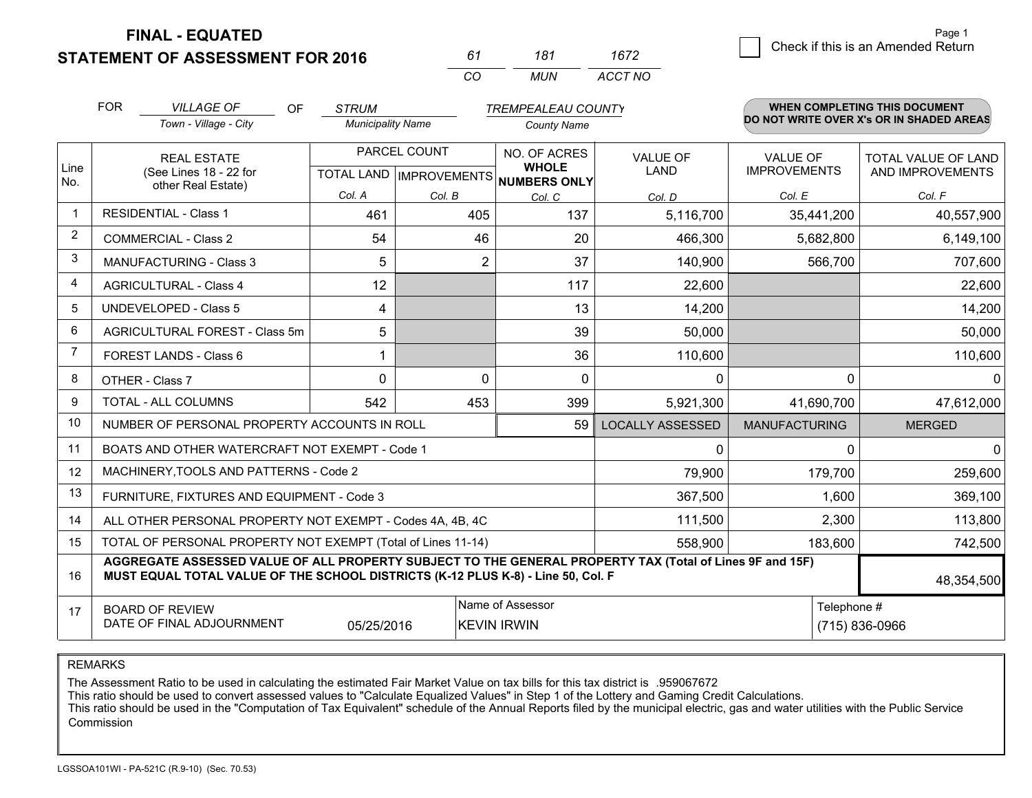**FINAL - EQUATED**

**STATEMENT OF ASSESSMENT FOR 2016**

| 61 | 181 | 1672 |
|---|---|---|
| CO | MUN | ACCT NO |

Page 1

☐ Check if this is an Amended Return

FOR *VILLAGE OF* (Town - Village - City) OF *STRUM* (Municipality Name) *TREMPEALEAU COUNTY* (County Name)

**WHEN COMPLETING THIS DOCUMENT DO NOT WRITE OVER X's OR IN SHADED AREAS**

| Line No. | REAL ESTATE (See Lines 18 - 22 for other Real Estate) | PARCEL COUNT TOTAL LAND Col. A | PARCEL COUNT IMPROVEMENTS Col. B | NO. OF ACRES WHOLE NUMBERS ONLY Col. C | VALUE OF LAND Col. D | VALUE OF IMPROVEMENTS Col. E | TOTAL VALUE OF LAND AND IMPROVEMENTS Col. F |
|---|---|---|---|---|---|---|---|
| 1 | RESIDENTIAL - Class 1 | 461 | 405 | 137 | 5,116,700 | 35,441,200 | 40,557,900 |
| 2 | COMMERCIAL - Class 2 | 54 | 46 | 20 | 466,300 | 5,682,800 | 6,149,100 |
| 3 | MANUFACTURING - Class 3 | 5 | 2 | 37 | 140,900 | 566,700 | 707,600 |
| 4 | AGRICULTURAL - Class 4 | 12 | | 117 | 22,600 | | 22,600 |
| 5 | UNDEVELOPED - Class 5 | 4 | | 13 | 14,200 | | 14,200 |
| 6 | AGRICULTURAL FOREST - Class 5m | 5 | | 39 | 50,000 | | 50,000 |
| 7 | FOREST LANDS - Class 6 | 1 | | 36 | 110,600 | | 110,600 |
| 8 | OTHER - Class 7 | 0 | 0 | 0 | 0 | 0 | 0 |
| 9 | TOTAL - ALL COLUMNS | 542 | 453 | 399 | 5,921,300 | 41,690,700 | 47,612,000 |
| 10 | NUMBER OF PERSONAL PROPERTY ACCOUNTS IN ROLL | | | 59 | LOCALLY ASSESSED | MANUFACTURING | MERGED |
| 11 | BOATS AND OTHER WATERCRAFT NOT EXEMPT - Code 1 | | | | 0 | 0 | 0 |
| 12 | MACHINERY,TOOLS AND PATTERNS - Code 2 | | | | 79,900 | 179,700 | 259,600 |
| 13 | FURNITURE, FIXTURES AND EQUIPMENT - Code 3 | | | | 367,500 | 1,600 | 369,100 |
| 14 | ALL OTHER PERSONAL PROPERTY NOT EXEMPT - Codes 4A, 4B, 4C | | | | 111,500 | 2,300 | 113,800 |
| 15 | TOTAL OF PERSONAL PROPERTY NOT EXEMPT (Total of Lines 11-14) | | | | 558,900 | 183,600 | 742,500 |
| 16 | **AGGREGATE ASSESSED VALUE OF ALL PROPERTY SUBJECT TO THE GENERAL PROPERTY TAX (Total of Lines 9F and 15F) MUST EQUAL TOTAL VALUE OF THE SCHOOL DISTRICTS (K-12 PLUS K-8) - Line 50, Col. F** | | | | | | 48,354,500 |
| 17 | BOARD OF REVIEW DATE OF FINAL ADJOURNMENT | 05/25/2016 | Name of Assessor | KEVIN IRWIN | | Telephone # | (715) 836-0966 |

REMARKS

The Assessment Ratio to be used in calculating the estimated Fair Market Value on tax bills for this tax district is .959067672
This ratio should be used to convert assessed values to "Calculate Equalized Values" in Step 1 of the Lottery and Gaming Credit Calculations.
This ratio should be used in the "Computation of Tax Equivalent" schedule of the Annual Reports filed by the municipal electric, gas and water utilities with the Public Service Commission

LGSSOA101WI - PA-521C (R.9-10) (Sec. 70.53)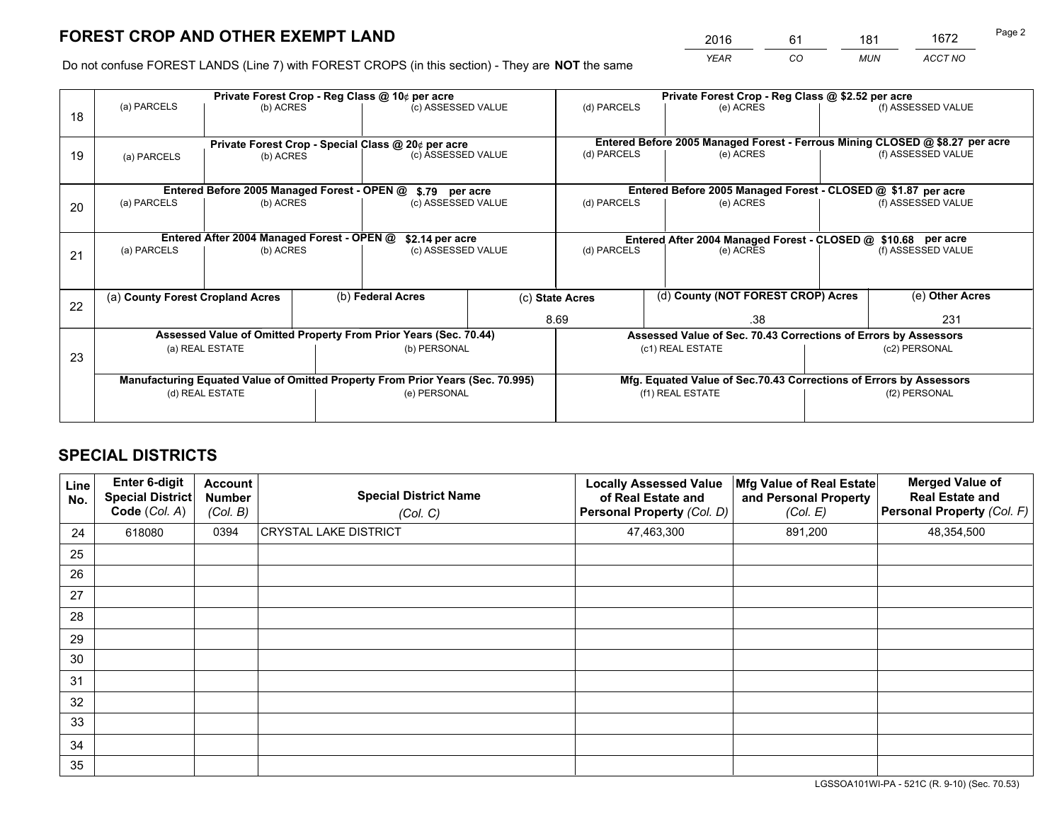# FOREST CROP AND OTHER EXEMPT LAND

| 2016 | 61 | 181 | 1672 |
|---|---|---|---|
| *YEAR* | *CO* | *MUN* | *ACCT NO* |

Do not confuse FOREST LANDS (Line 7) with FOREST CROPS (in this section) - They are **NOT** the same

| Line | Private Forest Crop - Reg Class @ 10¢ per acre | | | Private Forest Crop - Reg Class @ $2.52 per acre | | |
|---|---|---|---|---|---|---|
| 18 | (a) PARCELS | (b) ACRES | (c) ASSESSED VALUE | (d) PARCELS | (e) ACRES | (f) ASSESSED VALUE |
| | **Private Forest Crop - Special Class @ 20¢ per acre** | | | **Entered Before 2005 Managed Forest - Ferrous Mining CLOSED @ $8.27 per acre** | | |
| 19 | (a) PARCELS | (b) ACRES | (c) ASSESSED VALUE | (d) PARCELS | (e) ACRES | (f) ASSESSED VALUE |
| | **Entered Before 2005 Managed Forest - OPEN @ $.79 per acre** | | | **Entered Before 2005 Managed Forest - CLOSED @ $1.87 per acre** | | |
| 20 | (a) PARCELS | (b) ACRES | (c) ASSESSED VALUE | (d) PARCELS | (e) ACRES | (f) ASSESSED VALUE |
| | **Entered After 2004 Managed Forest - OPEN @ $2.14 per acre** | | | **Entered After 2004 Managed Forest - CLOSED @ $10.68 per acre** | | |
| 21 | (a) PARCELS | (b) ACRES | (c) ASSESSED VALUE | (d) PARCELS | (e) ACRES | (f) ASSESSED VALUE |

| Line | (a) County Forest Cropland Acres | (b) Federal Acres | (c) State Acres | (d) County (NOT FOREST CROP) Acres | (e) Other Acres |
|---|---|---|---|---|---|
| 22 | | | 8.69 | .38 | 231 |

| Line | Assessed Value of Omitted Property From Prior Years (Sec. 70.44) | | Assessed Value of Sec. 70.43 Corrections of Errors by Assessors | |
|---|---|---|---|---|
| 23 | (a) REAL ESTATE | (b) PERSONAL | (c1) REAL ESTATE | (c2) PERSONAL |
| | **Manufacturing Equated Value of Omitted Property From Prior Years (Sec. 70.995)** | | **Mfg. Equated Value of Sec.70.43 Corrections of Errors by Assessors** | |
| | (d) REAL ESTATE | (e) PERSONAL | (f1) REAL ESTATE | (f2) PERSONAL |

# SPECIAL DISTRICTS

| Line No. | Enter 6-digit Special District Code (*Col. A*) | Account Number (*Col. B*) | Special District Name (*Col. C*) | Locally Assessed Value of Real Estate and Personal Property (*Col. D*) | Mfg Value of Real Estate and Personal Property (*Col. E*) | Merged Value of Real Estate and Personal Property (*Col. F*) |
|---|---|---|---|---|---|---|
| 24 | 618080 | 0394 | CRYSTAL LAKE DISTRICT | 47,463,300 | 891,200 | 48,354,500 |
| 25 | | | | | | |
| 26 | | | | | | |
| 27 | | | | | | |
| 28 | | | | | | |
| 29 | | | | | | |
| 30 | | | | | | |
| 31 | | | | | | |
| 32 | | | | | | |
| 33 | | | | | | |
| 34 | | | | | | |
| 35 | | | | | | |

LGSSOA101WI-PA - 521C (R. 9-10) (Sec. 70.53)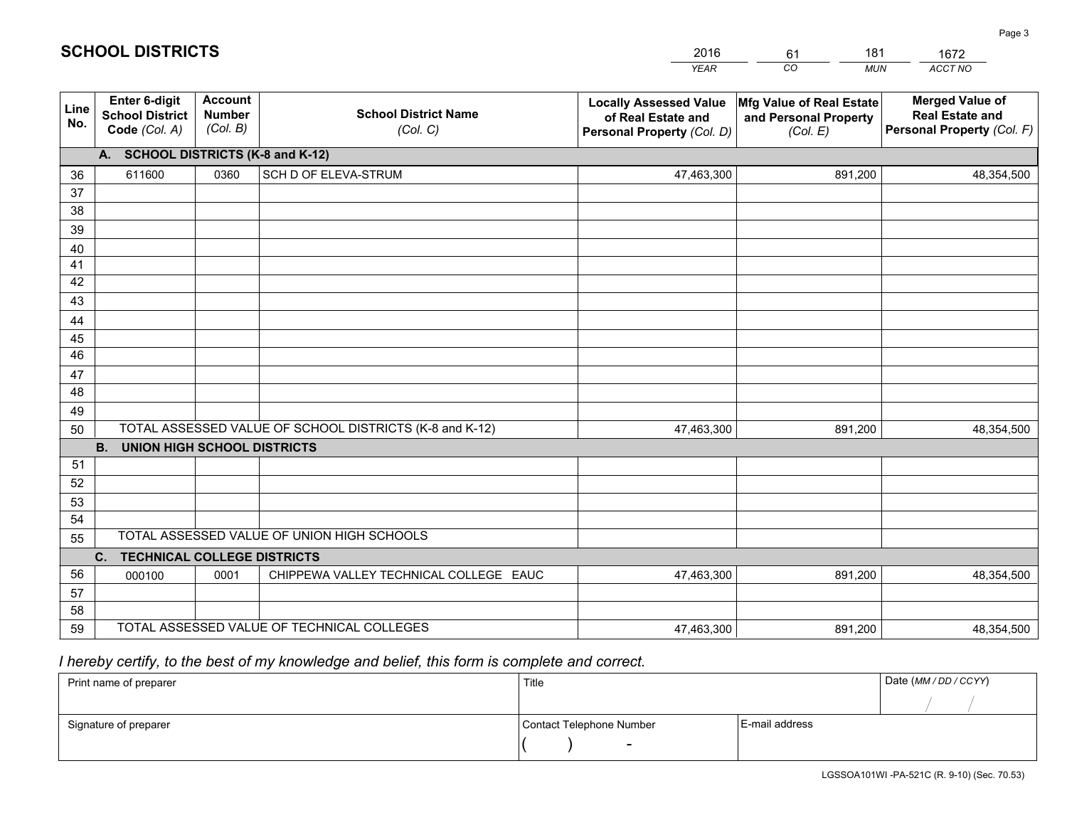# SCHOOL DISTRICTS

| 2016 | 61 | 181 | 1672 |
|---|---|---|---|
| *YEAR* | *CO* | *MUN* | *ACCT NO* |

| Line No. | Enter 6-digit School District Code *(Col. A)* | Account Number *(Col. B)* | School District Name *(Col. C)* | Locally Assessed Value of Real Estate and Personal Property *(Col. D)* | Mfg Value of Real Estate and Personal Property *(Col. E)* | Merged Value of Real Estate and Personal Property *(Col. F)* |
|---|---|---|---|---|---|---|
| | **A. SCHOOL DISTRICTS (K-8 and K-12)** | | | | | |
| 36 | 611600 | 0360 | SCH D OF ELEVA-STRUM | 47,463,300 | 891,200 | 48,354,500 |
| 37 | | | | | | |
| 38 | | | | | | |
| 39 | | | | | | |
| 40 | | | | | | |
| 41 | | | | | | |
| 42 | | | | | | |
| 43 | | | | | | |
| 44 | | | | | | |
| 45 | | | | | | |
| 46 | | | | | | |
| 47 | | | | | | |
| 48 | | | | | | |
| 49 | | | | | | |
| 50 | TOTAL ASSESSED VALUE OF SCHOOL DISTRICTS (K-8 and K-12) | | | 47,463,300 | 891,200 | 48,354,500 |
| | **B. UNION HIGH SCHOOL DISTRICTS** | | | | | |
| 51 | | | | | | |
| 52 | | | | | | |
| 53 | | | | | | |
| 54 | | | | | | |
| 55 | TOTAL ASSESSED VALUE OF UNION HIGH SCHOOLS | | | | | |
| | **C. TECHNICAL COLLEGE DISTRICTS** | | | | | |
| 56 | 000100 | 0001 | CHIPPEWA VALLEY TECHNICAL COLLEGE EAUC | 47,463,300 | 891,200 | 48,354,500 |
| 57 | | | | | | |
| 58 | | | | | | |
| 59 | TOTAL ASSESSED VALUE OF TECHNICAL COLLEGES | | | 47,463,300 | 891,200 | 48,354,500 |

*I hereby certify, to the best of my knowledge and belief, this form is complete and correct.*

| Print name of preparer | Title | | Date *(MM / DD / CCYY)* |
|---|---|---|---|
| | | | / / |
| Signature of preparer | Contact Telephone Number | E-mail address | |
| | ( ) - | | |

LGSSOA101WI -PA-521C (R. 9-10) (Sec. 70.53)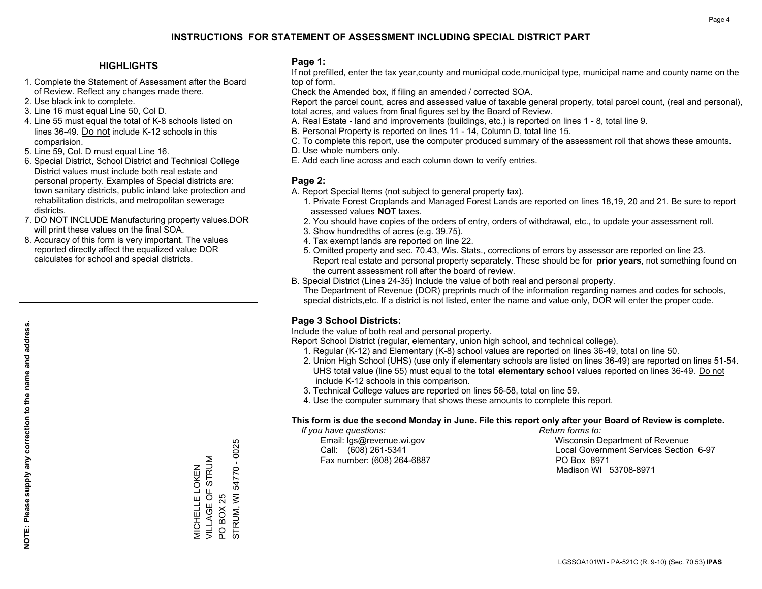# INSTRUCTIONS FOR STATEMENT OF ASSESSMENT INCLUDING SPECIAL DISTRICT PART

## HIGHLIGHTS

1. Complete the Statement of Assessment after the Board of Review. Reflect any changes made there.
2. Use black ink to complete.
3. Line 16 must equal Line 50, Col D.
4. Line 55 must equal the total of K-8 schools listed on lines 36-49. Do not include K-12 schools in this comparision.
5. Line 59, Col. D must equal Line 16.
6. Special District, School District and Technical College District values must include both real estate and personal property. Examples of Special districts are: town sanitary districts, public inland lake protection and rehabilitation districts, and metropolitan sewerage districts.
7. DO NOT INCLUDE Manufacturing property values.DOR will print these values on the final SOA.
8. Accuracy of this form is very important. The values reported directly affect the equalized value DOR calculates for school and special districts.

**NOTE: Please supply any correction to the name and address.**

MICHELLE LOKEN
VILLAGE OF STRUM
PO BOX 25
STRUM, WI 54770 - 0025

## Page 1:

If not prefilled, enter the tax year,county and municipal code,municipal type, municipal name and county name on the top of form.

Check the Amended box, if filing an amended / corrected SOA.

Report the parcel count, acres and assessed value of taxable general property, total parcel count, (real and personal), total acres, and values from final figures set by the Board of Review.

A. Real Estate - land and improvements (buildings, etc.) is reported on lines 1 - 8, total line 9.
B. Personal Property is reported on lines 11 - 14, Column D, total line 15.
C. To complete this report, use the computer produced summary of the assessment roll that shows these amounts.
D. Use whole numbers only.
E. Add each line across and each column down to verify entries.

## Page 2:

A. Report Special Items (not subject to general property tax).
   1. Private Forest Croplands and Managed Forest Lands are reported on lines 18,19, 20 and 21. Be sure to report assessed values **NOT** taxes.
   2. You should have copies of the orders of entry, orders of withdrawal, etc., to update your assessment roll.
   3. Show hundredths of acres (e.g. 39.75).
   4. Tax exempt lands are reported on line 22.
   5. Omitted property and sec. 70.43, Wis. Stats., corrections of errors by assessor are reported on line 23. Report real estate and personal property separately. These should be for **prior years**, not something found on the current assessment roll after the board of review.
B. Special District (Lines 24-35) Include the value of both real and personal property.
   The Department of Revenue (DOR) preprints much of the information regarding names and codes for schools, special districts,etc. If a district is not listed, enter the name and value only, DOR will enter the proper code.

## Page 3 School Districts:

Include the value of both real and personal property.

Report School District (regular, elementary, union high school, and technical college).

1. Regular (K-12) and Elementary (K-8) school values are reported on lines 36-49, total on line 50.
2. Union High School (UHS) (use only if elementary schools are listed on lines 36-49) are reported on lines 51-54. UHS total value (line 55) must equal to the total **elementary school** values reported on lines 36-49. Do not include K-12 schools in this comparison.
3. Technical College values are reported on lines 56-58, total on line 59.
4. Use the computer summary that shows these amounts to complete this report.

**This form is due the second Monday in June. File this report only after your Board of Review is complete.**

*If you have questions:*
Email: lgs@revenue.wi.gov
Call: (608) 261-5341
Fax number: (608) 264-6887

*Return forms to:*
Wisconsin Department of Revenue
Local Government Services Section 6-97
PO Box 8971
Madison WI 53708-8971

LGSSOA101WI - PA-521C (R. 9-10) (Sec. 70.53) **IPAS**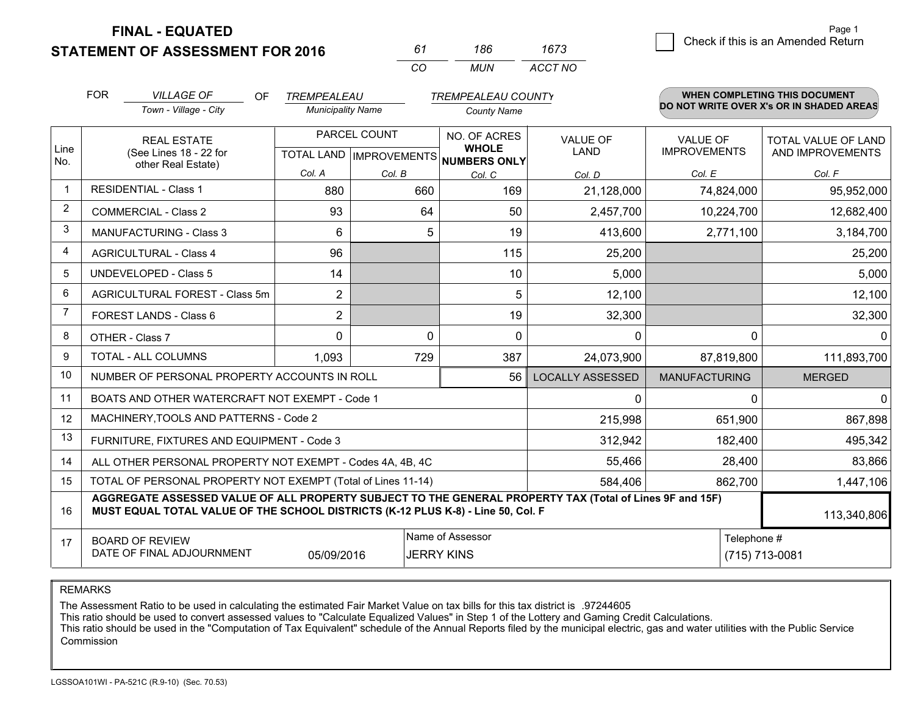**FINAL - EQUATED**
**STATEMENT OF ASSESSMENT FOR 2016**

| 61 | 186 | 1673 |
|---|---|---|
| CO | MUN | ACCT NO |

☐ Check if this is an Amended Return

Page 1

FOR *VILLAGE OF* (Town - Village - City) OF *TREMPEALEAU* (Municipality Name) *TREMPEALEAU COUNTY* (County Name)

**WHEN COMPLETING THIS DOCUMENT DO NOT WRITE OVER X's OR IN SHADED AREAS**

| Line No. | REAL ESTATE (See Lines 18 - 22 for other Real Estate) | PARCEL COUNT TOTAL LAND Col. A | PARCEL COUNT IMPROVEMENTS Col. B | NO. OF ACRES WHOLE NUMBERS ONLY Col. C | VALUE OF LAND Col. D | VALUE OF IMPROVEMENTS Col. E | TOTAL VALUE OF LAND AND IMPROVEMENTS Col. F |
|---|---|---|---|---|---|---|---|
| 1 | RESIDENTIAL - Class 1 | 880 | 660 | 169 | 21,128,000 | 74,824,000 | 95,952,000 |
| 2 | COMMERCIAL - Class 2 | 93 | 64 | 50 | 2,457,700 | 10,224,700 | 12,682,400 |
| 3 | MANUFACTURING - Class 3 | 6 | 5 | 19 | 413,600 | 2,771,100 | 3,184,700 |
| 4 | AGRICULTURAL - Class 4 | 96 | | 115 | 25,200 | | 25,200 |
| 5 | UNDEVELOPED - Class 5 | 14 | | 10 | 5,000 | | 5,000 |
| 6 | AGRICULTURAL FOREST - Class 5m | 2 | | 5 | 12,100 | | 12,100 |
| 7 | FOREST LANDS - Class 6 | 2 | | 19 | 32,300 | | 32,300 |
| 8 | OTHER - Class 7 | 0 | 0 | 0 | 0 | 0 | 0 |
| 9 | TOTAL - ALL COLUMNS | 1,093 | 729 | 387 | 24,073,900 | 87,819,800 | 111,893,700 |
| 10 | NUMBER OF PERSONAL PROPERTY ACCOUNTS IN ROLL | | | 56 | LOCALLY ASSESSED | MANUFACTURING | MERGED |
| 11 | BOATS AND OTHER WATERCRAFT NOT EXEMPT - Code 1 | | | | 0 | 0 | 0 |
| 12 | MACHINERY,TOOLS AND PATTERNS - Code 2 | | | | 215,998 | 651,900 | 867,898 |
| 13 | FURNITURE, FIXTURES AND EQUIPMENT - Code 3 | | | | 312,942 | 182,400 | 495,342 |
| 14 | ALL OTHER PERSONAL PROPERTY NOT EXEMPT - Codes 4A, 4B, 4C | | | | 55,466 | 28,400 | 83,866 |
| 15 | TOTAL OF PERSONAL PROPERTY NOT EXEMPT (Total of Lines 11-14) | | | | 584,406 | 862,700 | 1,447,106 |
| 16 | **AGGREGATE ASSESSED VALUE OF ALL PROPERTY SUBJECT TO THE GENERAL PROPERTY TAX (Total of Lines 9F and 15F) MUST EQUAL TOTAL VALUE OF THE SCHOOL DISTRICTS (K-12 PLUS K-8) - Line 50, Col. F** | | | | | | 113,340,806 |
| 17 | BOARD OF REVIEW DATE OF FINAL ADJOURNMENT | 05/09/2016 | Name of Assessor: JERRY KINS | | | Telephone #: (715) 713-0081 | |

REMARKS

The Assessment Ratio to be used in calculating the estimated Fair Market Value on tax bills for this tax district is .97244605
This ratio should be used to convert assessed values to "Calculate Equalized Values" in Step 1 of the Lottery and Gaming Credit Calculations.
This ratio should be used in the "Computation of Tax Equivalent" schedule of the Annual Reports filed by the municipal electric, gas and water utilities with the Public Service Commission

LGSSOA101WI - PA-521C (R.9-10) (Sec. 70.53)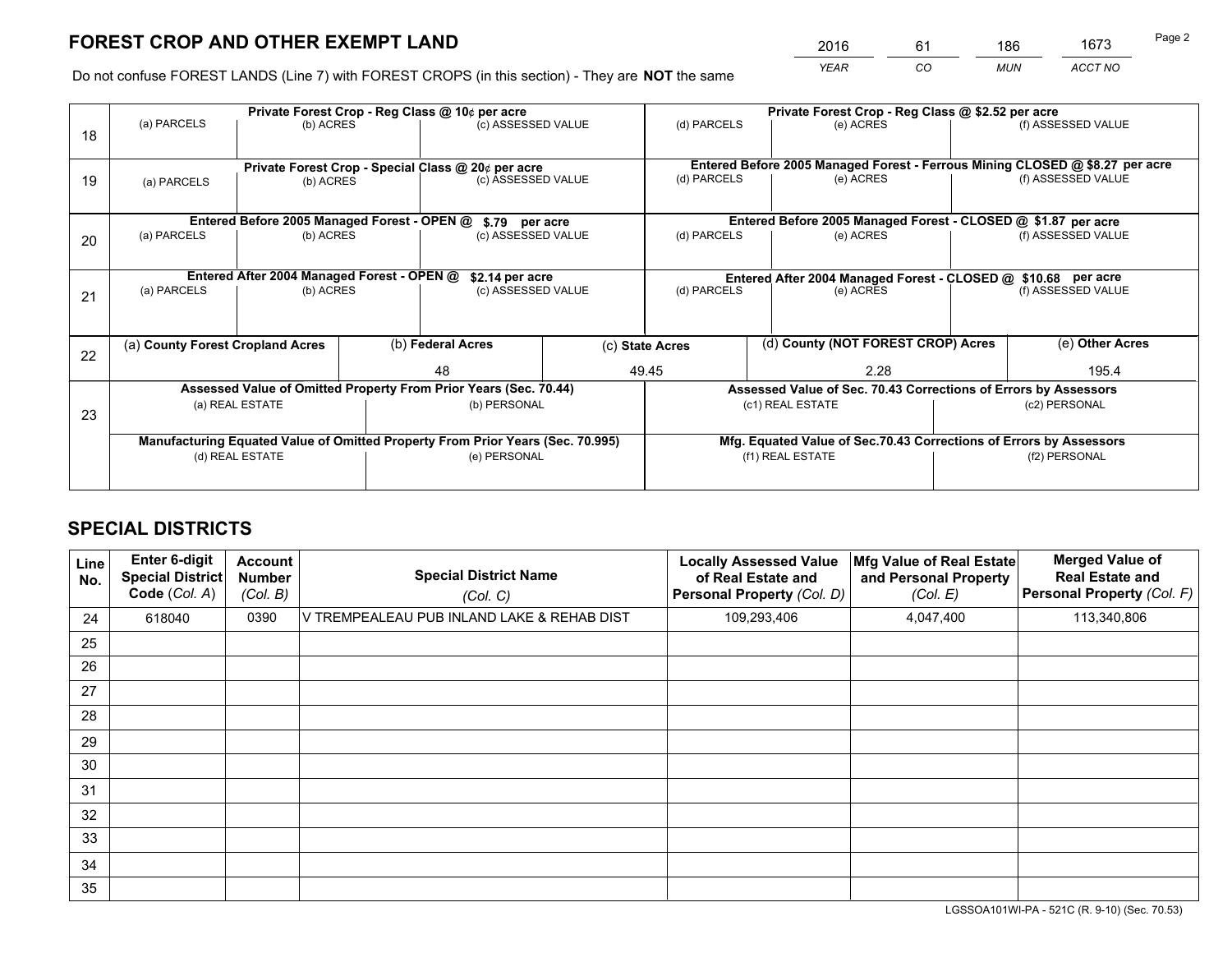# FOREST CROP AND OTHER EXEMPT LAND

| 2016 | 61 | 186 | 1673 |
|---|---|---|---|
| *YEAR* | *CO* | *MUN* | *ACCT NO* |

Do not confuse FOREST LANDS (Line 7) with FOREST CROPS (in this section) - They are **NOT** the same

| Line | | | | | | |
|---|---|---|---|---|---|---|
| 18 | **Private Forest Crop - Reg Class @ 10¢ per acre** | | | **Private Forest Crop - Reg Class @ $2.52 per acre** | | |
| | (a) PARCELS | (b) ACRES | (c) ASSESSED VALUE | (d) PARCELS | (e) ACRES | (f) ASSESSED VALUE |
| | | | | | | |
| 19 | **Private Forest Crop - Special Class @ 20¢ per acre** | | | **Entered Before 2005 Managed Forest - Ferrous Mining CLOSED @ $8.27 per acre** | | |
| | (a) PARCELS | (b) ACRES | (c) ASSESSED VALUE | (d) PARCELS | (e) ACRES | (f) ASSESSED VALUE |
| | | | | | | |
| 20 | **Entered Before 2005 Managed Forest - OPEN @ $.79 per acre** | | | **Entered Before 2005 Managed Forest - CLOSED @ $1.87 per acre** | | |
| | (a) PARCELS | (b) ACRES | (c) ASSESSED VALUE | (d) PARCELS | (e) ACRES | (f) ASSESSED VALUE |
| | | | | | | |
| 21 | **Entered After 2004 Managed Forest - OPEN @ $2.14 per acre** | | | **Entered After 2004 Managed Forest - CLOSED @ $10.68 per acre** | | |
| | (a) PARCELS | (b) ACRES | (c) ASSESSED VALUE | (d) PARCELS | (e) ACRES | (f) ASSESSED VALUE |
| | | | | | | |

| Line | (a) **County Forest Cropland Acres** | (b) **Federal Acres** | (c) **State Acres** | (d) **County (NOT FOREST CROP) Acres** | (e) **Other Acres** |
|---|---|---|---|---|---|
| 22 | | 48 | 49.45 | 2.28 | 195.4 |

| Line | **Assessed Value of Omitted Property From Prior Years (Sec. 70.44)** | | **Assessed Value of Sec. 70.43 Corrections of Errors by Assessors** | |
|---|---|---|---|---|
| 23 | (a) REAL ESTATE | (b) PERSONAL | (c1) REAL ESTATE | (c2) PERSONAL |
| | | | | |
| | **Manufacturing Equated Value of Omitted Property From Prior Years (Sec. 70.995)** | | **Mfg. Equated Value of Sec.70.43 Corrections of Errors by Assessors** | |
| | (d) REAL ESTATE | (e) PERSONAL | (f1) REAL ESTATE | (f2) PERSONAL |
| | | | | |

# SPECIAL DISTRICTS

| Line No. | Enter 6-digit Special District Code (*Col. A*) | Account Number (*Col. B*) | Special District Name (*Col. C*) | Locally Assessed Value of Real Estate and Personal Property (*Col. D*) | Mfg Value of Real Estate and Personal Property (*Col. E*) | Merged Value of Real Estate and Personal Property (*Col. F*) |
|---|---|---|---|---|---|---|
| 24 | 618040 | 0390 | V TREMPEALEAU PUB INLAND LAKE & REHAB DIST | 109,293,406 | 4,047,400 | 113,340,806 |
| 25 | | | | | | |
| 26 | | | | | | |
| 27 | | | | | | |
| 28 | | | | | | |
| 29 | | | | | | |
| 30 | | | | | | |
| 31 | | | | | | |
| 32 | | | | | | |
| 33 | | | | | | |
| 34 | | | | | | |
| 35 | | | | | | |

LGSSOA101WI-PA - 521C (R. 9-10) (Sec. 70.53)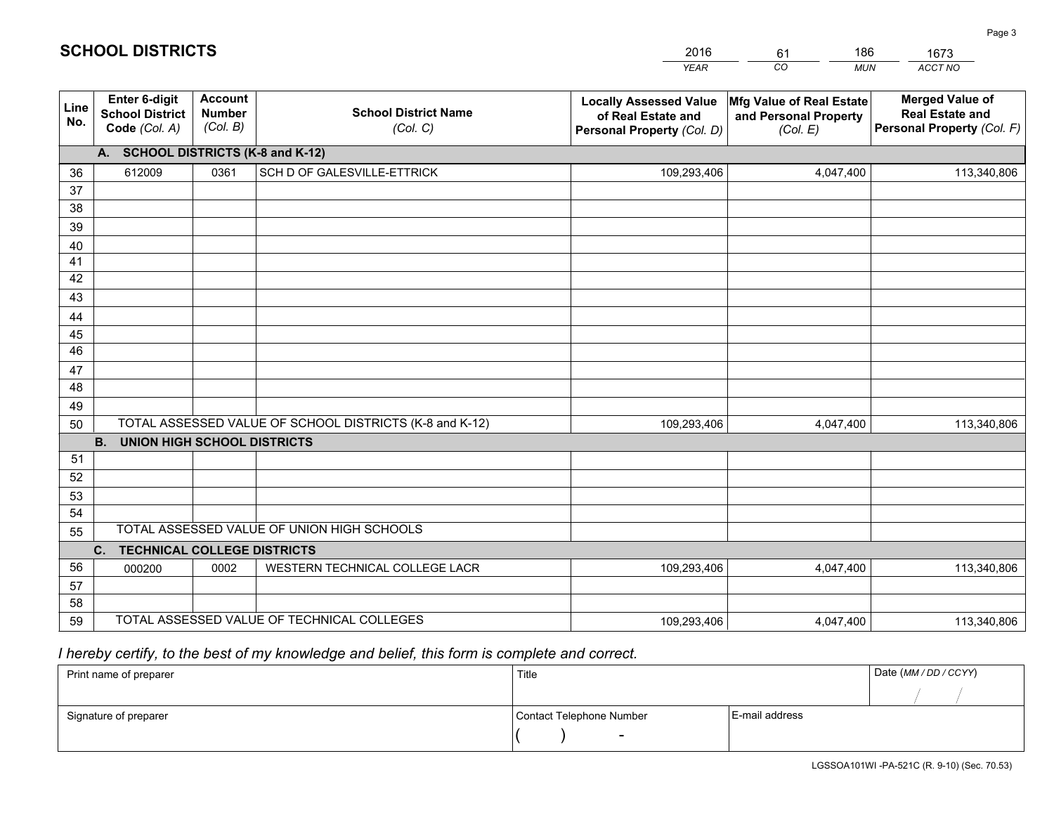# SCHOOL DISTRICTS

| 2016 | 61 | 186 | 1673 |
|---|---|---|---|
| *YEAR* | *CO* | *MUN* | *ACCT NO* |

| Line No. | Enter 6-digit School District Code *(Col. A)* | Account Number *(Col. B)* | School District Name *(Col. C)* | Locally Assessed Value of Real Estate and Personal Property *(Col. D)* | Mfg Value of Real Estate and Personal Property *(Col. E)* | Merged Value of Real Estate and Personal Property *(Col. F)* |
|---|---|---|---|---|---|---|
| **A. SCHOOL DISTRICTS (K-8 and K-12)** | | | | | | |
| 36 | 612009 | 0361 | SCH D OF GALESVILLE-ETTRICK | 109,293,406 | 4,047,400 | 113,340,806 |
| 37 | | | | | | |
| 38 | | | | | | |
| 39 | | | | | | |
| 40 | | | | | | |
| 41 | | | | | | |
| 42 | | | | | | |
| 43 | | | | | | |
| 44 | | | | | | |
| 45 | | | | | | |
| 46 | | | | | | |
| 47 | | | | | | |
| 48 | | | | | | |
| 49 | | | | | | |
| 50 | TOTAL ASSESSED VALUE OF SCHOOL DISTRICTS (K-8 and K-12) | | | 109,293,406 | 4,047,400 | 113,340,806 |
| **B. UNION HIGH SCHOOL DISTRICTS** | | | | | | |
| 51 | | | | | | |
| 52 | | | | | | |
| 53 | | | | | | |
| 54 | | | | | | |
| 55 | TOTAL ASSESSED VALUE OF UNION HIGH SCHOOLS | | | | | |
| **C. TECHNICAL COLLEGE DISTRICTS** | | | | | | |
| 56 | 000200 | 0002 | WESTERN TECHNICAL COLLEGE LACR | 109,293,406 | 4,047,400 | 113,340,806 |
| 57 | | | | | | |
| 58 | | | | | | |
| 59 | TOTAL ASSESSED VALUE OF TECHNICAL COLLEGES | | | 109,293,406 | 4,047,400 | 113,340,806 |

*I hereby certify, to the best of my knowledge and belief, this form is complete and correct.*

| Print name of preparer | Title | | Date *(MM / DD / CCYY)* |
|---|---|---|---|
| | | | / / |
| Signature of preparer | Contact Telephone Number | E-mail address | |
| | ( ) - | | |

LGSSOA101WI -PA-521C (R. 9-10) (Sec. 70.53)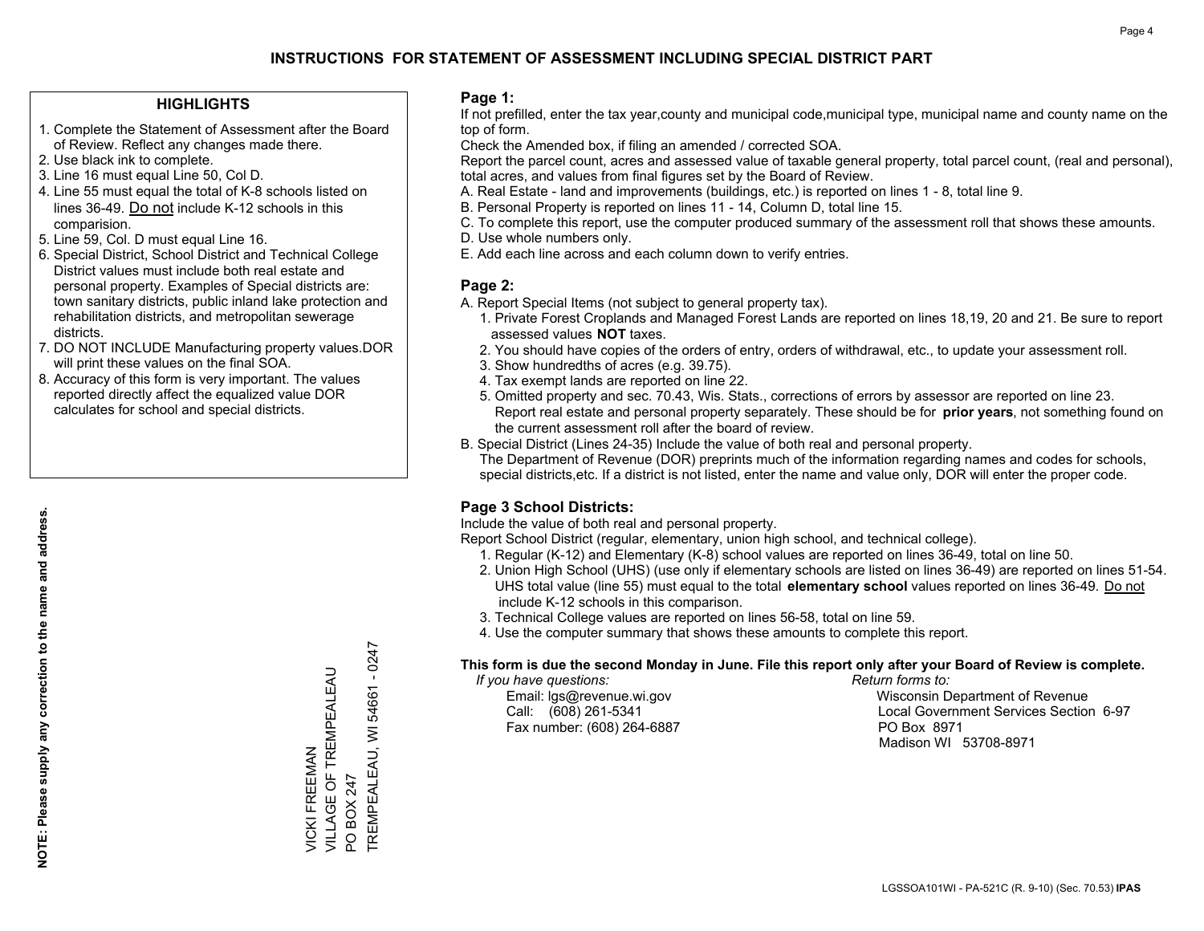# INSTRUCTIONS FOR STATEMENT OF ASSESSMENT INCLUDING SPECIAL DISTRICT PART

## HIGHLIGHTS

1. Complete the Statement of Assessment after the Board of Review. Reflect any changes made there.
2. Use black ink to complete.
3. Line 16 must equal Line 50, Col D.
4. Line 55 must equal the total of K-8 schools listed on lines 36-49. Do not include K-12 schools in this comparision.
5. Line 59, Col. D must equal Line 16.
6. Special District, School District and Technical College District values must include both real estate and personal property. Examples of Special districts are: town sanitary districts, public inland lake protection and rehabilitation districts, and metropolitan sewerage districts.
7. DO NOT INCLUDE Manufacturing property values.DOR will print these values on the final SOA.
8. Accuracy of this form is very important. The values reported directly affect the equalized value DOR calculates for school and special districts.

**NOTE: Please supply any correction to the name and address.**

VICKI FREEMAN
VILLAGE OF TREMPEALEAU
PO BOX 247
TREMPEALEAU, WI 54661 - 0247

## Page 1:

If not prefilled, enter the tax year,county and municipal code,municipal type, municipal name and county name on the top of form.

Check the Amended box, if filing an amended / corrected SOA.

Report the parcel count, acres and assessed value of taxable general property, total parcel count, (real and personal), total acres, and values from final figures set by the Board of Review.

A. Real Estate - land and improvements (buildings, etc.) is reported on lines 1 - 8, total line 9.
B. Personal Property is reported on lines 11 - 14, Column D, total line 15.
C. To complete this report, use the computer produced summary of the assessment roll that shows these amounts.
D. Use whole numbers only.
E. Add each line across and each column down to verify entries.

## Page 2:

A. Report Special Items (not subject to general property tax).
   1. Private Forest Croplands and Managed Forest Lands are reported on lines 18,19, 20 and 21. Be sure to report assessed values **NOT** taxes.
   2. You should have copies of the orders of entry, orders of withdrawal, etc., to update your assessment roll.
   3. Show hundredths of acres (e.g. 39.75).
   4. Tax exempt lands are reported on line 22.
   5. Omitted property and sec. 70.43, Wis. Stats., corrections of errors by assessor are reported on line 23. Report real estate and personal property separately. These should be for **prior years**, not something found on the current assessment roll after the board of review.
B. Special District (Lines 24-35) Include the value of both real and personal property.
   The Department of Revenue (DOR) preprints much of the information regarding names and codes for schools, special districts,etc. If a district is not listed, enter the name and value only, DOR will enter the proper code.

## Page 3 School Districts:

Include the value of both real and personal property.

Report School District (regular, elementary, union high school, and technical college).

1. Regular (K-12) and Elementary (K-8) school values are reported on lines 36-49, total on line 50.
2. Union High School (UHS) (use only if elementary schools are listed on lines 36-49) are reported on lines 51-54. UHS total value (line 55) must equal to the total **elementary school** values reported on lines 36-49. Do not include K-12 schools in this comparison.
3. Technical College values are reported on lines 56-58, total on line 59.
4. Use the computer summary that shows these amounts to complete this report.

**This form is due the second Monday in June. File this report only after your Board of Review is complete.**

*If you have questions:*
Email: lgs@revenue.wi.gov
Call: (608) 261-5341
Fax number: (608) 264-6887

*Return forms to:*
Wisconsin Department of Revenue
Local Government Services Section 6-97
PO Box 8971
Madison WI 53708-8971

LGSSOA101WI - PA-521C (R. 9-10) (Sec. 70.53) **IPAS**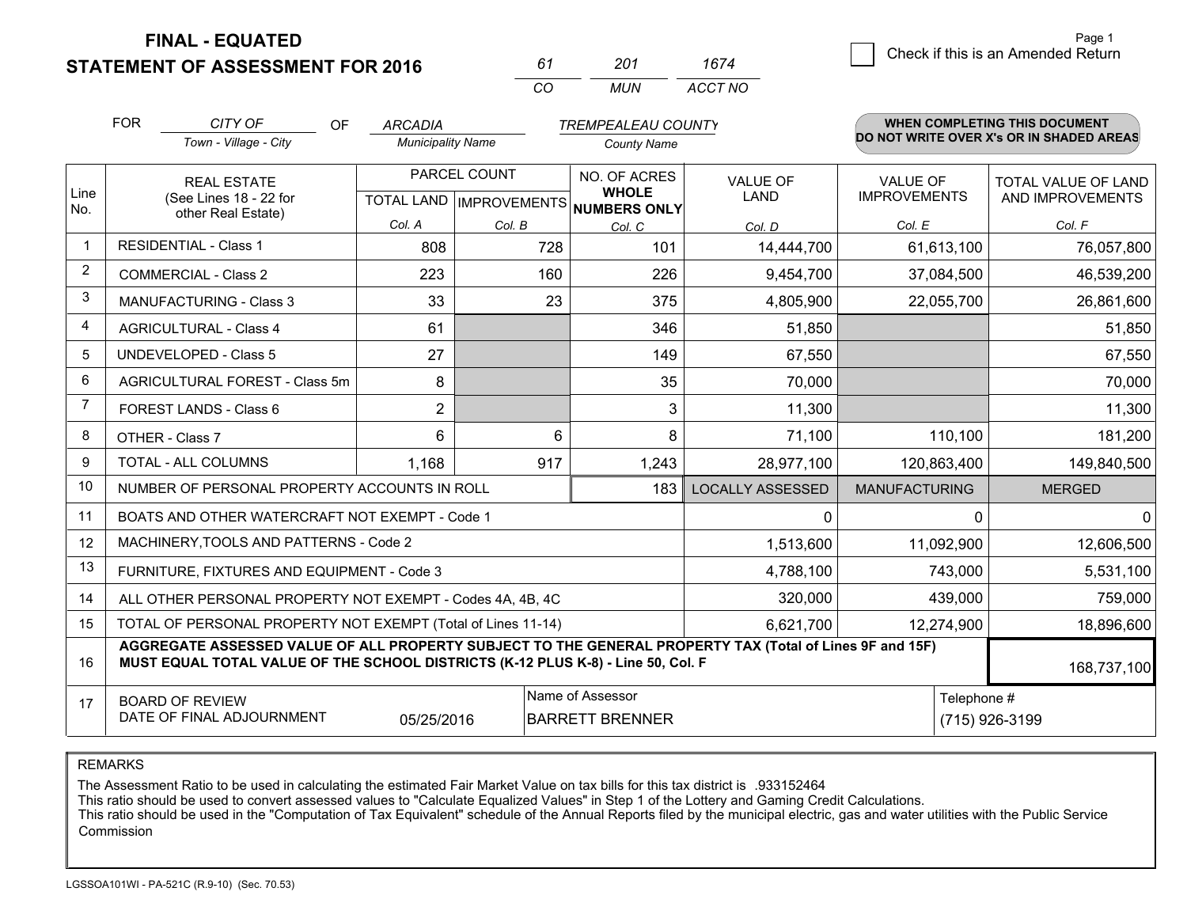**FINAL - EQUATED**

**STATEMENT OF ASSESSMENT FOR 2016**

| 61 | 201 | 1674 |
|---|---|---|
| CO | MUN | ACCT NO |

Page 1

☐ Check if this is an Amended Return

FOR *CITY OF* (Town - Village - City) OF *ARCADIA* (Municipality Name) *TREMPEALEAU COUNTY* (County Name)

**WHEN COMPLETING THIS DOCUMENT DO NOT WRITE OVER X's OR IN SHADED AREAS**

| Line No. | REAL ESTATE (See Lines 18 - 22 for other Real Estate) | PARCEL COUNT TOTAL LAND Col. A | PARCEL COUNT IMPROVEMENTS Col. B | NO. OF ACRES WHOLE NUMBERS ONLY Col. C | VALUE OF LAND Col. D | VALUE OF IMPROVEMENTS Col. E | TOTAL VALUE OF LAND AND IMPROVEMENTS Col. F |
|---|---|---|---|---|---|---|---|
| 1 | RESIDENTIAL - Class 1 | 808 | 728 | 101 | 14,444,700 | 61,613,100 | 76,057,800 |
| 2 | COMMERCIAL - Class 2 | 223 | 160 | 226 | 9,454,700 | 37,084,500 | 46,539,200 |
| 3 | MANUFACTURING - Class 3 | 33 | 23 | 375 | 4,805,900 | 22,055,700 | 26,861,600 |
| 4 | AGRICULTURAL - Class 4 | 61 | | 346 | 51,850 | | 51,850 |
| 5 | UNDEVELOPED - Class 5 | 27 | | 149 | 67,550 | | 67,550 |
| 6 | AGRICULTURAL FOREST - Class 5m | 8 | | 35 | 70,000 | | 70,000 |
| 7 | FOREST LANDS - Class 6 | 2 | | 3 | 11,300 | | 11,300 |
| 8 | OTHER - Class 7 | 6 | 6 | 8 | 71,100 | 110,100 | 181,200 |
| 9 | TOTAL - ALL COLUMNS | 1,168 | 917 | 1,243 | 28,977,100 | 120,863,400 | 149,840,500 |
| 10 | NUMBER OF PERSONAL PROPERTY ACCOUNTS IN ROLL | | | 183 | LOCALLY ASSESSED | MANUFACTURING | MERGED |
| 11 | BOATS AND OTHER WATERCRAFT NOT EXEMPT - Code 1 | | | | 0 | 0 | 0 |
| 12 | MACHINERY,TOOLS AND PATTERNS - Code 2 | | | | 1,513,600 | 11,092,900 | 12,606,500 |
| 13 | FURNITURE, FIXTURES AND EQUIPMENT - Code 3 | | | | 4,788,100 | 743,000 | 5,531,100 |
| 14 | ALL OTHER PERSONAL PROPERTY NOT EXEMPT - Codes 4A, 4B, 4C | | | | 320,000 | 439,000 | 759,000 |
| 15 | TOTAL OF PERSONAL PROPERTY NOT EXEMPT (Total of Lines 11-14) | | | | 6,621,700 | 12,274,900 | 18,896,600 |
| 16 | **AGGREGATE ASSESSED VALUE OF ALL PROPERTY SUBJECT TO THE GENERAL PROPERTY TAX (Total of Lines 9F and 15F) MUST EQUAL TOTAL VALUE OF THE SCHOOL DISTRICTS (K-12 PLUS K-8) - Line 50, Col. F** | | | | | | 168,737,100 |
| 17 | BOARD OF REVIEW DATE OF FINAL ADJOURNMENT | 05/25/2016 | | Name of Assessor: BARRETT BRENNER | | | Telephone #: (715) 926-3199 |

REMARKS

The Assessment Ratio to be used in calculating the estimated Fair Market Value on tax bills for this tax district is .933152464
This ratio should be used to convert assessed values to "Calculate Equalized Values" in Step 1 of the Lottery and Gaming Credit Calculations.
This ratio should be used in the "Computation of Tax Equivalent" schedule of the Annual Reports filed by the municipal electric, gas and water utilities with the Public Service Commission

LGSSOA101WI - PA-521C (R.9-10) (Sec. 70.53)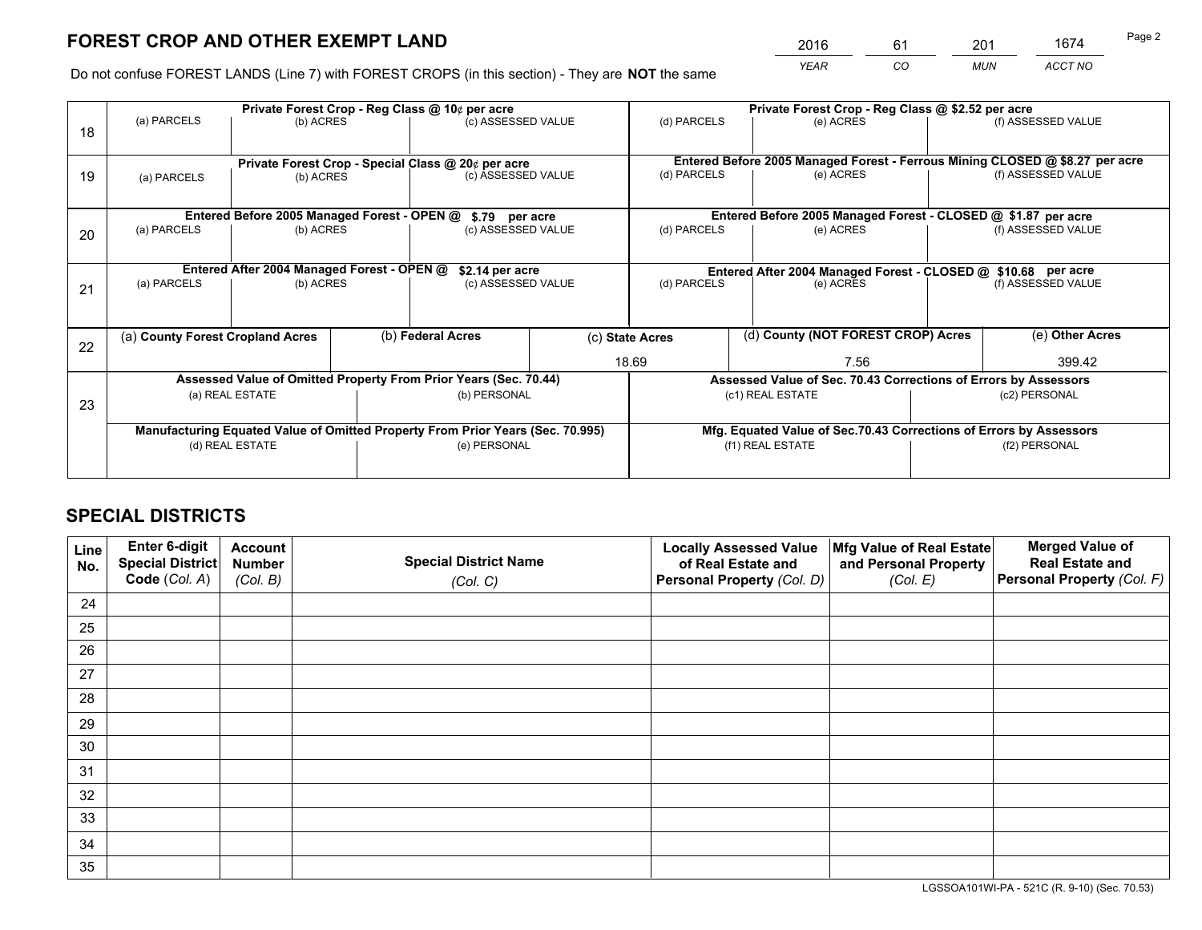## FOREST CROP AND OTHER EXEMPT LAND

| YEAR | CO | MUN | ACCT NO |
|---|---|---|---|
| 2016 | 61 | 201 | 1674 |

Do not confuse FOREST LANDS (Line 7) with FOREST CROPS (in this section) - They are **NOT** the same

| Line | Private Forest Crop - Reg Class @ 10¢ per acre | | | Private Forest Crop - Reg Class @ $2.52 per acre | | |
|---|---|---|---|---|---|---|
| 18 | (a) PARCELS | (b) ACRES | (c) ASSESSED VALUE | (d) PARCELS | (e) ACRES | (f) ASSESSED VALUE |
| | | | | | | |
| | **Private Forest Crop - Special Class @ 20¢ per acre** | | | **Entered Before 2005 Managed Forest - Ferrous Mining CLOSED @ $8.27 per acre** | | |
| 19 | (a) PARCELS | (b) ACRES | (c) ASSESSED VALUE | (d) PARCELS | (e) ACRES | (f) ASSESSED VALUE |
| | | | | | | |
| | **Entered Before 2005 Managed Forest - OPEN @ $.79 per acre** | | | **Entered Before 2005 Managed Forest - CLOSED @ $1.87 per acre** | | |
| 20 | (a) PARCELS | (b) ACRES | (c) ASSESSED VALUE | (d) PARCELS | (e) ACRES | (f) ASSESSED VALUE |
| | | | | | | |
| | **Entered After 2004 Managed Forest - OPEN @ $2.14 per acre** | | | **Entered After 2004 Managed Forest - CLOSED @ $10.68 per acre** | | |
| 21 | (a) PARCELS | (b) ACRES | (c) ASSESSED VALUE | (d) PARCELS | (e) ACRES | (f) ASSESSED VALUE |
| | | | | | | |

| Line | (a) County Forest Cropland Acres | (b) Federal Acres | (c) State Acres | (d) County (NOT FOREST CROP) Acres | (e) Other Acres |
|---|---|---|---|---|---|
| 22 | | | 18.69 | 7.56 | 399.42 |

| Line | Assessed Value of Omitted Property From Prior Years (Sec. 70.44) | | Assessed Value of Sec. 70.43 Corrections of Errors by Assessors | |
|---|---|---|---|---|
| 23 | (a) REAL ESTATE | (b) PERSONAL | (c1) REAL ESTATE | (c2) PERSONAL |
| | | | | |
| | **Manufacturing Equated Value of Omitted Property From Prior Years (Sec. 70.995)** | | **Mfg. Equated Value of Sec.70.43 Corrections of Errors by Assessors** | |
| | (d) REAL ESTATE | (e) PERSONAL | (f1) REAL ESTATE | (f2) PERSONAL |
| | | | | |

## SPECIAL DISTRICTS

| Line No. | Enter 6-digit Special District Code (Col. A) | Account Number (Col. B) | Special District Name (Col. C) | Locally Assessed Value of Real Estate and Personal Property (Col. D) | Mfg Value of Real Estate and Personal Property (Col. E) | Merged Value of Real Estate and Personal Property (Col. F) |
|---|---|---|---|---|---|---|
| 24 | | | | | | |
| 25 | | | | | | |
| 26 | | | | | | |
| 27 | | | | | | |
| 28 | | | | | | |
| 29 | | | | | | |
| 30 | | | | | | |
| 31 | | | | | | |
| 32 | | | | | | |
| 33 | | | | | | |
| 34 | | | | | | |
| 35 | | | | | | |

LGSSOA101WI-PA - 521C (R. 9-10) (Sec. 70.53)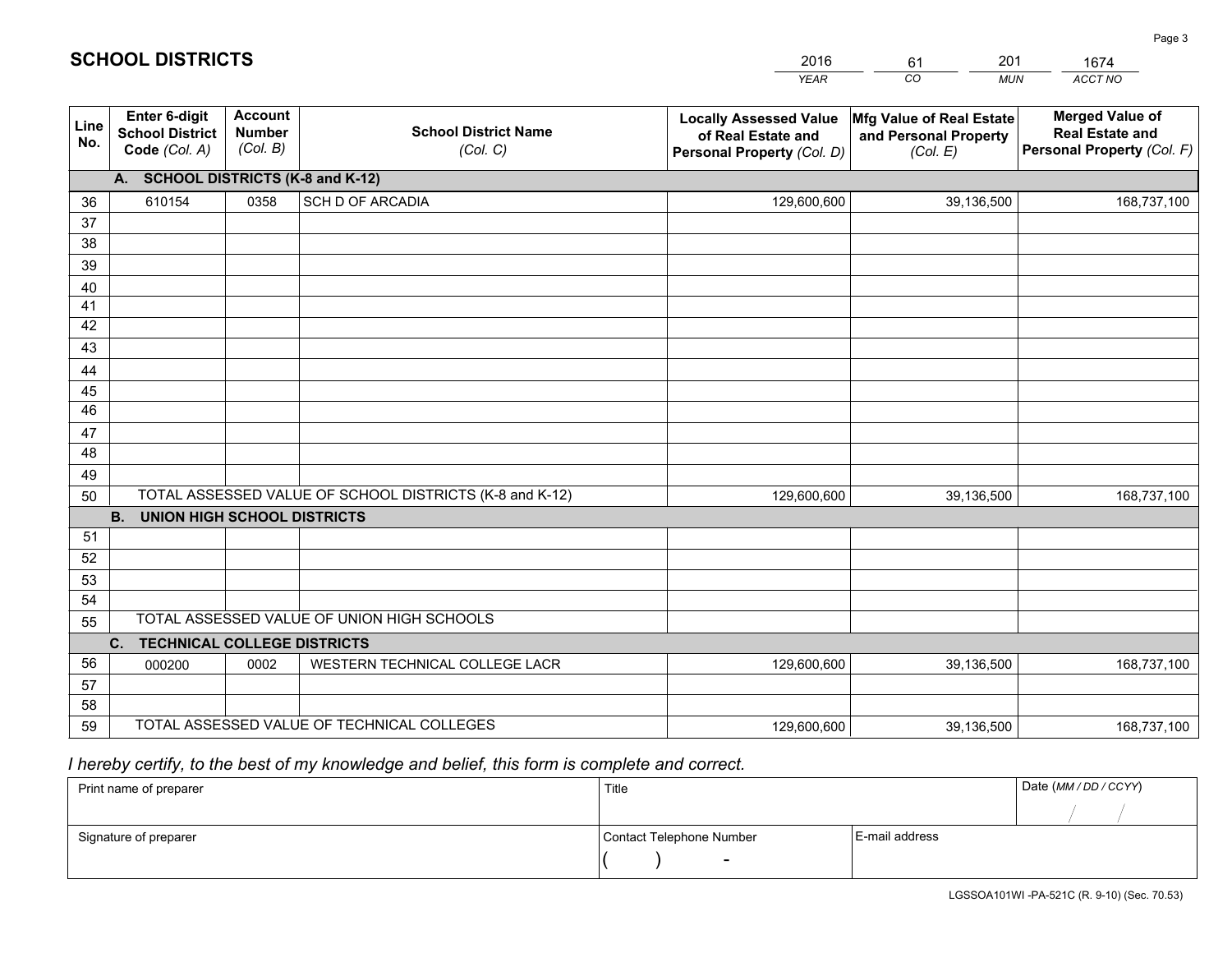# SCHOOL DISTRICTS

| YEAR | CO | MUN | ACCT NO |
|---|---|---|---|
| 2016 | 61 | 201 | 1674 |

| Line No. | Enter 6-digit School District Code (Col. A) | Account Number (Col. B) | School District Name (Col. C) | Locally Assessed Value of Real Estate and Personal Property (Col. D) | Mfg Value of Real Estate and Personal Property (Col. E) | Merged Value of Real Estate and Personal Property (Col. F) |
|---|---|---|---|---|---|---|
| | **A. SCHOOL DISTRICTS (K-8 and K-12)** | | | | | |
| 36 | 610154 | 0358 | SCH D OF ARCADIA | 129,600,600 | 39,136,500 | 168,737,100 |
| 37 | | | | | | |
| 38 | | | | | | |
| 39 | | | | | | |
| 40 | | | | | | |
| 41 | | | | | | |
| 42 | | | | | | |
| 43 | | | | | | |
| 44 | | | | | | |
| 45 | | | | | | |
| 46 | | | | | | |
| 47 | | | | | | |
| 48 | | | | | | |
| 49 | | | | | | |
| 50 | TOTAL ASSESSED VALUE OF SCHOOL DISTRICTS (K-8 and K-12) | | | 129,600,600 | 39,136,500 | 168,737,100 |
| | **B. UNION HIGH SCHOOL DISTRICTS** | | | | | |
| 51 | | | | | | |
| 52 | | | | | | |
| 53 | | | | | | |
| 54 | | | | | | |
| 55 | TOTAL ASSESSED VALUE OF UNION HIGH SCHOOLS | | | | | |
| | **C. TECHNICAL COLLEGE DISTRICTS** | | | | | |
| 56 | 000200 | 0002 | WESTERN TECHNICAL COLLEGE LACR | 129,600,600 | 39,136,500 | 168,737,100 |
| 57 | | | | | | |
| 58 | | | | | | |
| 59 | TOTAL ASSESSED VALUE OF TECHNICAL COLLEGES | | | 129,600,600 | 39,136,500 | 168,737,100 |

*I hereby certify, to the best of my knowledge and belief, this form is complete and correct.*

| Print name of preparer | Title | | Date (MM / DD / CCYY) |
|---|---|---|---|
| | | | / / |
| **Signature of preparer** | **Contact Telephone Number** | **E-mail address** | |
| | ( ) - | | |

LGSSOA101WI -PA-521C (R. 9-10) (Sec. 70.53)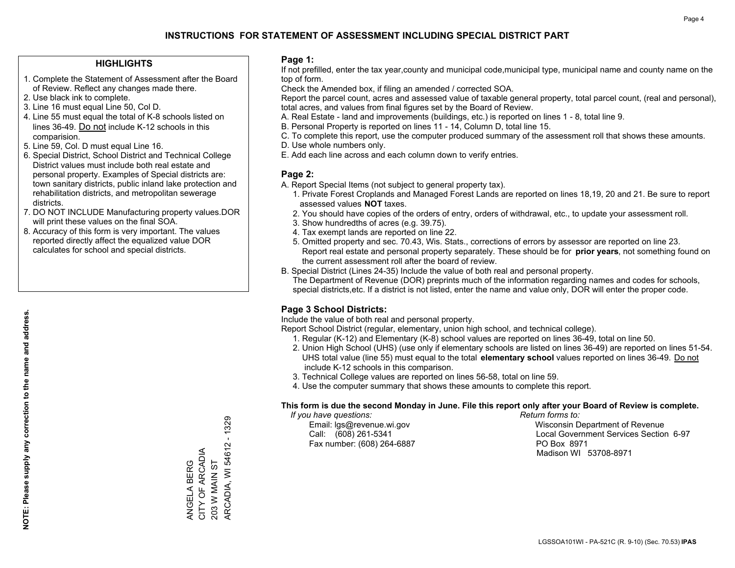# INSTRUCTIONS FOR STATEMENT OF ASSESSMENT INCLUDING SPECIAL DISTRICT PART

## HIGHLIGHTS

1. Complete the Statement of Assessment after the Board of Review. Reflect any changes made there.
2. Use black ink to complete.
3. Line 16 must equal Line 50, Col D.
4. Line 55 must equal the total of K-8 schools listed on lines 36-49. Do not include K-12 schools in this comparision.
5. Line 59, Col. D must equal Line 16.
6. Special District, School District and Technical College District values must include both real estate and personal property. Examples of Special districts are: town sanitary districts, public inland lake protection and rehabilitation districts, and metropolitan sewerage districts.
7. DO NOT INCLUDE Manufacturing property values.DOR will print these values on the final SOA.
8. Accuracy of this form is very important. The values reported directly affect the equalized value DOR calculates for school and special districts.

**NOTE: Please supply any correction to the name and address.**

ANGELA BERG
CITY OF ARCADIA
203 W MAIN ST
ARCADIA, WI 54612 - 1329

## Page 1:

If not prefilled, enter the tax year,county and municipal code,municipal type, municipal name and county name on the top of form.

Check the Amended box, if filing an amended / corrected SOA.

Report the parcel count, acres and assessed value of taxable general property, total parcel count, (real and personal), total acres, and values from final figures set by the Board of Review.

A. Real Estate - land and improvements (buildings, etc.) is reported on lines 1 - 8, total line 9.
B. Personal Property is reported on lines 11 - 14, Column D, total line 15.
C. To complete this report, use the computer produced summary of the assessment roll that shows these amounts.
D. Use whole numbers only.
E. Add each line across and each column down to verify entries.

## Page 2:

A. Report Special Items (not subject to general property tax).
   1. Private Forest Croplands and Managed Forest Lands are reported on lines 18,19, 20 and 21. Be sure to report assessed values **NOT** taxes.
   2. You should have copies of the orders of entry, orders of withdrawal, etc., to update your assessment roll.
   3. Show hundredths of acres (e.g. 39.75).
   4. Tax exempt lands are reported on line 22.
   5. Omitted property and sec. 70.43, Wis. Stats., corrections of errors by assessor are reported on line 23. Report real estate and personal property separately. These should be for **prior years**, not something found on the current assessment roll after the board of review.
B. Special District (Lines 24-35) Include the value of both real and personal property.
   The Department of Revenue (DOR) preprints much of the information regarding names and codes for schools, special districts,etc. If a district is not listed, enter the name and value only, DOR will enter the proper code.

## Page 3 School Districts:

Include the value of both real and personal property.

Report School District (regular, elementary, union high school, and technical college).

1. Regular (K-12) and Elementary (K-8) school values are reported on lines 36-49, total on line 50.
2. Union High School (UHS) (use only if elementary schools are listed on lines 36-49) are reported on lines 51-54. UHS total value (line 55) must equal to the total **elementary school** values reported on lines 36-49. Do not include K-12 schools in this comparison.
3. Technical College values are reported on lines 56-58, total on line 59.
4. Use the computer summary that shows these amounts to complete this report.

**This form is due the second Monday in June. File this report only after your Board of Review is complete.**

*If you have questions:*
Email: lgs@revenue.wi.gov
Call: (608) 261-5341
Fax number: (608) 264-6887

*Return forms to:*
Wisconsin Department of Revenue
Local Government Services Section 6-97
PO Box 8971
Madison WI 53708-8971

LGSSOA101WI - PA-521C (R. 9-10) (Sec. 70.53) **IPAS**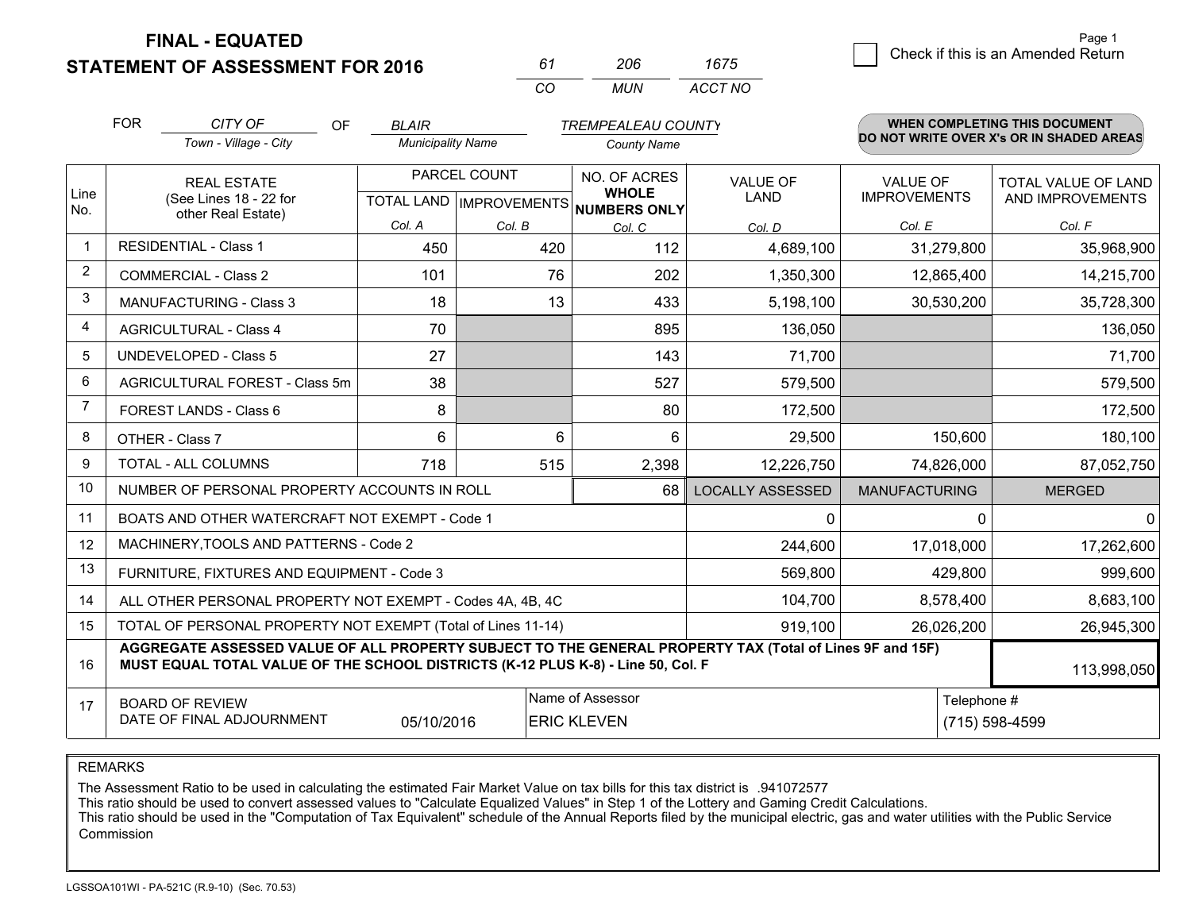# FINAL - EQUATED
## STATEMENT OF ASSESSMENT FOR 2016

| 61 | 206 | 1675 |
|---|---|---|
| CO | MUN | ACCT NO |

☐ Check if this is an Amended Return

FOR *CITY OF* (Town - Village - City) OF *BLAIR* (Municipality Name) *TREMPEALEAU COUNTY* (County Name)

**WHEN COMPLETING THIS DOCUMENT DO NOT WRITE OVER X's OR IN SHADED AREAS**

| Line No. | REAL ESTATE (See Lines 18 - 22 for other Real Estate) | PARCEL COUNT TOTAL LAND Col. A | PARCEL COUNT IMPROVEMENTS Col. B | NO. OF ACRES WHOLE NUMBERS ONLY Col. C | VALUE OF LAND Col. D | VALUE OF IMPROVEMENTS Col. E | TOTAL VALUE OF LAND AND IMPROVEMENTS Col. F |
|---|---|---|---|---|---|---|---|
| 1 | RESIDENTIAL - Class 1 | 450 | 420 | 112 | 4,689,100 | 31,279,800 | 35,968,900 |
| 2 | COMMERCIAL - Class 2 | 101 | 76 | 202 | 1,350,300 | 12,865,400 | 14,215,700 |
| 3 | MANUFACTURING - Class 3 | 18 | 13 | 433 | 5,198,100 | 30,530,200 | 35,728,300 |
| 4 | AGRICULTURAL - Class 4 | 70 | | 895 | 136,050 | | 136,050 |
| 5 | UNDEVELOPED - Class 5 | 27 | | 143 | 71,700 | | 71,700 |
| 6 | AGRICULTURAL FOREST - Class 5m | 38 | | 527 | 579,500 | | 579,500 |
| 7 | FOREST LANDS - Class 6 | 8 | | 80 | 172,500 | | 172,500 |
| 8 | OTHER - Class 7 | 6 | 6 | 6 | 29,500 | 150,600 | 180,100 |
| 9 | TOTAL - ALL COLUMNS | 718 | 515 | 2,398 | 12,226,750 | 74,826,000 | 87,052,750 |
| 10 | NUMBER OF PERSONAL PROPERTY ACCOUNTS IN ROLL | | | 68 | LOCALLY ASSESSED | MANUFACTURING | MERGED |
| 11 | BOATS AND OTHER WATERCRAFT NOT EXEMPT - Code 1 | | | | 0 | 0 | 0 |
| 12 | MACHINERY,TOOLS AND PATTERNS - Code 2 | | | | 244,600 | 17,018,000 | 17,262,600 |
| 13 | FURNITURE, FIXTURES AND EQUIPMENT - Code 3 | | | | 569,800 | 429,800 | 999,600 |
| 14 | ALL OTHER PERSONAL PROPERTY NOT EXEMPT - Codes 4A, 4B, 4C | | | | 104,700 | 8,578,400 | 8,683,100 |
| 15 | TOTAL OF PERSONAL PROPERTY NOT EXEMPT (Total of Lines 11-14) | | | | 919,100 | 26,026,200 | 26,945,300 |
| 16 | **AGGREGATE ASSESSED VALUE OF ALL PROPERTY SUBJECT TO THE GENERAL PROPERTY TAX (Total of Lines 9F and 15F) MUST EQUAL TOTAL VALUE OF THE SCHOOL DISTRICTS (K-12 PLUS K-8) - Line 50, Col. F** | | | | | | 113,998,050 |
| 17 | BOARD OF REVIEW DATE OF FINAL ADJOURNMENT | 05/10/2016 | Name of Assessor: ERIC KLEVEN | | | Telephone #: (715) 598-4599 | |

REMARKS

The Assessment Ratio to be used in calculating the estimated Fair Market Value on tax bills for this tax district is .941072577
This ratio should be used to convert assessed values to "Calculate Equalized Values" in Step 1 of the Lottery and Gaming Credit Calculations.
This ratio should be used in the "Computation of Tax Equivalent" schedule of the Annual Reports filed by the municipal electric, gas and water utilities with the Public Service Commission

LGSSOA101WI - PA-521C (R.9-10) (Sec. 70.53)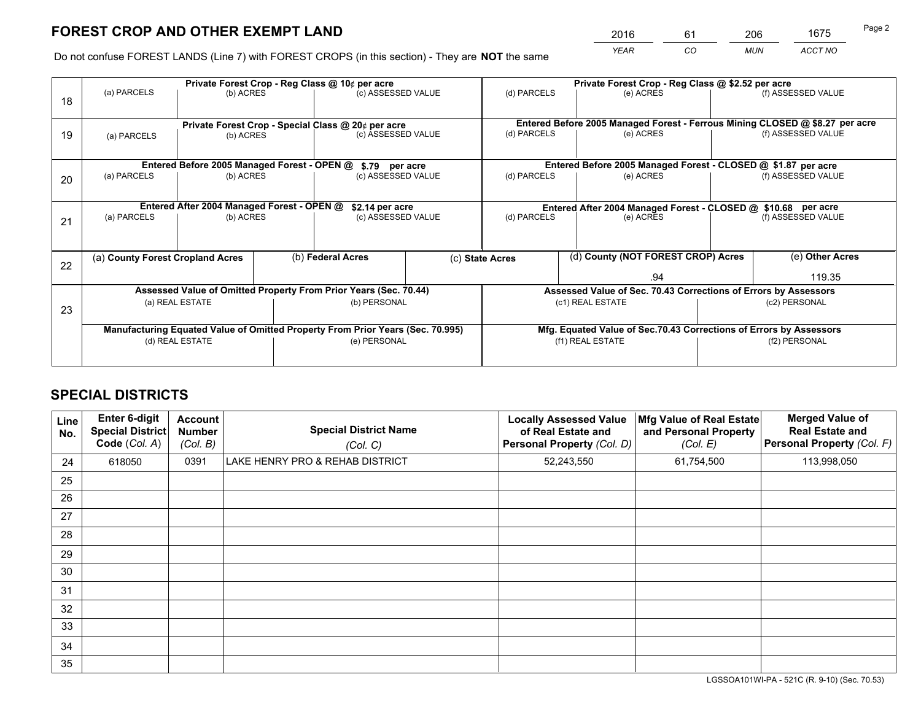# FOREST CROP AND OTHER EXEMPT LAND

| 2016 | 61 | 206 | 1675 |
|---|---|---|---|
| *YEAR* | *CO* | *MUN* | *ACCT NO* |

Do not confuse FOREST LANDS (Line 7) with FOREST CROPS (in this section) - They are **NOT** the same

| Line | Private Forest Crop - Reg Class @ 10¢ per acre | | | Private Forest Crop - Reg Class @ $2.52 per acre | | |
|---|---|---|---|---|---|---|
| 18 | (a) PARCELS | (b) ACRES | (c) ASSESSED VALUE | (d) PARCELS | (e) ACRES | (f) ASSESSED VALUE |
| | **Private Forest Crop - Special Class @ 20¢ per acre** | | | **Entered Before 2005 Managed Forest - Ferrous Mining CLOSED @ $8.27 per acre** | | |
| 19 | (a) PARCELS | (b) ACRES | (c) ASSESSED VALUE | (d) PARCELS | (e) ACRES | (f) ASSESSED VALUE |
| | **Entered Before 2005 Managed Forest - OPEN @ $.79 per acre** | | | **Entered Before 2005 Managed Forest - CLOSED @ $1.87 per acre** | | |
| 20 | (a) PARCELS | (b) ACRES | (c) ASSESSED VALUE | (d) PARCELS | (e) ACRES | (f) ASSESSED VALUE |
| | **Entered After 2004 Managed Forest - OPEN @ $2.14 per acre** | | | **Entered After 2004 Managed Forest - CLOSED @ $10.68 per acre** | | |
| 21 | (a) PARCELS | (b) ACRES | (c) ASSESSED VALUE | (d) PARCELS | (e) ACRES | (f) ASSESSED VALUE |

| Line | (a) County Forest Cropland Acres | (b) Federal Acres | (c) State Acres | (d) County (NOT FOREST CROP) Acres | (e) Other Acres |
|---|---|---|---|---|---|
| 22 | | | | .94 | 119.35 |

| Line | Assessed Value of Omitted Property From Prior Years (Sec. 70.44) | | Assessed Value of Sec. 70.43 Corrections of Errors by Assessors | |
|---|---|---|---|---|
| 23 | (a) REAL ESTATE | (b) PERSONAL | (c1) REAL ESTATE | (c2) PERSONAL |
| | **Manufacturing Equated Value of Omitted Property From Prior Years (Sec. 70.995)** | | **Mfg. Equated Value of Sec.70.43 Corrections of Errors by Assessors** | |
| | (d) REAL ESTATE | (e) PERSONAL | (f1) REAL ESTATE | (f2) PERSONAL |

# SPECIAL DISTRICTS

| Line No. | Enter 6-digit Special District Code (Col. A) | Account Number (Col. B) | Special District Name (Col. C) | Locally Assessed Value of Real Estate and Personal Property (Col. D) | Mfg Value of Real Estate and Personal Property (Col. E) | Merged Value of Real Estate and Personal Property (Col. F) |
|---|---|---|---|---|---|---|
| 24 | 618050 | 0391 | LAKE HENRY PRO & REHAB DISTRICT | 52,243,550 | 61,754,500 | 113,998,050 |
| 25 | | | | | | |
| 26 | | | | | | |
| 27 | | | | | | |
| 28 | | | | | | |
| 29 | | | | | | |
| 30 | | | | | | |
| 31 | | | | | | |
| 32 | | | | | | |
| 33 | | | | | | |
| 34 | | | | | | |
| 35 | | | | | | |

LGSSOA101WI-PA - 521C (R. 9-10) (Sec. 70.53)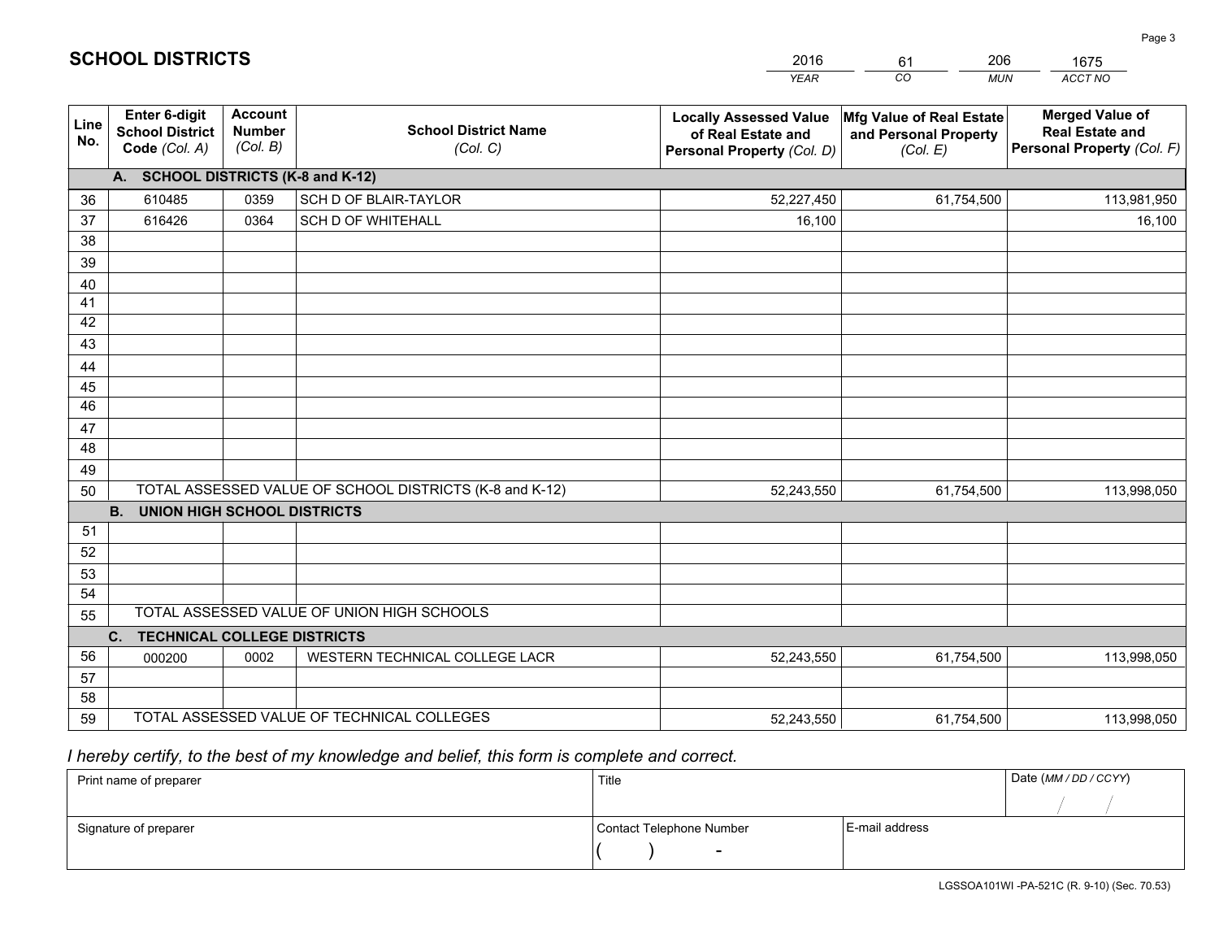# SCHOOL DISTRICTS

| 2016 | 61 | 206 | 1675 |
|---|---|---|---|
| *YEAR* | *CO* | *MUN* | *ACCT NO* |

| Line No. | Enter 6-digit School District Code (Col. A) | Account Number (Col. B) | School District Name (Col. C) | Locally Assessed Value of Real Estate and Personal Property (Col. D) | Mfg Value of Real Estate and Personal Property (Col. E) | Merged Value of Real Estate and Personal Property (Col. F) |
|---|---|---|---|---|---|---|
| **A. SCHOOL DISTRICTS (K-8 and K-12)** | | | | | | |
| 36 | 610485 | 0359 | SCH D OF BLAIR-TAYLOR | 52,227,450 | 61,754,500 | 113,981,950 |
| 37 | 616426 | 0364 | SCH D OF WHITEHALL | 16,100 | | 16,100 |
| 38 | | | | | | |
| 39 | | | | | | |
| 40 | | | | | | |
| 41 | | | | | | |
| 42 | | | | | | |
| 43 | | | | | | |
| 44 | | | | | | |
| 45 | | | | | | |
| 46 | | | | | | |
| 47 | | | | | | |
| 48 | | | | | | |
| 49 | | | | | | |
| 50 | TOTAL ASSESSED VALUE OF SCHOOL DISTRICTS (K-8 and K-12) | | | 52,243,550 | 61,754,500 | 113,998,050 |
| **B. UNION HIGH SCHOOL DISTRICTS** | | | | | | |
| 51 | | | | | | |
| 52 | | | | | | |
| 53 | | | | | | |
| 54 | | | | | | |
| 55 | TOTAL ASSESSED VALUE OF UNION HIGH SCHOOLS | | | | | |
| **C. TECHNICAL COLLEGE DISTRICTS** | | | | | | |
| 56 | 000200 | 0002 | WESTERN TECHNICAL COLLEGE LACR | 52,243,550 | 61,754,500 | 113,998,050 |
| 57 | | | | | | |
| 58 | | | | | | |
| 59 | TOTAL ASSESSED VALUE OF TECHNICAL COLLEGES | | | 52,243,550 | 61,754,500 | 113,998,050 |

*I hereby certify, to the best of my knowledge and belief, this form is complete and correct.*

| Print name of preparer | Title | | Date (MM / DD / CCYY) |
|---|---|---|---|
| | | | / / |
| Signature of preparer | Contact Telephone Number | E-mail address | |
| | ( ) - | | |

LGSSOA101WI -PA-521C (R. 9-10) (Sec. 70.53)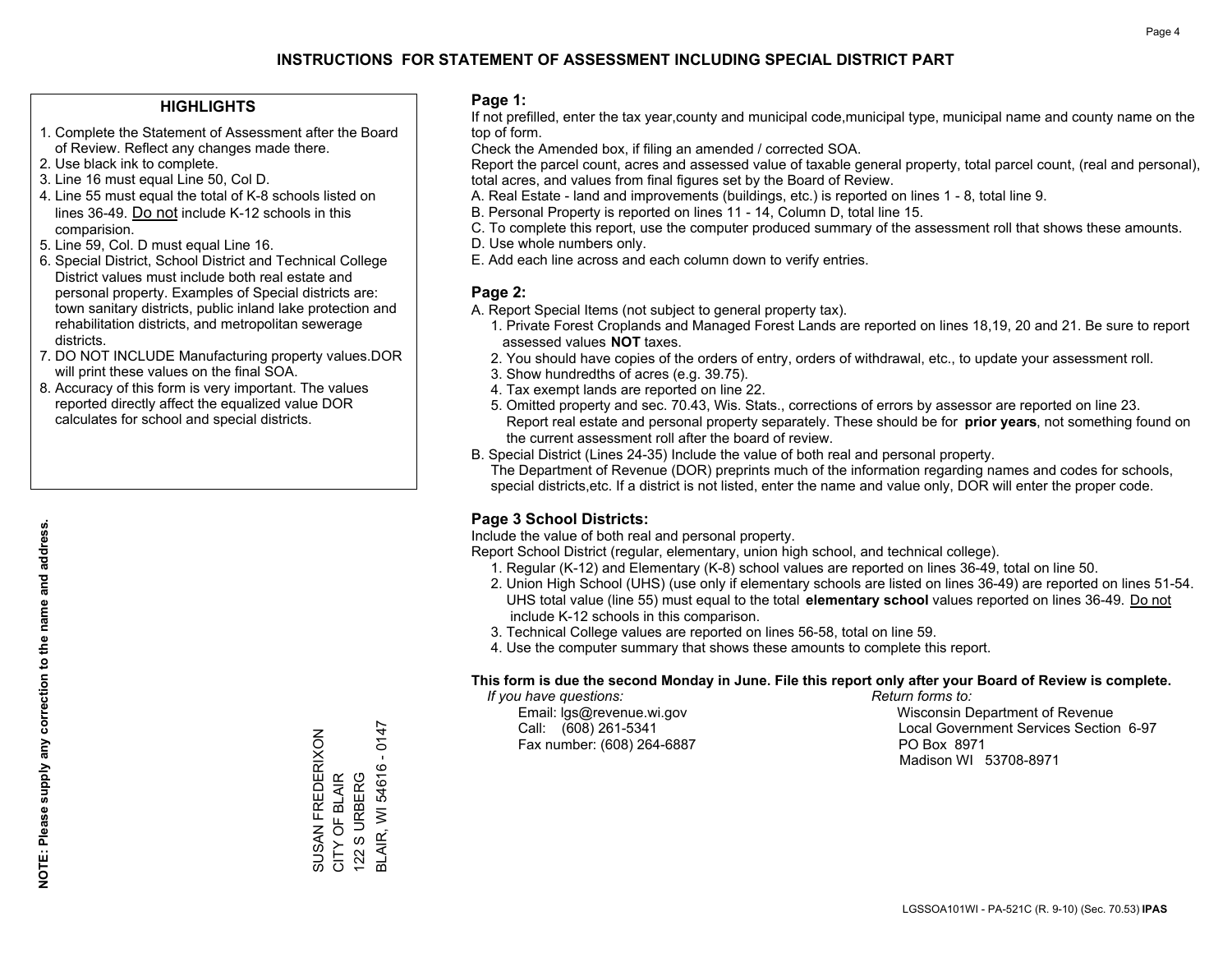# INSTRUCTIONS FOR STATEMENT OF ASSESSMENT INCLUDING SPECIAL DISTRICT PART

## HIGHLIGHTS

1. Complete the Statement of Assessment after the Board of Review. Reflect any changes made there.
2. Use black ink to complete.
3. Line 16 must equal Line 50, Col D.
4. Line 55 must equal the total of K-8 schools listed on lines 36-49. Do not include K-12 schools in this comparision.
5. Line 59, Col. D must equal Line 16.
6. Special District, School District and Technical College District values must include both real estate and personal property. Examples of Special districts are: town sanitary districts, public inland lake protection and rehabilitation districts, and metropolitan sewerage districts.
7. DO NOT INCLUDE Manufacturing property values.DOR will print these values on the final SOA.
8. Accuracy of this form is very important. The values reported directly affect the equalized value DOR calculates for school and special districts.

**NOTE: Please supply any correction to the name and address.**

SUSAN FREDERIXON
CITY OF BLAIR
122 S URBERG
BLAIR, WI 54616 - 0147

## Page 1:

If not prefilled, enter the tax year,county and municipal code,municipal type, municipal name and county name on the top of form.

Check the Amended box, if filing an amended / corrected SOA.

Report the parcel count, acres and assessed value of taxable general property, total parcel count, (real and personal), total acres, and values from final figures set by the Board of Review.

A. Real Estate - land and improvements (buildings, etc.) is reported on lines 1 - 8, total line 9.
B. Personal Property is reported on lines 11 - 14, Column D, total line 15.
C. To complete this report, use the computer produced summary of the assessment roll that shows these amounts.
D. Use whole numbers only.
E. Add each line across and each column down to verify entries.

## Page 2:

A. Report Special Items (not subject to general property tax).
   1. Private Forest Croplands and Managed Forest Lands are reported on lines 18,19, 20 and 21. Be sure to report assessed values **NOT** taxes.
   2. You should have copies of the orders of entry, orders of withdrawal, etc., to update your assessment roll.
   3. Show hundredths of acres (e.g. 39.75).
   4. Tax exempt lands are reported on line 22.
   5. Omitted property and sec. 70.43, Wis. Stats., corrections of errors by assessor are reported on line 23. Report real estate and personal property separately. These should be for **prior years**, not something found on the current assessment roll after the board of review.

B. Special District (Lines 24-35) Include the value of both real and personal property.
   The Department of Revenue (DOR) preprints much of the information regarding names and codes for schools, special districts,etc. If a district is not listed, enter the name and value only, DOR will enter the proper code.

## Page 3 School Districts:

Include the value of both real and personal property.

Report School District (regular, elementary, union high school, and technical college).

1. Regular (K-12) and Elementary (K-8) school values are reported on lines 36-49, total on line 50.
2. Union High School (UHS) (use only if elementary schools are listed on lines 36-49) are reported on lines 51-54. UHS total value (line 55) must equal to the total **elementary school** values reported on lines 36-49. Do not include K-12 schools in this comparison.
3. Technical College values are reported on lines 56-58, total on line 59.
4. Use the computer summary that shows these amounts to complete this report.

**This form is due the second Monday in June. File this report only after your Board of Review is complete.**

*If you have questions:*
Email: lgs@revenue.wi.gov
Call: (608) 261-5341
Fax number: (608) 264-6887

*Return forms to:*
Wisconsin Department of Revenue
Local Government Services Section 6-97
PO Box 8971
Madison WI 53708-8971

LGSSOA101WI - PA-521C (R. 9-10) (Sec. 70.53) **IPAS**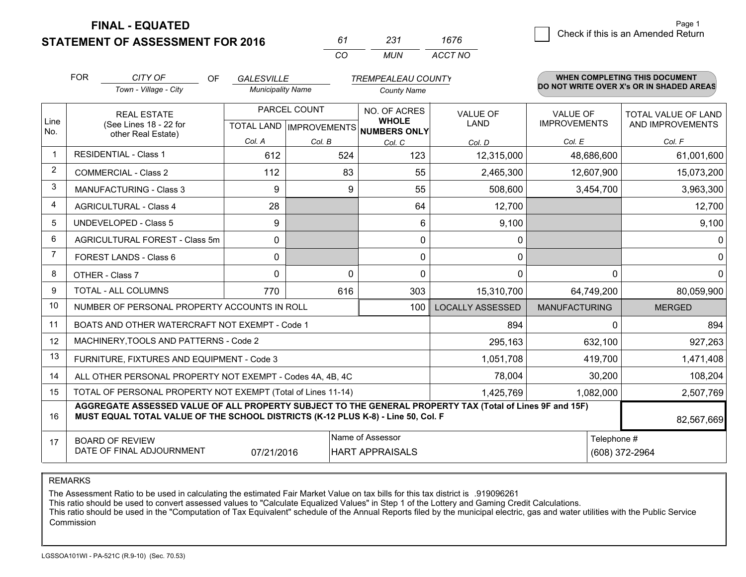**FINAL - EQUATED**
**STATEMENT OF ASSESSMENT FOR 2016**

| 61 | 231 | 1676 |
|---|---|---|
| CO | MUN | ACCT NO |

☐ Check if this is an Amended Return

FOR *CITY OF* (Town - Village - City) OF *GALESVILLE* (Municipality Name) *TREMPEALEAU COUNTY* (County Name)

**WHEN COMPLETING THIS DOCUMENT DO NOT WRITE OVER X's OR IN SHADED AREAS**

| Line No. | REAL ESTATE (See Lines 18 - 22 for other Real Estate) | PARCEL COUNT TOTAL LAND Col. A | PARCEL COUNT IMPROVEMENTS Col. B | NO. OF ACRES WHOLE NUMBERS ONLY Col. C | VALUE OF LAND Col. D | VALUE OF IMPROVEMENTS Col. E | TOTAL VALUE OF LAND AND IMPROVEMENTS Col. F |
|---|---|---|---|---|---|---|---|
| 1 | RESIDENTIAL - Class 1 | 612 | 524 | 123 | 12,315,000 | 48,686,600 | 61,001,600 |
| 2 | COMMERCIAL - Class 2 | 112 | 83 | 55 | 2,465,300 | 12,607,900 | 15,073,200 |
| 3 | MANUFACTURING - Class 3 | 9 | 9 | 55 | 508,600 | 3,454,700 | 3,963,300 |
| 4 | AGRICULTURAL - Class 4 | 28 | | 64 | 12,700 | | 12,700 |
| 5 | UNDEVELOPED - Class 5 | 9 | | 6 | 9,100 | | 9,100 |
| 6 | AGRICULTURAL FOREST - Class 5m | 0 | | 0 | 0 | | 0 |
| 7 | FOREST LANDS - Class 6 | 0 | | 0 | 0 | | 0 |
| 8 | OTHER - Class 7 | 0 | 0 | 0 | 0 | 0 | 0 |
| 9 | TOTAL - ALL COLUMNS | 770 | 616 | 303 | 15,310,700 | 64,749,200 | 80,059,900 |
| 10 | NUMBER OF PERSONAL PROPERTY ACCOUNTS IN ROLL | | | 100 | LOCALLY ASSESSED | MANUFACTURING | MERGED |
| 11 | BOATS AND OTHER WATERCRAFT NOT EXEMPT - Code 1 | | | | 894 | 0 | 894 |
| 12 | MACHINERY,TOOLS AND PATTERNS - Code 2 | | | | 295,163 | 632,100 | 927,263 |
| 13 | FURNITURE, FIXTURES AND EQUIPMENT - Code 3 | | | | 1,051,708 | 419,700 | 1,471,408 |
| 14 | ALL OTHER PERSONAL PROPERTY NOT EXEMPT - Codes 4A, 4B, 4C | | | | 78,004 | 30,200 | 108,204 |
| 15 | TOTAL OF PERSONAL PROPERTY NOT EXEMPT (Total of Lines 11-14) | | | | 1,425,769 | 1,082,000 | 2,507,769 |
| 16 | **AGGREGATE ASSESSED VALUE OF ALL PROPERTY SUBJECT TO THE GENERAL PROPERTY TAX (Total of Lines 9F and 15F) MUST EQUAL TOTAL VALUE OF THE SCHOOL DISTRICTS (K-12 PLUS K-8) - Line 50, Col. F** | | | | | | 82,567,669 |
| 17 | BOARD OF REVIEW DATE OF FINAL ADJOURNMENT | 07/21/2016 | Name of Assessor | HART APPRAISALS | | Telephone # | (608) 372-2964 |

REMARKS

The Assessment Ratio to be used in calculating the estimated Fair Market Value on tax bills for this tax district is .919096261
This ratio should be used to convert assessed values to "Calculate Equalized Values" in Step 1 of the Lottery and Gaming Credit Calculations.
This ratio should be used in the "Computation of Tax Equivalent" schedule of the Annual Reports filed by the municipal electric, gas and water utilities with the Public Service Commission

LGSSOA101WI - PA-521C (R.9-10) (Sec. 70.53)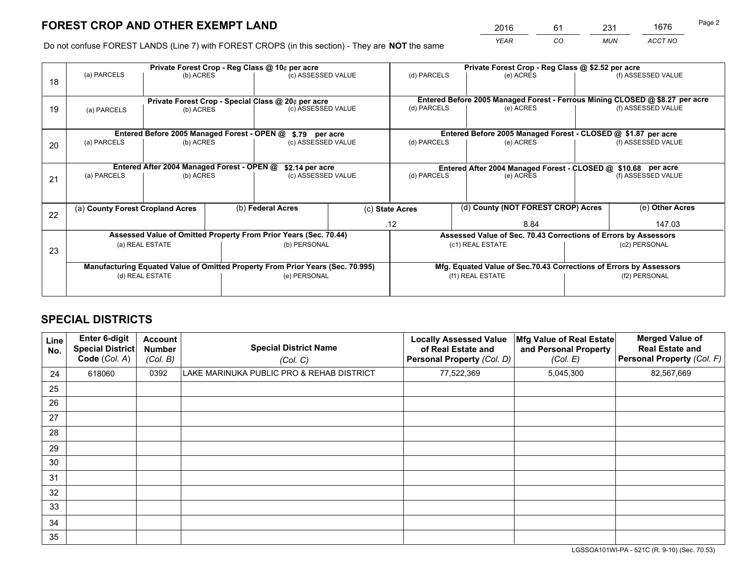# FOREST CROP AND OTHER EXEMPT LAND

| 2016 | 61 | 231 | 1676 |
|---|---|---|---|
| *YEAR* | *CO* | *MUN* | *ACCT NO* |

Do not confuse FOREST LANDS (Line 7) with FOREST CROPS (in this section) - They are **NOT** the same

| Line | Private Forest Crop - Reg Class @ 10¢ per acre | | | Private Forest Crop - Reg Class @ $2.52 per acre | | |
|---|---|---|---|---|---|---|
| 18 | (a) PARCELS | (b) ACRES | (c) ASSESSED VALUE | (d) PARCELS | (e) ACRES | (f) ASSESSED VALUE |
| | | | | | | |
| | **Private Forest Crop - Special Class @ 20¢ per acre** | | | **Entered Before 2005 Managed Forest - Ferrous Mining CLOSED @ $8.27 per acre** | | |
| 19 | (a) PARCELS | (b) ACRES | (c) ASSESSED VALUE | (d) PARCELS | (e) ACRES | (f) ASSESSED VALUE |
| | | | | | | |
| | **Entered Before 2005 Managed Forest - OPEN @ $.79 per acre** | | | **Entered Before 2005 Managed Forest - CLOSED @ $1.87 per acre** | | |
| 20 | (a) PARCELS | (b) ACRES | (c) ASSESSED VALUE | (d) PARCELS | (e) ACRES | (f) ASSESSED VALUE |
| | | | | | | |
| | **Entered After 2004 Managed Forest - OPEN @ $2.14 per acre** | | | **Entered After 2004 Managed Forest - CLOSED @ $10.68 per acre** | | |
| 21 | (a) PARCELS | (b) ACRES | (c) ASSESSED VALUE | (d) PARCELS | (e) ACRES | (f) ASSESSED VALUE |
| | | | | | | |

| Line | (a) County Forest Cropland Acres | (b) Federal Acres | (c) State Acres | (d) County (NOT FOREST CROP) Acres | (e) Other Acres |
|---|---|---|---|---|---|
| 22 | | | .12 | 8.84 | 147.03 |

| Line | Assessed Value of Omitted Property From Prior Years (Sec. 70.44) | | Assessed Value of Sec. 70.43 Corrections of Errors by Assessors | |
|---|---|---|---|---|
| 23 | (a) REAL ESTATE | (b) PERSONAL | (c1) REAL ESTATE | (c2) PERSONAL |
| | | | | |
| | **Manufacturing Equated Value of Omitted Property From Prior Years (Sec. 70.995)** | | **Mfg. Equated Value of Sec.70.43 Corrections of Errors by Assessors** | |
| | (d) REAL ESTATE | (e) PERSONAL | (f1) REAL ESTATE | (f2) PERSONAL |
| | | | | |

# SPECIAL DISTRICTS

| Line No. | Enter 6-digit Special District Code (Col. A) | Account Number (Col. B) | Special District Name (Col. C) | Locally Assessed Value of Real Estate and Personal Property (Col. D) | Mfg Value of Real Estate and Personal Property (Col. E) | Merged Value of Real Estate and Personal Property (Col. F) |
|---|---|---|---|---|---|---|
| 24 | 618060 | 0392 | LAKE MARINUKA PUBLIC PRO & REHAB DISTRICT | 77,522,369 | 5,045,300 | 82,567,669 |
| 25 | | | | | | |
| 26 | | | | | | |
| 27 | | | | | | |
| 28 | | | | | | |
| 29 | | | | | | |
| 30 | | | | | | |
| 31 | | | | | | |
| 32 | | | | | | |
| 33 | | | | | | |
| 34 | | | | | | |
| 35 | | | | | | |

LGSSOA101WI-PA - 521C (R. 9-10) (Sec. 70.53)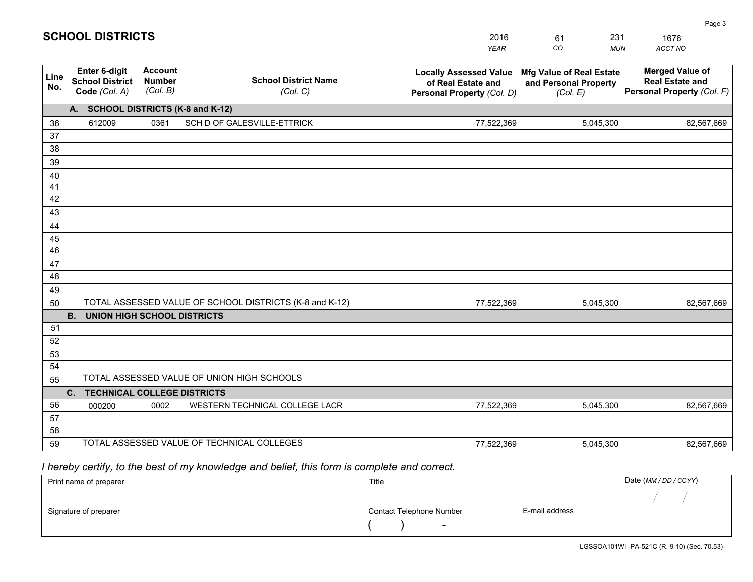# SCHOOL DISTRICTS

| 2016 | 61 | 231 | 1676 |
|---|---|---|---|
| *YEAR* | *CO* | *MUN* | *ACCT NO* |

| Line No. | Enter 6-digit School District Code *(Col. A)* | Account Number *(Col. B)* | School District Name *(Col. C)* | Locally Assessed Value of Real Estate and Personal Property *(Col. D)* | Mfg Value of Real Estate and Personal Property *(Col. E)* | Merged Value of Real Estate and Personal Property *(Col. F)* |
|---|---|---|---|---|---|---|
| | **A. SCHOOL DISTRICTS (K-8 and K-12)** | | | | | |
| 36 | 612009 | 0361 | SCH D OF GALESVILLE-ETTRICK | 77,522,369 | 5,045,300 | 82,567,669 |
| 37 | | | | | | |
| 38 | | | | | | |
| 39 | | | | | | |
| 40 | | | | | | |
| 41 | | | | | | |
| 42 | | | | | | |
| 43 | | | | | | |
| 44 | | | | | | |
| 45 | | | | | | |
| 46 | | | | | | |
| 47 | | | | | | |
| 48 | | | | | | |
| 49 | | | | | | |
| 50 | TOTAL ASSESSED VALUE OF SCHOOL DISTRICTS (K-8 and K-12) | | | 77,522,369 | 5,045,300 | 82,567,669 |
| | **B. UNION HIGH SCHOOL DISTRICTS** | | | | | |
| 51 | | | | | | |
| 52 | | | | | | |
| 53 | | | | | | |
| 54 | | | | | | |
| 55 | TOTAL ASSESSED VALUE OF UNION HIGH SCHOOLS | | | | | |
| | **C. TECHNICAL COLLEGE DISTRICTS** | | | | | |
| 56 | 000200 | 0002 | WESTERN TECHNICAL COLLEGE LACR | 77,522,369 | 5,045,300 | 82,567,669 |
| 57 | | | | | | |
| 58 | | | | | | |
| 59 | TOTAL ASSESSED VALUE OF TECHNICAL COLLEGES | | | 77,522,369 | 5,045,300 | 82,567,669 |

*I hereby certify, to the best of my knowledge and belief, this form is complete and correct.*

| Print name of preparer | Title | | Date *(MM / DD / CCYY)* |
|---|---|---|---|
| | | | / / |
| Signature of preparer | Contact Telephone Number | E-mail address | |
| | ( ) - | | |

LGSSOA101WI -PA-521C (R. 9-10) (Sec. 70.53)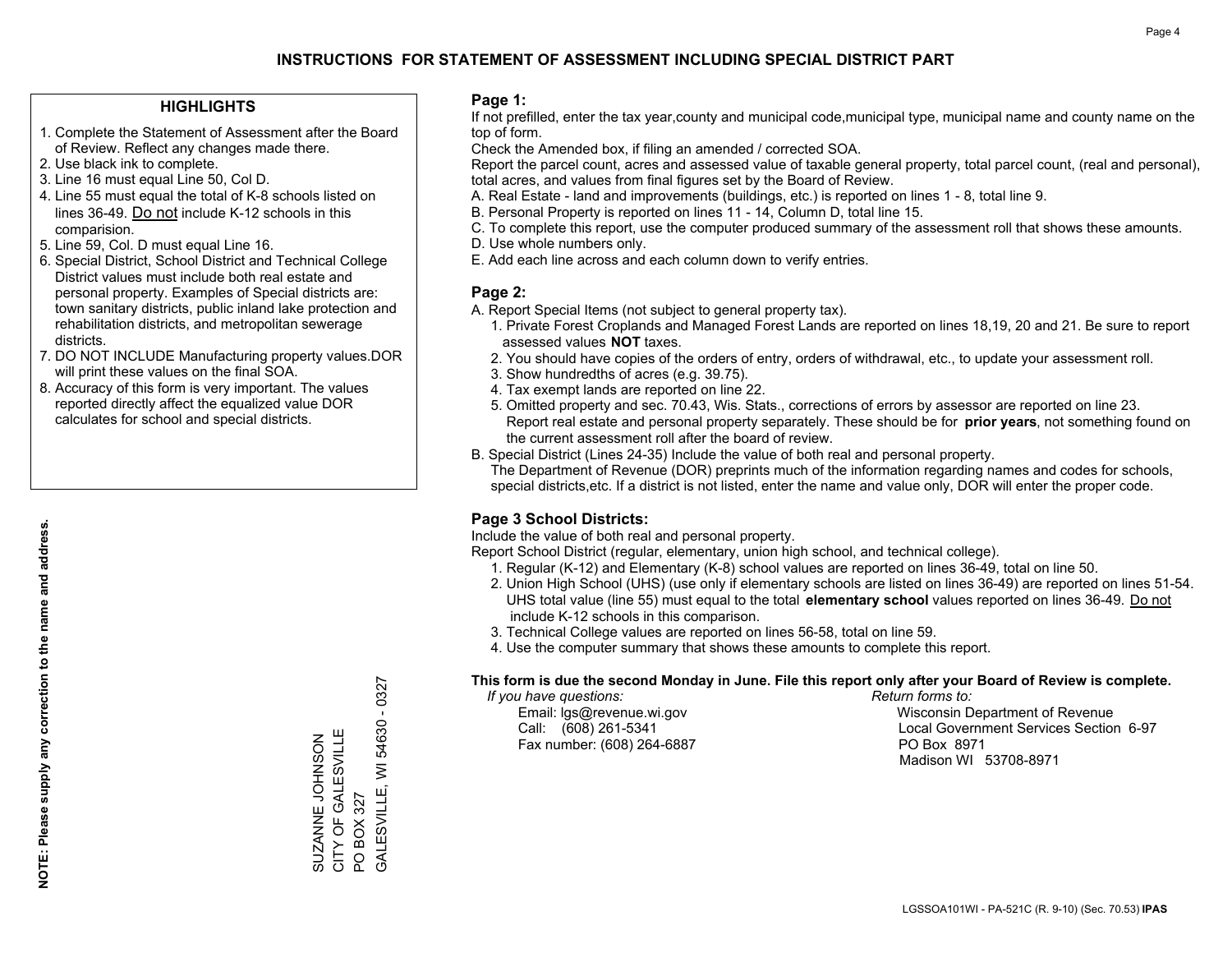# INSTRUCTIONS FOR STATEMENT OF ASSESSMENT INCLUDING SPECIAL DISTRICT PART

## HIGHLIGHTS

1. Complete the Statement of Assessment after the Board of Review. Reflect any changes made there.
2. Use black ink to complete.
3. Line 16 must equal Line 50, Col D.
4. Line 55 must equal the total of K-8 schools listed on lines 36-49. Do not include K-12 schools in this comparision.
5. Line 59, Col. D must equal Line 16.
6. Special District, School District and Technical College District values must include both real estate and personal property. Examples of Special districts are: town sanitary districts, public inland lake protection and rehabilitation districts, and metropolitan sewerage districts.
7. DO NOT INCLUDE Manufacturing property values.DOR will print these values on the final SOA.
8. Accuracy of this form is very important. The values reported directly affect the equalized value DOR calculates for school and special districts.

**NOTE: Please supply any correction to the name and address.**

SUZANNE JOHNSON
CITY OF GALESVILLE
PO BOX 327
GALESVILLE, WI 54630 - 0327

## Page 1:

If not prefilled, enter the tax year,county and municipal code,municipal type, municipal name and county name on the top of form.

Check the Amended box, if filing an amended / corrected SOA.

Report the parcel count, acres and assessed value of taxable general property, total parcel count, (real and personal), total acres, and values from final figures set by the Board of Review.

A. Real Estate - land and improvements (buildings, etc.) is reported on lines 1 - 8, total line 9.
B. Personal Property is reported on lines 11 - 14, Column D, total line 15.
C. To complete this report, use the computer produced summary of the assessment roll that shows these amounts.
D. Use whole numbers only.
E. Add each line across and each column down to verify entries.

## Page 2:

A. Report Special Items (not subject to general property tax).
   1. Private Forest Croplands and Managed Forest Lands are reported on lines 18,19, 20 and 21. Be sure to report assessed values **NOT** taxes.
   2. You should have copies of the orders of entry, orders of withdrawal, etc., to update your assessment roll.
   3. Show hundredths of acres (e.g. 39.75).
   4. Tax exempt lands are reported on line 22.
   5. Omitted property and sec. 70.43, Wis. Stats., corrections of errors by assessor are reported on line 23. Report real estate and personal property separately. These should be for **prior years**, not something found on the current assessment roll after the board of review.
B. Special District (Lines 24-35) Include the value of both real and personal property.
   The Department of Revenue (DOR) preprints much of the information regarding names and codes for schools, special districts,etc. If a district is not listed, enter the name and value only, DOR will enter the proper code.

## Page 3 School Districts:

Include the value of both real and personal property.

Report School District (regular, elementary, union high school, and technical college).

1. Regular (K-12) and Elementary (K-8) school values are reported on lines 36-49, total on line 50.
2. Union High School (UHS) (use only if elementary schools are listed on lines 36-49) are reported on lines 51-54. UHS total value (line 55) must equal to the total **elementary school** values reported on lines 36-49. Do not include K-12 schools in this comparison.
3. Technical College values are reported on lines 56-58, total on line 59.
4. Use the computer summary that shows these amounts to complete this report.

**This form is due the second Monday in June. File this report only after your Board of Review is complete.**

*If you have questions:*
Email: lgs@revenue.wi.gov
Call: (608) 261-5341
Fax number: (608) 264-6887

*Return forms to:*
Wisconsin Department of Revenue
Local Government Services Section 6-97
PO Box 8971
Madison WI 53708-8971

LGSSOA101WI - PA-521C (R. 9-10) (Sec. 70.53) **IPAS**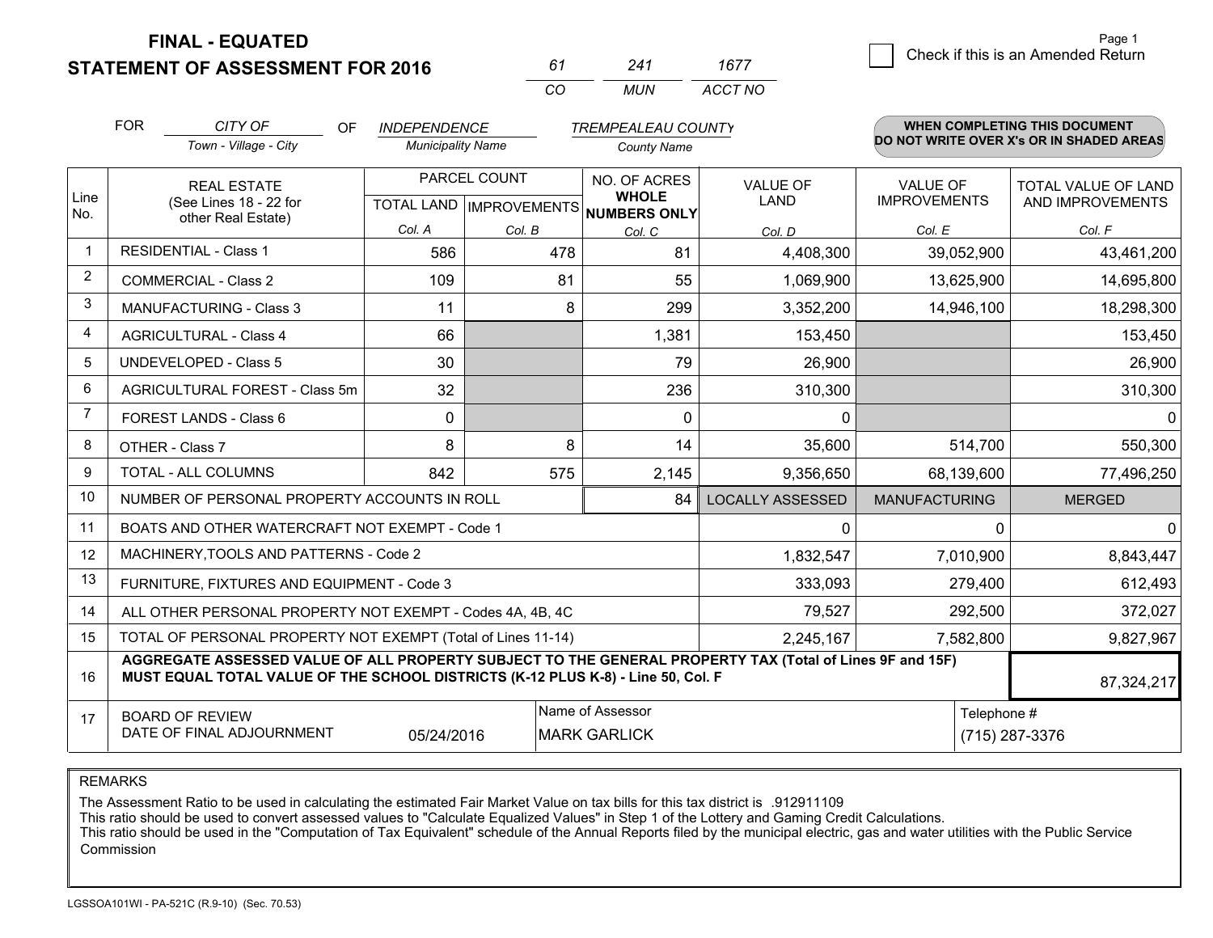# FINAL - EQUATED
## STATEMENT OF ASSESSMENT FOR 2016

| 61 | 241 | 1677 |
|---|---|---|
| CO | MUN | ACCT NO |

Check if this is an Amended Return

FOR *CITY OF* (Town - Village - City) OF *INDEPENDENCE* (Municipality Name) *TREMPEALEAU COUNTY* (County Name)

**WHEN COMPLETING THIS DOCUMENT DO NOT WRITE OVER X's OR IN SHADED AREAS**

| Line No. | REAL ESTATE (See Lines 18 - 22 for other Real Estate) | PARCEL COUNT TOTAL LAND Col. A | PARCEL COUNT IMPROVEMENTS Col. B | NO. OF ACRES WHOLE NUMBERS ONLY Col. C | VALUE OF LAND Col. D | VALUE OF IMPROVEMENTS Col. E | TOTAL VALUE OF LAND AND IMPROVEMENTS Col. F |
|---|---|---|---|---|---|---|---|
| 1 | RESIDENTIAL - Class 1 | 586 | 478 | 81 | 4,408,300 | 39,052,900 | 43,461,200 |
| 2 | COMMERCIAL - Class 2 | 109 | 81 | 55 | 1,069,900 | 13,625,900 | 14,695,800 |
| 3 | MANUFACTURING - Class 3 | 11 | 8 | 299 | 3,352,200 | 14,946,100 | 18,298,300 |
| 4 | AGRICULTURAL - Class 4 | 66 | | 1,381 | 153,450 | | 153,450 |
| 5 | UNDEVELOPED - Class 5 | 30 | | 79 | 26,900 | | 26,900 |
| 6 | AGRICULTURAL FOREST - Class 5m | 32 | | 236 | 310,300 | | 310,300 |
| 7 | FOREST LANDS - Class 6 | 0 | | 0 | 0 | | 0 |
| 8 | OTHER - Class 7 | 8 | 8 | 14 | 35,600 | 514,700 | 550,300 |
| 9 | TOTAL - ALL COLUMNS | 842 | 575 | 2,145 | 9,356,650 | 68,139,600 | 77,496,250 |
| 10 | NUMBER OF PERSONAL PROPERTY ACCOUNTS IN ROLL | | | 84 | LOCALLY ASSESSED | MANUFACTURING | MERGED |
| 11 | BOATS AND OTHER WATERCRAFT NOT EXEMPT - Code 1 | | | | 0 | 0 | 0 |
| 12 | MACHINERY,TOOLS AND PATTERNS - Code 2 | | | | 1,832,547 | 7,010,900 | 8,843,447 |
| 13 | FURNITURE, FIXTURES AND EQUIPMENT - Code 3 | | | | 333,093 | 279,400 | 612,493 |
| 14 | ALL OTHER PERSONAL PROPERTY NOT EXEMPT - Codes 4A, 4B, 4C | | | | 79,527 | 292,500 | 372,027 |
| 15 | TOTAL OF PERSONAL PROPERTY NOT EXEMPT (Total of Lines 11-14) | | | | 2,245,167 | 7,582,800 | 9,827,967 |
| 16 | **AGGREGATE ASSESSED VALUE OF ALL PROPERTY SUBJECT TO THE GENERAL PROPERTY TAX (Total of Lines 9F and 15F) MUST EQUAL TOTAL VALUE OF THE SCHOOL DISTRICTS (K-12 PLUS K-8) - Line 50, Col. F** | | | | | | 87,324,217 |
| 17 | BOARD OF REVIEW DATE OF FINAL ADJOURNMENT | 05/24/2016 | Name of Assessor: MARK GARLICK | | | Telephone #: (715) 287-3376 | |

REMARKS

The Assessment Ratio to be used in calculating the estimated Fair Market Value on tax bills for this tax district is .912911109
This ratio should be used to convert assessed values to "Calculate Equalized Values" in Step 1 of the Lottery and Gaming Credit Calculations.
This ratio should be used in the "Computation of Tax Equivalent" schedule of the Annual Reports filed by the municipal electric, gas and water utilities with the Public Service Commission

LGSSOA101WI - PA-521C (R.9-10) (Sec. 70.53)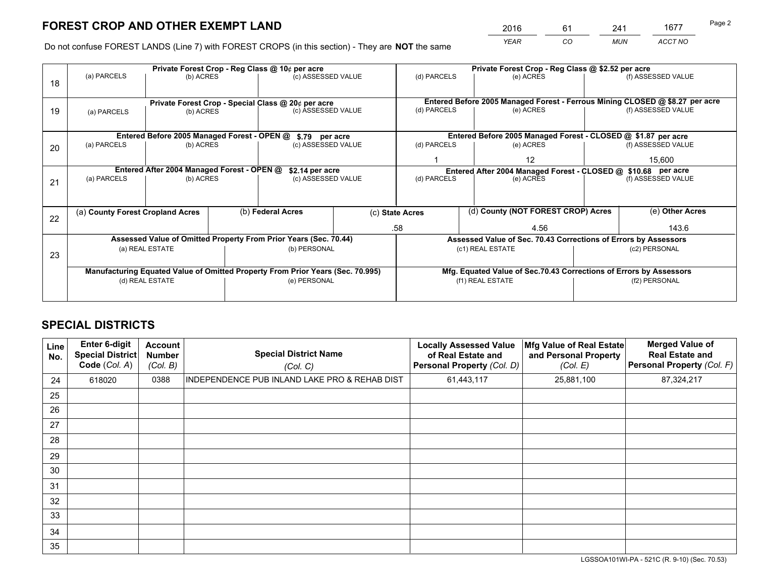# FOREST CROP AND OTHER EXEMPT LAND

| 2016 | 61 | 241 | 1677 |
|---|---|---|---|
| *YEAR* | *CO* | *MUN* | *ACCT NO* |

Do not confuse FOREST LANDS (Line 7) with FOREST CROPS (in this section) - They are **NOT** the same

| Line | (a) PARCELS | (b) ACRES | (c) ASSESSED VALUE | (d) PARCELS | (e) ACRES | (f) ASSESSED VALUE |
|---|---|---|---|---|---|---|
| 18 | Private Forest Crop - Reg Class @ 10¢ per acre | | | Private Forest Crop - Reg Class @ $2.52 per acre | | |
| 18 | | | | | | |
| 19 | Private Forest Crop - Special Class @ 20¢ per acre | | | Entered Before 2005 Managed Forest - Ferrous Mining CLOSED @ $8.27 per acre | | |
| 19 | | | | | | |
| 20 | Entered Before 2005 Managed Forest - OPEN @ $.79 per acre | | | Entered Before 2005 Managed Forest - CLOSED @ $1.87 per acre | | |
| 20 | | | | 1 | 12 | 15,600 |
| 21 | Entered After 2004 Managed Forest - OPEN @ $2.14 per acre | | | Entered After 2004 Managed Forest - CLOSED @ $10.68 per acre | | |
| 21 | | | | | | |

| Line | (a) **County Forest Cropland Acres** | (b) **Federal Acres** | (c) **State Acres** | (d) **County (NOT FOREST CROP) Acres** | (e) **Other Acres** |
|---|---|---|---|---|---|
| 22 | | | .58 | 4.56 | 143.6 |

| Line | Assessed Value of Omitted Property From Prior Years (Sec. 70.44) | | Assessed Value of Sec. 70.43 Corrections of Errors by Assessors | |
|---|---|---|---|---|
| 23 | (a) REAL ESTATE | (b) PERSONAL | (c1) REAL ESTATE | (c2) PERSONAL |
| | | | | |
| | Manufacturing Equated Value of Omitted Property From Prior Years (Sec. 70.995) | | Mfg. Equated Value of Sec.70.43 Corrections of Errors by Assessors | |
| | (d) REAL ESTATE | (e) PERSONAL | (f1) REAL ESTATE | (f2) PERSONAL |
| | | | | |

# SPECIAL DISTRICTS

| Line No. | Enter 6-digit Special District Code (*Col. A*) | Account Number (*Col. B*) | Special District Name (*Col. C*) | Locally Assessed Value of Real Estate and Personal Property (*Col. D*) | Mfg Value of Real Estate and Personal Property (*Col. E*) | Merged Value of Real Estate and Personal Property (*Col. F*) |
|---|---|---|---|---|---|---|
| 24 | 618020 | 0388 | INDEPENDENCE PUB INLAND LAKE PRO & REHAB DIST | 61,443,117 | 25,881,100 | 87,324,217 |
| 25 | | | | | | |
| 26 | | | | | | |
| 27 | | | | | | |
| 28 | | | | | | |
| 29 | | | | | | |
| 30 | | | | | | |
| 31 | | | | | | |
| 32 | | | | | | |
| 33 | | | | | | |
| 34 | | | | | | |
| 35 | | | | | | |

LGSSOA101WI-PA - 521C (R. 9-10) (Sec. 70.53)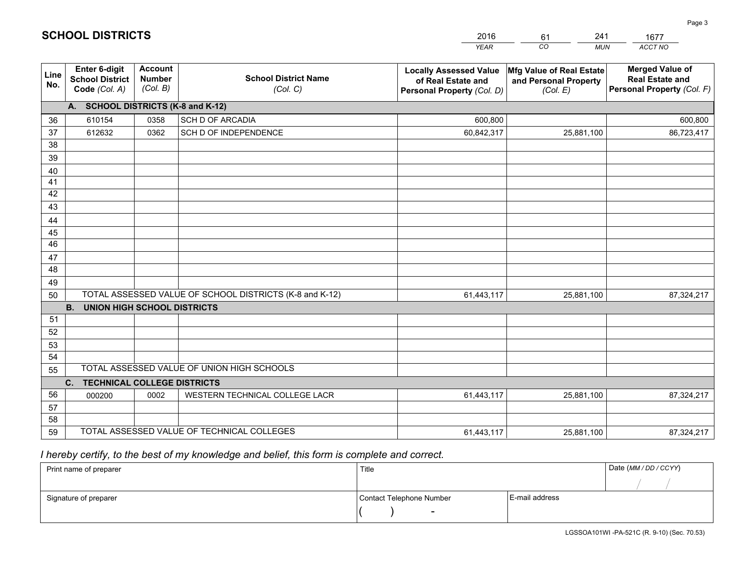# SCHOOL DISTRICTS

| 2016 | 61 | 241 | 1677 |
|---|---|---|---|
| *YEAR* | *CO* | *MUN* | *ACCT NO* |

| Line No. | Enter 6-digit School District Code *(Col. A)* | Account Number *(Col. B)* | School District Name *(Col. C)* | Locally Assessed Value of Real Estate and Personal Property *(Col. D)* | Mfg Value of Real Estate and Personal Property *(Col. E)* | Merged Value of Real Estate and Personal Property *(Col. F)* |
|---|---|---|---|---|---|---|
| | **A. SCHOOL DISTRICTS (K-8 and K-12)** | | | | | |
| 36 | 610154 | 0358 | SCH D OF ARCADIA | 600,800 | | 600,800 |
| 37 | 612632 | 0362 | SCH D OF INDEPENDENCE | 60,842,317 | 25,881,100 | 86,723,417 |
| 38 | | | | | | |
| 39 | | | | | | |
| 40 | | | | | | |
| 41 | | | | | | |
| 42 | | | | | | |
| 43 | | | | | | |
| 44 | | | | | | |
| 45 | | | | | | |
| 46 | | | | | | |
| 47 | | | | | | |
| 48 | | | | | | |
| 49 | | | | | | |
| 50 | TOTAL ASSESSED VALUE OF SCHOOL DISTRICTS (K-8 and K-12) | | | 61,443,117 | 25,881,100 | 87,324,217 |
| | **B. UNION HIGH SCHOOL DISTRICTS** | | | | | |
| 51 | | | | | | |
| 52 | | | | | | |
| 53 | | | | | | |
| 54 | | | | | | |
| 55 | TOTAL ASSESSED VALUE OF UNION HIGH SCHOOLS | | | | | |
| | **C. TECHNICAL COLLEGE DISTRICTS** | | | | | |
| 56 | 000200 | 0002 | WESTERN TECHNICAL COLLEGE LACR | 61,443,117 | 25,881,100 | 87,324,217 |
| 57 | | | | | | |
| 58 | | | | | | |
| 59 | TOTAL ASSESSED VALUE OF TECHNICAL COLLEGES | | | 61,443,117 | 25,881,100 | 87,324,217 |

*I hereby certify, to the best of my knowledge and belief, this form is complete and correct.*

| Print name of preparer | Title | | Date *(MM / DD / CCYY)* |
|---|---|---|---|
| | | | / / |
| Signature of preparer | Contact Telephone Number | E-mail address | |
| | ( ) - | | |

LGSSOA101WI -PA-521C (R. 9-10) (Sec. 70.53)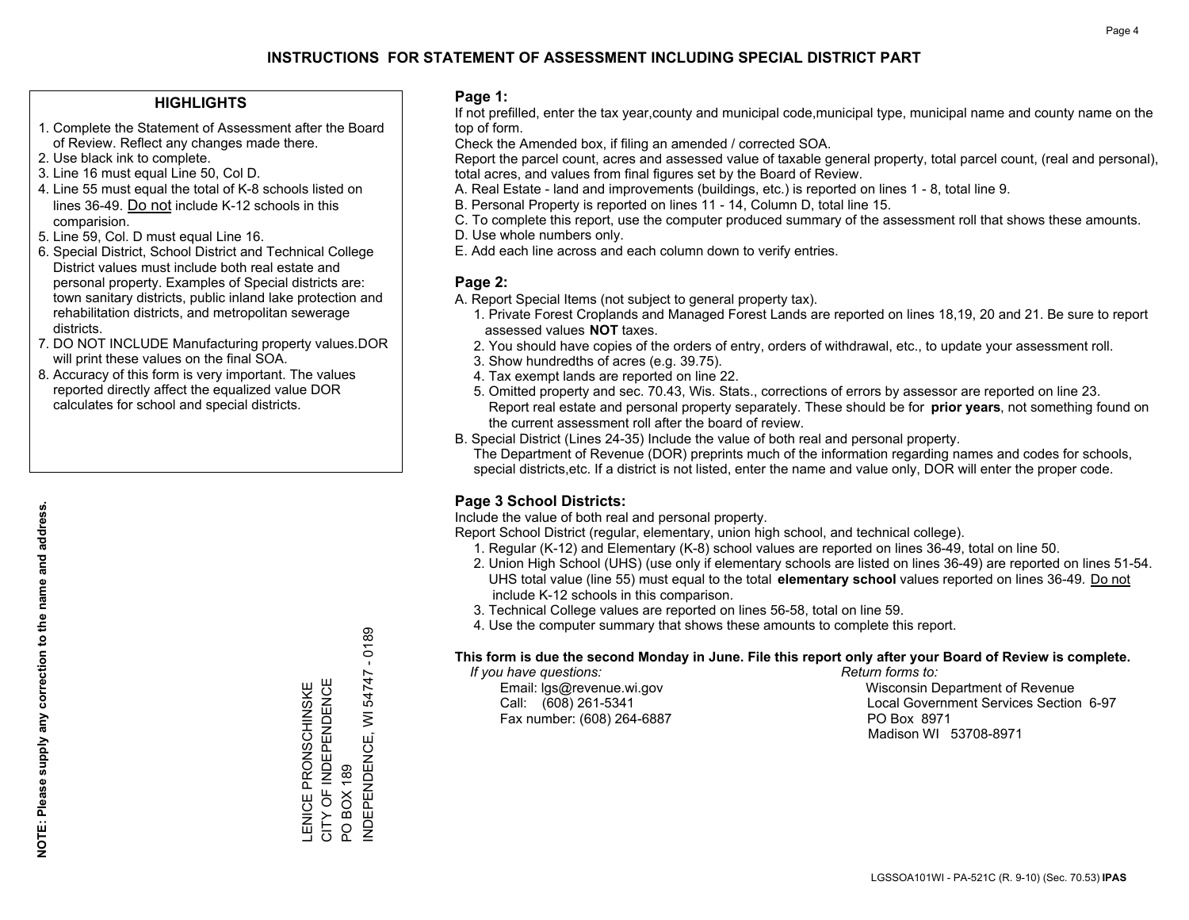# INSTRUCTIONS FOR STATEMENT OF ASSESSMENT INCLUDING SPECIAL DISTRICT PART

## HIGHLIGHTS

1. Complete the Statement of Assessment after the Board of Review. Reflect any changes made there.
2. Use black ink to complete.
3. Line 16 must equal Line 50, Col D.
4. Line 55 must equal the total of K-8 schools listed on lines 36-49. Do not include K-12 schools in this comparision.
5. Line 59, Col. D must equal Line 16.
6. Special District, School District and Technical College District values must include both real estate and personal property. Examples of Special districts are: town sanitary districts, public inland lake protection and rehabilitation districts, and metropolitan sewerage districts.
7. DO NOT INCLUDE Manufacturing property values.DOR will print these values on the final SOA.
8. Accuracy of this form is very important. The values reported directly affect the equalized value DOR calculates for school and special districts.

**NOTE: Please supply any correction to the name and address.**

LENICE PRONSCHINSKE
CITY OF INDEPENDENCE
PO BOX 189
INDEPENDENCE, WI 54747 - 0189

## Page 1:

If not prefilled, enter the tax year,county and municipal code,municipal type, municipal name and county name on the top of form.

Check the Amended box, if filing an amended / corrected SOA.

Report the parcel count, acres and assessed value of taxable general property, total parcel count, (real and personal), total acres, and values from final figures set by the Board of Review.

A. Real Estate - land and improvements (buildings, etc.) is reported on lines 1 - 8, total line 9.
B. Personal Property is reported on lines 11 - 14, Column D, total line 15.
C. To complete this report, use the computer produced summary of the assessment roll that shows these amounts.
D. Use whole numbers only.
E. Add each line across and each column down to verify entries.

## Page 2:

A. Report Special Items (not subject to general property tax).
   1. Private Forest Croplands and Managed Forest Lands are reported on lines 18,19, 20 and 21. Be sure to report assessed values **NOT** taxes.
   2. You should have copies of the orders of entry, orders of withdrawal, etc., to update your assessment roll.
   3. Show hundredths of acres (e.g. 39.75).
   4. Tax exempt lands are reported on line 22.
   5. Omitted property and sec. 70.43, Wis. Stats., corrections of errors by assessor are reported on line 23. Report real estate and personal property separately. These should be for **prior years**, not something found on the current assessment roll after the board of review.
B. Special District (Lines 24-35) Include the value of both real and personal property. The Department of Revenue (DOR) preprints much of the information regarding names and codes for schools, special districts,etc. If a district is not listed, enter the name and value only, DOR will enter the proper code.

## Page 3 School Districts:

Include the value of both real and personal property.

Report School District (regular, elementary, union high school, and technical college).

1. Regular (K-12) and Elementary (K-8) school values are reported on lines 36-49, total on line 50.
2. Union High School (UHS) (use only if elementary schools are listed on lines 36-49) are reported on lines 51-54. UHS total value (line 55) must equal to the total **elementary school** values reported on lines 36-49. Do not include K-12 schools in this comparison.
3. Technical College values are reported on lines 56-58, total on line 59.
4. Use the computer summary that shows these amounts to complete this report.

**This form is due the second Monday in June. File this report only after your Board of Review is complete.**

*If you have questions:*
Email: lgs@revenue.wi.gov
Call: (608) 261-5341
Fax number: (608) 264-6887

*Return forms to:*
Wisconsin Department of Revenue
Local Government Services Section 6-97
PO Box 8971
Madison WI 53708-8971

LGSSOA101WI - PA-521C (R. 9-10) (Sec. 70.53) **IPAS**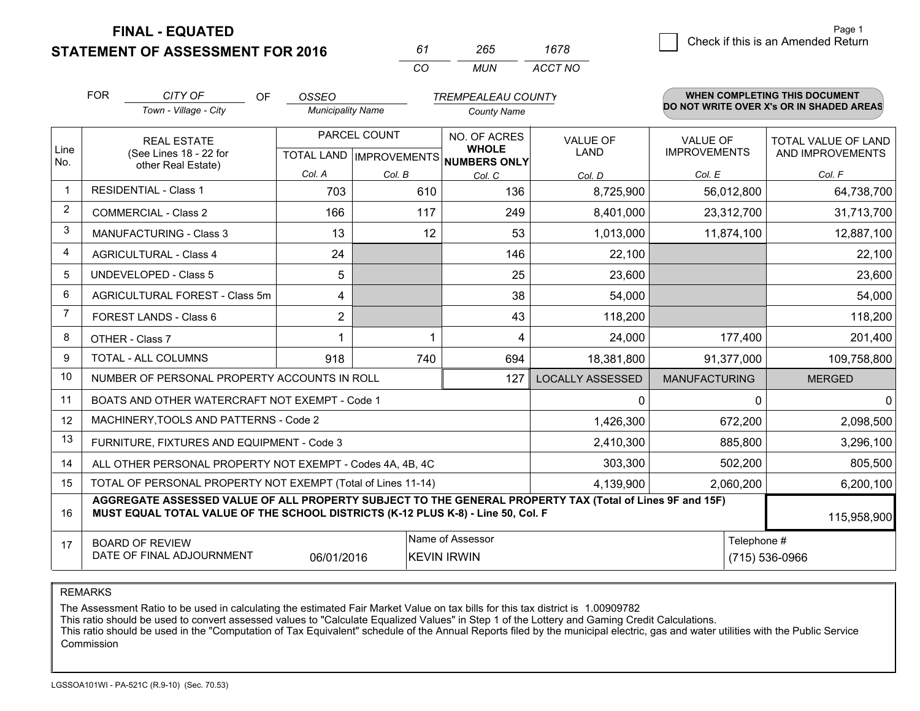# FINAL - EQUATED
## STATEMENT OF ASSESSMENT FOR 2016

| 61 | 265 | 1678 |
|---|---|---|
| CO | MUN | ACCT NO |

Check if this is an Amended Return

FOR CITY OF (Town - Village - City) OF OSSEO (Municipality Name) TREMPEALEAU COUNTY (County Name)

**WHEN COMPLETING THIS DOCUMENT DO NOT WRITE OVER X's OR IN SHADED AREAS**

| Line No. | REAL ESTATE (See Lines 18 - 22 for other Real Estate) | PARCEL COUNT TOTAL LAND Col. A | PARCEL COUNT IMPROVEMENTS Col. B | NO. OF ACRES WHOLE NUMBERS ONLY Col. C | VALUE OF LAND Col. D | VALUE OF IMPROVEMENTS Col. E | TOTAL VALUE OF LAND AND IMPROVEMENTS Col. F |
|---|---|---|---|---|---|---|---|
| 1 | RESIDENTIAL - Class 1 | 703 | 610 | 136 | 8,725,900 | 56,012,800 | 64,738,700 |
| 2 | COMMERCIAL - Class 2 | 166 | 117 | 249 | 8,401,000 | 23,312,700 | 31,713,700 |
| 3 | MANUFACTURING - Class 3 | 13 | 12 | 53 | 1,013,000 | 11,874,100 | 12,887,100 |
| 4 | AGRICULTURAL - Class 4 | 24 | | 146 | 22,100 | | 22,100 |
| 5 | UNDEVELOPED - Class 5 | 5 | | 25 | 23,600 | | 23,600 |
| 6 | AGRICULTURAL FOREST - Class 5m | 4 | | 38 | 54,000 | | 54,000 |
| 7 | FOREST LANDS - Class 6 | 2 | | 43 | 118,200 | | 118,200 |
| 8 | OTHER - Class 7 | 1 | 1 | 4 | 24,000 | 177,400 | 201,400 |
| 9 | TOTAL - ALL COLUMNS | 918 | 740 | 694 | 18,381,800 | 91,377,000 | 109,758,800 |
| 10 | NUMBER OF PERSONAL PROPERTY ACCOUNTS IN ROLL | | | 127 | LOCALLY ASSESSED | MANUFACTURING | MERGED |
| 11 | BOATS AND OTHER WATERCRAFT NOT EXEMPT - Code 1 | | | | 0 | 0 | 0 |
| 12 | MACHINERY,TOOLS AND PATTERNS - Code 2 | | | | 1,426,300 | 672,200 | 2,098,500 |
| 13 | FURNITURE, FIXTURES AND EQUIPMENT - Code 3 | | | | 2,410,300 | 885,800 | 3,296,100 |
| 14 | ALL OTHER PERSONAL PROPERTY NOT EXEMPT - Codes 4A, 4B, 4C | | | | 303,300 | 502,200 | 805,500 |
| 15 | TOTAL OF PERSONAL PROPERTY NOT EXEMPT (Total of Lines 11-14) | | | | 4,139,900 | 2,060,200 | 6,200,100 |
| 16 | **AGGREGATE ASSESSED VALUE OF ALL PROPERTY SUBJECT TO THE GENERAL PROPERTY TAX (Total of Lines 9F and 15F) MUST EQUAL TOTAL VALUE OF THE SCHOOL DISTRICTS (K-12 PLUS K-8) - Line 50, Col. F** | | | | | | 115,958,900 |
| 17 | BOARD OF REVIEW DATE OF FINAL ADJOURNMENT | 06/01/2016 | Name of Assessor: KEVIN IRWIN | | | Telephone #: (715) 536-0966 | |

REMARKS

The Assessment Ratio to be used in calculating the estimated Fair Market Value on tax bills for this tax district is 1.00909782
This ratio should be used to convert assessed values to "Calculate Equalized Values" in Step 1 of the Lottery and Gaming Credit Calculations.
This ratio should be used in the "Computation of Tax Equivalent" schedule of the Annual Reports filed by the municipal electric, gas and water utilities with the Public Service Commission

LGSSOA101WI - PA-521C (R.9-10) (Sec. 70.53)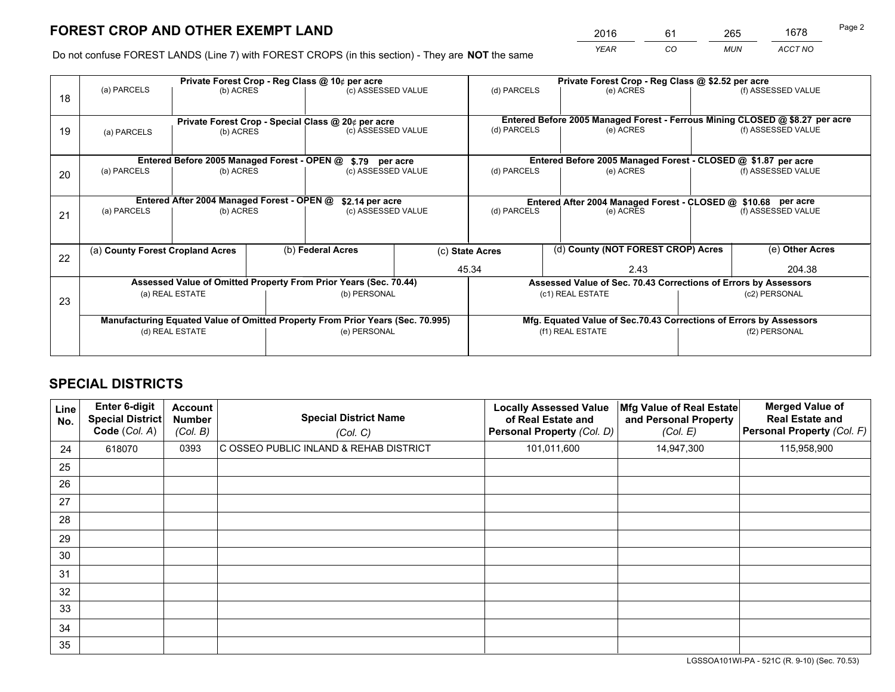# FOREST CROP AND OTHER EXEMPT LAND

| 2016 | 61 | 265 | 1678 |
|---|---|---|---|
| YEAR | CO | MUN | ACCT NO |

Do not confuse FOREST LANDS (Line 7) with FOREST CROPS (in this section) - They are **NOT** the same

| Line | Private Forest Crop - Reg Class @ 10¢ per acre | | | Private Forest Crop - Reg Class @ $2.52 per acre | | |
|---|---|---|---|---|---|---|
| 18 | (a) PARCELS | (b) ACRES | (c) ASSESSED VALUE | (d) PARCELS | (e) ACRES | (f) ASSESSED VALUE |
| | **Private Forest Crop - Special Class @ 20¢ per acre** | | | **Entered Before 2005 Managed Forest - Ferrous Mining CLOSED @ $8.27 per acre** | | |
| 19 | (a) PARCELS | (b) ACRES | (c) ASSESSED VALUE | (d) PARCELS | (e) ACRES | (f) ASSESSED VALUE |
| | **Entered Before 2005 Managed Forest - OPEN @ $.79 per acre** | | | **Entered Before 2005 Managed Forest - CLOSED @ $1.87 per acre** | | |
| 20 | (a) PARCELS | (b) ACRES | (c) ASSESSED VALUE | (d) PARCELS | (e) ACRES | (f) ASSESSED VALUE |
| | **Entered After 2004 Managed Forest - OPEN @ $2.14 per acre** | | | **Entered After 2004 Managed Forest - CLOSED @ $10.68 per acre** | | |
| 21 | (a) PARCELS | (b) ACRES | (c) ASSESSED VALUE | (d) PARCELS | (e) ACRES | (f) ASSESSED VALUE |

| Line | (a) County Forest Cropland Acres | (b) Federal Acres | (c) State Acres | (d) County (NOT FOREST CROP) Acres | (e) Other Acres |
|---|---|---|---|---|---|
| 22 | | | 45.34 | 2.43 | 204.38 |

| Line | Assessed Value of Omitted Property From Prior Years (Sec. 70.44) | | Assessed Value of Sec. 70.43 Corrections of Errors by Assessors | |
|---|---|---|---|---|
| 23 | (a) REAL ESTATE | (b) PERSONAL | (c1) REAL ESTATE | (c2) PERSONAL |
| | **Manufacturing Equated Value of Omitted Property From Prior Years (Sec. 70.995)** | | **Mfg. Equated Value of Sec.70.43 Corrections of Errors by Assessors** | |
| | (d) REAL ESTATE | (e) PERSONAL | (f1) REAL ESTATE | (f2) PERSONAL |

# SPECIAL DISTRICTS

| Line No. | Enter 6-digit Special District Code (Col. A) | Account Number (Col. B) | Special District Name (Col. C) | Locally Assessed Value of Real Estate and Personal Property (Col. D) | Mfg Value of Real Estate and Personal Property (Col. E) | Merged Value of Real Estate and Personal Property (Col. F) |
|---|---|---|---|---|---|---|
| 24 | 618070 | 0393 | C OSSEO PUBLIC INLAND & REHAB DISTRICT | 101,011,600 | 14,947,300 | 115,958,900 |
| 25 | | | | | | |
| 26 | | | | | | |
| 27 | | | | | | |
| 28 | | | | | | |
| 29 | | | | | | |
| 30 | | | | | | |
| 31 | | | | | | |
| 32 | | | | | | |
| 33 | | | | | | |
| 34 | | | | | | |
| 35 | | | | | | |

LGSSOA101WI-PA - 521C (R. 9-10) (Sec. 70.53)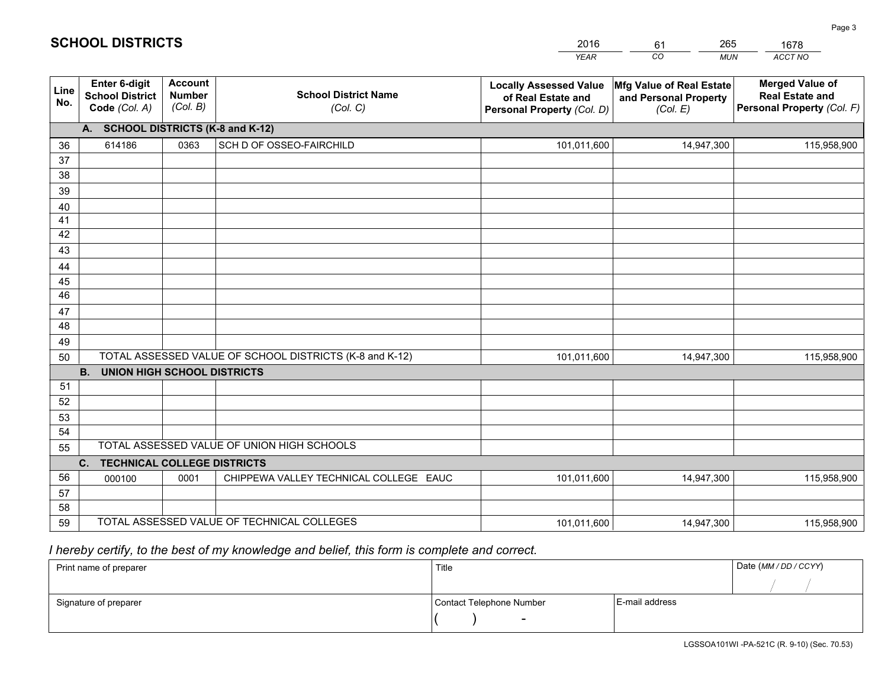# SCHOOL DISTRICTS

| 2016 | 61 | 265 | 1678 |
|---|---|---|---|
| *YEAR* | *CO* | *MUN* | *ACCT NO* |

| Line No. | Enter 6-digit School District Code (Col. A) | Account Number (Col. B) | School District Name (Col. C) | Locally Assessed Value of Real Estate and Personal Property (Col. D) | Mfg Value of Real Estate and Personal Property (Col. E) | Merged Value of Real Estate and Personal Property (Col. F) |
|---|---|---|---|---|---|---|
| | **A. SCHOOL DISTRICTS (K-8 and K-12)** | | | | | |
| 36 | 614186 | 0363 | SCH D OF OSSEO-FAIRCHILD | 101,011,600 | 14,947,300 | 115,958,900 |
| 37 | | | | | | |
| 38 | | | | | | |
| 39 | | | | | | |
| 40 | | | | | | |
| 41 | | | | | | |
| 42 | | | | | | |
| 43 | | | | | | |
| 44 | | | | | | |
| 45 | | | | | | |
| 46 | | | | | | |
| 47 | | | | | | |
| 48 | | | | | | |
| 49 | | | | | | |
| 50 | TOTAL ASSESSED VALUE OF SCHOOL DISTRICTS (K-8 and K-12) | | | 101,011,600 | 14,947,300 | 115,958,900 |
| | **B. UNION HIGH SCHOOL DISTRICTS** | | | | | |
| 51 | | | | | | |
| 52 | | | | | | |
| 53 | | | | | | |
| 54 | | | | | | |
| 55 | TOTAL ASSESSED VALUE OF UNION HIGH SCHOOLS | | | | | |
| | **C. TECHNICAL COLLEGE DISTRICTS** | | | | | |
| 56 | 000100 | 0001 | CHIPPEWA VALLEY TECHNICAL COLLEGE EAUC | 101,011,600 | 14,947,300 | 115,958,900 |
| 57 | | | | | | |
| 58 | | | | | | |
| 59 | TOTAL ASSESSED VALUE OF TECHNICAL COLLEGES | | | 101,011,600 | 14,947,300 | 115,958,900 |

*I hereby certify, to the best of my knowledge and belief, this form is complete and correct.*

| Print name of preparer | Title | | Date (MM / DD / CCYY) |
|---|---|---|---|
| | | | / / |
| Signature of preparer | Contact Telephone Number | E-mail address | |
| | ( ) - | | |

LGSSOA101WI -PA-521C (R. 9-10) (Sec. 70.53)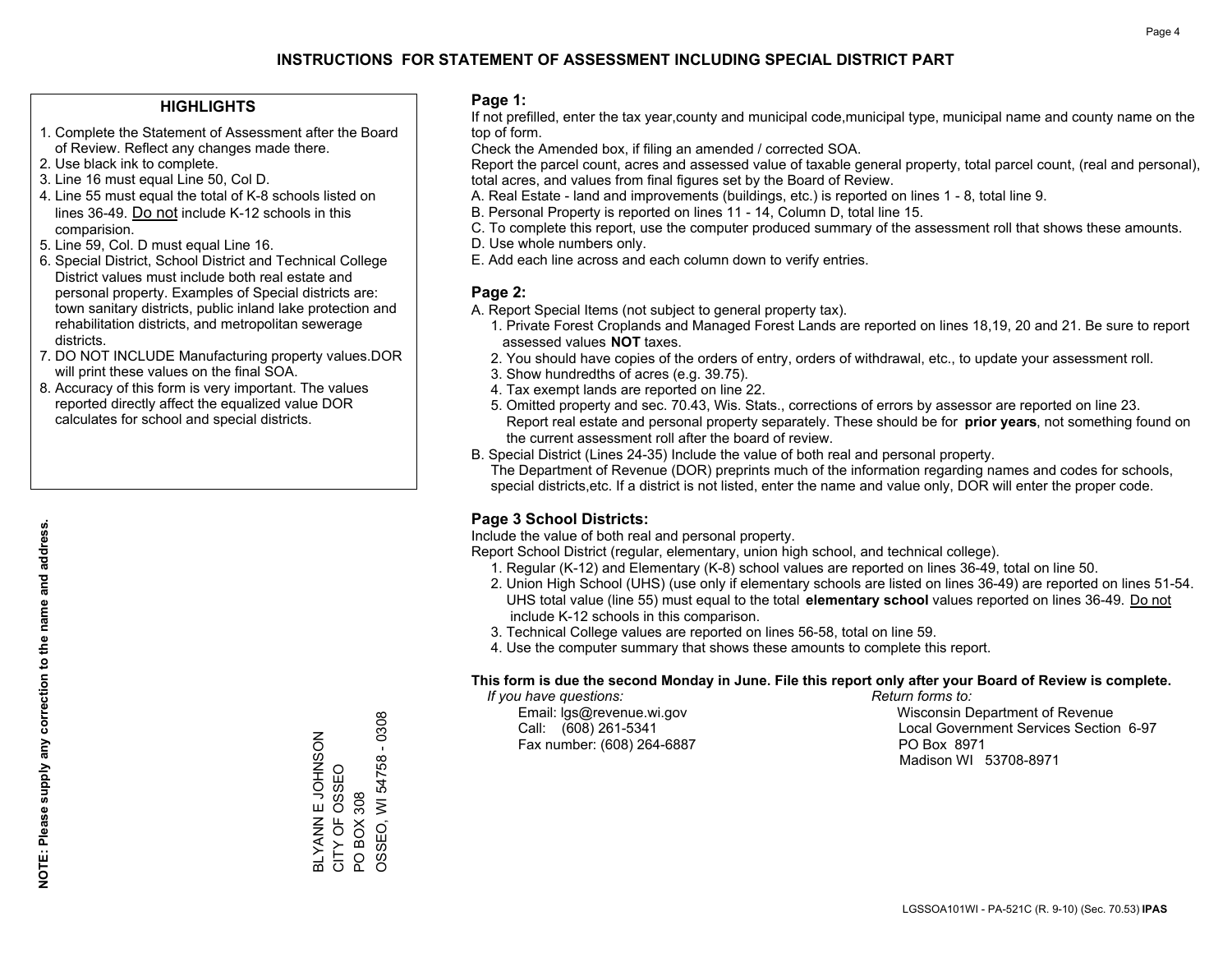# INSTRUCTIONS FOR STATEMENT OF ASSESSMENT INCLUDING SPECIAL DISTRICT PART

## HIGHLIGHTS

1. Complete the Statement of Assessment after the Board of Review. Reflect any changes made there.
2. Use black ink to complete.
3. Line 16 must equal Line 50, Col D.
4. Line 55 must equal the total of K-8 schools listed on lines 36-49. Do not include K-12 schools in this comparision.
5. Line 59, Col. D must equal Line 16.
6. Special District, School District and Technical College District values must include both real estate and personal property. Examples of Special districts are: town sanitary districts, public inland lake protection and rehabilitation districts, and metropolitan sewerage districts.
7. DO NOT INCLUDE Manufacturing property values.DOR will print these values on the final SOA.
8. Accuracy of this form is very important. The values reported directly affect the equalized value DOR calculates for school and special districts.

**NOTE: Please supply any correction to the name and address.**

BLYANN E JOHNSON
CITY OF OSSEO
PO BOX 308
OSSEO, WI 54758 - 0308

## Page 1:

If not prefilled, enter the tax year,county and municipal code,municipal type, municipal name and county name on the top of form.

Check the Amended box, if filing an amended / corrected SOA.

Report the parcel count, acres and assessed value of taxable general property, total parcel count, (real and personal), total acres, and values from final figures set by the Board of Review.

A. Real Estate - land and improvements (buildings, etc.) is reported on lines 1 - 8, total line 9.
B. Personal Property is reported on lines 11 - 14, Column D, total line 15.
C. To complete this report, use the computer produced summary of the assessment roll that shows these amounts.
D. Use whole numbers only.
E. Add each line across and each column down to verify entries.

## Page 2:

A. Report Special Items (not subject to general property tax).
   1. Private Forest Croplands and Managed Forest Lands are reported on lines 18,19, 20 and 21. Be sure to report assessed values **NOT** taxes.
   2. You should have copies of the orders of entry, orders of withdrawal, etc., to update your assessment roll.
   3. Show hundredths of acres (e.g. 39.75).
   4. Tax exempt lands are reported on line 22.
   5. Omitted property and sec. 70.43, Wis. Stats., corrections of errors by assessor are reported on line 23. Report real estate and personal property separately. These should be for **prior years**, not something found on the current assessment roll after the board of review.

B. Special District (Lines 24-35) Include the value of both real and personal property.
   The Department of Revenue (DOR) preprints much of the information regarding names and codes for schools, special districts,etc. If a district is not listed, enter the name and value only, DOR will enter the proper code.

## Page 3 School Districts:

Include the value of both real and personal property.

Report School District (regular, elementary, union high school, and technical college).

1. Regular (K-12) and Elementary (K-8) school values are reported on lines 36-49, total on line 50.
2. Union High School (UHS) (use only if elementary schools are listed on lines 36-49) are reported on lines 51-54. UHS total value (line 55) must equal to the total **elementary school** values reported on lines 36-49. Do not include K-12 schools in this comparison.
3. Technical College values are reported on lines 56-58, total on line 59.
4. Use the computer summary that shows these amounts to complete this report.

**This form is due the second Monday in June. File this report only after your Board of Review is complete.**

*If you have questions:*
Email: lgs@revenue.wi.gov
Call: (608) 261-5341
Fax number: (608) 264-6887

*Return forms to:*
Wisconsin Department of Revenue
Local Government Services Section 6-97
PO Box 8971
Madison WI 53708-8971

LGSSOA101WI - PA-521C (R. 9-10) (Sec. 70.53) **IPAS**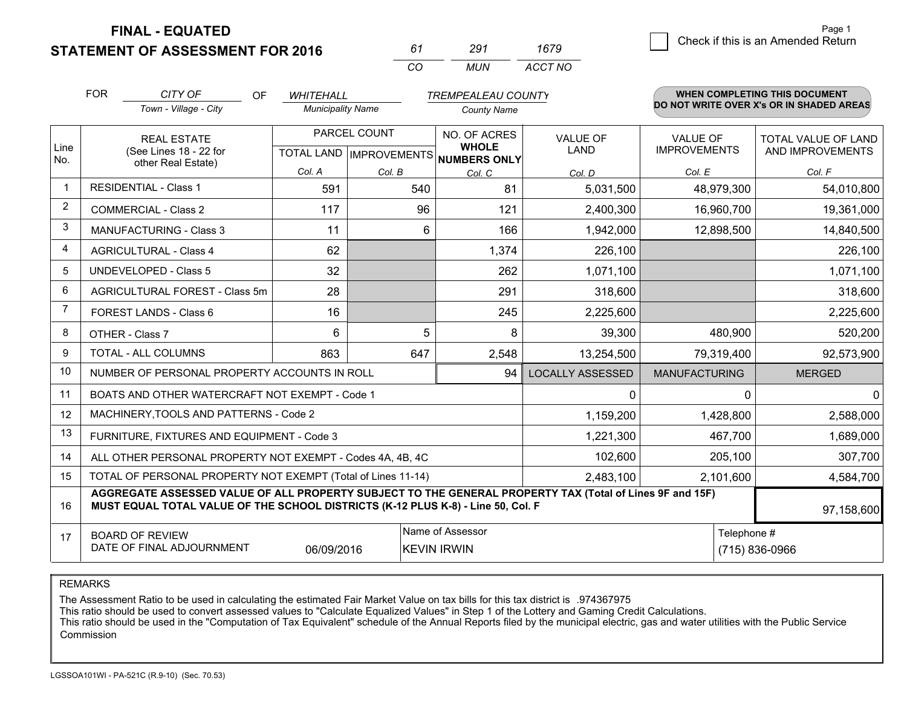**FINAL - EQUATED**
**STATEMENT OF ASSESSMENT FOR 2016**

| 61 | 291 | 1679 |
|---|---|---|
| CO | MUN | ACCT NO |

☐ Check if this is an Amended Return

FOR *CITY OF* (Town - Village - City) OF *WHITEHALL* (Municipality Name) *TREMPEALEAU COUNTY* (County Name)

**WHEN COMPLETING THIS DOCUMENT DO NOT WRITE OVER X's OR IN SHADED AREAS**

| Line No. | REAL ESTATE (See Lines 18 - 22 for other Real Estate) | PARCEL COUNT TOTAL LAND Col. A | PARCEL COUNT IMPROVEMENTS Col. B | NO. OF ACRES WHOLE NUMBERS ONLY Col. C | VALUE OF LAND Col. D | VALUE OF IMPROVEMENTS Col. E | TOTAL VALUE OF LAND AND IMPROVEMENTS Col. F |
|---|---|---|---|---|---|---|---|
| 1 | RESIDENTIAL - Class 1 | 591 | 540 | 81 | 5,031,500 | 48,979,300 | 54,010,800 |
| 2 | COMMERCIAL - Class 2 | 117 | 96 | 121 | 2,400,300 | 16,960,700 | 19,361,000 |
| 3 | MANUFACTURING - Class 3 | 11 | 6 | 166 | 1,942,000 | 12,898,500 | 14,840,500 |
| 4 | AGRICULTURAL - Class 4 | 62 | | 1,374 | 226,100 | | 226,100 |
| 5 | UNDEVELOPED - Class 5 | 32 | | 262 | 1,071,100 | | 1,071,100 |
| 6 | AGRICULTURAL FOREST - Class 5m | 28 | | 291 | 318,600 | | 318,600 |
| 7 | FOREST LANDS - Class 6 | 16 | | 245 | 2,225,600 | | 2,225,600 |
| 8 | OTHER - Class 7 | 6 | 5 | 8 | 39,300 | 480,900 | 520,200 |
| 9 | TOTAL - ALL COLUMNS | 863 | 647 | 2,548 | 13,254,500 | 79,319,400 | 92,573,900 |
| 10 | NUMBER OF PERSONAL PROPERTY ACCOUNTS IN ROLL | | | 94 | LOCALLY ASSESSED | MANUFACTURING | MERGED |
| 11 | BOATS AND OTHER WATERCRAFT NOT EXEMPT - Code 1 | | | | 0 | 0 | 0 |
| 12 | MACHINERY,TOOLS AND PATTERNS - Code 2 | | | | 1,159,200 | 1,428,800 | 2,588,000 |
| 13 | FURNITURE, FIXTURES AND EQUIPMENT - Code 3 | | | | 1,221,300 | 467,700 | 1,689,000 |
| 14 | ALL OTHER PERSONAL PROPERTY NOT EXEMPT - Codes 4A, 4B, 4C | | | | 102,600 | 205,100 | 307,700 |
| 15 | TOTAL OF PERSONAL PROPERTY NOT EXEMPT (Total of Lines 11-14) | | | | 2,483,100 | 2,101,600 | 4,584,700 |
| 16 | **AGGREGATE ASSESSED VALUE OF ALL PROPERTY SUBJECT TO THE GENERAL PROPERTY TAX (Total of Lines 9F and 15F) MUST EQUAL TOTAL VALUE OF THE SCHOOL DISTRICTS (K-12 PLUS K-8) - Line 50, Col. F** | | | | | | 97,158,600 |
| 17 | BOARD OF REVIEW DATE OF FINAL ADJOURNMENT | 06/09/2016 | Name of Assessor: KEVIN IRWIN | | | Telephone #: (715) 836-0966 | |

REMARKS

The Assessment Ratio to be used in calculating the estimated Fair Market Value on tax bills for this tax district is .974367975
This ratio should be used to convert assessed values to "Calculate Equalized Values" in Step 1 of the Lottery and Gaming Credit Calculations.
This ratio should be used in the "Computation of Tax Equivalent" schedule of the Annual Reports filed by the municipal electric, gas and water utilities with the Public Service Commission

LGSSOA101WI - PA-521C (R.9-10) (Sec. 70.53)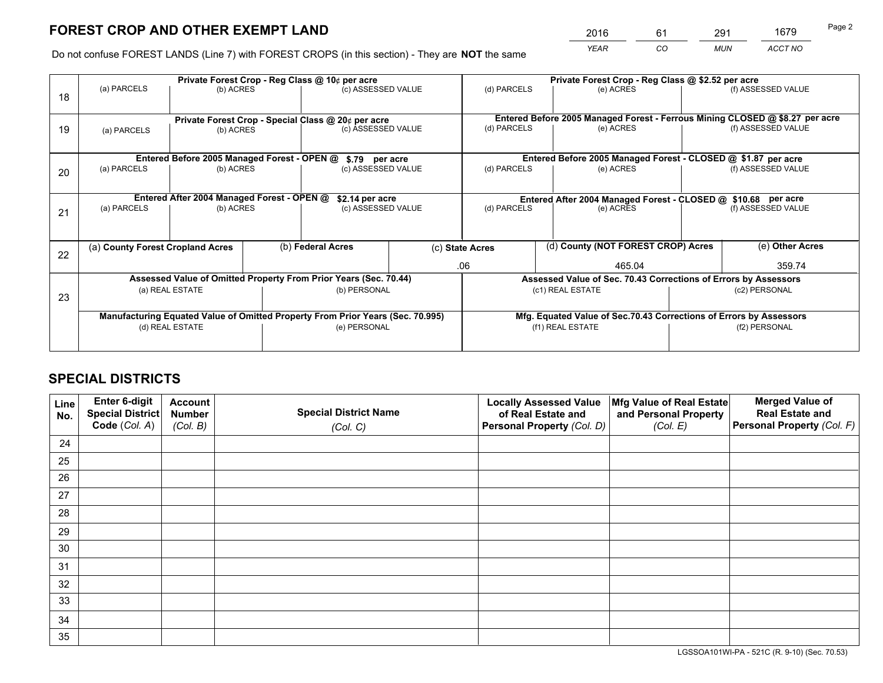# FOREST CROP AND OTHER EXEMPT LAND

| 2016 | 61 | 291 | 1679 |
|---|---|---|---|
| *YEAR* | *CO* | *MUN* | *ACCT NO* |

Do not confuse FOREST LANDS (Line 7) with FOREST CROPS (in this section) - They are **NOT** the same

| Line | Private Forest Crop - Reg Class @ 10¢ per acre | | | Private Forest Crop - Reg Class @ $2.52 per acre | | |
|---|---|---|---|---|---|---|
| 18 | (a) PARCELS | (b) ACRES | (c) ASSESSED VALUE | (d) PARCELS | (e) ACRES | (f) ASSESSED VALUE |
| | **Private Forest Crop - Special Class @ 20¢ per acre** | | | **Entered Before 2005 Managed Forest - Ferrous Mining CLOSED @ $8.27 per acre** | | |
| 19 | (a) PARCELS | (b) ACRES | (c) ASSESSED VALUE | (d) PARCELS | (e) ACRES | (f) ASSESSED VALUE |
| | **Entered Before 2005 Managed Forest - OPEN @ $.79 per acre** | | | **Entered Before 2005 Managed Forest - CLOSED @ $1.87 per acre** | | |
| 20 | (a) PARCELS | (b) ACRES | (c) ASSESSED VALUE | (d) PARCELS | (e) ACRES | (f) ASSESSED VALUE |
| | **Entered After 2004 Managed Forest - OPEN @ $2.14 per acre** | | | **Entered After 2004 Managed Forest - CLOSED @ $10.68 per acre** | | |
| 21 | (a) PARCELS | (b) ACRES | (c) ASSESSED VALUE | (d) PARCELS | (e) ACRES | (f) ASSESSED VALUE |

| Line | (a) County Forest Cropland Acres | (b) Federal Acres | (c) State Acres | (d) County (NOT FOREST CROP) Acres | (e) Other Acres |
|---|---|---|---|---|---|
| 22 | | | .06 | 465.04 | 359.74 |

| Line | Assessed Value of Omitted Property From Prior Years (Sec. 70.44) | | Assessed Value of Sec. 70.43 Corrections of Errors by Assessors | |
|---|---|---|---|---|
| 23 | (a) REAL ESTATE | (b) PERSONAL | (c1) REAL ESTATE | (c2) PERSONAL |
| | **Manufacturing Equated Value of Omitted Property From Prior Years (Sec. 70.995)** | | **Mfg. Equated Value of Sec.70.43 Corrections of Errors by Assessors** | |
| | (d) REAL ESTATE | (e) PERSONAL | (f1) REAL ESTATE | (f2) PERSONAL |

# SPECIAL DISTRICTS

| Line No. | Enter 6-digit Special District Code (*Col. A*) | Account Number (*Col. B*) | Special District Name (*Col. C*) | Locally Assessed Value of Real Estate and Personal Property (*Col. D*) | Mfg Value of Real Estate and Personal Property (*Col. E*) | Merged Value of Real Estate and Personal Property (*Col. F*) |
|---|---|---|---|---|---|---|
| 24 | | | | | | |
| 25 | | | | | | |
| 26 | | | | | | |
| 27 | | | | | | |
| 28 | | | | | | |
| 29 | | | | | | |
| 30 | | | | | | |
| 31 | | | | | | |
| 32 | | | | | | |
| 33 | | | | | | |
| 34 | | | | | | |
| 35 | | | | | | |

LGSSOA101WI-PA - 521C (R. 9-10) (Sec. 70.53)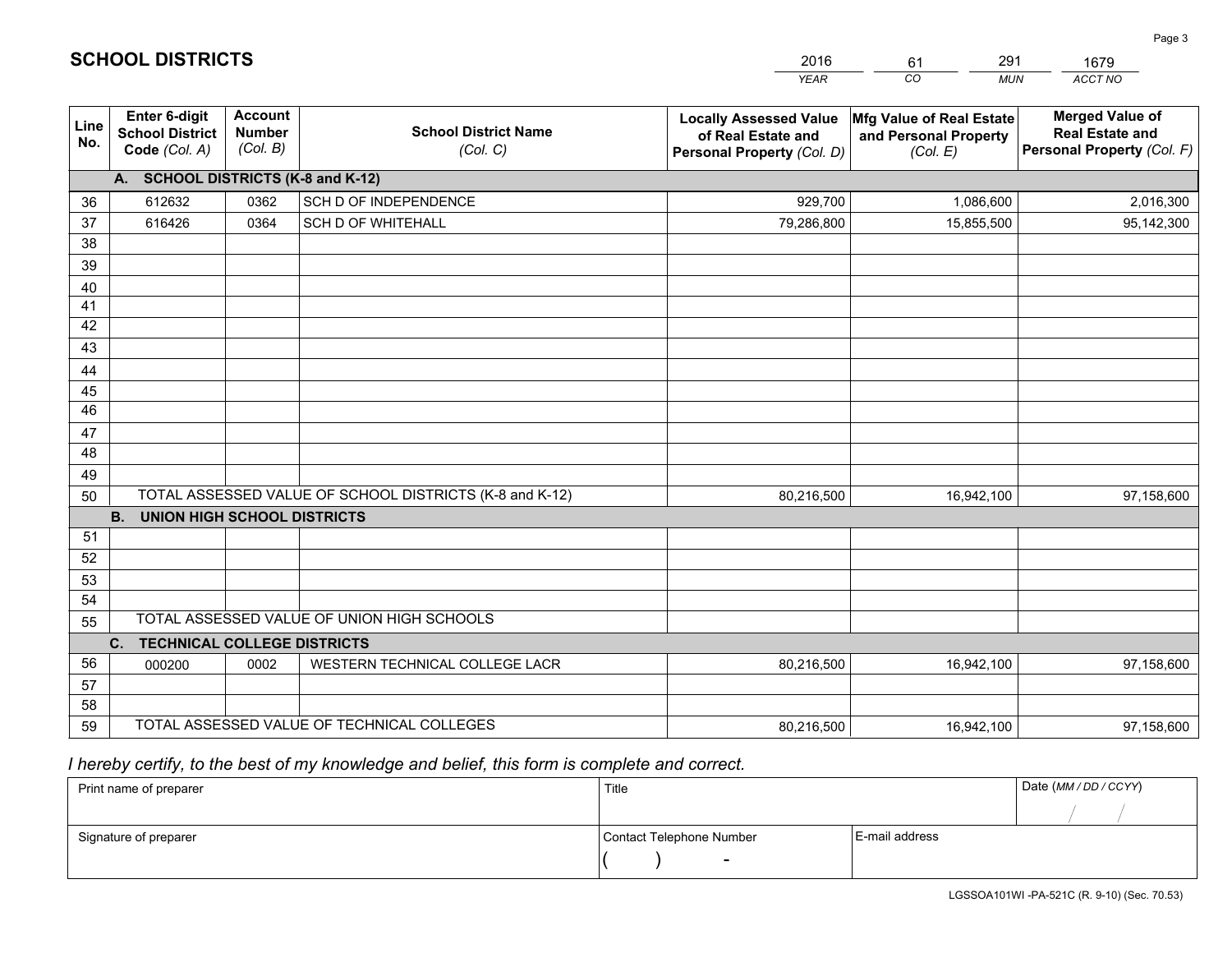# SCHOOL DISTRICTS

| 2016 | 61 | 291 | 1679 |
|---|---|---|---|
| *YEAR* | *CO* | *MUN* | *ACCT NO* |

| Line No. | Enter 6-digit School District Code *(Col. A)* | Account Number *(Col. B)* | School District Name *(Col. C)* | Locally Assessed Value of Real Estate and Personal Property *(Col. D)* | Mfg Value of Real Estate and Personal Property *(Col. E)* | Merged Value of Real Estate and Personal Property *(Col. F)* |
|---|---|---|---|---|---|---|
| **A. SCHOOL DISTRICTS (K-8 and K-12)** | | | | | | |
| 36 | 612632 | 0362 | SCH D OF INDEPENDENCE | 929,700 | 1,086,600 | 2,016,300 |
| 37 | 616426 | 0364 | SCH D OF WHITEHALL | 79,286,800 | 15,855,500 | 95,142,300 |
| 38 | | | | | | |
| 39 | | | | | | |
| 40 | | | | | | |
| 41 | | | | | | |
| 42 | | | | | | |
| 43 | | | | | | |
| 44 | | | | | | |
| 45 | | | | | | |
| 46 | | | | | | |
| 47 | | | | | | |
| 48 | | | | | | |
| 49 | | | | | | |
| 50 | TOTAL ASSESSED VALUE OF SCHOOL DISTRICTS (K-8 and K-12) | | | 80,216,500 | 16,942,100 | 97,158,600 |
| **B. UNION HIGH SCHOOL DISTRICTS** | | | | | | |
| 51 | | | | | | |
| 52 | | | | | | |
| 53 | | | | | | |
| 54 | | | | | | |
| 55 | TOTAL ASSESSED VALUE OF UNION HIGH SCHOOLS | | | | | |
| **C. TECHNICAL COLLEGE DISTRICTS** | | | | | | |
| 56 | 000200 | 0002 | WESTERN TECHNICAL COLLEGE LACR | 80,216,500 | 16,942,100 | 97,158,600 |
| 57 | | | | | | |
| 58 | | | | | | |
| 59 | TOTAL ASSESSED VALUE OF TECHNICAL COLLEGES | | | 80,216,500 | 16,942,100 | 97,158,600 |

*I hereby certify, to the best of my knowledge and belief, this form is complete and correct.*

| Print name of preparer | Title | | Date *(MM / DD / CCYY)* |
|---|---|---|---|
| | | | / / |
| Signature of preparer | Contact Telephone Number | E-mail address | |
| | ( ) - | | |

LGSSOA101WI -PA-521C (R. 9-10) (Sec. 70.53)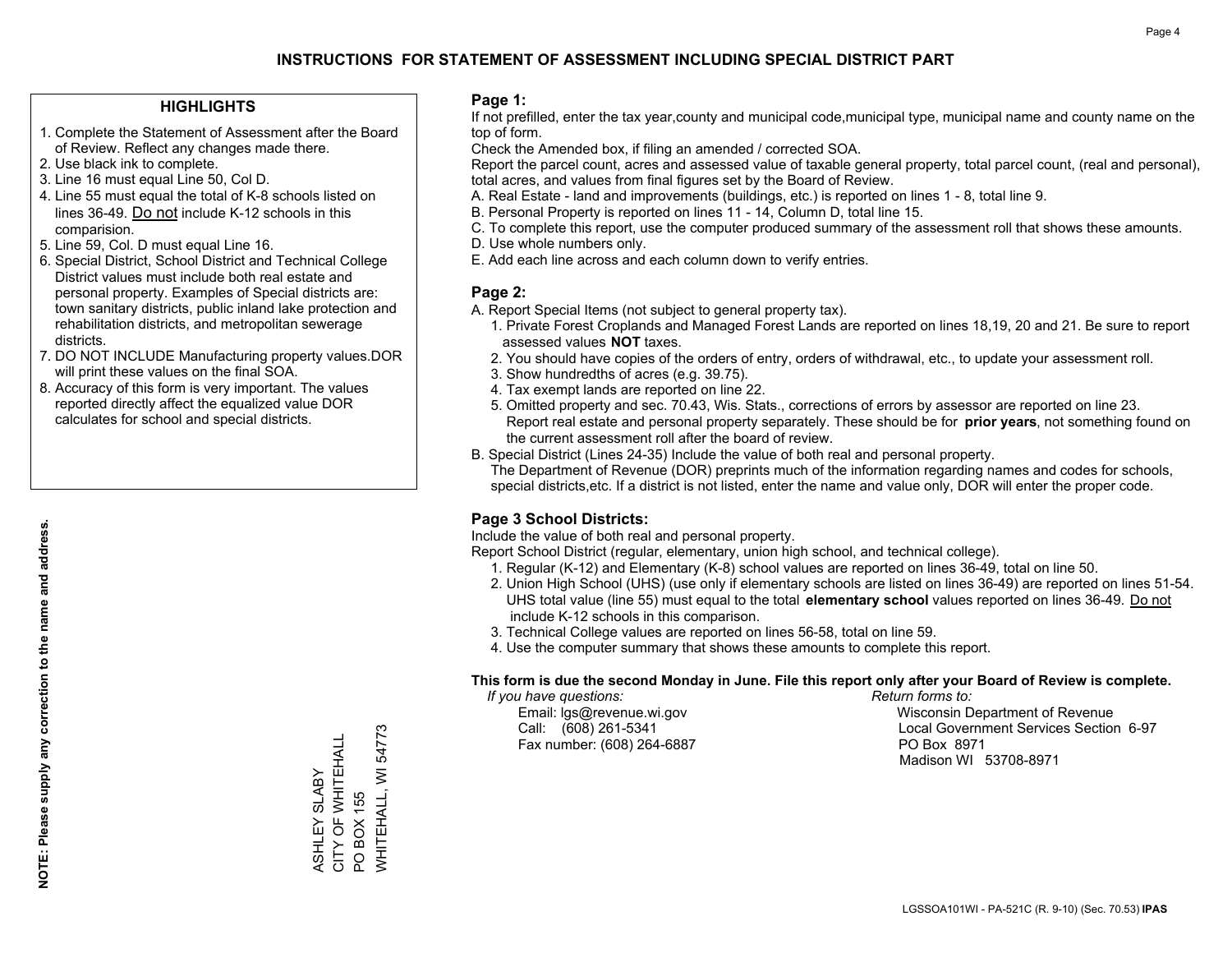# INSTRUCTIONS FOR STATEMENT OF ASSESSMENT INCLUDING SPECIAL DISTRICT PART

## HIGHLIGHTS

1. Complete the Statement of Assessment after the Board of Review. Reflect any changes made there.
2. Use black ink to complete.
3. Line 16 must equal Line 50, Col D.
4. Line 55 must equal the total of K-8 schools listed on lines 36-49. Do not include K-12 schools in this comparision.
5. Line 59, Col. D must equal Line 16.
6. Special District, School District and Technical College District values must include both real estate and personal property. Examples of Special districts are: town sanitary districts, public inland lake protection and rehabilitation districts, and metropolitan sewerage districts.
7. DO NOT INCLUDE Manufacturing property values.DOR will print these values on the final SOA.
8. Accuracy of this form is very important. The values reported directly affect the equalized value DOR calculates for school and special districts.

**NOTE: Please supply any correction to the name and address.**

ASHLEY SLABY
CITY OF WHITEHALL
PO BOX 155
WHITEHALL, WI 54773

## Page 1:

If not prefilled, enter the tax year,county and municipal code,municipal type, municipal name and county name on the top of form.

Check the Amended box, if filing an amended / corrected SOA.

Report the parcel count, acres and assessed value of taxable general property, total parcel count, (real and personal), total acres, and values from final figures set by the Board of Review.

A. Real Estate - land and improvements (buildings, etc.) is reported on lines 1 - 8, total line 9.
B. Personal Property is reported on lines 11 - 14, Column D, total line 15.
C. To complete this report, use the computer produced summary of the assessment roll that shows these amounts.
D. Use whole numbers only.
E. Add each line across and each column down to verify entries.

## Page 2:

A. Report Special Items (not subject to general property tax).
   1. Private Forest Croplands and Managed Forest Lands are reported on lines 18,19, 20 and 21. Be sure to report assessed values **NOT** taxes.
   2. You should have copies of the orders of entry, orders of withdrawal, etc., to update your assessment roll.
   3. Show hundredths of acres (e.g. 39.75).
   4. Tax exempt lands are reported on line 22.
   5. Omitted property and sec. 70.43, Wis. Stats., corrections of errors by assessor are reported on line 23. Report real estate and personal property separately. These should be for **prior years**, not something found on the current assessment roll after the board of review.

B. Special District (Lines 24-35) Include the value of both real and personal property.
The Department of Revenue (DOR) preprints much of the information regarding names and codes for schools, special districts,etc. If a district is not listed, enter the name and value only, DOR will enter the proper code.

## Page 3 School Districts:

Include the value of both real and personal property.

Report School District (regular, elementary, union high school, and technical college).

1. Regular (K-12) and Elementary (K-8) school values are reported on lines 36-49, total on line 50.
2. Union High School (UHS) (use only if elementary schools are listed on lines 36-49) are reported on lines 51-54. UHS total value (line 55) must equal to the total **elementary school** values reported on lines 36-49. Do not include K-12 schools in this comparison.
3. Technical College values are reported on lines 56-58, total on line 59.
4. Use the computer summary that shows these amounts to complete this report.

**This form is due the second Monday in June. File this report only after your Board of Review is complete.**

*If you have questions:*
Email: lgs@revenue.wi.gov
Call: (608) 261-5341
Fax number: (608) 264-6887

*Return forms to:*
Wisconsin Department of Revenue
Local Government Services Section 6-97
PO Box 8971
Madison WI 53708-8971

LGSSOA101WI - PA-521C (R. 9-10) (Sec. 70.53) **IPAS**